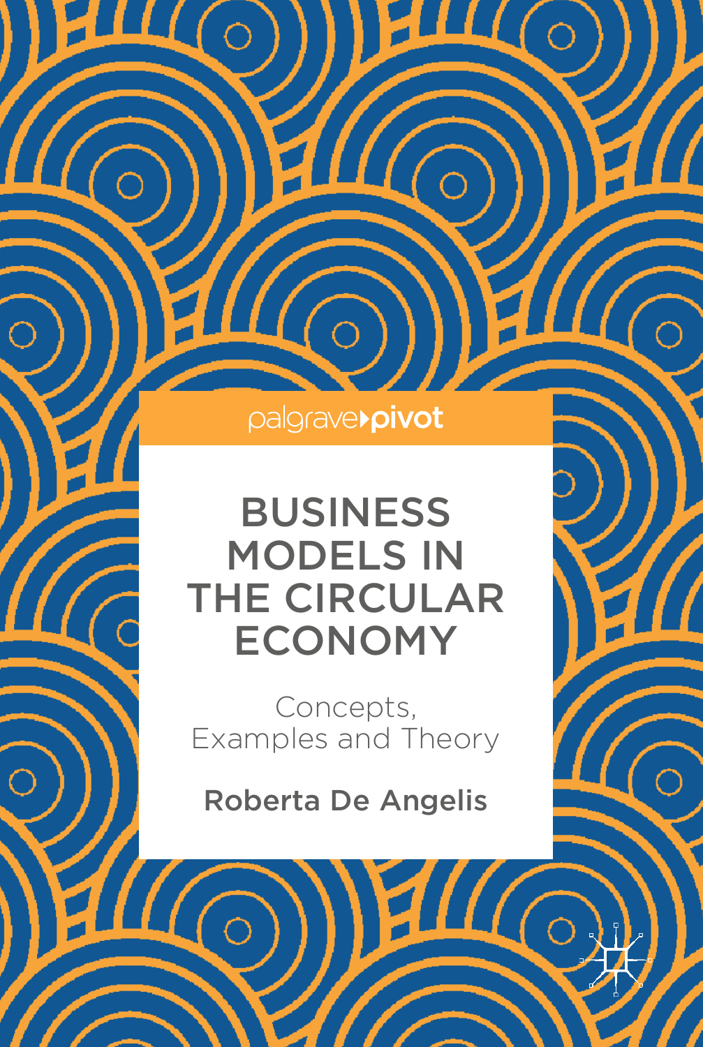palgrave▸pivot

# BUSINESS MODELS IN THE CIRCULAR ECONOMY

Concepts, Examples and Theory

**Roberta De Angelis**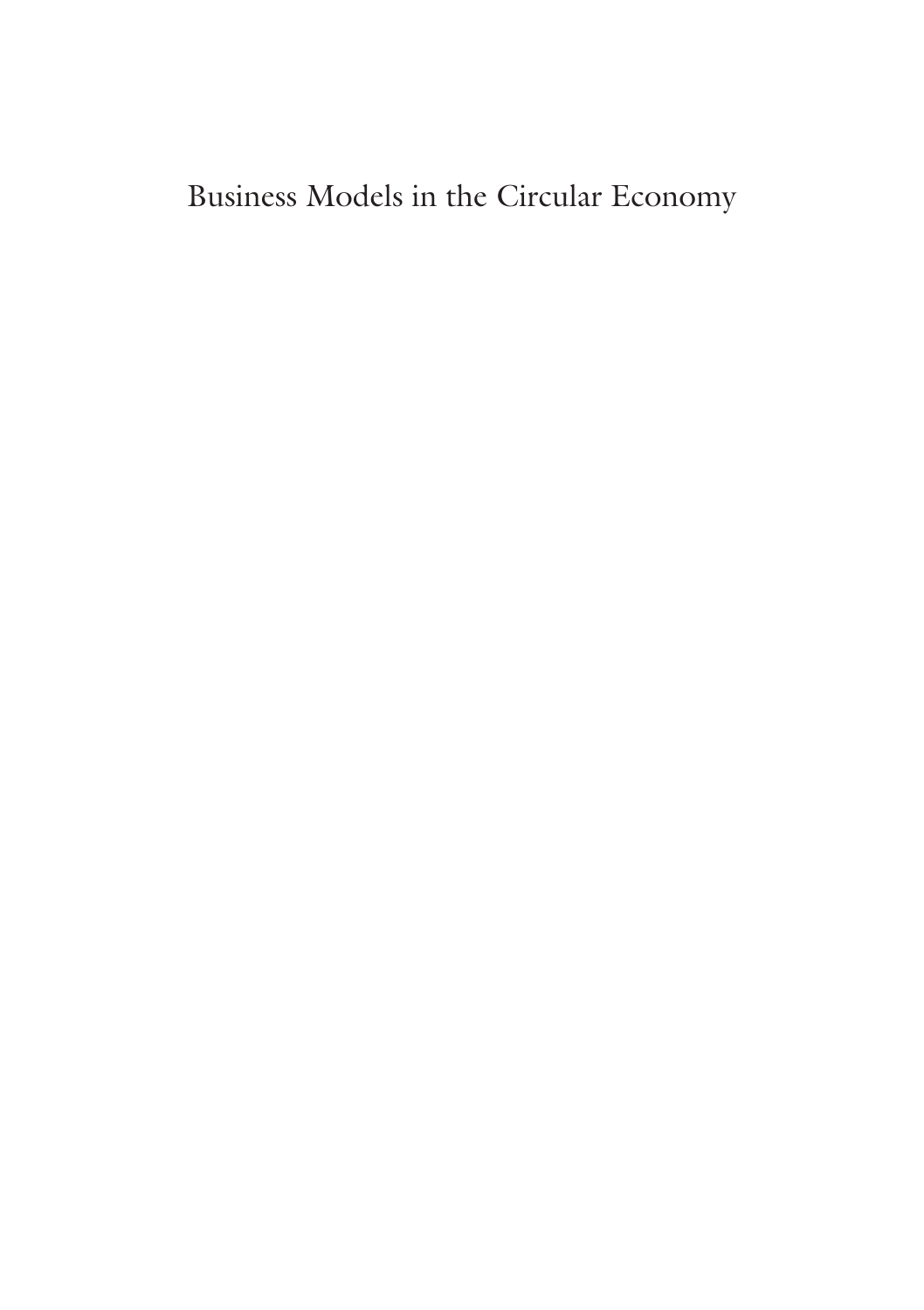Business Models in the Circular Economy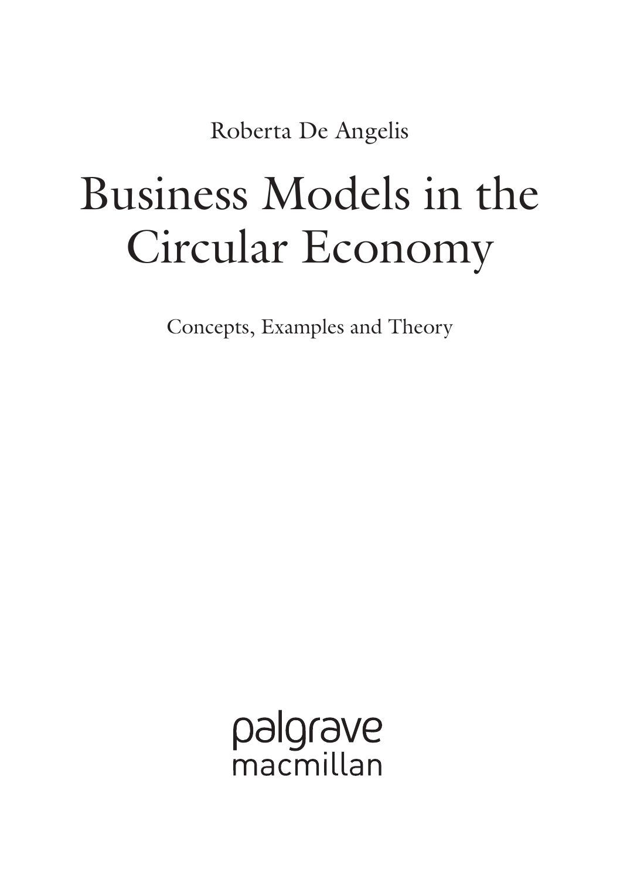Roberta De Angelis

# Business Models in the Circular Economy

Concepts, Examples and Theory

palgrave
macmillan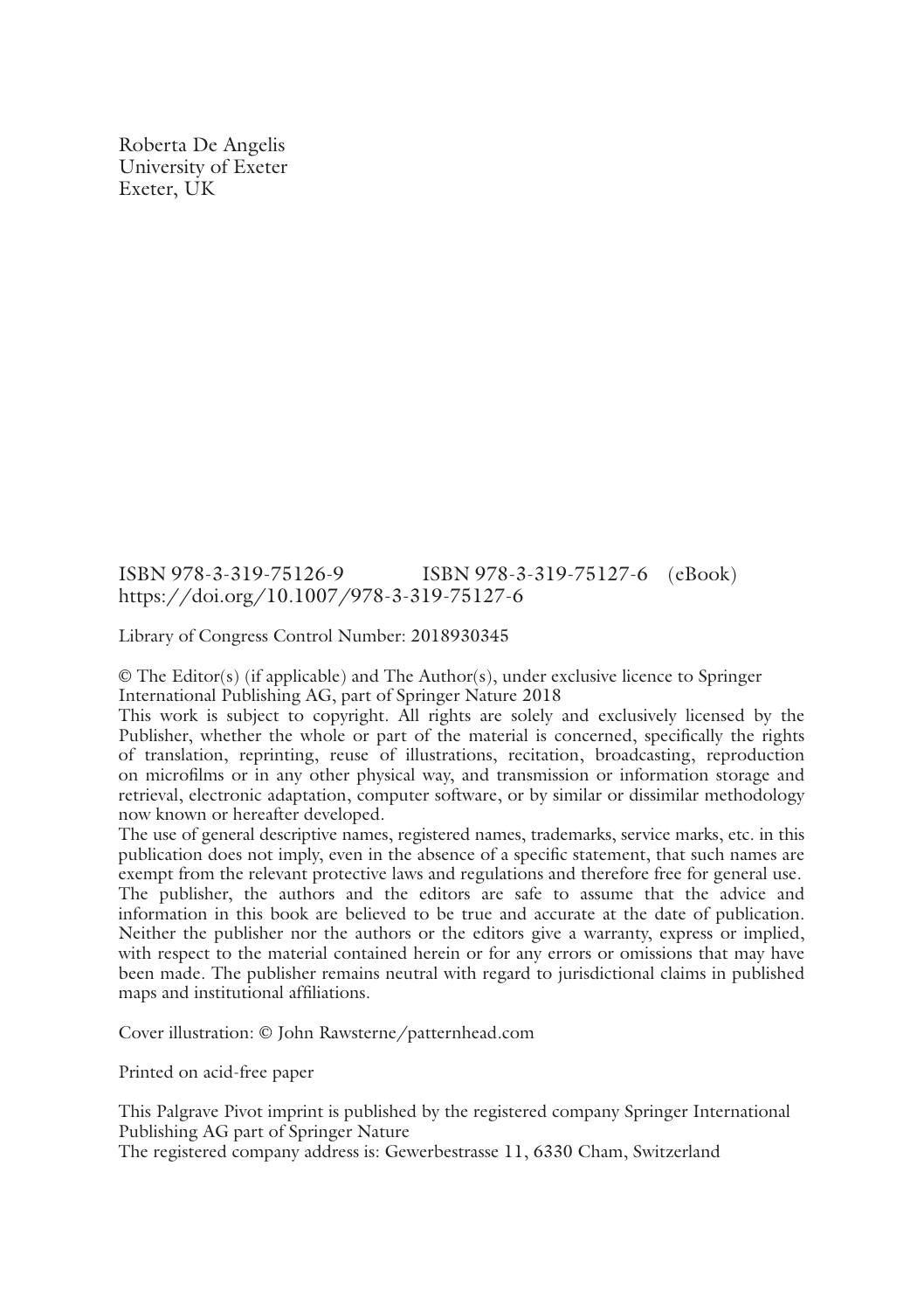Roberta De Angelis
University of Exeter
Exeter, UK

ISBN 978-3-319-75126-9 ISBN 978-3-319-75127-6 (eBook)
https://doi.org/10.1007/978-3-319-75127-6

Library of Congress Control Number: 2018930345

© The Editor(s) (if applicable) and The Author(s), under exclusive licence to Springer International Publishing AG, part of Springer Nature 2018
This work is subject to copyright. All rights are solely and exclusively licensed by the Publisher, whether the whole or part of the material is concerned, specifically the rights of translation, reprinting, reuse of illustrations, recitation, broadcasting, reproduction on microfilms or in any other physical way, and transmission or information storage and retrieval, electronic adaptation, computer software, or by similar or dissimilar methodology now known or hereafter developed.
The use of general descriptive names, registered names, trademarks, service marks, etc. in this publication does not imply, even in the absence of a specific statement, that such names are exempt from the relevant protective laws and regulations and therefore free for general use.
The publisher, the authors and the editors are safe to assume that the advice and information in this book are believed to be true and accurate at the date of publication. Neither the publisher nor the authors or the editors give a warranty, express or implied, with respect to the material contained herein or for any errors or omissions that may have been made. The publisher remains neutral with regard to jurisdictional claims in published maps and institutional affiliations.

Cover illustration: © John Rawsterne/patternhead.com

Printed on acid-free paper

This Palgrave Pivot imprint is published by the registered company Springer International Publishing AG part of Springer Nature
The registered company address is: Gewerbestrasse 11, 6330 Cham, Switzerland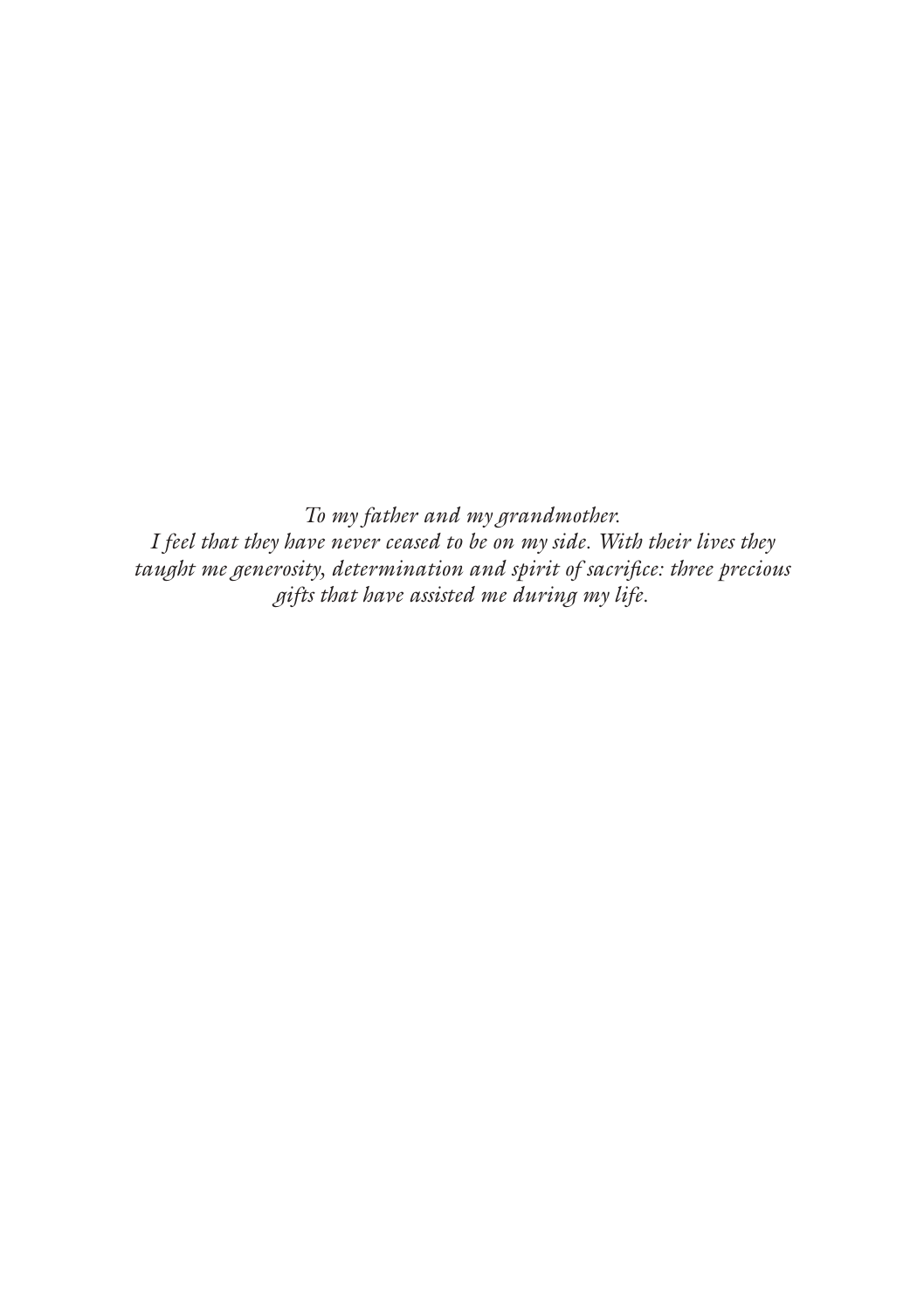*To my father and my grandmother.*
*I feel that they have never ceased to be on my side. With their lives they taught me generosity, determination and spirit of sacrifice: three precious gifts that have assisted me during my life.*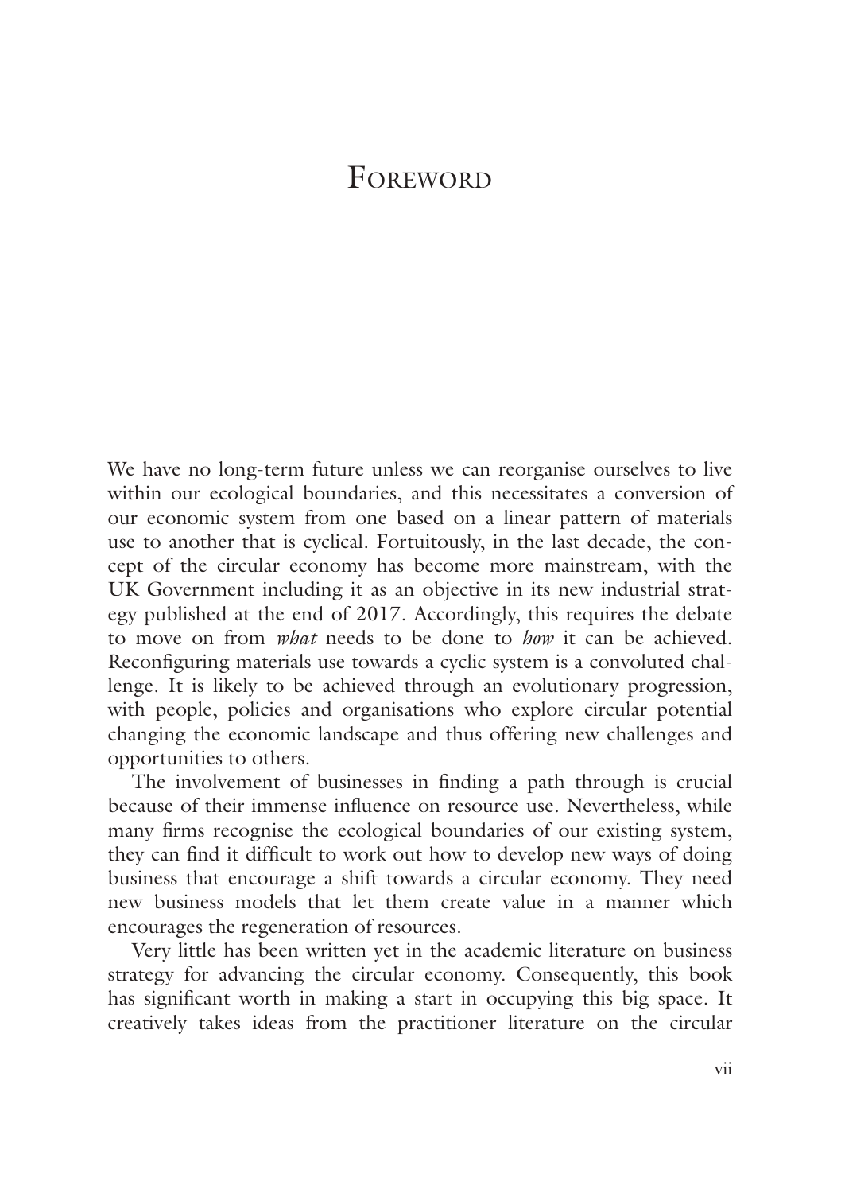# Foreword

We have no long-term future unless we can reorganise ourselves to live within our ecological boundaries, and this necessitates a conversion of our economic system from one based on a linear pattern of materials use to another that is cyclical. Fortuitously, in the last decade, the concept of the circular economy has become more mainstream, with the UK Government including it as an objective in its new industrial strategy published at the end of 2017. Accordingly, this requires the debate to move on from *what* needs to be done to *how* it can be achieved. Reconfiguring materials use towards a cyclic system is a convoluted challenge. It is likely to be achieved through an evolutionary progression, with people, policies and organisations who explore circular potential changing the economic landscape and thus offering new challenges and opportunities to others.

The involvement of businesses in finding a path through is crucial because of their immense influence on resource use. Nevertheless, while many firms recognise the ecological boundaries of our existing system, they can find it difficult to work out how to develop new ways of doing business that encourage a shift towards a circular economy. They need new business models that let them create value in a manner which encourages the regeneration of resources.

Very little has been written yet in the academic literature on business strategy for advancing the circular economy. Consequently, this book has significant worth in making a start in occupying this big space. It creatively takes ideas from the practitioner literature on the circular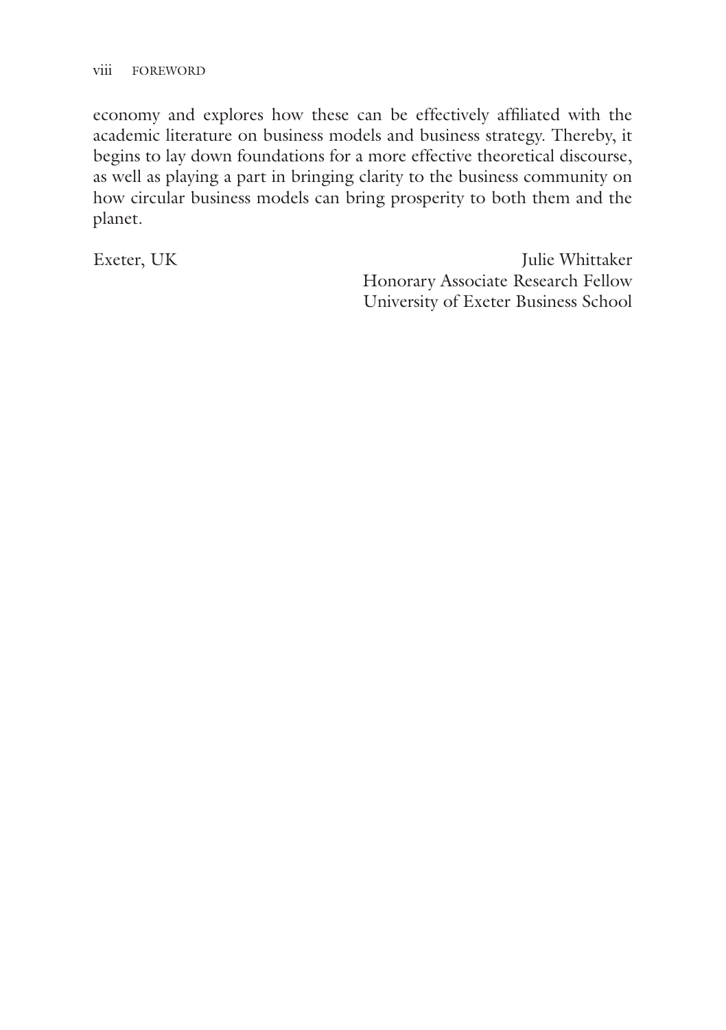economy and explores how these can be effectively affiliated with the academic literature on business models and business strategy. Thereby, it begins to lay down foundations for a more effective theoretical discourse, as well as playing a part in bringing clarity to the business community on how circular business models can bring prosperity to both them and the planet.

Exeter, UK

Julie Whittaker
Honorary Associate Research Fellow
University of Exeter Business School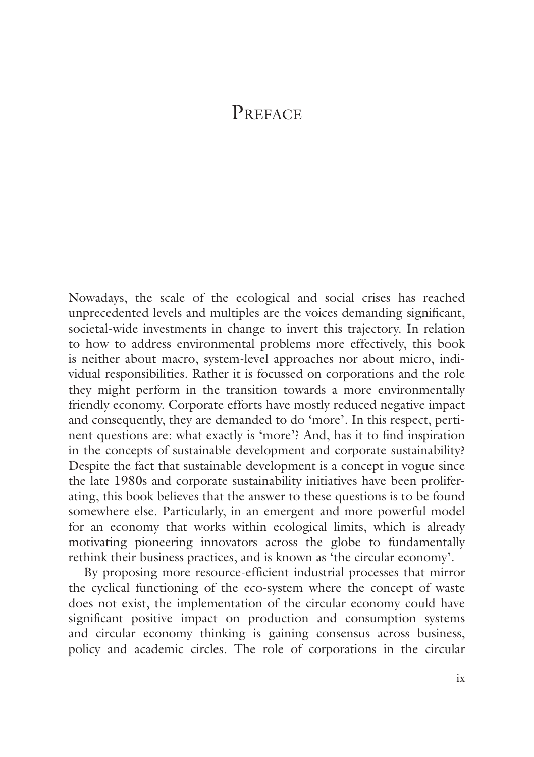# Preface

Nowadays, the scale of the ecological and social crises has reached unprecedented levels and multiples are the voices demanding significant, societal-wide investments in change to invert this trajectory. In relation to how to address environmental problems more effectively, this book is neither about macro, system-level approaches nor about micro, individual responsibilities. Rather it is focussed on corporations and the role they might perform in the transition towards a more environmentally friendly economy. Corporate efforts have mostly reduced negative impact and consequently, they are demanded to do 'more'. In this respect, pertinent questions are: what exactly is 'more'? And, has it to find inspiration in the concepts of sustainable development and corporate sustainability? Despite the fact that sustainable development is a concept in vogue since the late 1980s and corporate sustainability initiatives have been proliferating, this book believes that the answer to these questions is to be found somewhere else. Particularly, in an emergent and more powerful model for an economy that works within ecological limits, which is already motivating pioneering innovators across the globe to fundamentally rethink their business practices, and is known as 'the circular economy'.

By proposing more resource-efficient industrial processes that mirror the cyclical functioning of the eco-system where the concept of waste does not exist, the implementation of the circular economy could have significant positive impact on production and consumption systems and circular economy thinking is gaining consensus across business, policy and academic circles. The role of corporations in the circular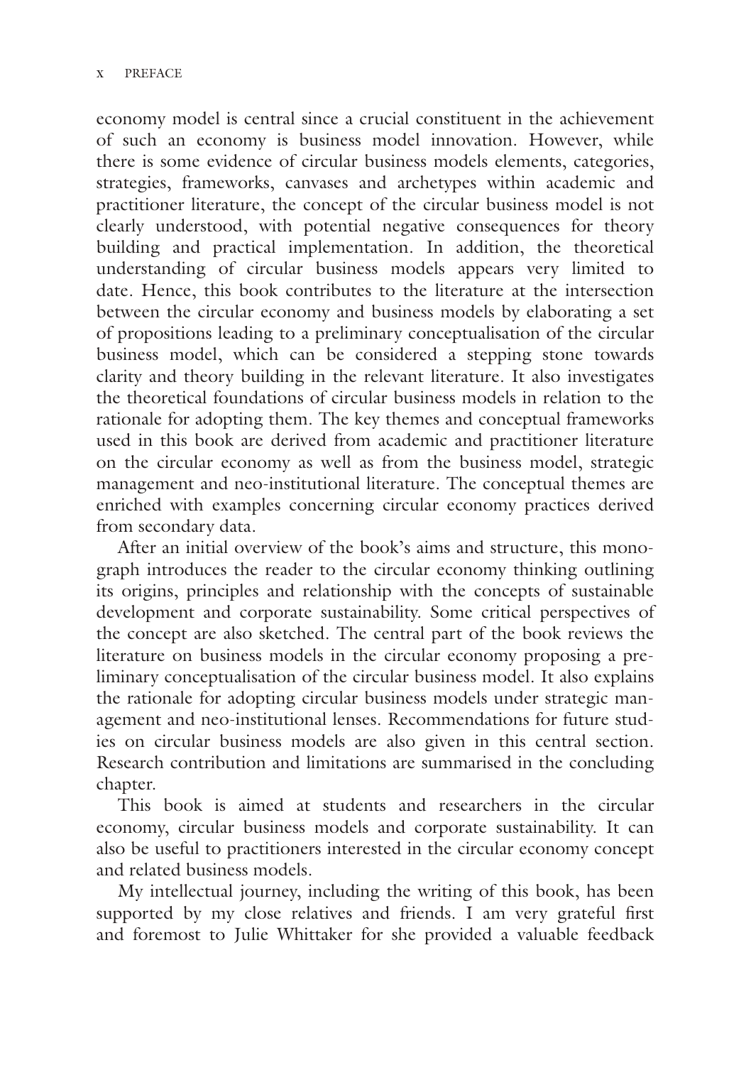economy model is central since a crucial constituent in the achievement of such an economy is business model innovation. However, while there is some evidence of circular business models elements, categories, strategies, frameworks, canvases and archetypes within academic and practitioner literature, the concept of the circular business model is not clearly understood, with potential negative consequences for theory building and practical implementation. In addition, the theoretical understanding of circular business models appears very limited to date. Hence, this book contributes to the literature at the intersection between the circular economy and business models by elaborating a set of propositions leading to a preliminary conceptualisation of the circular business model, which can be considered a stepping stone towards clarity and theory building in the relevant literature. It also investigates the theoretical foundations of circular business models in relation to the rationale for adopting them. The key themes and conceptual frameworks used in this book are derived from academic and practitioner literature on the circular economy as well as from the business model, strategic management and neo-institutional literature. The conceptual themes are enriched with examples concerning circular economy practices derived from secondary data.

After an initial overview of the book's aims and structure, this monograph introduces the reader to the circular economy thinking outlining its origins, principles and relationship with the concepts of sustainable development and corporate sustainability. Some critical perspectives of the concept are also sketched. The central part of the book reviews the literature on business models in the circular economy proposing a preliminary conceptualisation of the circular business model. It also explains the rationale for adopting circular business models under strategic management and neo-institutional lenses. Recommendations for future studies on circular business models are also given in this central section. Research contribution and limitations are summarised in the concluding chapter.

This book is aimed at students and researchers in the circular economy, circular business models and corporate sustainability. It can also be useful to practitioners interested in the circular economy concept and related business models.

My intellectual journey, including the writing of this book, has been supported by my close relatives and friends. I am very grateful first and foremost to Julie Whittaker for she provided a valuable feedback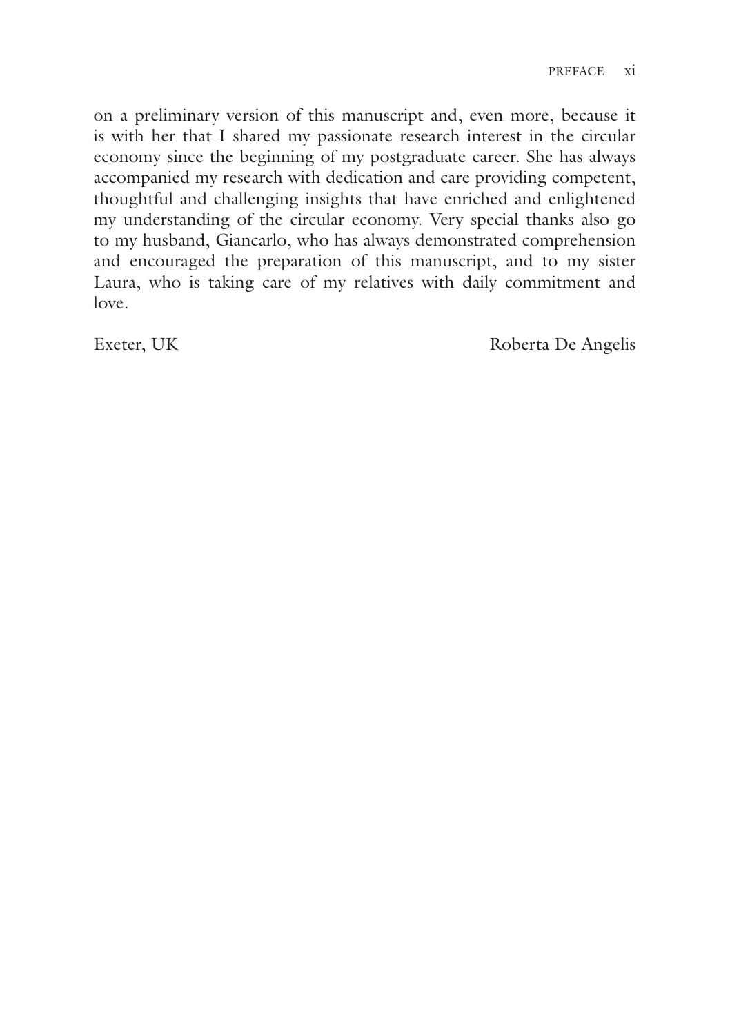on a preliminary version of this manuscript and, even more, because it is with her that I shared my passionate research interest in the circular economy since the beginning of my postgraduate career. She has always accompanied my research with dedication and care providing competent, thoughtful and challenging insights that have enriched and enlightened my understanding of the circular economy. Very special thanks also go to my husband, Giancarlo, who has always demonstrated comprehension and encouraged the preparation of this manuscript, and to my sister Laura, who is taking care of my relatives with daily commitment and love.

Exeter, UK

Roberta De Angelis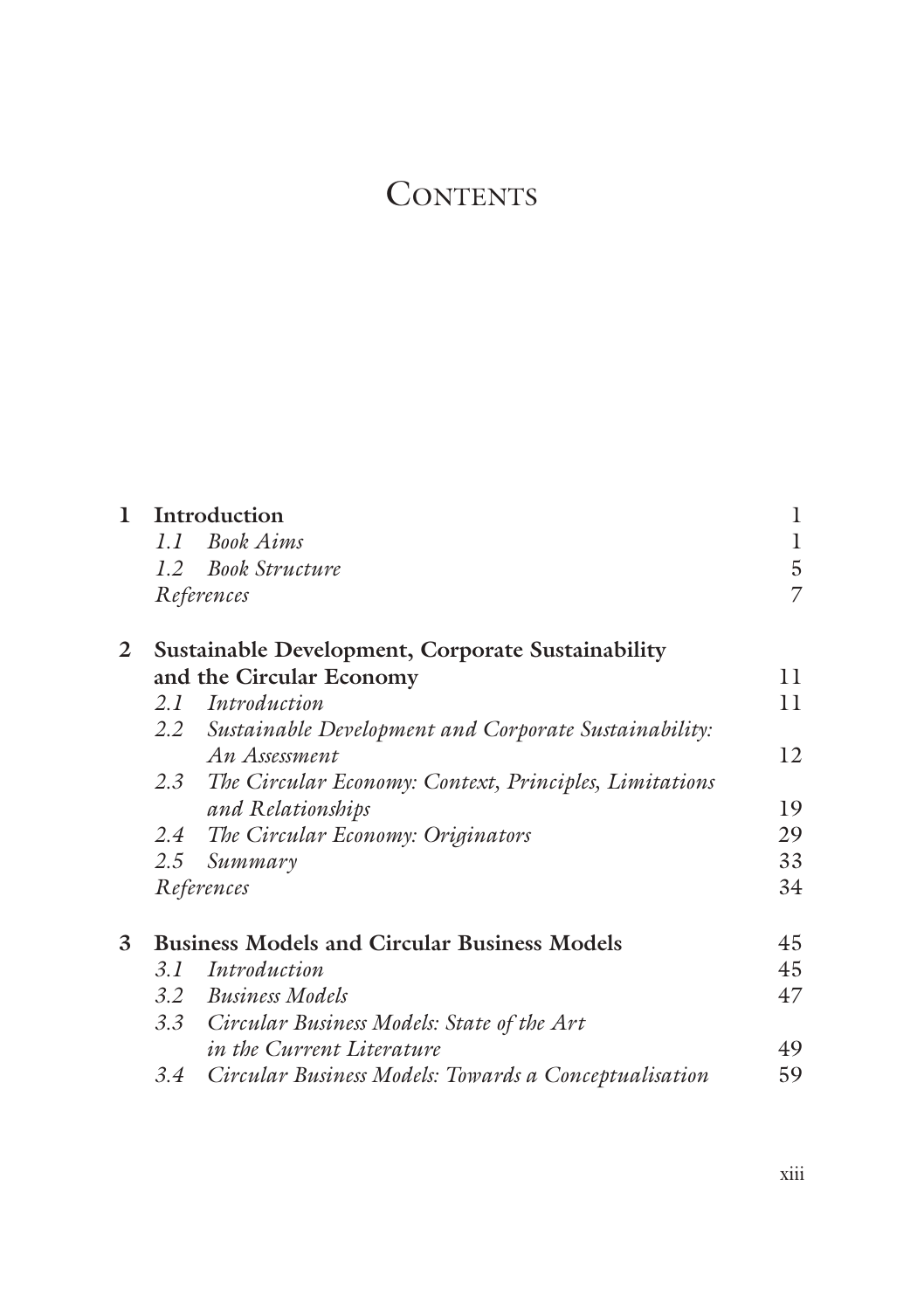# Contents

| | | |
|---|---|---|
| **1** | **Introduction** | 1 |
| | *1.1 Book Aims* | 1 |
| | *1.2 Book Structure* | 5 |
| | *References* | 7 |
| **2** | **Sustainable Development, Corporate Sustainability and the Circular Economy** | 11 |
| | *2.1 Introduction* | 11 |
| | *2.2 Sustainable Development and Corporate Sustainability: An Assessment* | 12 |
| | *2.3 The Circular Economy: Context, Principles, Limitations and Relationships* | 19 |
| | *2.4 The Circular Economy: Originators* | 29 |
| | *2.5 Summary* | 33 |
| | *References* | 34 |
| **3** | **Business Models and Circular Business Models** | 45 |
| | *3.1 Introduction* | 45 |
| | *3.2 Business Models* | 47 |
| | *3.3 Circular Business Models: State of the Art in the Current Literature* | 49 |
| | *3.4 Circular Business Models: Towards a Conceptualisation* | 59 |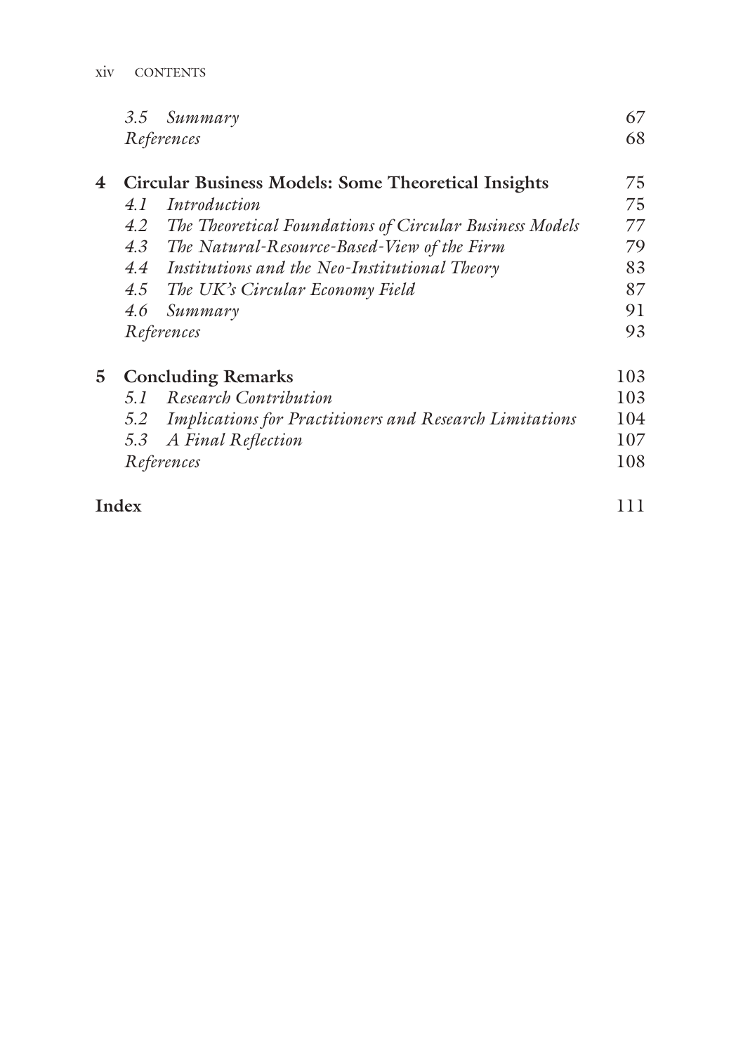*3.5 Summary* 67

*References* 68

**4 Circular Business Models: Some Theoretical Insights** 75

*4.1 Introduction* 75

*4.2 The Theoretical Foundations of Circular Business Models* 77

*4.3 The Natural-Resource-Based-View of the Firm* 79

*4.4 Institutions and the Neo-Institutional Theory* 83

*4.5 The UK's Circular Economy Field* 87

*4.6 Summary* 91

*References* 93

**5 Concluding Remarks** 103

*5.1 Research Contribution* 103

*5.2 Implications for Practitioners and Research Limitations* 104

*5.3 A Final Reflection* 107

*References* 108

**Index** 111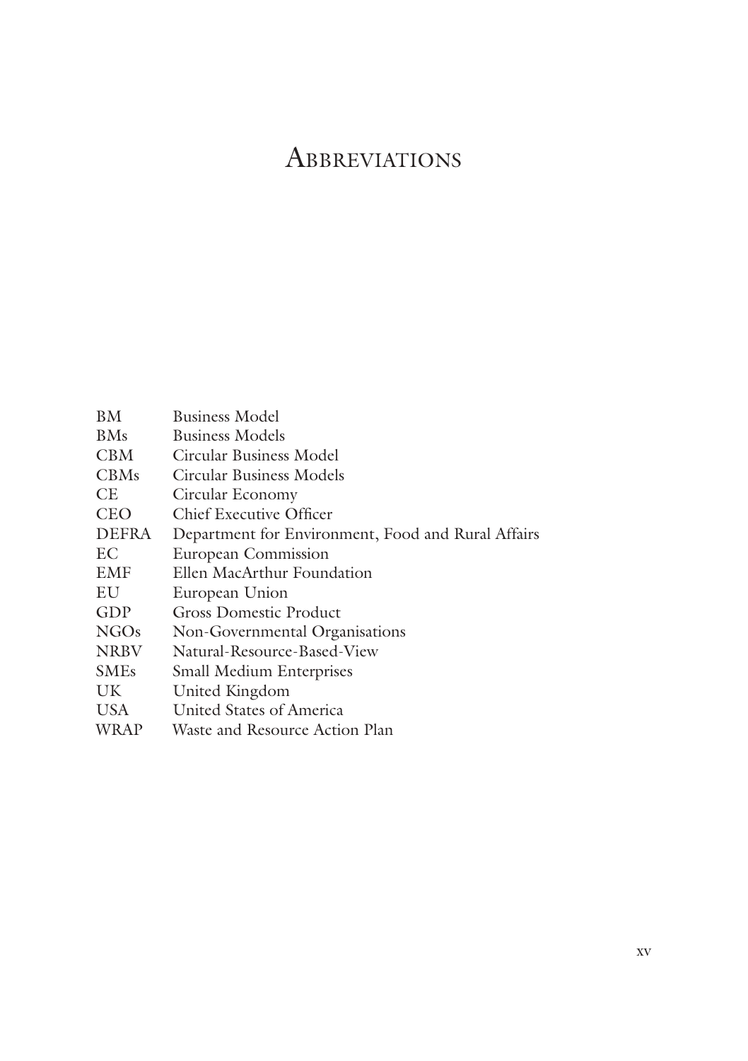# Abbreviations

| | |
|---|---|
| BM | Business Model |
| BMs | Business Models |
| CBM | Circular Business Model |
| CBMs | Circular Business Models |
| CE | Circular Economy |
| CEO | Chief Executive Officer |
| DEFRA | Department for Environment, Food and Rural Affairs |
| EC | European Commission |
| EMF | Ellen MacArthur Foundation |
| EU | European Union |
| GDP | Gross Domestic Product |
| NGOs | Non-Governmental Organisations |
| NRBV | Natural-Resource-Based-View |
| SMEs | Small Medium Enterprises |
| UK | United Kingdom |
| USA | United States of America |
| WRAP | Waste and Resource Action Plan |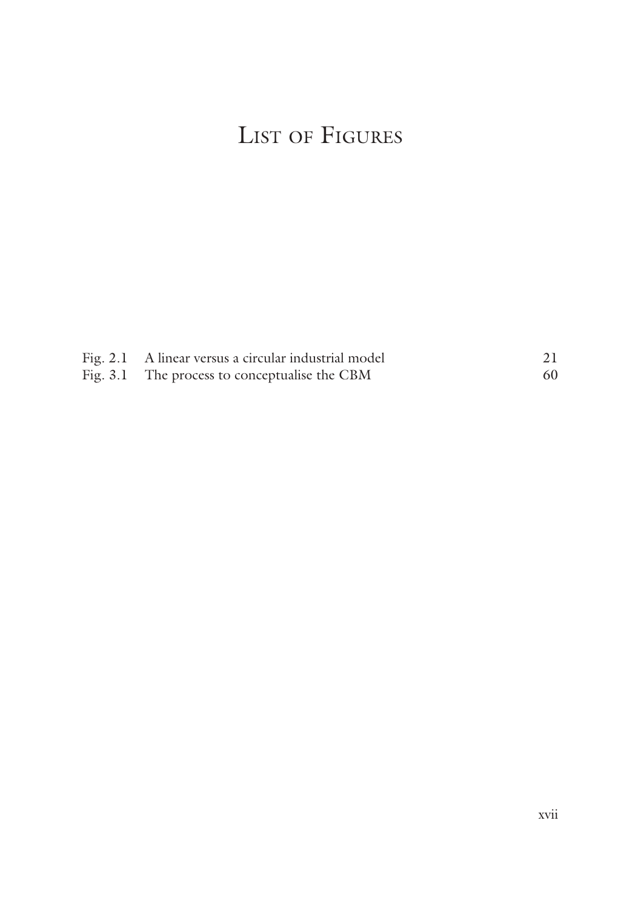# List of Figures

| | | |
|---|---|---|
| Fig. 2.1 | A linear versus a circular industrial model | 21 |
| Fig. 3.1 | The process to conceptualise the CBM | 60 |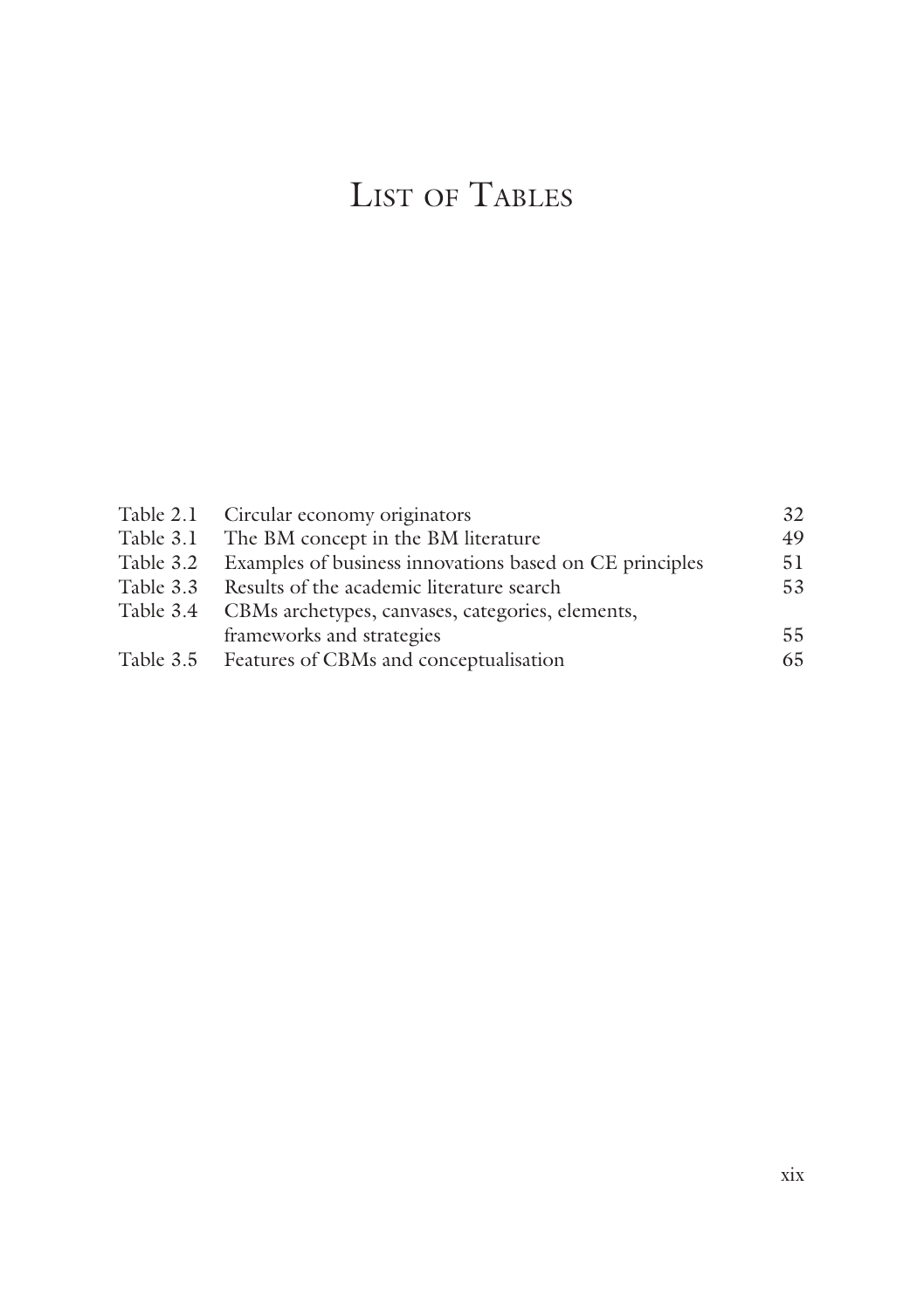# List of Tables

| | | |
|---|---|---|
| Table 2.1 | Circular economy originators | 32 |
| Table 3.1 | The BM concept in the BM literature | 49 |
| Table 3.2 | Examples of business innovations based on CE principles | 51 |
| Table 3.3 | Results of the academic literature search | 53 |
| Table 3.4 | CBMs archetypes, canvases, categories, elements, frameworks and strategies | 55 |
| Table 3.5 | Features of CBMs and conceptualisation | 65 |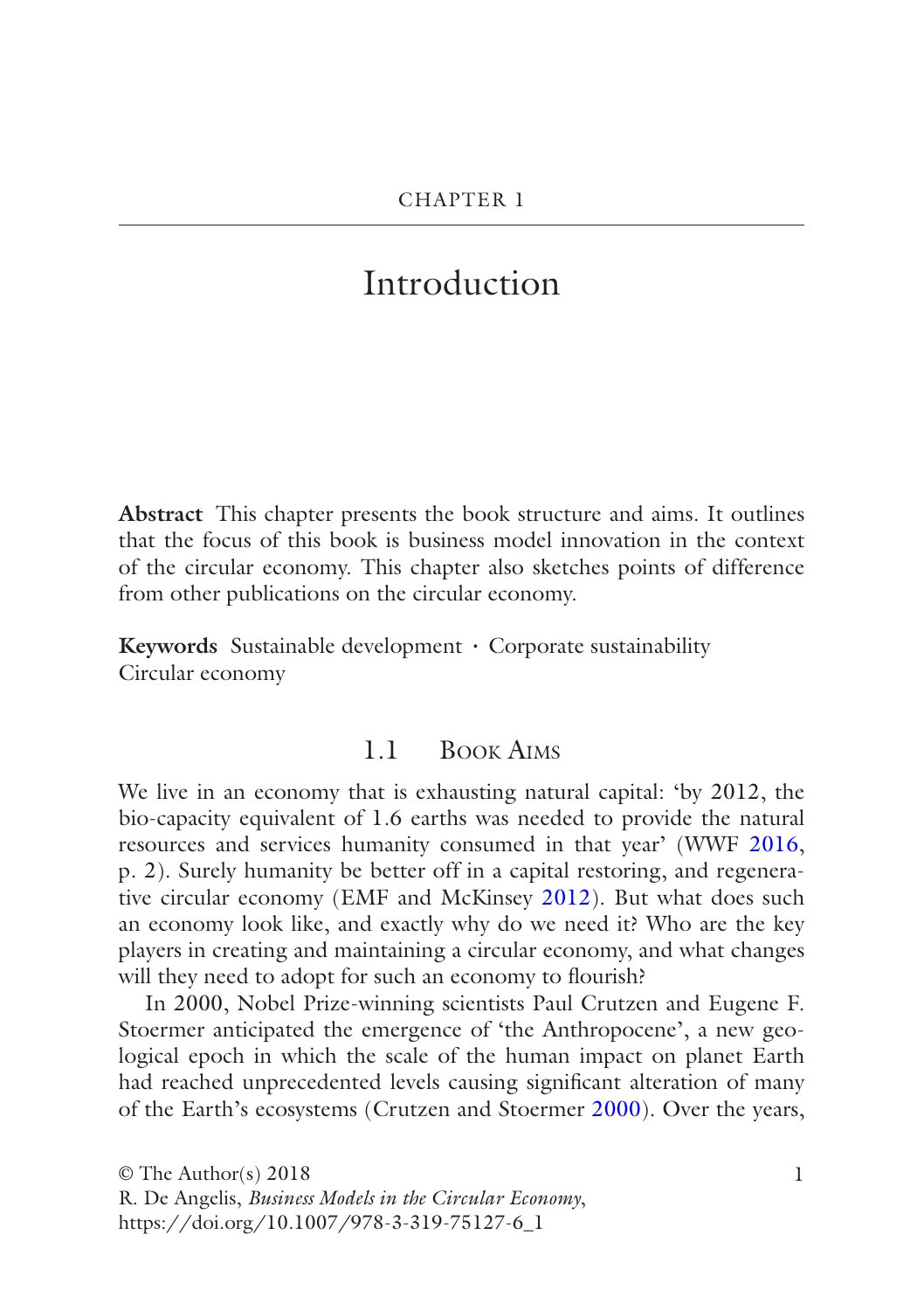CHAPTER 1

# Introduction

**Abstract** This chapter presents the book structure and aims. It outlines that the focus of this book is business model innovation in the context of the circular economy. This chapter also sketches points of difference from other publications on the circular economy.

**Keywords** Sustainable development · Corporate sustainability Circular economy

## 1.1 Book Aims

We live in an economy that is exhausting natural capital: 'by 2012, the bio-capacity equivalent of 1.6 earths was needed to provide the natural resources and services humanity consumed in that year' (WWF 2016, p. 2). Surely humanity be better off in a capital restoring, and regenerative circular economy (EMF and McKinsey 2012). But what does such an economy look like, and exactly why do we need it? Who are the key players in creating and maintaining a circular economy, and what changes will they need to adopt for such an economy to flourish?

In 2000, Nobel Prize-winning scientists Paul Crutzen and Eugene F. Stoermer anticipated the emergence of 'the Anthropocene', a new geological epoch in which the scale of the human impact on planet Earth had reached unprecedented levels causing significant alteration of many of the Earth's ecosystems (Crutzen and Stoermer 2000). Over the years,

© The Author(s) 2018
R. De Angelis, *Business Models in the Circular Economy*,
https://doi.org/10.1007/978-3-319-75127-6_1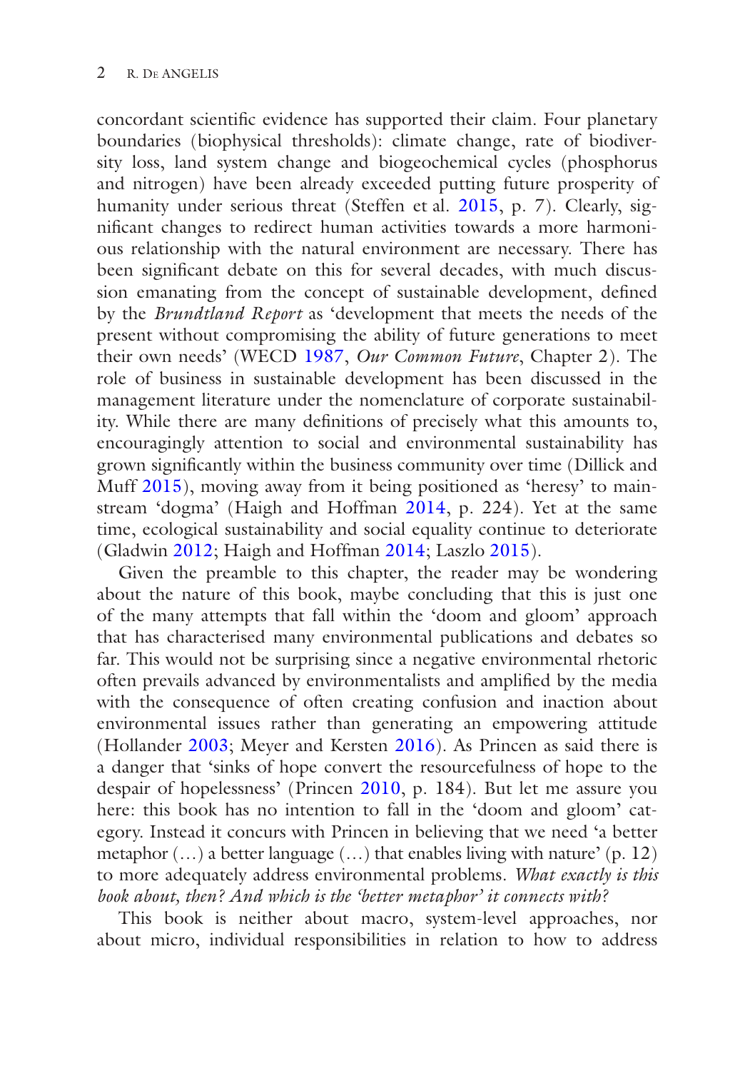concordant scientific evidence has supported their claim. Four planetary boundaries (biophysical thresholds): climate change, rate of biodiversity loss, land system change and biogeochemical cycles (phosphorus and nitrogen) have been already exceeded putting future prosperity of humanity under serious threat (Steffen et al. 2015, p. 7). Clearly, significant changes to redirect human activities towards a more harmonious relationship with the natural environment are necessary. There has been significant debate on this for several decades, with much discussion emanating from the concept of sustainable development, defined by the *Brundtland Report* as 'development that meets the needs of the present without compromising the ability of future generations to meet their own needs' (WECD 1987, *Our Common Future*, Chapter 2). The role of business in sustainable development has been discussed in the management literature under the nomenclature of corporate sustainability. While there are many definitions of precisely what this amounts to, encouragingly attention to social and environmental sustainability has grown significantly within the business community over time (Dillick and Muff 2015), moving away from it being positioned as 'heresy' to mainstream 'dogma' (Haigh and Hoffman 2014, p. 224). Yet at the same time, ecological sustainability and social equality continue to deteriorate (Gladwin 2012; Haigh and Hoffman 2014; Laszlo 2015).

Given the preamble to this chapter, the reader may be wondering about the nature of this book, maybe concluding that this is just one of the many attempts that fall within the 'doom and gloom' approach that has characterised many environmental publications and debates so far. This would not be surprising since a negative environmental rhetoric often prevails advanced by environmentalists and amplified by the media with the consequence of often creating confusion and inaction about environmental issues rather than generating an empowering attitude (Hollander 2003; Meyer and Kersten 2016). As Princen as said there is a danger that 'sinks of hope convert the resourcefulness of hope to the despair of hopelessness' (Princen 2010, p. 184). But let me assure you here: this book has no intention to fall in the 'doom and gloom' category. Instead it concurs with Princen in believing that we need 'a better metaphor (…) a better language (…) that enables living with nature' (p. 12) to more adequately address environmental problems. *What exactly is this book about, then? And which is the 'better metaphor' it connects with?*

This book is neither about macro, system-level approaches, nor about micro, individual responsibilities in relation to how to address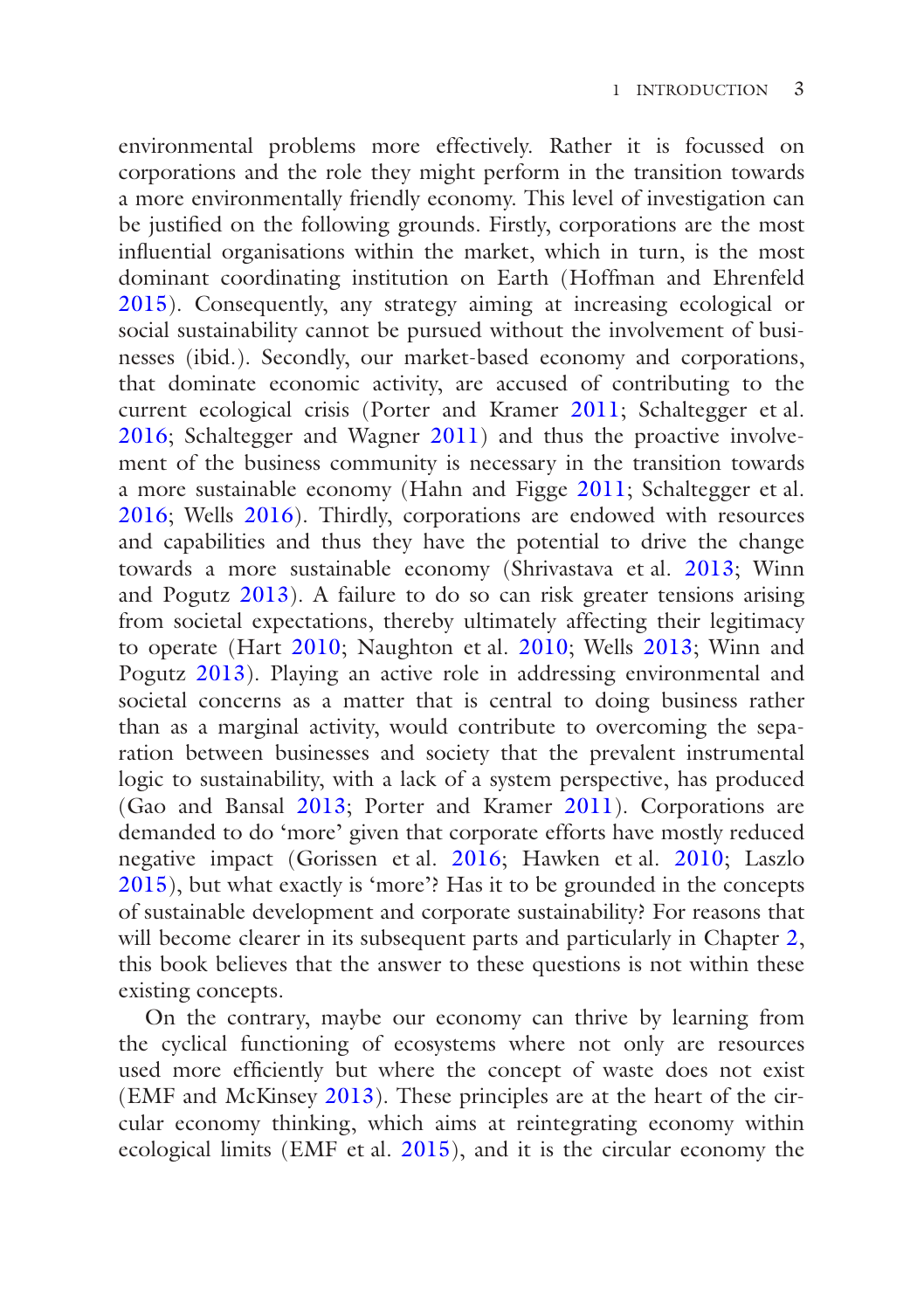environmental problems more effectively. Rather it is focussed on corporations and the role they might perform in the transition towards a more environmentally friendly economy. This level of investigation can be justified on the following grounds. Firstly, corporations are the most influential organisations within the market, which in turn, is the most dominant coordinating institution on Earth (Hoffman and Ehrenfeld 2015). Consequently, any strategy aiming at increasing ecological or social sustainability cannot be pursued without the involvement of businesses (ibid.). Secondly, our market-based economy and corporations, that dominate economic activity, are accused of contributing to the current ecological crisis (Porter and Kramer 2011; Schaltegger et al. 2016; Schaltegger and Wagner 2011) and thus the proactive involvement of the business community is necessary in the transition towards a more sustainable economy (Hahn and Figge 2011; Schaltegger et al. 2016; Wells 2016). Thirdly, corporations are endowed with resources and capabilities and thus they have the potential to drive the change towards a more sustainable economy (Shrivastava et al. 2013; Winn and Pogutz 2013). A failure to do so can risk greater tensions arising from societal expectations, thereby ultimately affecting their legitimacy to operate (Hart 2010; Naughton et al. 2010; Wells 2013; Winn and Pogutz 2013). Playing an active role in addressing environmental and societal concerns as a matter that is central to doing business rather than as a marginal activity, would contribute to overcoming the separation between businesses and society that the prevalent instrumental logic to sustainability, with a lack of a system perspective, has produced (Gao and Bansal 2013; Porter and Kramer 2011). Corporations are demanded to do 'more' given that corporate efforts have mostly reduced negative impact (Gorissen et al. 2016; Hawken et al. 2010; Laszlo 2015), but what exactly is 'more'? Has it to be grounded in the concepts of sustainable development and corporate sustainability? For reasons that will become clearer in its subsequent parts and particularly in Chapter 2, this book believes that the answer to these questions is not within these existing concepts.

On the contrary, maybe our economy can thrive by learning from the cyclical functioning of ecosystems where not only are resources used more efficiently but where the concept of waste does not exist (EMF and McKinsey 2013). These principles are at the heart of the circular economy thinking, which aims at reintegrating economy within ecological limits (EMF et al. 2015), and it is the circular economy the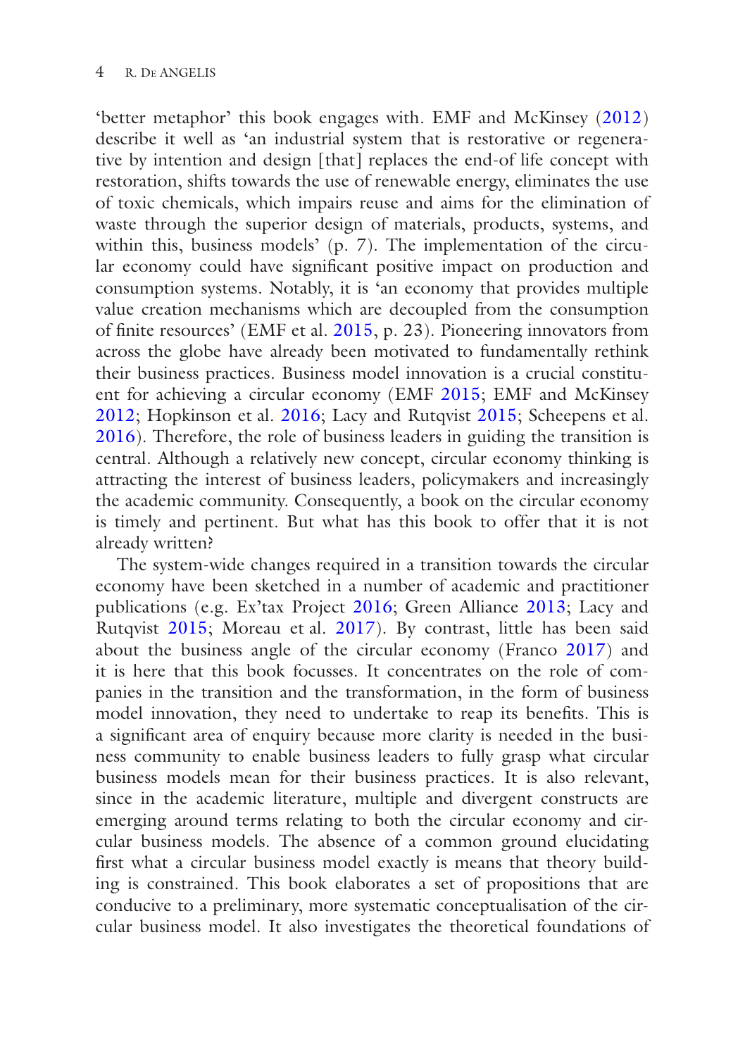'better metaphor' this book engages with. EMF and McKinsey (2012) describe it well as 'an industrial system that is restorative or regenerative by intention and design [that] replaces the end-of life concept with restoration, shifts towards the use of renewable energy, eliminates the use of toxic chemicals, which impairs reuse and aims for the elimination of waste through the superior design of materials, products, systems, and within this, business models' (p. 7). The implementation of the circular economy could have significant positive impact on production and consumption systems. Notably, it is 'an economy that provides multiple value creation mechanisms which are decoupled from the consumption of finite resources' (EMF et al. 2015, p. 23). Pioneering innovators from across the globe have already been motivated to fundamentally rethink their business practices. Business model innovation is a crucial constituent for achieving a circular economy (EMF 2015; EMF and McKinsey 2012; Hopkinson et al. 2016; Lacy and Rutqvist 2015; Scheepens et al. 2016). Therefore, the role of business leaders in guiding the transition is central. Although a relatively new concept, circular economy thinking is attracting the interest of business leaders, policymakers and increasingly the academic community. Consequently, a book on the circular economy is timely and pertinent. But what has this book to offer that it is not already written?

The system-wide changes required in a transition towards the circular economy have been sketched in a number of academic and practitioner publications (e.g. Ex'tax Project 2016; Green Alliance 2013; Lacy and Rutqvist 2015; Moreau et al. 2017). By contrast, little has been said about the business angle of the circular economy (Franco 2017) and it is here that this book focusses. It concentrates on the role of companies in the transition and the transformation, in the form of business model innovation, they need to undertake to reap its benefits. This is a significant area of enquiry because more clarity is needed in the business community to enable business leaders to fully grasp what circular business models mean for their business practices. It is also relevant, since in the academic literature, multiple and divergent constructs are emerging around terms relating to both the circular economy and circular business models. The absence of a common ground elucidating first what a circular business model exactly is means that theory building is constrained. This book elaborates a set of propositions that are conducive to a preliminary, more systematic conceptualisation of the circular business model. It also investigates the theoretical foundations of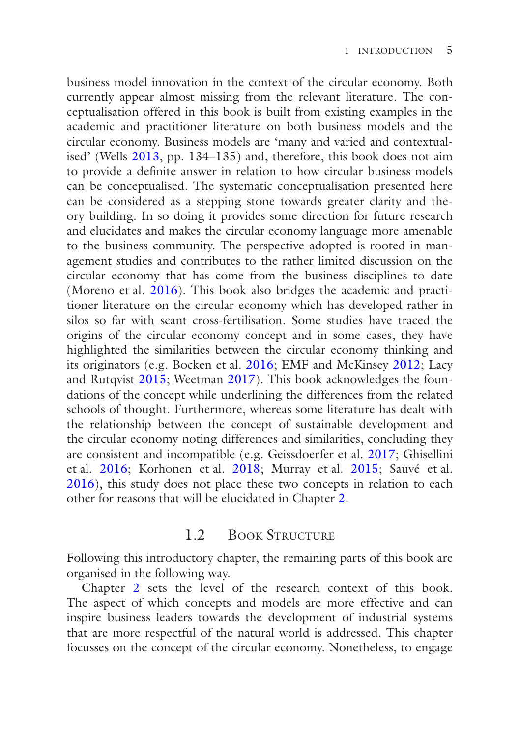business model innovation in the context of the circular economy. Both currently appear almost missing from the relevant literature. The conceptualisation offered in this book is built from existing examples in the academic and practitioner literature on both business models and the circular economy. Business models are 'many and varied and contextualised' (Wells 2013, pp. 134–135) and, therefore, this book does not aim to provide a definite answer in relation to how circular business models can be conceptualised. The systematic conceptualisation presented here can be considered as a stepping stone towards greater clarity and theory building. In so doing it provides some direction for future research and elucidates and makes the circular economy language more amenable to the business community. The perspective adopted is rooted in management studies and contributes to the rather limited discussion on the circular economy that has come from the business disciplines to date (Moreno et al. 2016). This book also bridges the academic and practitioner literature on the circular economy which has developed rather in silos so far with scant cross-fertilisation. Some studies have traced the origins of the circular economy concept and in some cases, they have highlighted the similarities between the circular economy thinking and its originators (e.g. Bocken et al. 2016; EMF and McKinsey 2012; Lacy and Rutqvist 2015; Weetman 2017). This book acknowledges the foundations of the concept while underlining the differences from the related schools of thought. Furthermore, whereas some literature has dealt with the relationship between the concept of sustainable development and the circular economy noting differences and similarities, concluding they are consistent and incompatible (e.g. Geissdoerfer et al. 2017; Ghisellini et al. 2016; Korhonen et al. 2018; Murray et al. 2015; Sauvé et al. 2016), this study does not place these two concepts in relation to each other for reasons that will be elucidated in Chapter 2.

## 1.2 Book Structure

Following this introductory chapter, the remaining parts of this book are organised in the following way.

Chapter 2 sets the level of the research context of this book. The aspect of which concepts and models are more effective and can inspire business leaders towards the development of industrial systems that are more respectful of the natural world is addressed. This chapter focusses on the concept of the circular economy. Nonetheless, to engage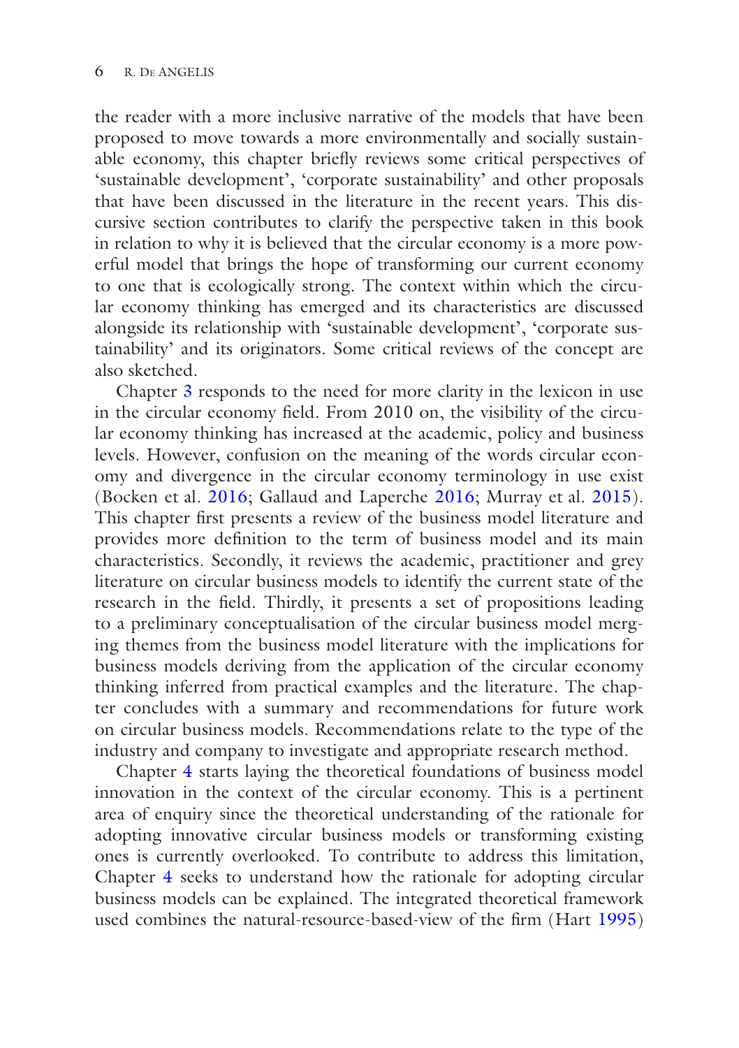the reader with a more inclusive narrative of the models that have been proposed to move towards a more environmentally and socially sustainable economy, this chapter briefly reviews some critical perspectives of 'sustainable development', 'corporate sustainability' and other proposals that have been discussed in the literature in the recent years. This discursive section contributes to clarify the perspective taken in this book in relation to why it is believed that the circular economy is a more powerful model that brings the hope of transforming our current economy to one that is ecologically strong. The context within which the circular economy thinking has emerged and its characteristics are discussed alongside its relationship with 'sustainable development', 'corporate sustainability' and its originators. Some critical reviews of the concept are also sketched.

Chapter 3 responds to the need for more clarity in the lexicon in use in the circular economy field. From 2010 on, the visibility of the circular economy thinking has increased at the academic, policy and business levels. However, confusion on the meaning of the words circular economy and divergence in the circular economy terminology in use exist (Bocken et al. 2016; Gallaud and Laperche 2016; Murray et al. 2015). This chapter first presents a review of the business model literature and provides more definition to the term of business model and its main characteristics. Secondly, it reviews the academic, practitioner and grey literature on circular business models to identify the current state of the research in the field. Thirdly, it presents a set of propositions leading to a preliminary conceptualisation of the circular business model merging themes from the business model literature with the implications for business models deriving from the application of the circular economy thinking inferred from practical examples and the literature. The chapter concludes with a summary and recommendations for future work on circular business models. Recommendations relate to the type of the industry and company to investigate and appropriate research method.

Chapter 4 starts laying the theoretical foundations of business model innovation in the context of the circular economy. This is a pertinent area of enquiry since the theoretical understanding of the rationale for adopting innovative circular business models or transforming existing ones is currently overlooked. To contribute to address this limitation, Chapter 4 seeks to understand how the rationale for adopting circular business models can be explained. The integrated theoretical framework used combines the natural-resource-based-view of the firm (Hart 1995)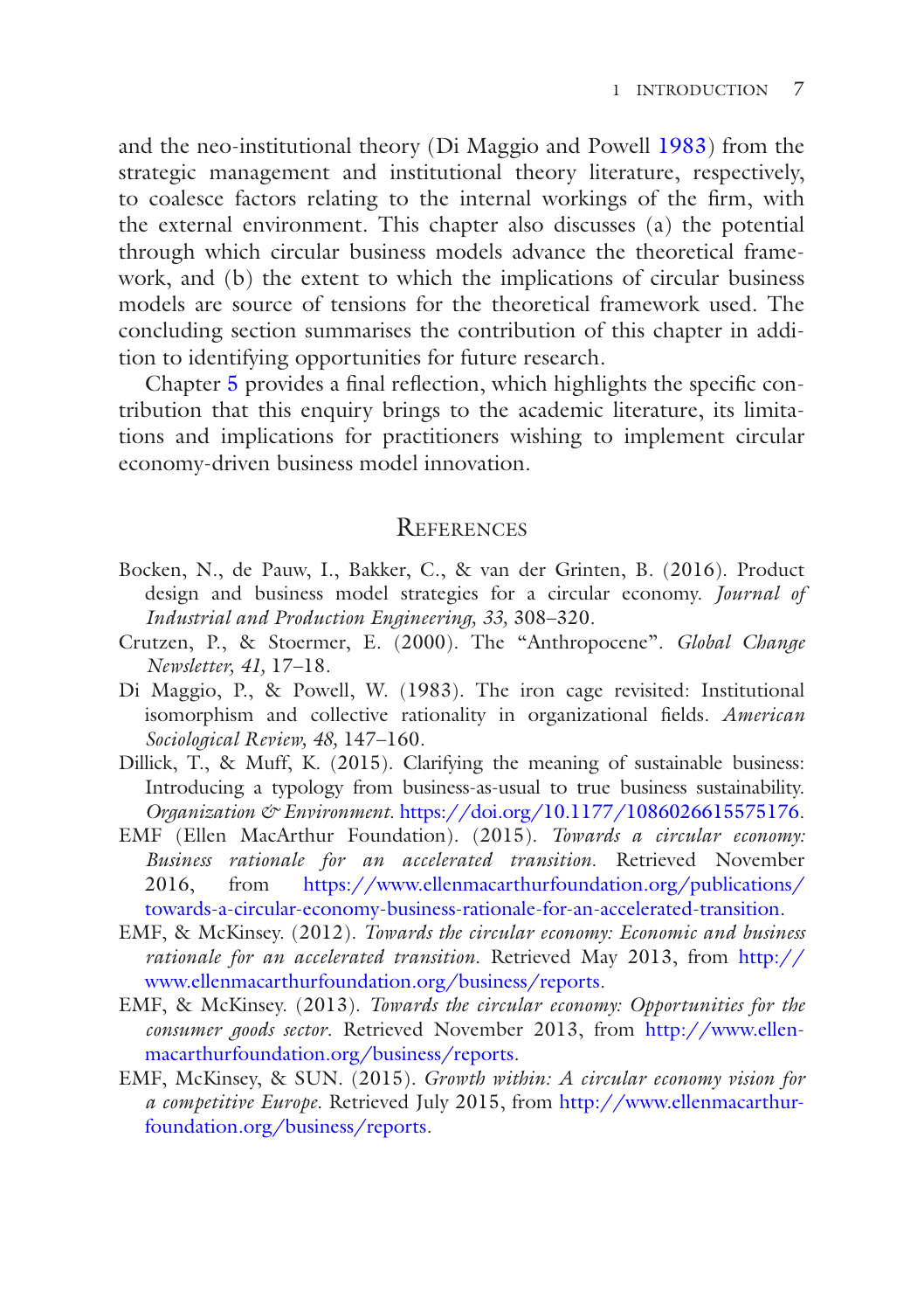and the neo-institutional theory (Di Maggio and Powell 1983) from the strategic management and institutional theory literature, respectively, to coalesce factors relating to the internal workings of the firm, with the external environment. This chapter also discusses (a) the potential through which circular business models advance the theoretical framework, and (b) the extent to which the implications of circular business models are source of tensions for the theoretical framework used. The concluding section summarises the contribution of this chapter in addition to identifying opportunities for future research.

Chapter 5 provides a final reflection, which highlights the specific contribution that this enquiry brings to the academic literature, its limitations and implications for practitioners wishing to implement circular economy-driven business model innovation.

## References

Bocken, N., de Pauw, I., Bakker, C., & van der Grinten, B. (2016). Product design and business model strategies for a circular economy. *Journal of Industrial and Production Engineering, 33,* 308–320.

Crutzen, P., & Stoermer, E. (2000). The "Anthropocene". *Global Change Newsletter, 41,* 17–18.

Di Maggio, P., & Powell, W. (1983). The iron cage revisited: Institutional isomorphism and collective rationality in organizational fields. *American Sociological Review, 48,* 147–160.

Dillick, T., & Muff, K. (2015). Clarifying the meaning of sustainable business: Introducing a typology from business-as-usual to true business sustainability. *Organization & Environment.* https://doi.org/10.1177/1086026615575176.

EMF (Ellen MacArthur Foundation). (2015). *Towards a circular economy: Business rationale for an accelerated transition.* Retrieved November 2016, from https://www.ellenmacarthurfoundation.org/publications/towards-a-circular-economy-business-rationale-for-an-accelerated-transition.

EMF, & McKinsey. (2012). *Towards the circular economy: Economic and business rationale for an accelerated transition.* Retrieved May 2013, from http://www.ellenmacarthurfoundation.org/business/reports.

EMF, & McKinsey. (2013). *Towards the circular economy: Opportunities for the consumer goods sector.* Retrieved November 2013, from http://www.ellenmacarthurfoundation.org/business/reports.

EMF, McKinsey, & SUN. (2015). *Growth within: A circular economy vision for a competitive Europe.* Retrieved July 2015, from http://www.ellenmacarthurfoundation.org/business/reports.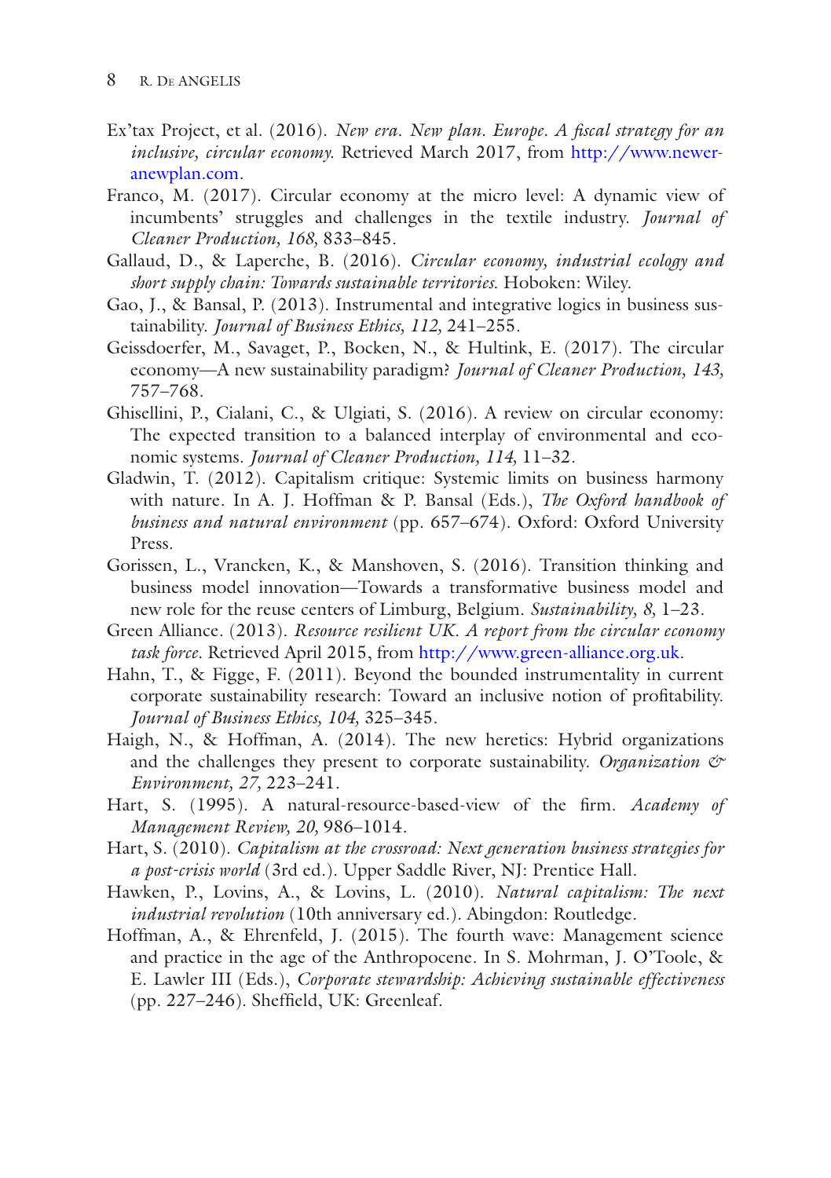Ex'tax Project, et al. (2016). *New era. New plan. Europe. A fiscal strategy for an inclusive, circular economy.* Retrieved March 2017, from http://www.newera-newplan.com.

Franco, M. (2017). Circular economy at the micro level: A dynamic view of incumbents' struggles and challenges in the textile industry. *Journal of Cleaner Production, 168,* 833–845.

Gallaud, D., & Laperche, B. (2016). *Circular economy, industrial ecology and short supply chain: Towards sustainable territories.* Hoboken: Wiley.

Gao, J., & Bansal, P. (2013). Instrumental and integrative logics in business sustainability. *Journal of Business Ethics, 112,* 241–255.

Geissdoerfer, M., Savaget, P., Bocken, N., & Hultink, E. (2017). The circular economy—A new sustainability paradigm? *Journal of Cleaner Production, 143,* 757–768.

Ghisellini, P., Cialani, C., & Ulgiati, S. (2016). A review on circular economy: The expected transition to a balanced interplay of environmental and economic systems. *Journal of Cleaner Production, 114,* 11–32.

Gladwin, T. (2012). Capitalism critique: Systemic limits on business harmony with nature. In A. J. Hoffman & P. Bansal (Eds.), *The Oxford handbook of business and natural environment* (pp. 657–674). Oxford: Oxford University Press.

Gorissen, L., Vrancken, K., & Manshoven, S. (2016). Transition thinking and business model innovation—Towards a transformative business model and new role for the reuse centers of Limburg, Belgium. *Sustainability, 8,* 1–23.

Green Alliance. (2013). *Resource resilient UK. A report from the circular economy task force*. Retrieved April 2015, from http://www.green-alliance.org.uk.

Hahn, T., & Figge, F. (2011). Beyond the bounded instrumentality in current corporate sustainability research: Toward an inclusive notion of profitability. *Journal of Business Ethics, 104,* 325–345.

Haigh, N., & Hoffman, A. (2014). The new heretics: Hybrid organizations and the challenges they present to corporate sustainability. *Organization & Environment, 27,* 223–241.

Hart, S. (1995). A natural-resource-based-view of the firm. *Academy of Management Review, 20,* 986–1014.

Hart, S. (2010). *Capitalism at the crossroad: Next generation business strategies for a post-crisis world* (3rd ed.). Upper Saddle River, NJ: Prentice Hall.

Hawken, P., Lovins, A., & Lovins, L. (2010). *Natural capitalism: The next industrial revolution* (10th anniversary ed.). Abingdon: Routledge.

Hoffman, A., & Ehrenfeld, J. (2015). The fourth wave: Management science and practice in the age of the Anthropocene. In S. Mohrman, J. O'Toole, & E. Lawler III (Eds.), *Corporate stewardship: Achieving sustainable effectiveness* (pp. 227–246). Sheffield, UK: Greenleaf.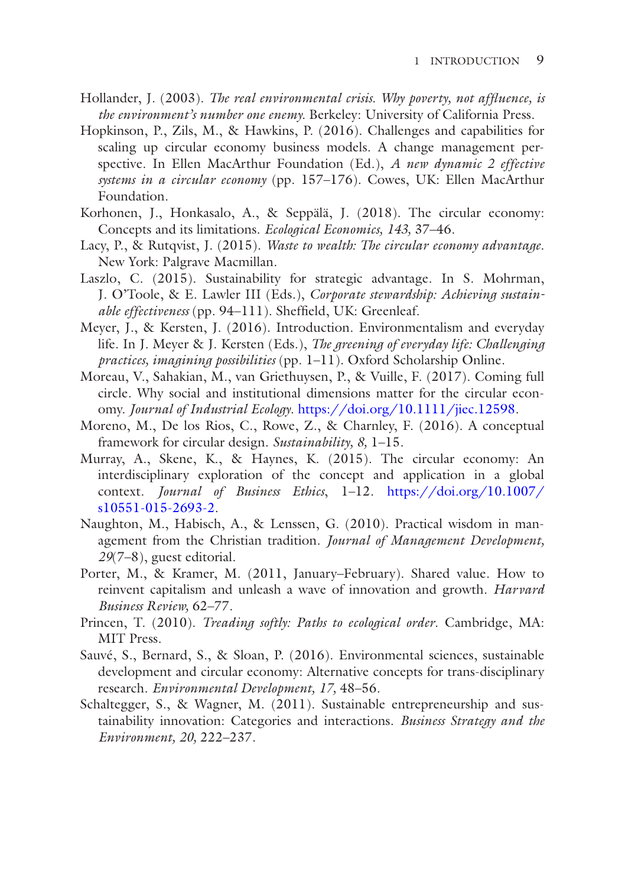Hollander, J. (2003). *The real environmental crisis. Why poverty, not affluence, is the environment's number one enemy*. Berkeley: University of California Press.

Hopkinson, P., Zils, M., & Hawkins, P. (2016). Challenges and capabilities for scaling up circular economy business models. A change management perspective. In Ellen MacArthur Foundation (Ed.), *A new dynamic 2 effective systems in a circular economy* (pp. 157–176). Cowes, UK: Ellen MacArthur Foundation.

Korhonen, J., Honkasalo, A., & Seppälä, J. (2018). The circular economy: Concepts and its limitations. *Ecological Economics, 143,* 37–46.

Lacy, P., & Rutqvist, J. (2015). *Waste to wealth: The circular economy advantage*. New York: Palgrave Macmillan.

Laszlo, C. (2015). Sustainability for strategic advantage. In S. Mohrman, J. O'Toole, & E. Lawler III (Eds.), *Corporate stewardship: Achieving sustainable effectiveness* (pp. 94–111). Sheffield, UK: Greenleaf.

Meyer, J., & Kersten, J. (2016). Introduction. Environmentalism and everyday life. In J. Meyer & J. Kersten (Eds.), *The greening of everyday life: Challenging practices, imagining possibilities* (pp. 1–11). Oxford Scholarship Online.

Moreau, V., Sahakian, M., van Griethuysen, P., & Vuille, F. (2017). Coming full circle. Why social and institutional dimensions matter for the circular economy. *Journal of Industrial Ecology*. https://doi.org/10.1111/jiec.12598.

Moreno, M., De los Rios, C., Rowe, Z., & Charnley, F. (2016). A conceptual framework for circular design. *Sustainability, 8,* 1–15.

Murray, A., Skene, K., & Haynes, K. (2015). The circular economy: An interdisciplinary exploration of the concept and application in a global context. *Journal of Business Ethics*, 1–12. https://doi.org/10.1007/s10551-015-2693-2.

Naughton, M., Habisch, A., & Lenssen, G. (2010). Practical wisdom in management from the Christian tradition. *Journal of Management Development, 29*(7–8), guest editorial.

Porter, M., & Kramer, M. (2011, January–February). Shared value. How to reinvent capitalism and unleash a wave of innovation and growth. *Harvard Business Review,* 62–77.

Princen, T. (2010). *Treading softly: Paths to ecological order*. Cambridge, MA: MIT Press.

Sauvé, S., Bernard, S., & Sloan, P. (2016). Environmental sciences, sustainable development and circular economy: Alternative concepts for trans-disciplinary research. *Environmental Development, 17,* 48–56.

Schaltegger, S., & Wagner, M. (2011). Sustainable entrepreneurship and sustainability innovation: Categories and interactions. *Business Strategy and the Environment, 20,* 222–237.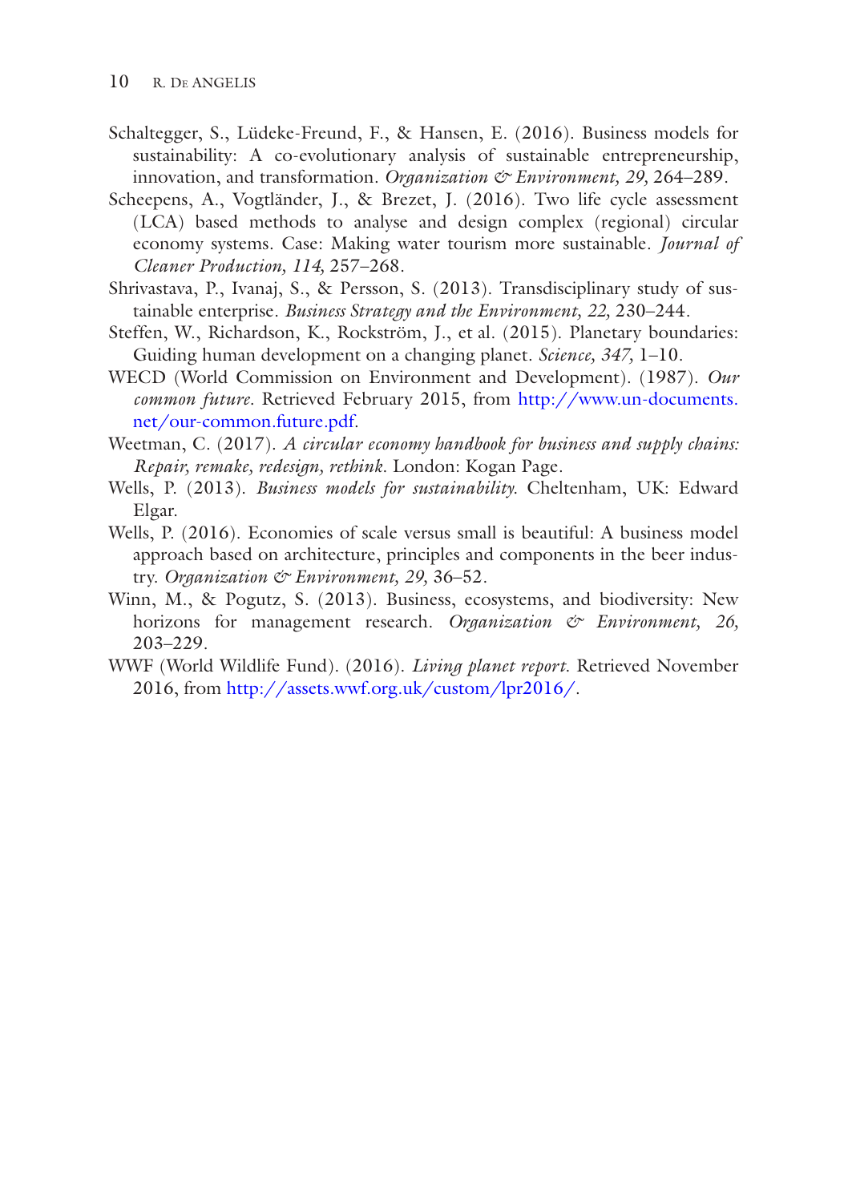Schaltegger, S., Lüdeke-Freund, F., & Hansen, E. (2016). Business models for sustainability: A co-evolutionary analysis of sustainable entrepreneurship, innovation, and transformation. *Organization & Environment, 29,* 264–289.

Scheepens, A., Vogtländer, J., & Brezet, J. (2016). Two life cycle assessment (LCA) based methods to analyse and design complex (regional) circular economy systems. Case: Making water tourism more sustainable. *Journal of Cleaner Production, 114,* 257–268.

Shrivastava, P., Ivanaj, S., & Persson, S. (2013). Transdisciplinary study of sustainable enterprise. *Business Strategy and the Environment, 22,* 230–244.

Steffen, W., Richardson, K., Rockström, J., et al. (2015). Planetary boundaries: Guiding human development on a changing planet. *Science, 347,* 1–10.

WECD (World Commission on Environment and Development). (1987). *Our common future*. Retrieved February 2015, from http://www.un-documents.net/our-common.future.pdf.

Weetman, C. (2017). *A circular economy handbook for business and supply chains: Repair, remake, redesign, rethink*. London: Kogan Page.

Wells, P. (2013). *Business models for sustainability*. Cheltenham, UK: Edward Elgar.

Wells, P. (2016). Economies of scale versus small is beautiful: A business model approach based on architecture, principles and components in the beer industry. *Organization & Environment, 29,* 36–52.

Winn, M., & Pogutz, S. (2013). Business, ecosystems, and biodiversity: New horizons for management research. *Organization & Environment, 26,* 203–229.

WWF (World Wildlife Fund). (2016). *Living planet report*. Retrieved November 2016, from http://assets.wwf.org.uk/custom/lpr2016/.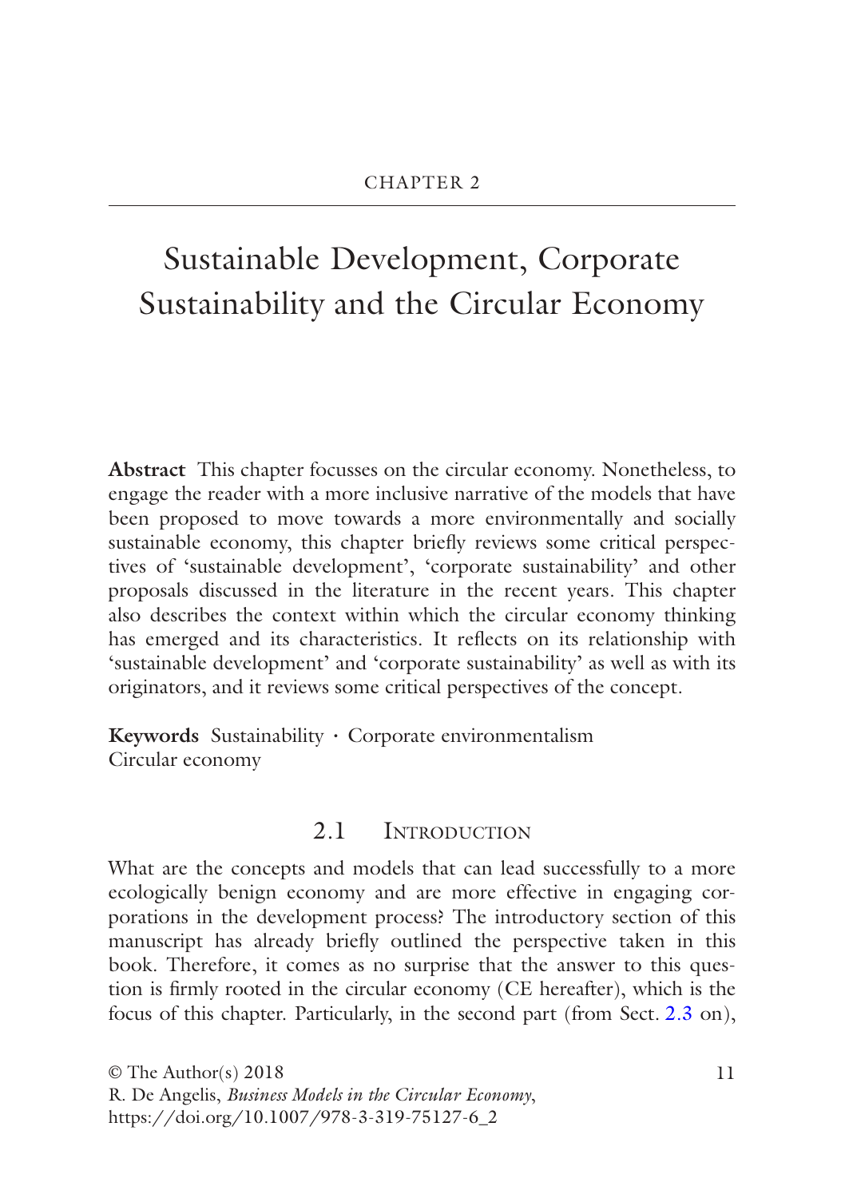CHAPTER 2

# Sustainable Development, Corporate Sustainability and the Circular Economy

**Abstract** This chapter focusses on the circular economy. Nonetheless, to engage the reader with a more inclusive narrative of the models that have been proposed to move towards a more environmentally and socially sustainable economy, this chapter briefly reviews some critical perspectives of 'sustainable development', 'corporate sustainability' and other proposals discussed in the literature in the recent years. This chapter also describes the context within which the circular economy thinking has emerged and its characteristics. It reflects on its relationship with 'sustainable development' and 'corporate sustainability' as well as with its originators, and it reviews some critical perspectives of the concept.

**Keywords** Sustainability · Corporate environmentalism
Circular economy

## 2.1 Introduction

What are the concepts and models that can lead successfully to a more ecologically benign economy and are more effective in engaging corporations in the development process? The introductory section of this manuscript has already briefly outlined the perspective taken in this book. Therefore, it comes as no surprise that the answer to this question is firmly rooted in the circular economy (CE hereafter), which is the focus of this chapter. Particularly, in the second part (from Sect. 2.3 on),

© The Author(s) 2018
R. De Angelis, *Business Models in the Circular Economy*,
https://doi.org/10.1007/978-3-319-75127-6_2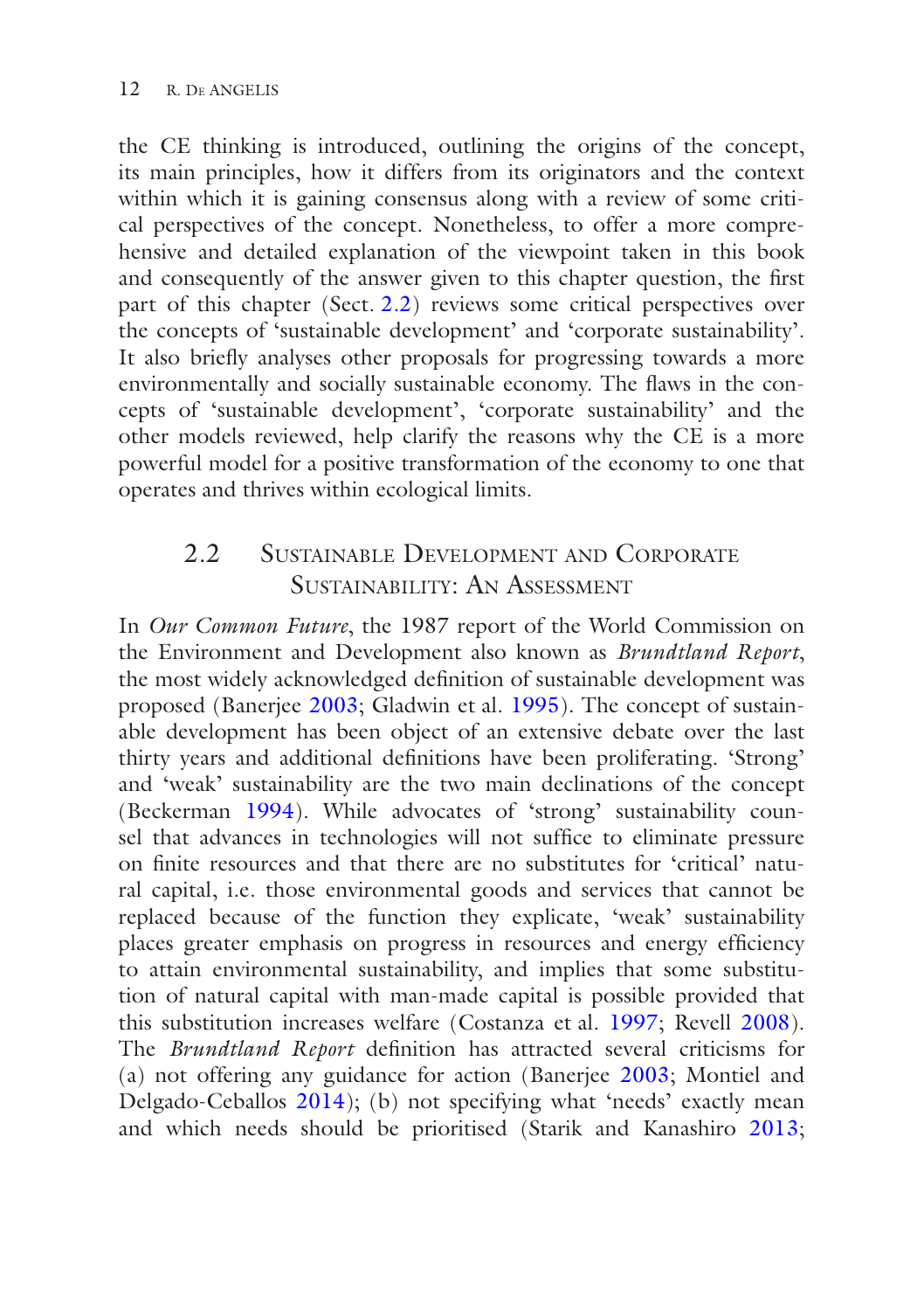the CE thinking is introduced, outlining the origins of the concept, its main principles, how it differs from its originators and the context within which it is gaining consensus along with a review of some critical perspectives of the concept. Nonetheless, to offer a more comprehensive and detailed explanation of the viewpoint taken in this book and consequently of the answer given to this chapter question, the first part of this chapter (Sect. 2.2) reviews some critical perspectives over the concepts of 'sustainable development' and 'corporate sustainability'. It also briefly analyses other proposals for progressing towards a more environmentally and socially sustainable economy. The flaws in the concepts of 'sustainable development', 'corporate sustainability' and the other models reviewed, help clarify the reasons why the CE is a more powerful model for a positive transformation of the economy to one that operates and thrives within ecological limits.

## 2.2 Sustainable Development and Corporate Sustainability: An Assessment

In *Our Common Future*, the 1987 report of the World Commission on the Environment and Development also known as *Brundtland Report*, the most widely acknowledged definition of sustainable development was proposed (Banerjee 2003; Gladwin et al. 1995). The concept of sustainable development has been object of an extensive debate over the last thirty years and additional definitions have been proliferating. 'Strong' and 'weak' sustainability are the two main declinations of the concept (Beckerman 1994). While advocates of 'strong' sustainability counsel that advances in technologies will not suffice to eliminate pressure on finite resources and that there are no substitutes for 'critical' natural capital, i.e. those environmental goods and services that cannot be replaced because of the function they explicate, 'weak' sustainability places greater emphasis on progress in resources and energy efficiency to attain environmental sustainability, and implies that some substitution of natural capital with man-made capital is possible provided that this substitution increases welfare (Costanza et al. 1997; Revell 2008). The *Brundtland Report* definition has attracted several criticisms for (a) not offering any guidance for action (Banerjee 2003; Montiel and Delgado-Ceballos 2014); (b) not specifying what 'needs' exactly mean and which needs should be prioritised (Starik and Kanashiro 2013;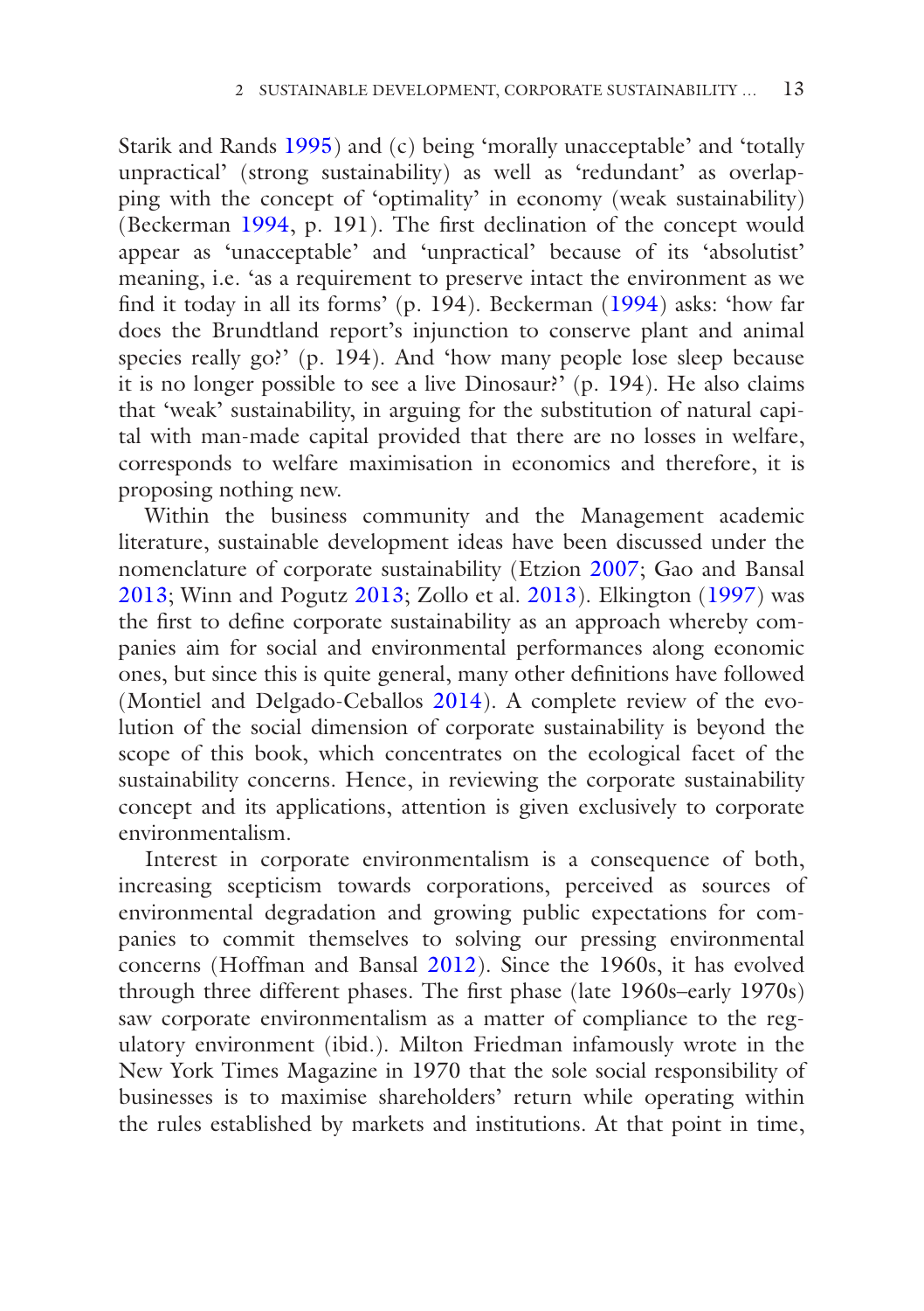Starik and Rands 1995) and (c) being 'morally unacceptable' and 'totally unpractical' (strong sustainability) as well as 'redundant' as overlapping with the concept of 'optimality' in economy (weak sustainability) (Beckerman 1994, p. 191). The first declination of the concept would appear as 'unacceptable' and 'unpractical' because of its 'absolutist' meaning, i.e. 'as a requirement to preserve intact the environment as we find it today in all its forms' (p. 194). Beckerman (1994) asks: 'how far does the Brundtland report's injunction to conserve plant and animal species really go?' (p. 194). And 'how many people lose sleep because it is no longer possible to see a live Dinosaur?' (p. 194). He also claims that 'weak' sustainability, in arguing for the substitution of natural capital with man-made capital provided that there are no losses in welfare, corresponds to welfare maximisation in economics and therefore, it is proposing nothing new.

Within the business community and the Management academic literature, sustainable development ideas have been discussed under the nomenclature of corporate sustainability (Etzion 2007; Gao and Bansal 2013; Winn and Pogutz 2013; Zollo et al. 2013). Elkington (1997) was the first to define corporate sustainability as an approach whereby companies aim for social and environmental performances along economic ones, but since this is quite general, many other definitions have followed (Montiel and Delgado-Ceballos 2014). A complete review of the evolution of the social dimension of corporate sustainability is beyond the scope of this book, which concentrates on the ecological facet of the sustainability concerns. Hence, in reviewing the corporate sustainability concept and its applications, attention is given exclusively to corporate environmentalism.

Interest in corporate environmentalism is a consequence of both, increasing scepticism towards corporations, perceived as sources of environmental degradation and growing public expectations for companies to commit themselves to solving our pressing environmental concerns (Hoffman and Bansal 2012). Since the 1960s, it has evolved through three different phases. The first phase (late 1960s–early 1970s) saw corporate environmentalism as a matter of compliance to the regulatory environment (ibid.). Milton Friedman infamously wrote in the New York Times Magazine in 1970 that the sole social responsibility of businesses is to maximise shareholders' return while operating within the rules established by markets and institutions. At that point in time,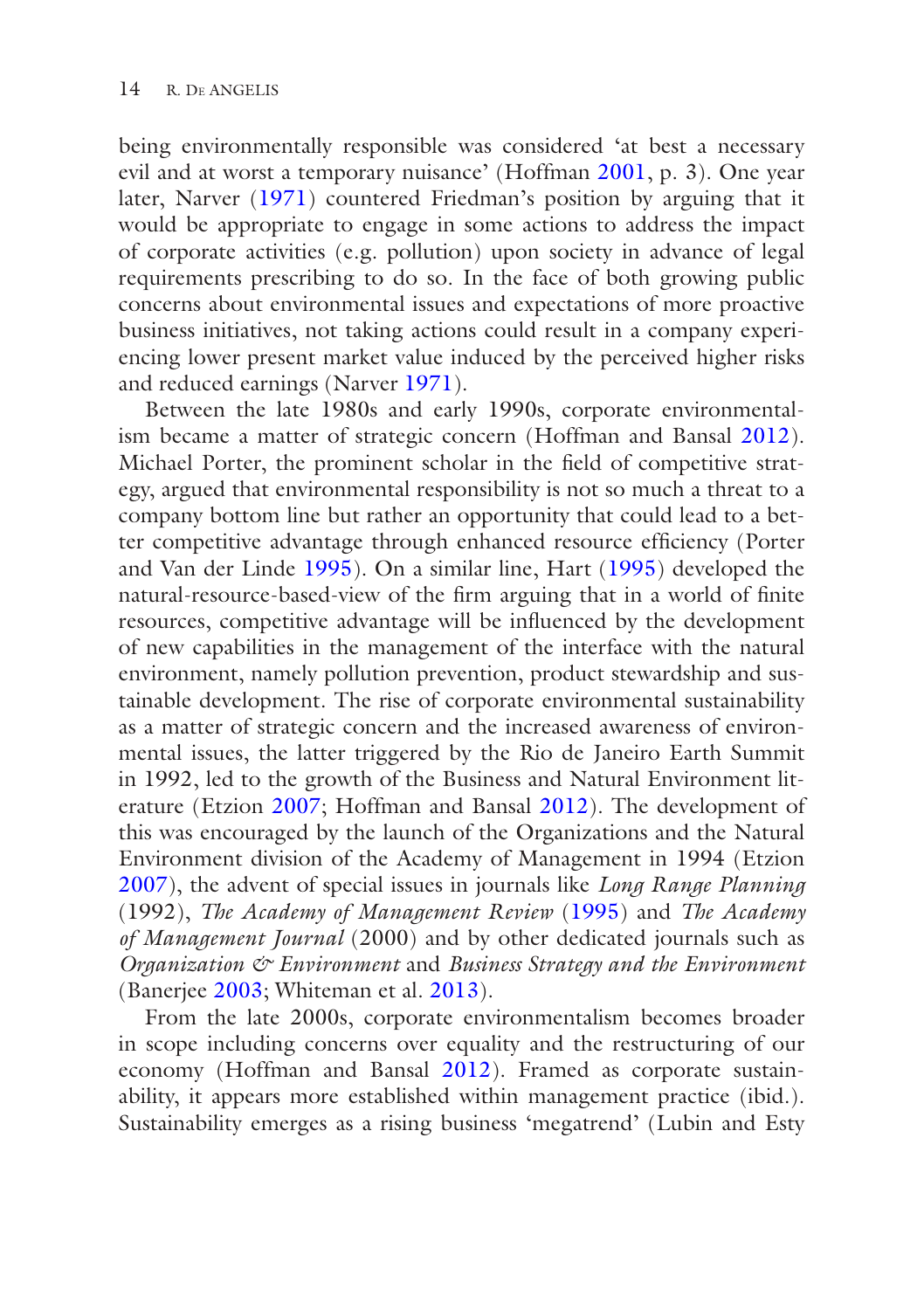being environmentally responsible was considered 'at best a necessary evil and at worst a temporary nuisance' (Hoffman 2001, p. 3). One year later, Narver (1971) countered Friedman's position by arguing that it would be appropriate to engage in some actions to address the impact of corporate activities (e.g. pollution) upon society in advance of legal requirements prescribing to do so. In the face of both growing public concerns about environmental issues and expectations of more proactive business initiatives, not taking actions could result in a company experiencing lower present market value induced by the perceived higher risks and reduced earnings (Narver 1971).

Between the late 1980s and early 1990s, corporate environmentalism became a matter of strategic concern (Hoffman and Bansal 2012). Michael Porter, the prominent scholar in the field of competitive strategy, argued that environmental responsibility is not so much a threat to a company bottom line but rather an opportunity that could lead to a better competitive advantage through enhanced resource efficiency (Porter and Van der Linde 1995). On a similar line, Hart (1995) developed the natural-resource-based-view of the firm arguing that in a world of finite resources, competitive advantage will be influenced by the development of new capabilities in the management of the interface with the natural environment, namely pollution prevention, product stewardship and sustainable development. The rise of corporate environmental sustainability as a matter of strategic concern and the increased awareness of environmental issues, the latter triggered by the Rio de Janeiro Earth Summit in 1992, led to the growth of the Business and Natural Environment literature (Etzion 2007; Hoffman and Bansal 2012). The development of this was encouraged by the launch of the Organizations and the Natural Environment division of the Academy of Management in 1994 (Etzion 2007), the advent of special issues in journals like *Long Range Planning* (1992), *The Academy of Management Review* (1995) and *The Academy of Management Journal* (2000) and by other dedicated journals such as *Organization & Environment* and *Business Strategy and the Environment* (Banerjee 2003; Whiteman et al. 2013).

From the late 2000s, corporate environmentalism becomes broader in scope including concerns over equality and the restructuring of our economy (Hoffman and Bansal 2012). Framed as corporate sustainability, it appears more established within management practice (ibid.). Sustainability emerges as a rising business 'megatrend' (Lubin and Esty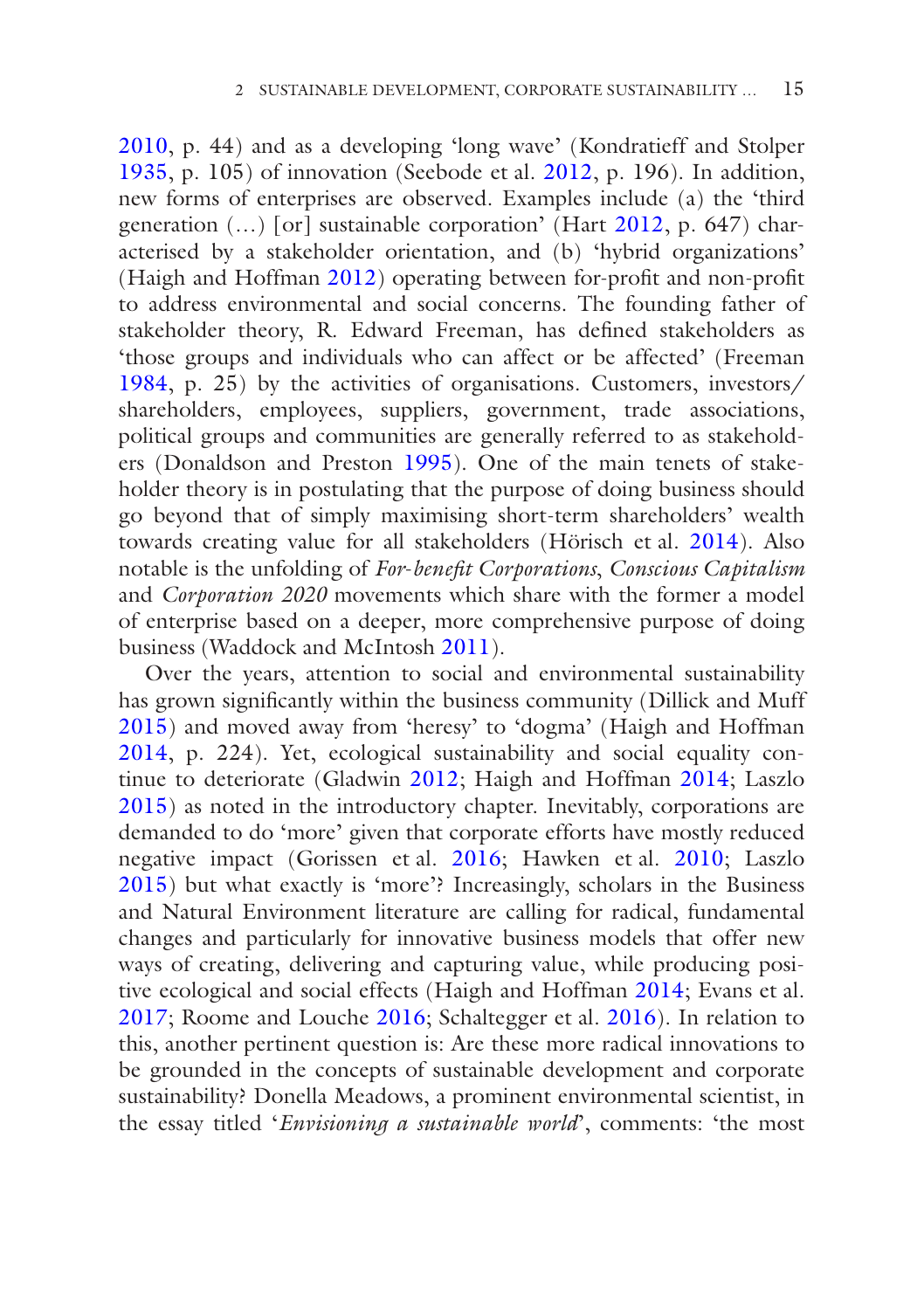2010, p. 44) and as a developing 'long wave' (Kondratieff and Stolper 1935, p. 105) of innovation (Seebode et al. 2012, p. 196). In addition, new forms of enterprises are observed. Examples include (a) the 'third generation (…) [or] sustainable corporation' (Hart 2012, p. 647) characterised by a stakeholder orientation, and (b) 'hybrid organizations' (Haigh and Hoffman 2012) operating between for-profit and non-profit to address environmental and social concerns. The founding father of stakeholder theory, R. Edward Freeman, has defined stakeholders as 'those groups and individuals who can affect or be affected' (Freeman 1984, p. 25) by the activities of organisations. Customers, investors/shareholders, employees, suppliers, government, trade associations, political groups and communities are generally referred to as stakeholders (Donaldson and Preston 1995). One of the main tenets of stakeholder theory is in postulating that the purpose of doing business should go beyond that of simply maximising short-term shareholders' wealth towards creating value for all stakeholders (Hörisch et al. 2014). Also notable is the unfolding of *For-benefit Corporations*, *Conscious Capitalism* and *Corporation 2020* movements which share with the former a model of enterprise based on a deeper, more comprehensive purpose of doing business (Waddock and McIntosh 2011).

Over the years, attention to social and environmental sustainability has grown significantly within the business community (Dillick and Muff 2015) and moved away from 'heresy' to 'dogma' (Haigh and Hoffman 2014, p. 224). Yet, ecological sustainability and social equality continue to deteriorate (Gladwin 2012; Haigh and Hoffman 2014; Laszlo 2015) as noted in the introductory chapter. Inevitably, corporations are demanded to do 'more' given that corporate efforts have mostly reduced negative impact (Gorissen et al. 2016; Hawken et al. 2010; Laszlo 2015) but what exactly is 'more'? Increasingly, scholars in the Business and Natural Environment literature are calling for radical, fundamental changes and particularly for innovative business models that offer new ways of creating, delivering and capturing value, while producing positive ecological and social effects (Haigh and Hoffman 2014; Evans et al. 2017; Roome and Louche 2016; Schaltegger et al. 2016). In relation to this, another pertinent question is: Are these more radical innovations to be grounded in the concepts of sustainable development and corporate sustainability? Donella Meadows, a prominent environmental scientist, in the essay titled '*Envisioning a sustainable world*', comments: 'the most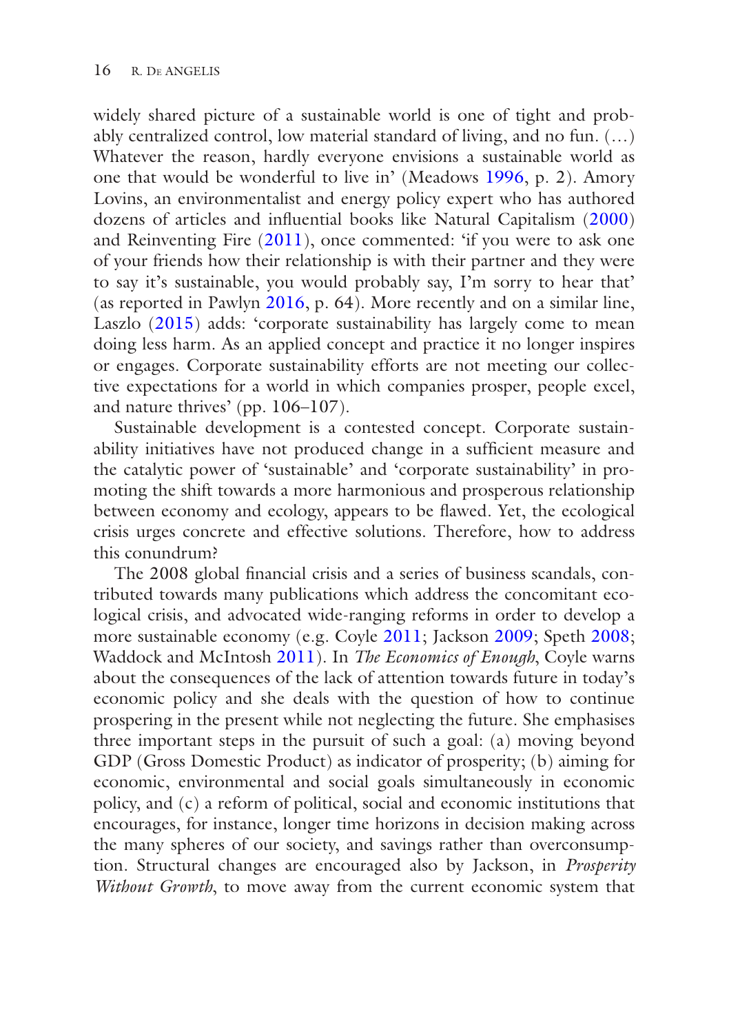widely shared picture of a sustainable world is one of tight and probably centralized control, low material standard of living, and no fun. (…) Whatever the reason, hardly everyone envisions a sustainable world as one that would be wonderful to live in' (Meadows 1996, p. 2). Amory Lovins, an environmentalist and energy policy expert who has authored dozens of articles and influential books like Natural Capitalism (2000) and Reinventing Fire (2011), once commented: 'if you were to ask one of your friends how their relationship is with their partner and they were to say it's sustainable, you would probably say, I'm sorry to hear that' (as reported in Pawlyn 2016, p. 64). More recently and on a similar line, Laszlo (2015) adds: 'corporate sustainability has largely come to mean doing less harm. As an applied concept and practice it no longer inspires or engages. Corporate sustainability efforts are not meeting our collective expectations for a world in which companies prosper, people excel, and nature thrives' (pp. 106–107).

Sustainable development is a contested concept. Corporate sustainability initiatives have not produced change in a sufficient measure and the catalytic power of 'sustainable' and 'corporate sustainability' in promoting the shift towards a more harmonious and prosperous relationship between economy and ecology, appears to be flawed. Yet, the ecological crisis urges concrete and effective solutions. Therefore, how to address this conundrum?

The 2008 global financial crisis and a series of business scandals, contributed towards many publications which address the concomitant ecological crisis, and advocated wide-ranging reforms in order to develop a more sustainable economy (e.g. Coyle 2011; Jackson 2009; Speth 2008; Waddock and McIntosh 2011). In *The Economics of Enough*, Coyle warns about the consequences of the lack of attention towards future in today's economic policy and she deals with the question of how to continue prospering in the present while not neglecting the future. She emphasises three important steps in the pursuit of such a goal: (a) moving beyond GDP (Gross Domestic Product) as indicator of prosperity; (b) aiming for economic, environmental and social goals simultaneously in economic policy, and (c) a reform of political, social and economic institutions that encourages, for instance, longer time horizons in decision making across the many spheres of our society, and savings rather than overconsumption. Structural changes are encouraged also by Jackson, in *Prosperity Without Growth*, to move away from the current economic system that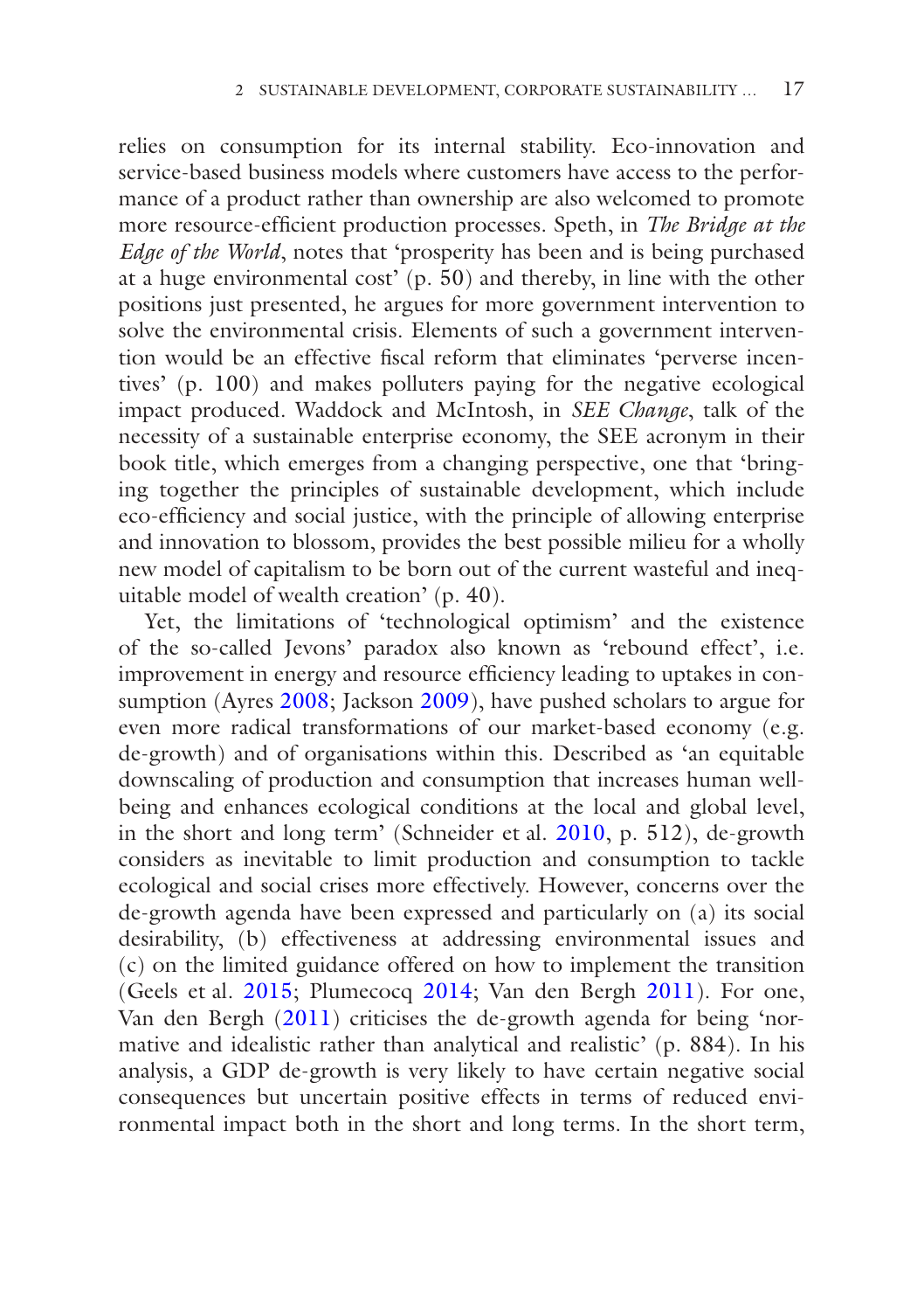relies on consumption for its internal stability. Eco-innovation and service-based business models where customers have access to the performance of a product rather than ownership are also welcomed to promote more resource-efficient production processes. Speth, in *The Bridge at the Edge of the World*, notes that 'prosperity has been and is being purchased at a huge environmental cost' (p. 50) and thereby, in line with the other positions just presented, he argues for more government intervention to solve the environmental crisis. Elements of such a government intervention would be an effective fiscal reform that eliminates 'perverse incentives' (p. 100) and makes polluters paying for the negative ecological impact produced. Waddock and McIntosh, in *SEE Change*, talk of the necessity of a sustainable enterprise economy, the SEE acronym in their book title, which emerges from a changing perspective, one that 'bringing together the principles of sustainable development, which include eco-efficiency and social justice, with the principle of allowing enterprise and innovation to blossom, provides the best possible milieu for a wholly new model of capitalism to be born out of the current wasteful and inequitable model of wealth creation' (p. 40).

Yet, the limitations of 'technological optimism' and the existence of the so-called Jevons' paradox also known as 'rebound effect', i.e. improvement in energy and resource efficiency leading to uptakes in consumption (Ayres 2008; Jackson 2009), have pushed scholars to argue for even more radical transformations of our market-based economy (e.g. de-growth) and of organisations within this. Described as 'an equitable downscaling of production and consumption that increases human well-being and enhances ecological conditions at the local and global level, in the short and long term' (Schneider et al. 2010, p. 512), de-growth considers as inevitable to limit production and consumption to tackle ecological and social crises more effectively. However, concerns over the de-growth agenda have been expressed and particularly on (a) its social desirability, (b) effectiveness at addressing environmental issues and (c) on the limited guidance offered on how to implement the transition (Geels et al. 2015; Plumecocq 2014; Van den Bergh 2011). For one, Van den Bergh (2011) criticises the de-growth agenda for being 'normative and idealistic rather than analytical and realistic' (p. 884). In his analysis, a GDP de-growth is very likely to have certain negative social consequences but uncertain positive effects in terms of reduced environmental impact both in the short and long terms. In the short term,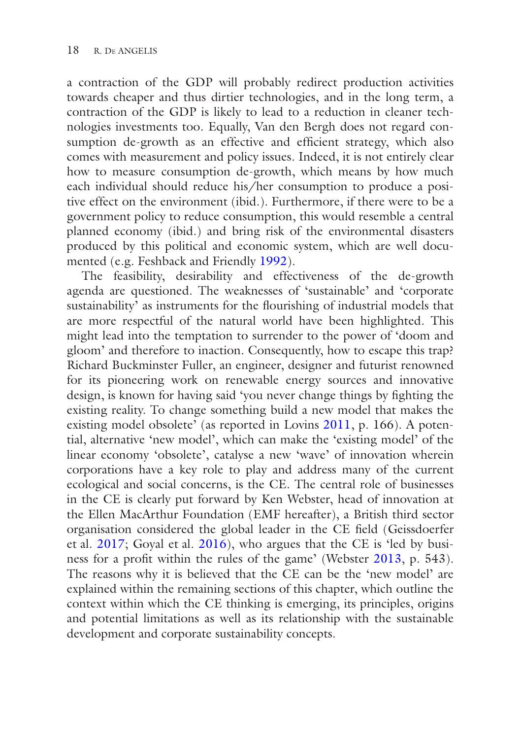a contraction of the GDP will probably redirect production activities towards cheaper and thus dirtier technologies, and in the long term, a contraction of the GDP is likely to lead to a reduction in cleaner technologies investments too. Equally, Van den Bergh does not regard consumption de-growth as an effective and efficient strategy, which also comes with measurement and policy issues. Indeed, it is not entirely clear how to measure consumption de-growth, which means by how much each individual should reduce his/her consumption to produce a positive effect on the environment (ibid.). Furthermore, if there were to be a government policy to reduce consumption, this would resemble a central planned economy (ibid.) and bring risk of the environmental disasters produced by this political and economic system, which are well documented (e.g. Feshback and Friendly 1992).

The feasibility, desirability and effectiveness of the de-growth agenda are questioned. The weaknesses of 'sustainable' and 'corporate sustainability' as instruments for the flourishing of industrial models that are more respectful of the natural world have been highlighted. This might lead into the temptation to surrender to the power of 'doom and gloom' and therefore to inaction. Consequently, how to escape this trap? Richard Buckminster Fuller, an engineer, designer and futurist renowned for its pioneering work on renewable energy sources and innovative design, is known for having said 'you never change things by fighting the existing reality. To change something build a new model that makes the existing model obsolete' (as reported in Lovins 2011, p. 166). A potential, alternative 'new model', which can make the 'existing model' of the linear economy 'obsolete', catalyse a new 'wave' of innovation wherein corporations have a key role to play and address many of the current ecological and social concerns, is the CE. The central role of businesses in the CE is clearly put forward by Ken Webster, head of innovation at the Ellen MacArthur Foundation (EMF hereafter), a British third sector organisation considered the global leader in the CE field (Geissdoerfer et al. 2017; Goyal et al. 2016), who argues that the CE is 'led by business for a profit within the rules of the game' (Webster 2013, p. 543). The reasons why it is believed that the CE can be the 'new model' are explained within the remaining sections of this chapter, which outline the context within which the CE thinking is emerging, its principles, origins and potential limitations as well as its relationship with the sustainable development and corporate sustainability concepts.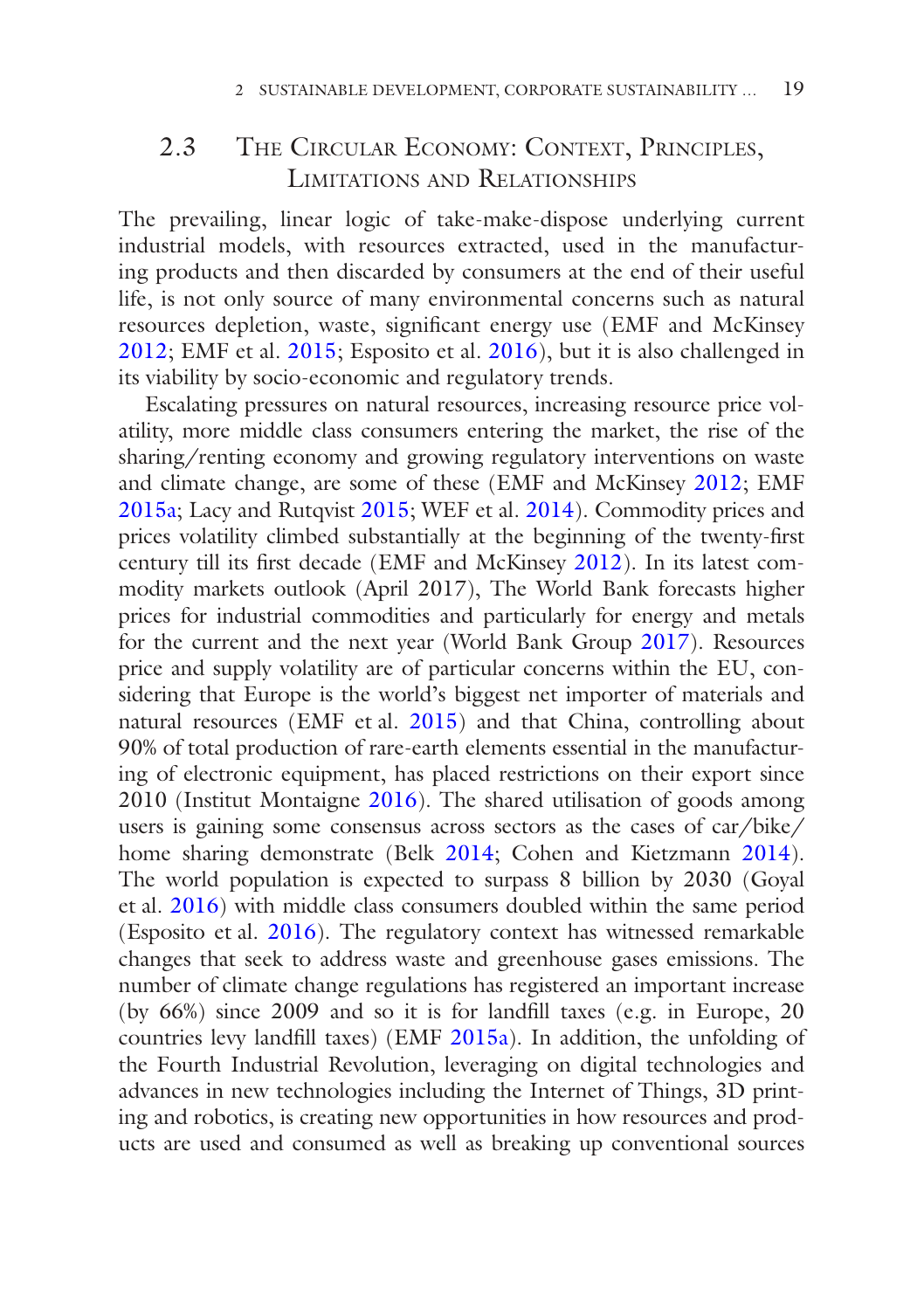## 2.3 The Circular Economy: Context, Principles, Limitations and Relationships

The prevailing, linear logic of take-make-dispose underlying current industrial models, with resources extracted, used in the manufacturing products and then discarded by consumers at the end of their useful life, is not only source of many environmental concerns such as natural resources depletion, waste, significant energy use (EMF and McKinsey 2012; EMF et al. 2015; Esposito et al. 2016), but it is also challenged in its viability by socio-economic and regulatory trends.

Escalating pressures on natural resources, increasing resource price volatility, more middle class consumers entering the market, the rise of the sharing/renting economy and growing regulatory interventions on waste and climate change, are some of these (EMF and McKinsey 2012; EMF 2015a; Lacy and Rutqvist 2015; WEF et al. 2014). Commodity prices and prices volatility climbed substantially at the beginning of the twenty-first century till its first decade (EMF and McKinsey 2012). In its latest commodity markets outlook (April 2017), The World Bank forecasts higher prices for industrial commodities and particularly for energy and metals for the current and the next year (World Bank Group 2017). Resources price and supply volatility are of particular concerns within the EU, considering that Europe is the world's biggest net importer of materials and natural resources (EMF et al. 2015) and that China, controlling about 90% of total production of rare-earth elements essential in the manufacturing of electronic equipment, has placed restrictions on their export since 2010 (Institut Montaigne 2016). The shared utilisation of goods among users is gaining some consensus across sectors as the cases of car/bike/home sharing demonstrate (Belk 2014; Cohen and Kietzmann 2014). The world population is expected to surpass 8 billion by 2030 (Goyal et al. 2016) with middle class consumers doubled within the same period (Esposito et al. 2016). The regulatory context has witnessed remarkable changes that seek to address waste and greenhouse gases emissions. The number of climate change regulations has registered an important increase (by 66%) since 2009 and so it is for landfill taxes (e.g. in Europe, 20 countries levy landfill taxes) (EMF 2015a). In addition, the unfolding of the Fourth Industrial Revolution, leveraging on digital technologies and advances in new technologies including the Internet of Things, 3D printing and robotics, is creating new opportunities in how resources and products are used and consumed as well as breaking up conventional sources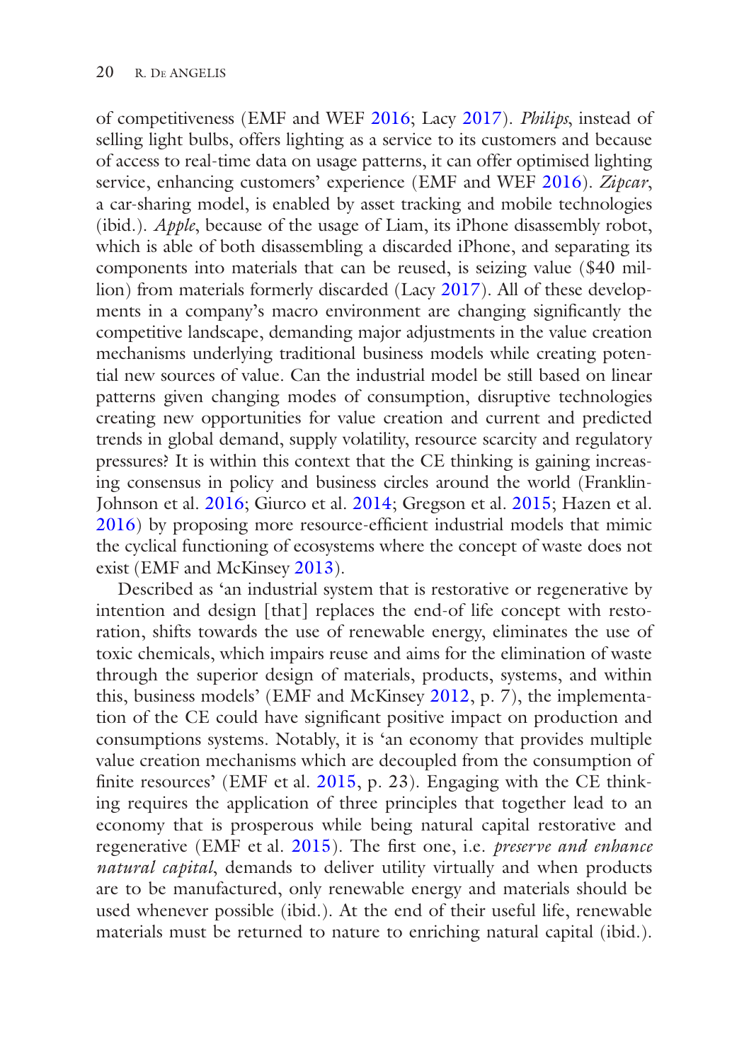of competitiveness (EMF and WEF 2016; Lacy 2017). *Philips*, instead of selling light bulbs, offers lighting as a service to its customers and because of access to real-time data on usage patterns, it can offer optimised lighting service, enhancing customers' experience (EMF and WEF 2016). *Zipcar*, a car-sharing model, is enabled by asset tracking and mobile technologies (ibid.). *Apple*, because of the usage of Liam, its iPhone disassembly robot, which is able of both disassembling a discarded iPhone, and separating its components into materials that can be reused, is seizing value ($40 million) from materials formerly discarded (Lacy 2017). All of these developments in a company's macro environment are changing significantly the competitive landscape, demanding major adjustments in the value creation mechanisms underlying traditional business models while creating potential new sources of value. Can the industrial model be still based on linear patterns given changing modes of consumption, disruptive technologies creating new opportunities for value creation and current and predicted trends in global demand, supply volatility, resource scarcity and regulatory pressures? It is within this context that the CE thinking is gaining increasing consensus in policy and business circles around the world (Franklin-Johnson et al. 2016; Giurco et al. 2014; Gregson et al. 2015; Hazen et al. 2016) by proposing more resource-efficient industrial models that mimic the cyclical functioning of ecosystems where the concept of waste does not exist (EMF and McKinsey 2013).

Described as 'an industrial system that is restorative or regenerative by intention and design [that] replaces the end-of life concept with restoration, shifts towards the use of renewable energy, eliminates the use of toxic chemicals, which impairs reuse and aims for the elimination of waste through the superior design of materials, products, systems, and within this, business models' (EMF and McKinsey 2012, p. 7), the implementation of the CE could have significant positive impact on production and consumptions systems. Notably, it is 'an economy that provides multiple value creation mechanisms which are decoupled from the consumption of finite resources' (EMF et al. 2015, p. 23). Engaging with the CE thinking requires the application of three principles that together lead to an economy that is prosperous while being natural capital restorative and regenerative (EMF et al. 2015). The first one, i.e. *preserve and enhance natural capital*, demands to deliver utility virtually and when products are to be manufactured, only renewable energy and materials should be used whenever possible (ibid.). At the end of their useful life, renewable materials must be returned to nature to enriching natural capital (ibid.).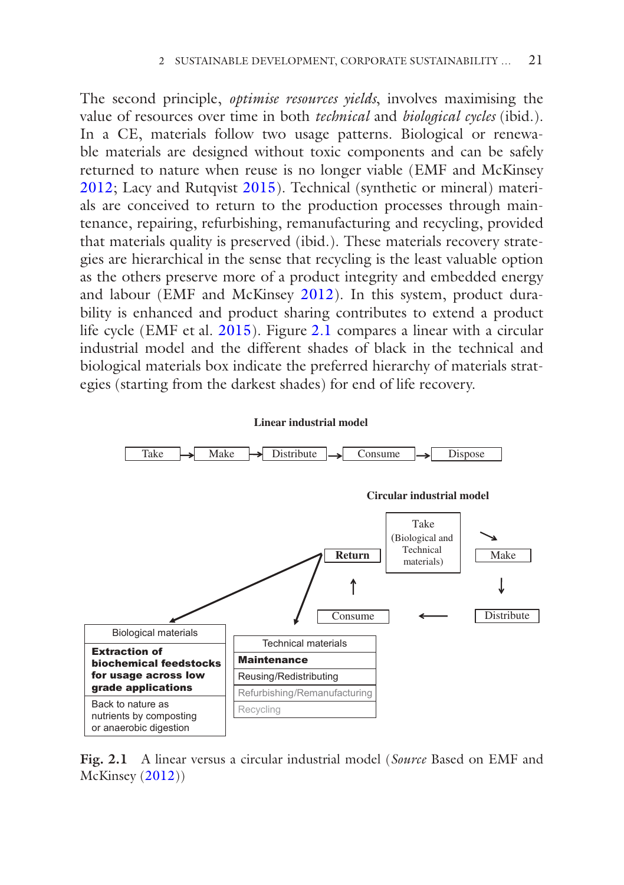The second principle, *optimise resources yields*, involves maximising the value of resources over time in both *technical* and *biological cycles* (ibid.). In a CE, materials follow two usage patterns. Biological or renewable materials are designed without toxic components and can be safely returned to nature when reuse is no longer viable (EMF and McKinsey 2012; Lacy and Rutqvist 2015). Technical (synthetic or mineral) materials are conceived to return to the production processes through maintenance, repairing, refurbishing, remanufacturing and recycling, provided that materials quality is preserved (ibid.). These materials recovery strategies are hierarchical in the sense that recycling is the least valuable option as the others preserve more of a product integrity and embedded energy and labour (EMF and McKinsey 2012). In this system, product durability is enhanced and product sharing contributes to extend a product life cycle (EMF et al. 2015). Figure 2.1 compares a linear with a circular industrial model and the different shades of black in the technical and biological materials box indicate the preferred hierarchy of materials strategies (starting from the darkest shades) for end of life recovery.

**Linear industrial model**

Take → Make → Distribute → Consume → Dispose

**Circular industrial model**

Take (Biological and Technical materials) → Make → Distribute → Consume → **Return**

Return → Biological materials / Technical materials

| Biological materials |
| --- |
| **Extraction of biochemical feedstocks for usage across low grade applications** |
| Back to nature as nutrients by composting or anaerobic digestion |

| Technical materials |
| --- |
| **Maintenance** |
| Reusing/Redistributing |
| Refurbishing/Remanufacturing |
| Recycling |

**Fig. 2.1** A linear versus a circular industrial model (*Source* Based on EMF and McKinsey (2012))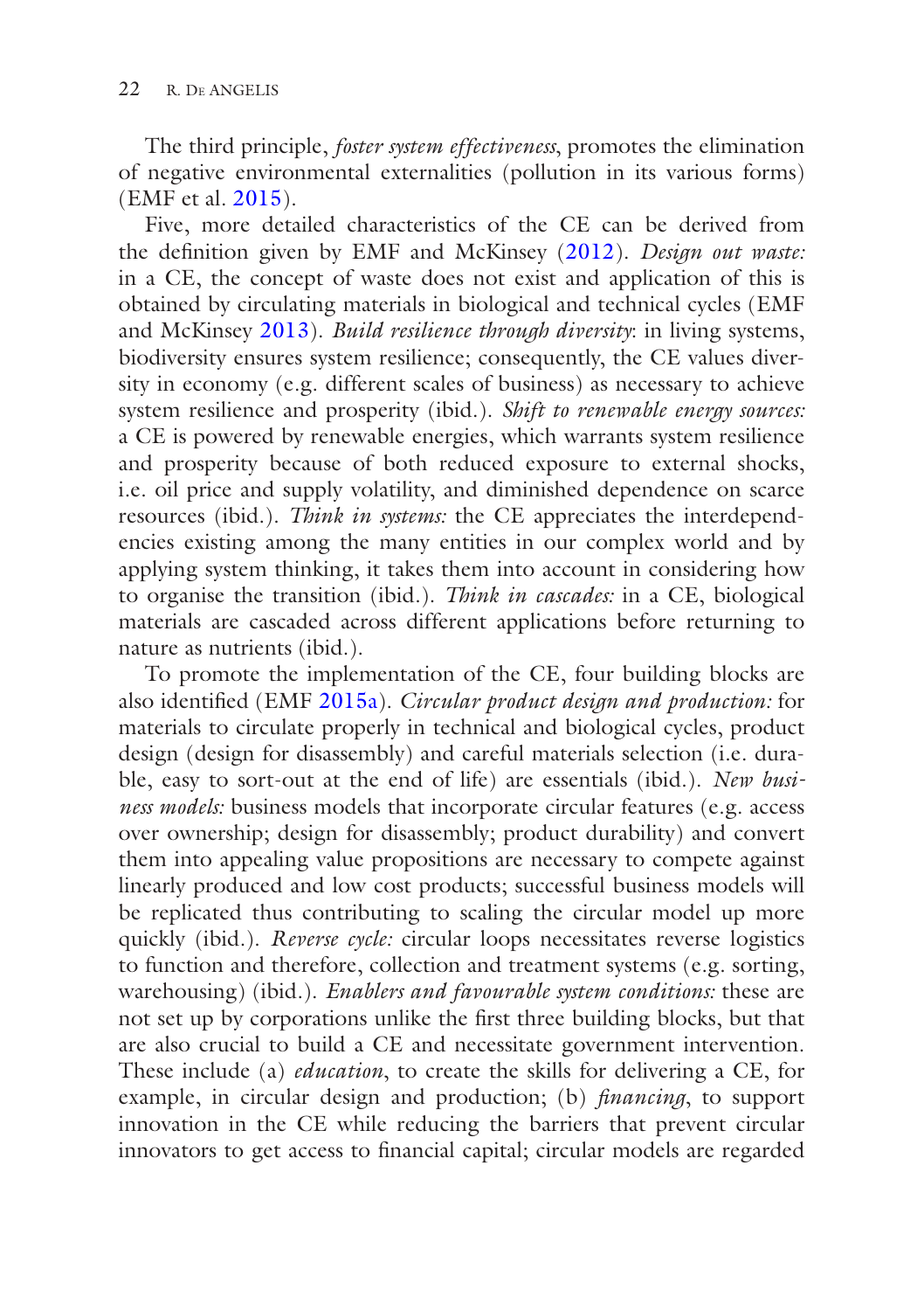The third principle, *foster system effectiveness*, promotes the elimination of negative environmental externalities (pollution in its various forms) (EMF et al. 2015).

Five, more detailed characteristics of the CE can be derived from the definition given by EMF and McKinsey (2012). *Design out waste:* in a CE, the concept of waste does not exist and application of this is obtained by circulating materials in biological and technical cycles (EMF and McKinsey 2013). *Build resilience through diversity*: in living systems, biodiversity ensures system resilience; consequently, the CE values diversity in economy (e.g. different scales of business) as necessary to achieve system resilience and prosperity (ibid.). *Shift to renewable energy sources:* a CE is powered by renewable energies, which warrants system resilience and prosperity because of both reduced exposure to external shocks, i.e. oil price and supply volatility, and diminished dependence on scarce resources (ibid.). *Think in systems:* the CE appreciates the interdependencies existing among the many entities in our complex world and by applying system thinking, it takes them into account in considering how to organise the transition (ibid.). *Think in cascades:* in a CE, biological materials are cascaded across different applications before returning to nature as nutrients (ibid.).

To promote the implementation of the CE, four building blocks are also identified (EMF 2015a). *Circular product design and production:* for materials to circulate properly in technical and biological cycles, product design (design for disassembly) and careful materials selection (i.e. durable, easy to sort-out at the end of life) are essentials (ibid.). *New business models:* business models that incorporate circular features (e.g. access over ownership; design for disassembly; product durability) and convert them into appealing value propositions are necessary to compete against linearly produced and low cost products; successful business models will be replicated thus contributing to scaling the circular model up more quickly (ibid.). *Reverse cycle:* circular loops necessitates reverse logistics to function and therefore, collection and treatment systems (e.g. sorting, warehousing) (ibid.). *Enablers and favourable system conditions:* these are not set up by corporations unlike the first three building blocks, but that are also crucial to build a CE and necessitate government intervention. These include (a) *education*, to create the skills for delivering a CE, for example, in circular design and production; (b) *financing*, to support innovation in the CE while reducing the barriers that prevent circular innovators to get access to financial capital; circular models are regarded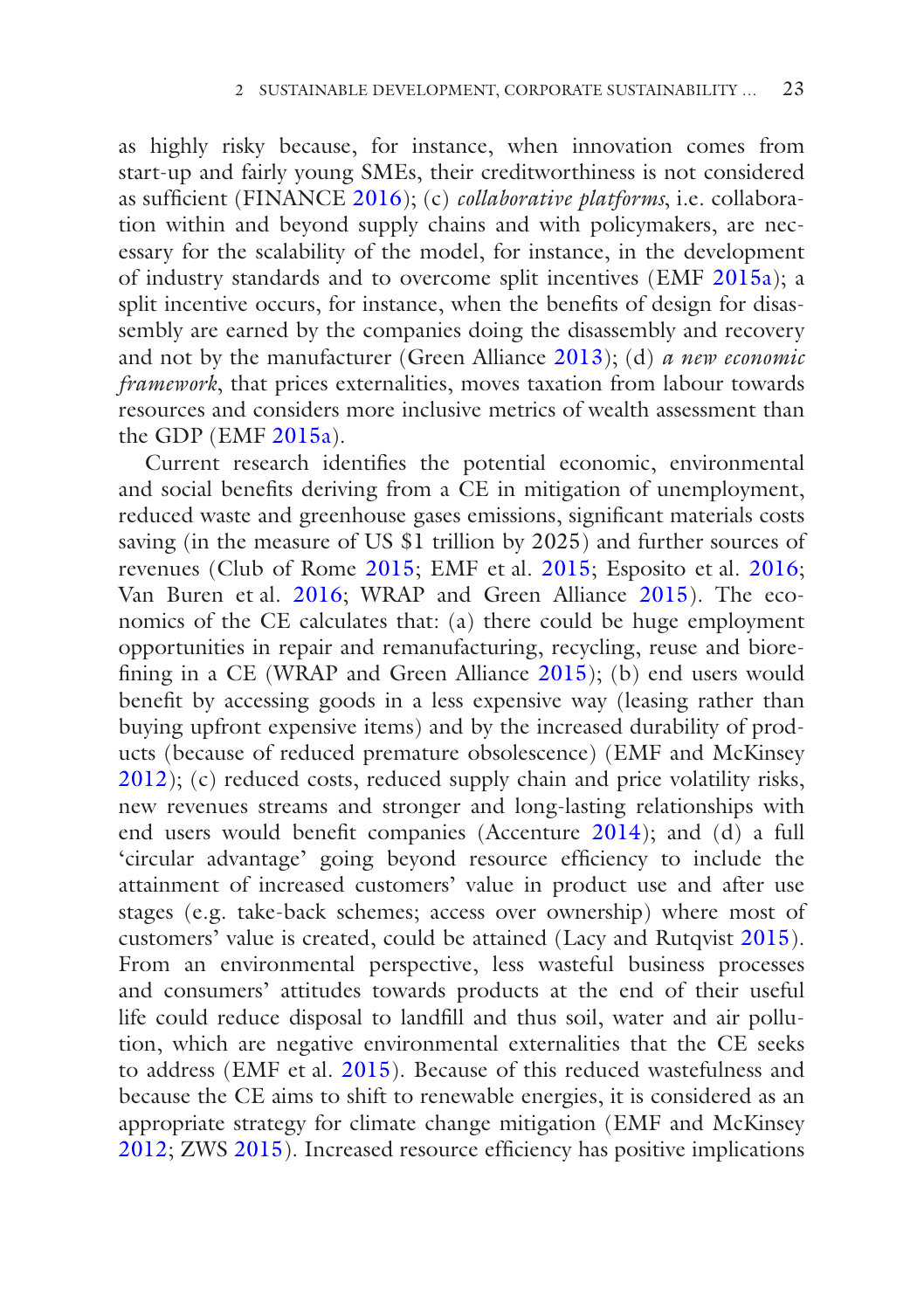as highly risky because, for instance, when innovation comes from start-up and fairly young SMEs, their creditworthiness is not considered as sufficient (FINANCE 2016); (c) *collaborative platforms*, i.e. collaboration within and beyond supply chains and with policymakers, are necessary for the scalability of the model, for instance, in the development of industry standards and to overcome split incentives (EMF 2015a); a split incentive occurs, for instance, when the benefits of design for disassembly are earned by the companies doing the disassembly and recovery and not by the manufacturer (Green Alliance 2013); (d) *a new economic framework*, that prices externalities, moves taxation from labour towards resources and considers more inclusive metrics of wealth assessment than the GDP (EMF 2015a).

Current research identifies the potential economic, environmental and social benefits deriving from a CE in mitigation of unemployment, reduced waste and greenhouse gases emissions, significant materials costs saving (in the measure of US $1 trillion by 2025) and further sources of revenues (Club of Rome 2015; EMF et al. 2015; Esposito et al. 2016; Van Buren et al. 2016; WRAP and Green Alliance 2015). The economics of the CE calculates that: (a) there could be huge employment opportunities in repair and remanufacturing, recycling, reuse and biorefining in a CE (WRAP and Green Alliance 2015); (b) end users would benefit by accessing goods in a less expensive way (leasing rather than buying upfront expensive items) and by the increased durability of products (because of reduced premature obsolescence) (EMF and McKinsey 2012); (c) reduced costs, reduced supply chain and price volatility risks, new revenues streams and stronger and long-lasting relationships with end users would benefit companies (Accenture 2014); and (d) a full 'circular advantage' going beyond resource efficiency to include the attainment of increased customers' value in product use and after use stages (e.g. take-back schemes; access over ownership) where most of customers' value is created, could be attained (Lacy and Rutqvist 2015). From an environmental perspective, less wasteful business processes and consumers' attitudes towards products at the end of their useful life could reduce disposal to landfill and thus soil, water and air pollution, which are negative environmental externalities that the CE seeks to address (EMF et al. 2015). Because of this reduced wastefulness and because the CE aims to shift to renewable energies, it is considered as an appropriate strategy for climate change mitigation (EMF and McKinsey 2012; ZWS 2015). Increased resource efficiency has positive implications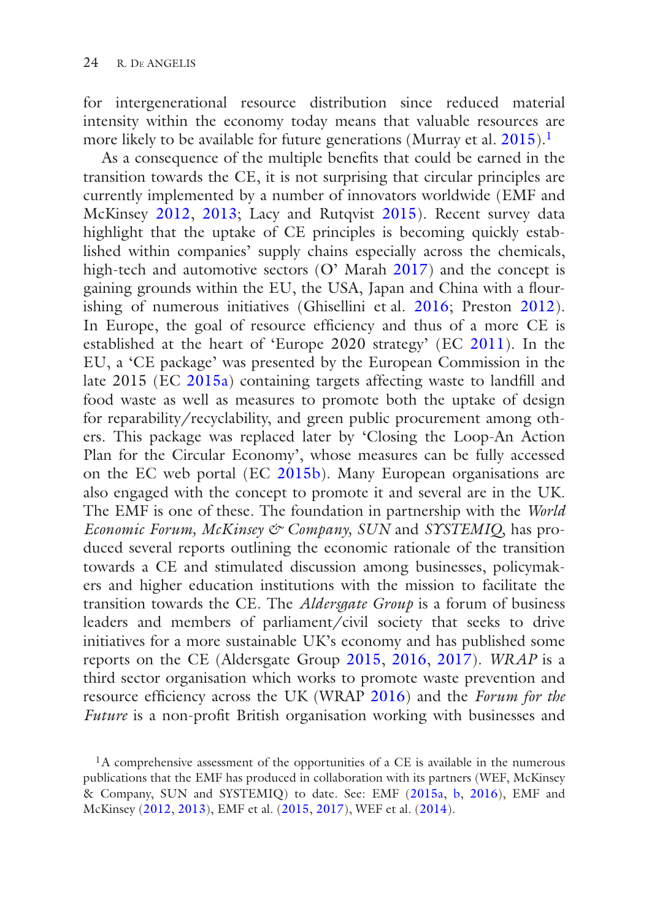for intergenerational resource distribution since reduced material intensity within the economy today means that valuable resources are more likely to be available for future generations (Murray et al. 2015).[1]

As a consequence of the multiple benefits that could be earned in the transition towards the CE, it is not surprising that circular principles are currently implemented by a number of innovators worldwide (EMF and McKinsey 2012, 2013; Lacy and Rutqvist 2015). Recent survey data highlight that the uptake of CE principles is becoming quickly established within companies' supply chains especially across the chemicals, high-tech and automotive sectors (O' Marah 2017) and the concept is gaining grounds within the EU, the USA, Japan and China with a flourishing of numerous initiatives (Ghisellini et al. 2016; Preston 2012). In Europe, the goal of resource efficiency and thus of a more CE is established at the heart of 'Europe 2020 strategy' (EC 2011). In the EU, a 'CE package' was presented by the European Commission in the late 2015 (EC 2015a) containing targets affecting waste to landfill and food waste as well as measures to promote both the uptake of design for reparability/recyclability, and green public procurement among others. This package was replaced later by 'Closing the Loop-An Action Plan for the Circular Economy', whose measures can be fully accessed on the EC web portal (EC 2015b). Many European organisations are also engaged with the concept to promote it and several are in the UK. The EMF is one of these. The foundation in partnership with the *World Economic Forum, McKinsey & Company, SUN* and *SYSTEMIQ*, has produced several reports outlining the economic rationale of the transition towards a CE and stimulated discussion among businesses, policymakers and higher education institutions with the mission to facilitate the transition towards the CE. The *Aldersgate Group* is a forum of business leaders and members of parliament/civil society that seeks to drive initiatives for a more sustainable UK's economy and has published some reports on the CE (Aldersgate Group 2015, 2016, 2017). *WRAP* is a third sector organisation which works to promote waste prevention and resource efficiency across the UK (WRAP 2016) and the *Forum for the Future* is a non-profit British organisation working with businesses and

[1] A comprehensive assessment of the opportunities of a CE is available in the numerous publications that the EMF has produced in collaboration with its partners (WEF, McKinsey & Company, SUN and SYSTEMIQ) to date. See: EMF (2015a, b, 2016), EMF and McKinsey (2012, 2013), EMF et al. (2015, 2017), WEF et al. (2014).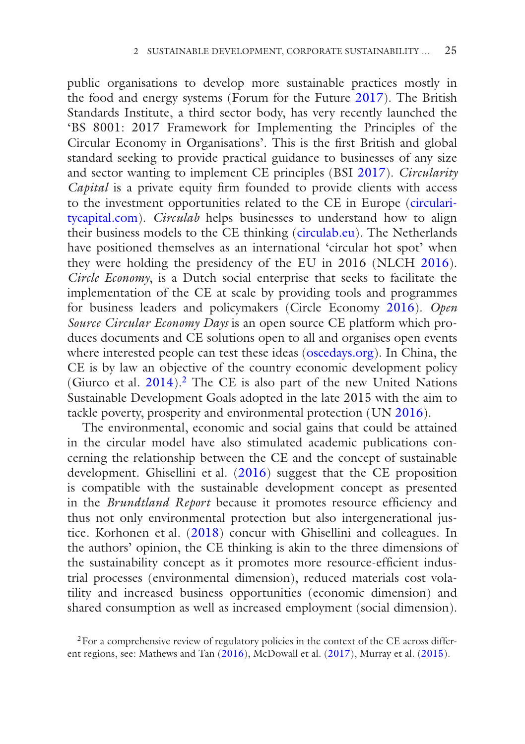public organisations to develop more sustainable practices mostly in the food and energy systems (Forum for the Future 2017). The British Standards Institute, a third sector body, has very recently launched the 'BS 8001: 2017 Framework for Implementing the Principles of the Circular Economy in Organisations'. This is the first British and global standard seeking to provide practical guidance to businesses of any size and sector wanting to implement CE principles (BSI 2017). *Circularity Capital* is a private equity firm founded to provide clients with access to the investment opportunities related to the CE in Europe (circularitycapital.com). *Circulab* helps businesses to understand how to align their business models to the CE thinking (circulab.eu). The Netherlands have positioned themselves as an international 'circular hot spot' when they were holding the presidency of the EU in 2016 (NLCH 2016). *Circle Economy*, is a Dutch social enterprise that seeks to facilitate the implementation of the CE at scale by providing tools and programmes for business leaders and policymakers (Circle Economy 2016). *Open Source Circular Economy Days* is an open source CE platform which produces documents and CE solutions open to all and organises open events where interested people can test these ideas (oscedays.org). In China, the CE is by law an objective of the country economic development policy (Giurco et al. 2014).[2] The CE is also part of the new United Nations Sustainable Development Goals adopted in the late 2015 with the aim to tackle poverty, prosperity and environmental protection (UN 2016).

The environmental, economic and social gains that could be attained in the circular model have also stimulated academic publications concerning the relationship between the CE and the concept of sustainable development. Ghisellini et al. (2016) suggest that the CE proposition is compatible with the sustainable development concept as presented in the *Brundtland Report* because it promotes resource efficiency and thus not only environmental protection but also intergenerational justice. Korhonen et al. (2018) concur with Ghisellini and colleagues. In the authors' opinion, the CE thinking is akin to the three dimensions of the sustainability concept as it promotes more resource-efficient industrial processes (environmental dimension), reduced materials cost volatility and increased business opportunities (economic dimension) and shared consumption as well as increased employment (social dimension).

[2] For a comprehensive review of regulatory policies in the context of the CE across different regions, see: Mathews and Tan (2016), McDowall et al. (2017), Murray et al. (2015).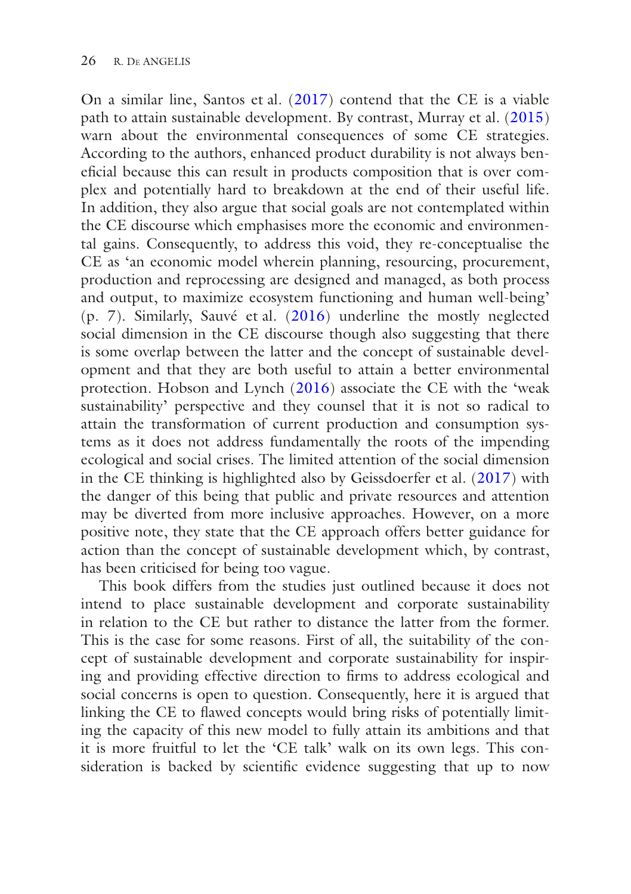On a similar line, Santos et al. (2017) contend that the CE is a viable path to attain sustainable development. By contrast, Murray et al. (2015) warn about the environmental consequences of some CE strategies. According to the authors, enhanced product durability is not always beneficial because this can result in products composition that is over complex and potentially hard to breakdown at the end of their useful life. In addition, they also argue that social goals are not contemplated within the CE discourse which emphasises more the economic and environmental gains. Consequently, to address this void, they re-conceptualise the CE as 'an economic model wherein planning, resourcing, procurement, production and reprocessing are designed and managed, as both process and output, to maximize ecosystem functioning and human well-being' (p. 7). Similarly, Sauvé et al. (2016) underline the mostly neglected social dimension in the CE discourse though also suggesting that there is some overlap between the latter and the concept of sustainable development and that they are both useful to attain a better environmental protection. Hobson and Lynch (2016) associate the CE with the 'weak sustainability' perspective and they counsel that it is not so radical to attain the transformation of current production and consumption systems as it does not address fundamentally the roots of the impending ecological and social crises. The limited attention of the social dimension in the CE thinking is highlighted also by Geissdoerfer et al. (2017) with the danger of this being that public and private resources and attention may be diverted from more inclusive approaches. However, on a more positive note, they state that the CE approach offers better guidance for action than the concept of sustainable development which, by contrast, has been criticised for being too vague.

This book differs from the studies just outlined because it does not intend to place sustainable development and corporate sustainability in relation to the CE but rather to distance the latter from the former. This is the case for some reasons. First of all, the suitability of the concept of sustainable development and corporate sustainability for inspiring and providing effective direction to firms to address ecological and social concerns is open to question. Consequently, here it is argued that linking the CE to flawed concepts would bring risks of potentially limiting the capacity of this new model to fully attain its ambitions and that it is more fruitful to let the 'CE talk' walk on its own legs. This consideration is backed by scientific evidence suggesting that up to now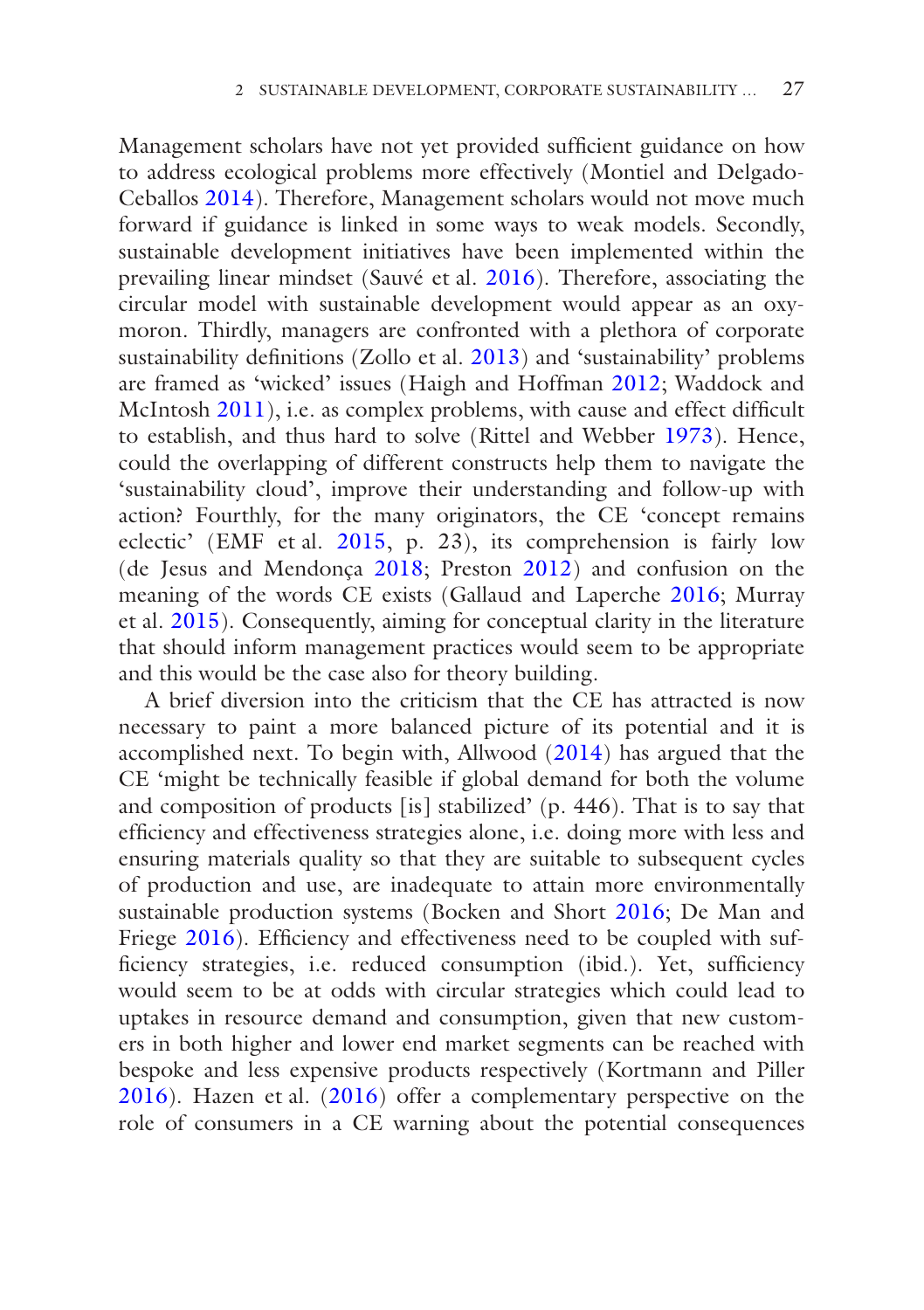Management scholars have not yet provided sufficient guidance on how to address ecological problems more effectively (Montiel and Delgado-Ceballos 2014). Therefore, Management scholars would not move much forward if guidance is linked in some ways to weak models. Secondly, sustainable development initiatives have been implemented within the prevailing linear mindset (Sauvé et al. 2016). Therefore, associating the circular model with sustainable development would appear as an oxymoron. Thirdly, managers are confronted with a plethora of corporate sustainability definitions (Zollo et al. 2013) and 'sustainability' problems are framed as 'wicked' issues (Haigh and Hoffman 2012; Waddock and McIntosh 2011), i.e. as complex problems, with cause and effect difficult to establish, and thus hard to solve (Rittel and Webber 1973). Hence, could the overlapping of different constructs help them to navigate the 'sustainability cloud', improve their understanding and follow-up with action? Fourthly, for the many originators, the CE 'concept remains eclectic' (EMF et al. 2015, p. 23), its comprehension is fairly low (de Jesus and Mendonça 2018; Preston 2012) and confusion on the meaning of the words CE exists (Gallaud and Laperche 2016; Murray et al. 2015). Consequently, aiming for conceptual clarity in the literature that should inform management practices would seem to be appropriate and this would be the case also for theory building.

A brief diversion into the criticism that the CE has attracted is now necessary to paint a more balanced picture of its potential and it is accomplished next. To begin with, Allwood (2014) has argued that the CE 'might be technically feasible if global demand for both the volume and composition of products [is] stabilized' (p. 446). That is to say that efficiency and effectiveness strategies alone, i.e. doing more with less and ensuring materials quality so that they are suitable to subsequent cycles of production and use, are inadequate to attain more environmentally sustainable production systems (Bocken and Short 2016; De Man and Friege 2016). Efficiency and effectiveness need to be coupled with sufficiency strategies, i.e. reduced consumption (ibid.). Yet, sufficiency would seem to be at odds with circular strategies which could lead to uptakes in resource demand and consumption, given that new customers in both higher and lower end market segments can be reached with bespoke and less expensive products respectively (Kortmann and Piller 2016). Hazen et al. (2016) offer a complementary perspective on the role of consumers in a CE warning about the potential consequences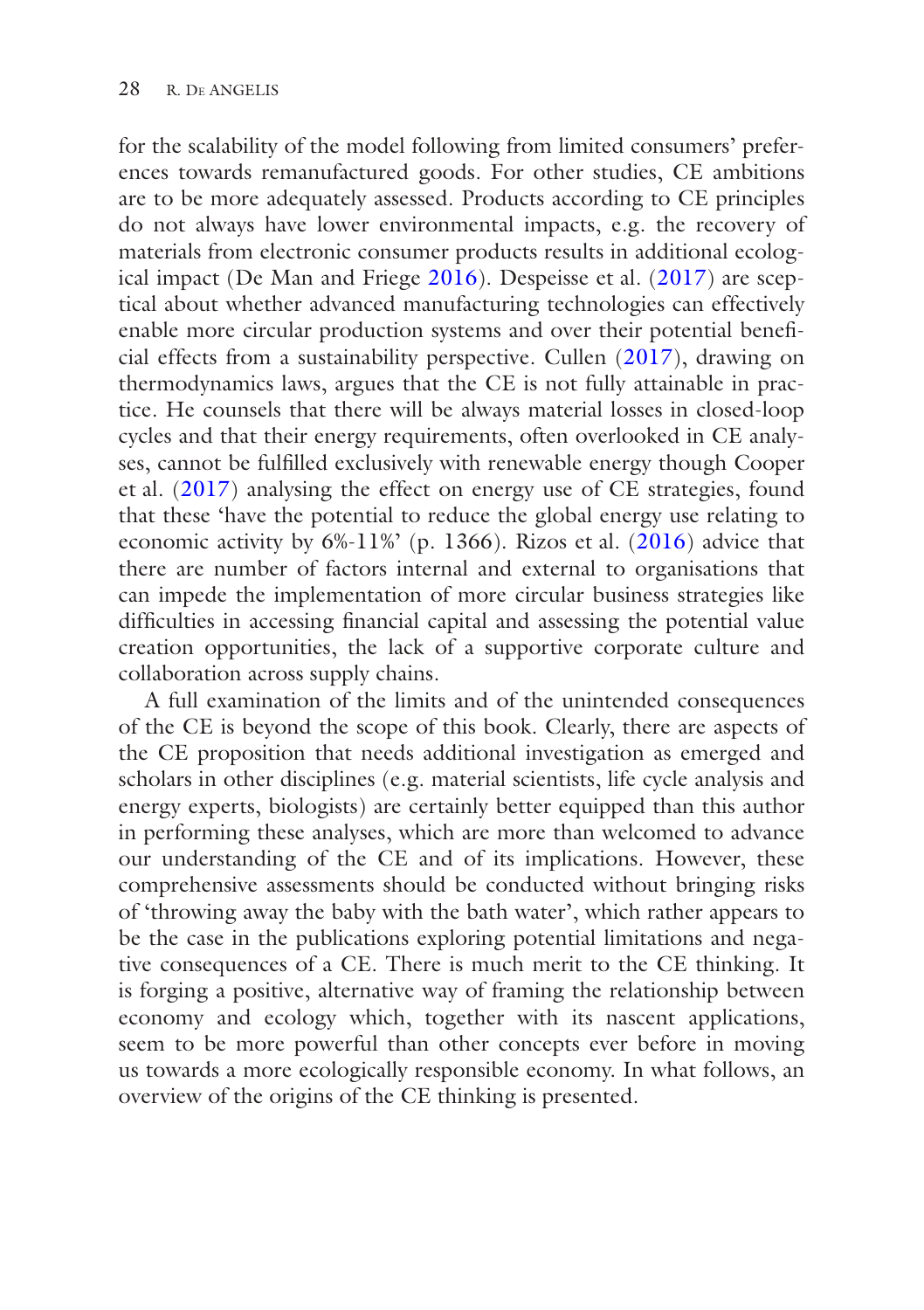for the scalability of the model following from limited consumers' preferences towards remanufactured goods. For other studies, CE ambitions are to be more adequately assessed. Products according to CE principles do not always have lower environmental impacts, e.g. the recovery of materials from electronic consumer products results in additional ecological impact (De Man and Friege 2016). Despeisse et al. (2017) are sceptical about whether advanced manufacturing technologies can effectively enable more circular production systems and over their potential beneficial effects from a sustainability perspective. Cullen (2017), drawing on thermodynamics laws, argues that the CE is not fully attainable in practice. He counsels that there will be always material losses in closed-loop cycles and that their energy requirements, often overlooked in CE analyses, cannot be fulfilled exclusively with renewable energy though Cooper et al. (2017) analysing the effect on energy use of CE strategies, found that these 'have the potential to reduce the global energy use relating to economic activity by 6%-11%' (p. 1366). Rizos et al. (2016) advice that there are number of factors internal and external to organisations that can impede the implementation of more circular business strategies like difficulties in accessing financial capital and assessing the potential value creation opportunities, the lack of a supportive corporate culture and collaboration across supply chains.

A full examination of the limits and of the unintended consequences of the CE is beyond the scope of this book. Clearly, there are aspects of the CE proposition that needs additional investigation as emerged and scholars in other disciplines (e.g. material scientists, life cycle analysis and energy experts, biologists) are certainly better equipped than this author in performing these analyses, which are more than welcomed to advance our understanding of the CE and of its implications. However, these comprehensive assessments should be conducted without bringing risks of 'throwing away the baby with the bath water', which rather appears to be the case in the publications exploring potential limitations and negative consequences of a CE. There is much merit to the CE thinking. It is forging a positive, alternative way of framing the relationship between economy and ecology which, together with its nascent applications, seem to be more powerful than other concepts ever before in moving us towards a more ecologically responsible economy. In what follows, an overview of the origins of the CE thinking is presented.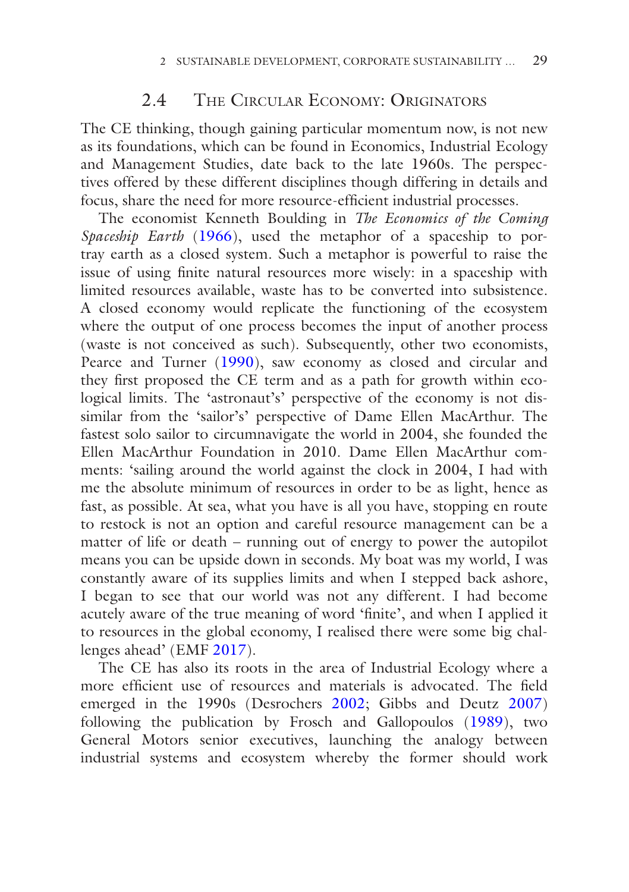## 2.4 The Circular Economy: Originators

The CE thinking, though gaining particular momentum now, is not new as its foundations, which can be found in Economics, Industrial Ecology and Management Studies, date back to the late 1960s. The perspectives offered by these different disciplines though differing in details and focus, share the need for more resource-efficient industrial processes.

The economist Kenneth Boulding in *The Economics of the Coming Spaceship Earth* (1966), used the metaphor of a spaceship to portray earth as a closed system. Such a metaphor is powerful to raise the issue of using finite natural resources more wisely: in a spaceship with limited resources available, waste has to be converted into subsistence. A closed economy would replicate the functioning of the ecosystem where the output of one process becomes the input of another process (waste is not conceived as such). Subsequently, other two economists, Pearce and Turner (1990), saw economy as closed and circular and they first proposed the CE term and as a path for growth within ecological limits. The 'astronaut's' perspective of the economy is not dissimilar from the 'sailor's' perspective of Dame Ellen MacArthur. The fastest solo sailor to circumnavigate the world in 2004, she founded the Ellen MacArthur Foundation in 2010. Dame Ellen MacArthur comments: 'sailing around the world against the clock in 2004, I had with me the absolute minimum of resources in order to be as light, hence as fast, as possible. At sea, what you have is all you have, stopping en route to restock is not an option and careful resource management can be a matter of life or death – running out of energy to power the autopilot means you can be upside down in seconds. My boat was my world, I was constantly aware of its supplies limits and when I stepped back ashore, I began to see that our world was not any different. I had become acutely aware of the true meaning of word 'finite', and when I applied it to resources in the global economy, I realised there were some big challenges ahead' (EMF 2017).

The CE has also its roots in the area of Industrial Ecology where a more efficient use of resources and materials is advocated. The field emerged in the 1990s (Desrochers 2002; Gibbs and Deutz 2007) following the publication by Frosch and Gallopoulos (1989), two General Motors senior executives, launching the analogy between industrial systems and ecosystem whereby the former should work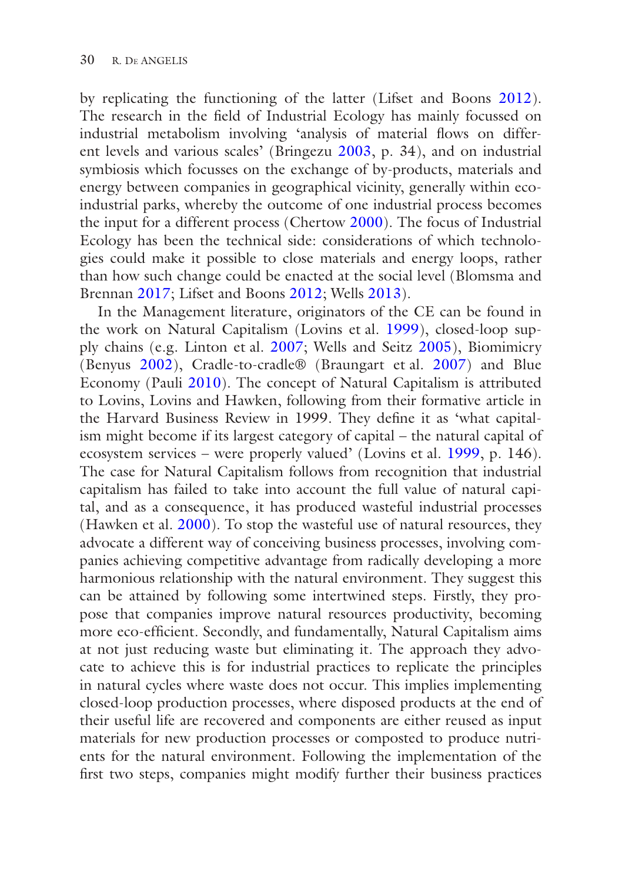by replicating the functioning of the latter (Lifset and Boons 2012). The research in the field of Industrial Ecology has mainly focussed on industrial metabolism involving 'analysis of material flows on different levels and various scales' (Bringezu 2003, p. 34), and on industrial symbiosis which focusses on the exchange of by-products, materials and energy between companies in geographical vicinity, generally within eco-industrial parks, whereby the outcome of one industrial process becomes the input for a different process (Chertow 2000). The focus of Industrial Ecology has been the technical side: considerations of which technologies could make it possible to close materials and energy loops, rather than how such change could be enacted at the social level (Blomsma and Brennan 2017; Lifset and Boons 2012; Wells 2013).

In the Management literature, originators of the CE can be found in the work on Natural Capitalism (Lovins et al. 1999), closed-loop supply chains (e.g. Linton et al. 2007; Wells and Seitz 2005), Biomimicry (Benyus 2002), Cradle-to-cradle® (Braungart et al. 2007) and Blue Economy (Pauli 2010). The concept of Natural Capitalism is attributed to Lovins, Lovins and Hawken, following from their formative article in the Harvard Business Review in 1999. They define it as 'what capitalism might become if its largest category of capital – the natural capital of ecosystem services – were properly valued' (Lovins et al. 1999, p. 146). The case for Natural Capitalism follows from recognition that industrial capitalism has failed to take into account the full value of natural capital, and as a consequence, it has produced wasteful industrial processes (Hawken et al. 2000). To stop the wasteful use of natural resources, they advocate a different way of conceiving business processes, involving companies achieving competitive advantage from radically developing a more harmonious relationship with the natural environment. They suggest this can be attained by following some intertwined steps. Firstly, they propose that companies improve natural resources productivity, becoming more eco-efficient. Secondly, and fundamentally, Natural Capitalism aims at not just reducing waste but eliminating it. The approach they advocate to achieve this is for industrial practices to replicate the principles in natural cycles where waste does not occur. This implies implementing closed-loop production processes, where disposed products at the end of their useful life are recovered and components are either reused as input materials for new production processes or composted to produce nutrients for the natural environment. Following the implementation of the first two steps, companies might modify further their business practices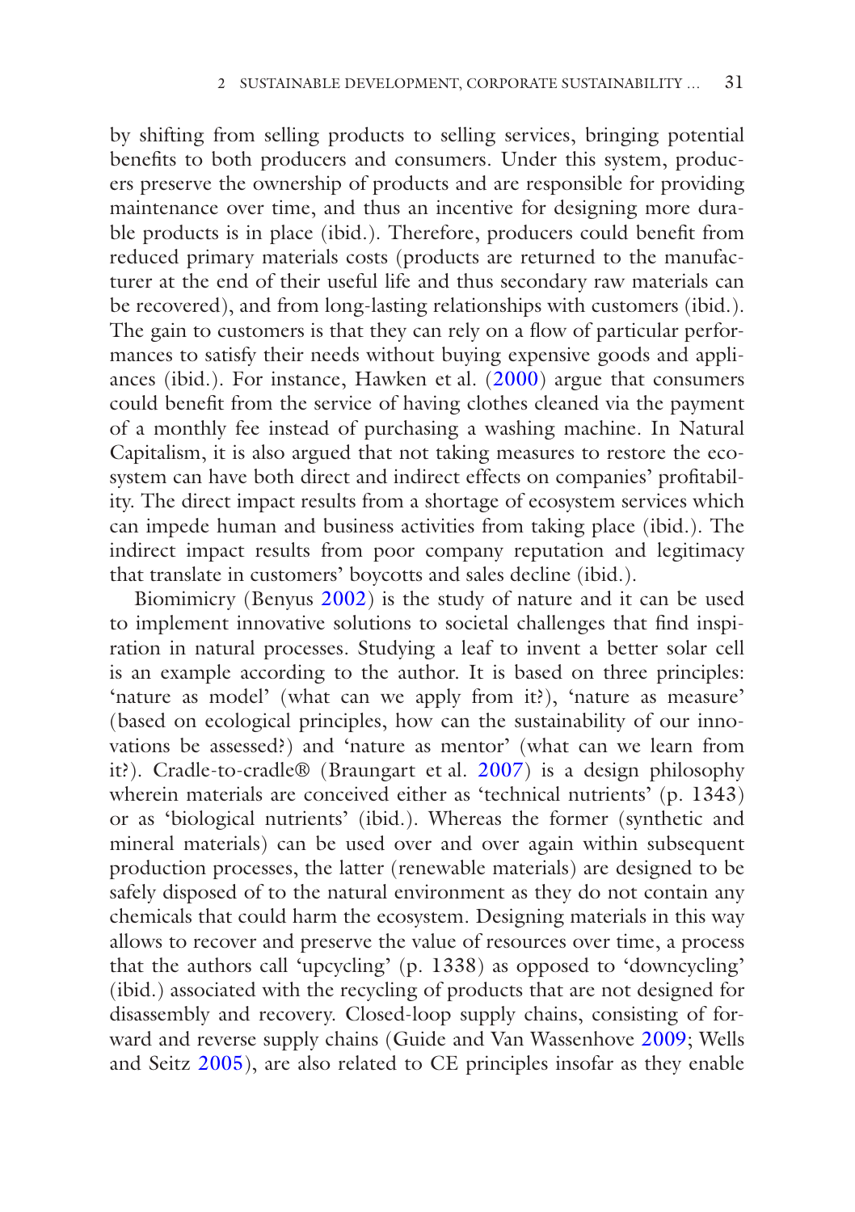by shifting from selling products to selling services, bringing potential benefits to both producers and consumers. Under this system, producers preserve the ownership of products and are responsible for providing maintenance over time, and thus an incentive for designing more durable products is in place (ibid.). Therefore, producers could benefit from reduced primary materials costs (products are returned to the manufacturer at the end of their useful life and thus secondary raw materials can be recovered), and from long-lasting relationships with customers (ibid.). The gain to customers is that they can rely on a flow of particular performances to satisfy their needs without buying expensive goods and appliances (ibid.). For instance, Hawken et al. (2000) argue that consumers could benefit from the service of having clothes cleaned via the payment of a monthly fee instead of purchasing a washing machine. In Natural Capitalism, it is also argued that not taking measures to restore the ecosystem can have both direct and indirect effects on companies' profitability. The direct impact results from a shortage of ecosystem services which can impede human and business activities from taking place (ibid.). The indirect impact results from poor company reputation and legitimacy that translate in customers' boycotts and sales decline (ibid.).

Biomimicry (Benyus 2002) is the study of nature and it can be used to implement innovative solutions to societal challenges that find inspiration in natural processes. Studying a leaf to invent a better solar cell is an example according to the author. It is based on three principles: 'nature as model' (what can we apply from it?), 'nature as measure' (based on ecological principles, how can the sustainability of our innovations be assessed?) and 'nature as mentor' (what can we learn from it?). Cradle-to-cradle® (Braungart et al. 2007) is a design philosophy wherein materials are conceived either as 'technical nutrients' (p. 1343) or as 'biological nutrients' (ibid.). Whereas the former (synthetic and mineral materials) can be used over and over again within subsequent production processes, the latter (renewable materials) are designed to be safely disposed of to the natural environment as they do not contain any chemicals that could harm the ecosystem. Designing materials in this way allows to recover and preserve the value of resources over time, a process that the authors call 'upcycling' (p. 1338) as opposed to 'downcycling' (ibid.) associated with the recycling of products that are not designed for disassembly and recovery. Closed-loop supply chains, consisting of forward and reverse supply chains (Guide and Van Wassenhove 2009; Wells and Seitz 2005), are also related to CE principles insofar as they enable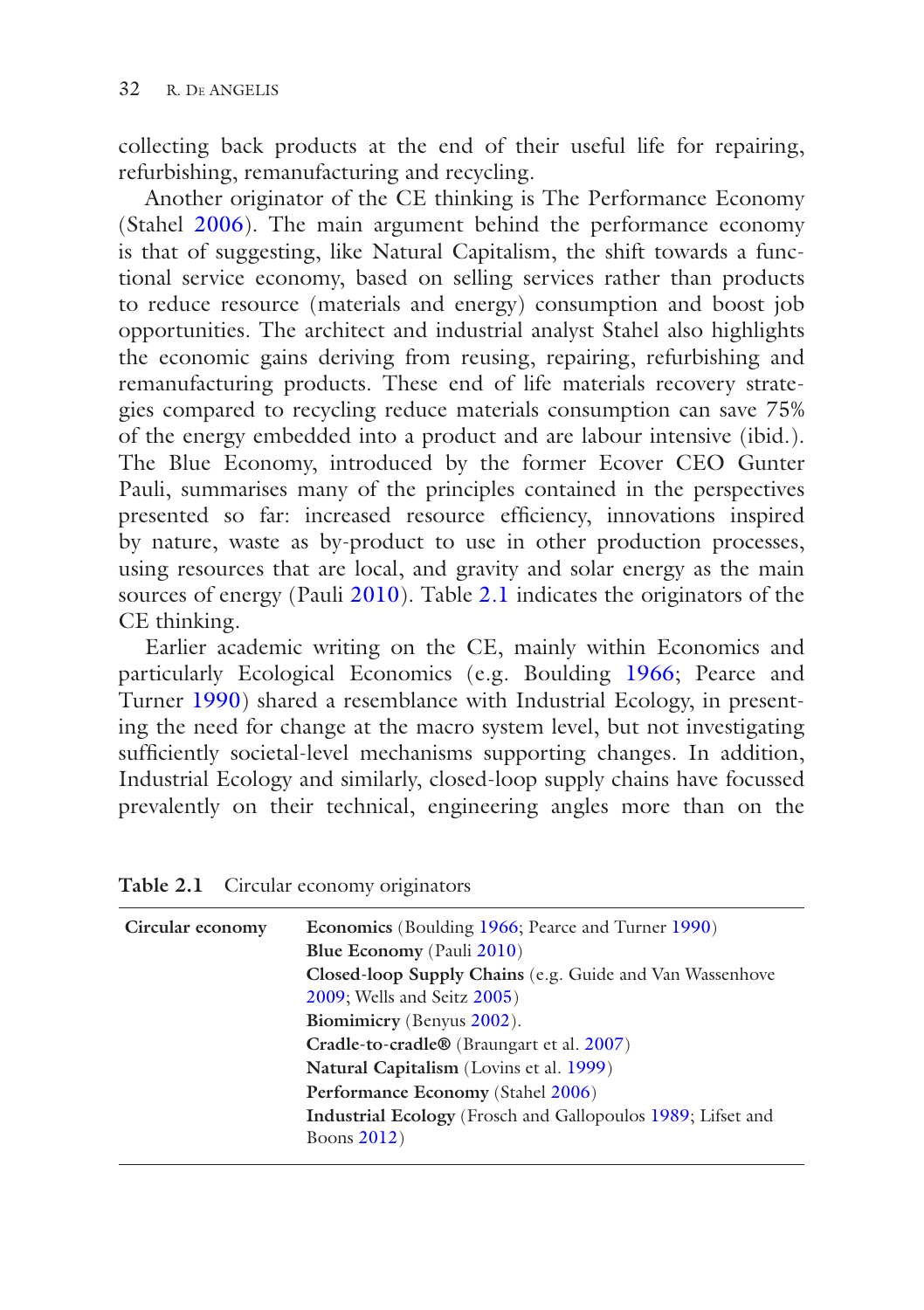collecting back products at the end of their useful life for repairing, refurbishing, remanufacturing and recycling.

Another originator of the CE thinking is The Performance Economy (Stahel 2006). The main argument behind the performance economy is that of suggesting, like Natural Capitalism, the shift towards a functional service economy, based on selling services rather than products to reduce resource (materials and energy) consumption and boost job opportunities. The architect and industrial analyst Stahel also highlights the economic gains deriving from reusing, repairing, refurbishing and remanufacturing products. These end of life materials recovery strategies compared to recycling reduce materials consumption can save 75% of the energy embedded into a product and are labour intensive (ibid.). The Blue Economy, introduced by the former Ecover CEO Gunter Pauli, summarises many of the principles contained in the perspectives presented so far: increased resource efficiency, innovations inspired by nature, waste as by-product to use in other production processes, using resources that are local, and gravity and solar energy as the main sources of energy (Pauli 2010). Table 2.1 indicates the originators of the CE thinking.

Earlier academic writing on the CE, mainly within Economics and particularly Ecological Economics (e.g. Boulding 1966; Pearce and Turner 1990) shared a resemblance with Industrial Ecology, in presenting the need for change at the macro system level, but not investigating sufficiently societal-level mechanisms supporting changes. In addition, Industrial Ecology and similarly, closed-loop supply chains have focussed prevalently on their technical, engineering angles more than on the

**Table 2.1** Circular economy originators

| | |
|---|---|
| **Circular economy** | **Economics** (Boulding 1966; Pearce and Turner 1990)<br>**Blue Economy** (Pauli 2010)<br>**Closed-loop Supply Chains** (e.g. Guide and Van Wassenhove 2009; Wells and Seitz 2005)<br>**Biomimicry** (Benyus 2002).<br>**Cradle-to-cradle®** (Braungart et al. 2007)<br>**Natural Capitalism** (Lovins et al. 1999)<br>**Performance Economy** (Stahel 2006)<br>**Industrial Ecology** (Frosch and Gallopoulos 1989; Lifset and Boons 2012) |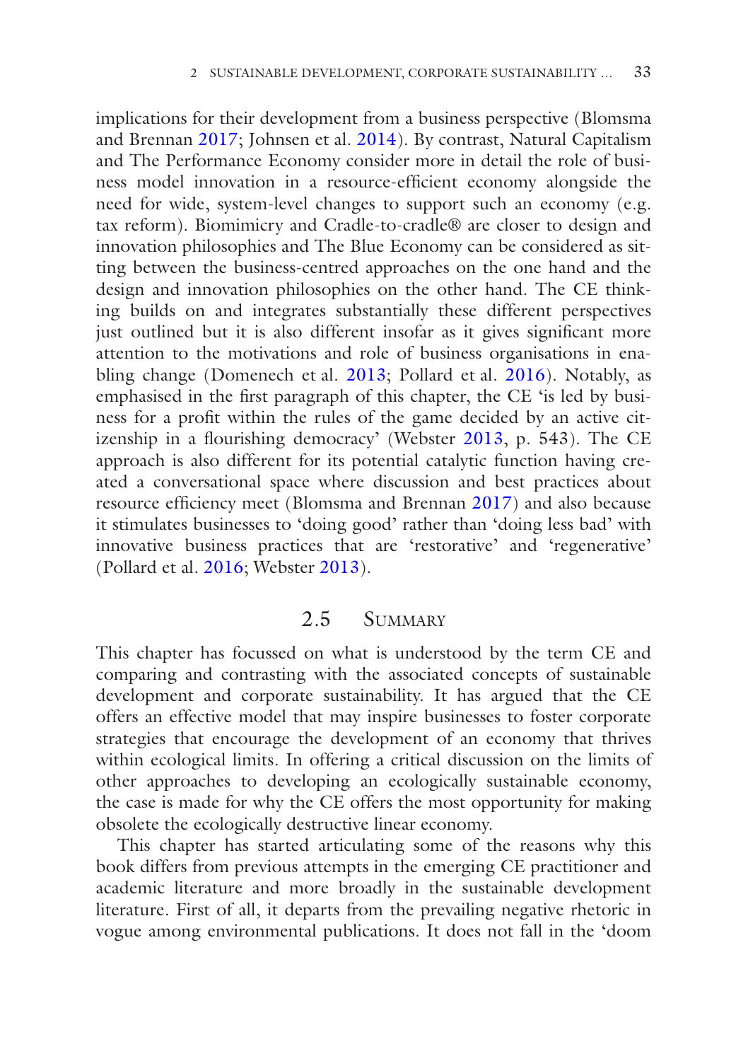implications for their development from a business perspective (Blomsma and Brennan 2017; Johnsen et al. 2014). By contrast, Natural Capitalism and The Performance Economy consider more in detail the role of business model innovation in a resource-efficient economy alongside the need for wide, system-level changes to support such an economy (e.g. tax reform). Biomimicry and Cradle-to-cradle® are closer to design and innovation philosophies and The Blue Economy can be considered as sitting between the business-centred approaches on the one hand and the design and innovation philosophies on the other hand. The CE thinking builds on and integrates substantially these different perspectives just outlined but it is also different insofar as it gives significant more attention to the motivations and role of business organisations in enabling change (Domenech et al. 2013; Pollard et al. 2016). Notably, as emphasised in the first paragraph of this chapter, the CE 'is led by business for a profit within the rules of the game decided by an active citizenship in a flourishing democracy' (Webster 2013, p. 543). The CE approach is also different for its potential catalytic function having created a conversational space where discussion and best practices about resource efficiency meet (Blomsma and Brennan 2017) and also because it stimulates businesses to 'doing good' rather than 'doing less bad' with innovative business practices that are 'restorative' and 'regenerative' (Pollard et al. 2016; Webster 2013).

## 2.5 Summary

This chapter has focussed on what is understood by the term CE and comparing and contrasting with the associated concepts of sustainable development and corporate sustainability. It has argued that the CE offers an effective model that may inspire businesses to foster corporate strategies that encourage the development of an economy that thrives within ecological limits. In offering a critical discussion on the limits of other approaches to developing an ecologically sustainable economy, the case is made for why the CE offers the most opportunity for making obsolete the ecologically destructive linear economy.

This chapter has started articulating some of the reasons why this book differs from previous attempts in the emerging CE practitioner and academic literature and more broadly in the sustainable development literature. First of all, it departs from the prevailing negative rhetoric in vogue among environmental publications. It does not fall in the 'doom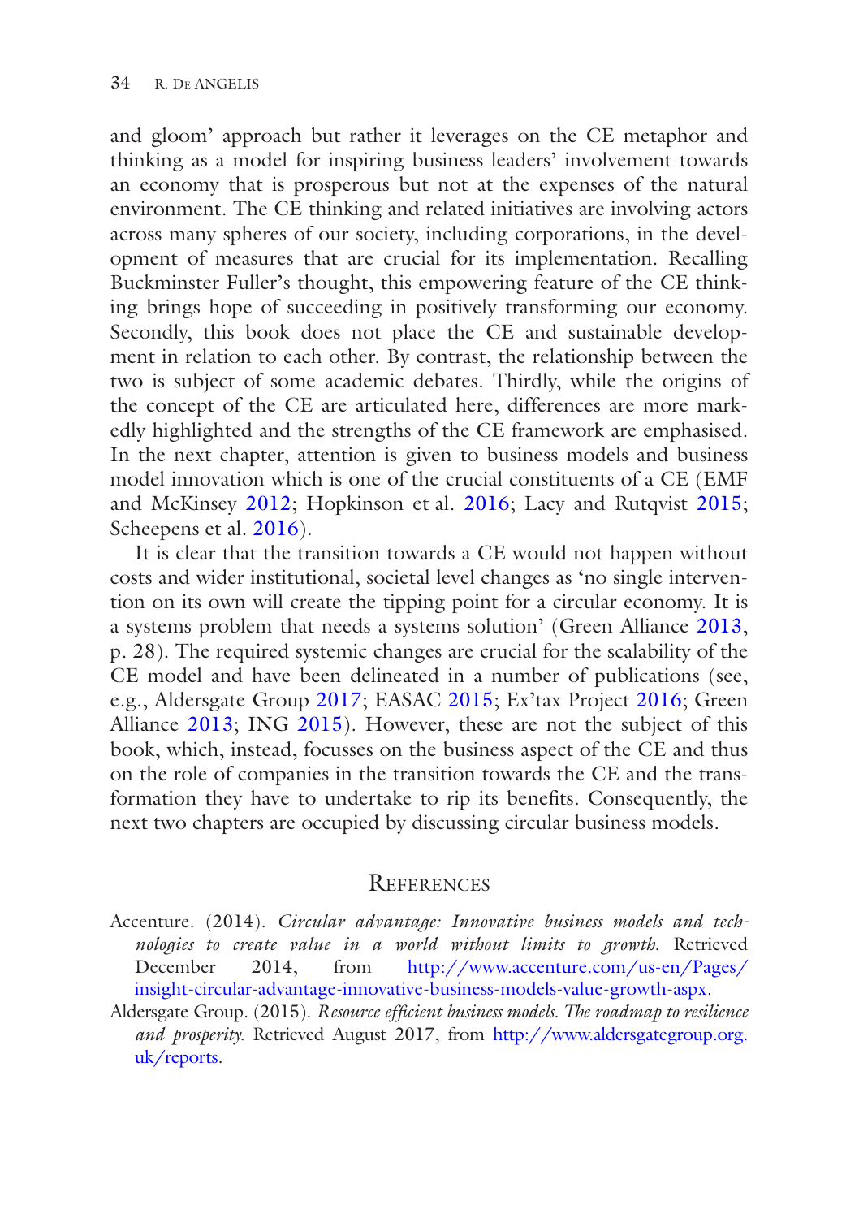and gloom' approach but rather it leverages on the CE metaphor and thinking as a model for inspiring business leaders' involvement towards an economy that is prosperous but not at the expenses of the natural environment. The CE thinking and related initiatives are involving actors across many spheres of our society, including corporations, in the development of measures that are crucial for its implementation. Recalling Buckminster Fuller's thought, this empowering feature of the CE thinking brings hope of succeeding in positively transforming our economy. Secondly, this book does not place the CE and sustainable development in relation to each other. By contrast, the relationship between the two is subject of some academic debates. Thirdly, while the origins of the concept of the CE are articulated here, differences are more markedly highlighted and the strengths of the CE framework are emphasised. In the next chapter, attention is given to business models and business model innovation which is one of the crucial constituents of a CE (EMF and McKinsey 2012; Hopkinson et al. 2016; Lacy and Rutqvist 2015; Scheepens et al. 2016).

It is clear that the transition towards a CE would not happen without costs and wider institutional, societal level changes as 'no single intervention on its own will create the tipping point for a circular economy. It is a systems problem that needs a systems solution' (Green Alliance 2013, p. 28). The required systemic changes are crucial for the scalability of the CE model and have been delineated in a number of publications (see, e.g., Aldersgate Group 2017; EASAC 2015; Ex'tax Project 2016; Green Alliance 2013; ING 2015). However, these are not the subject of this book, which, instead, focusses on the business aspect of the CE and thus on the role of companies in the transition towards the CE and the transformation they have to undertake to rip its benefits. Consequently, the next two chapters are occupied by discussing circular business models.

## References

Accenture. (2014). *Circular advantage: Innovative business models and technologies to create value in a world without limits to growth*. Retrieved December 2014, from http://www.accenture.com/us-en/Pages/insight-circular-advantage-innovative-business-models-value-growth-aspx.

Aldersgate Group. (2015). *Resource efficient business models. The roadmap to resilience and prosperity*. Retrieved August 2017, from http://www.aldersgategroup.org.uk/reports.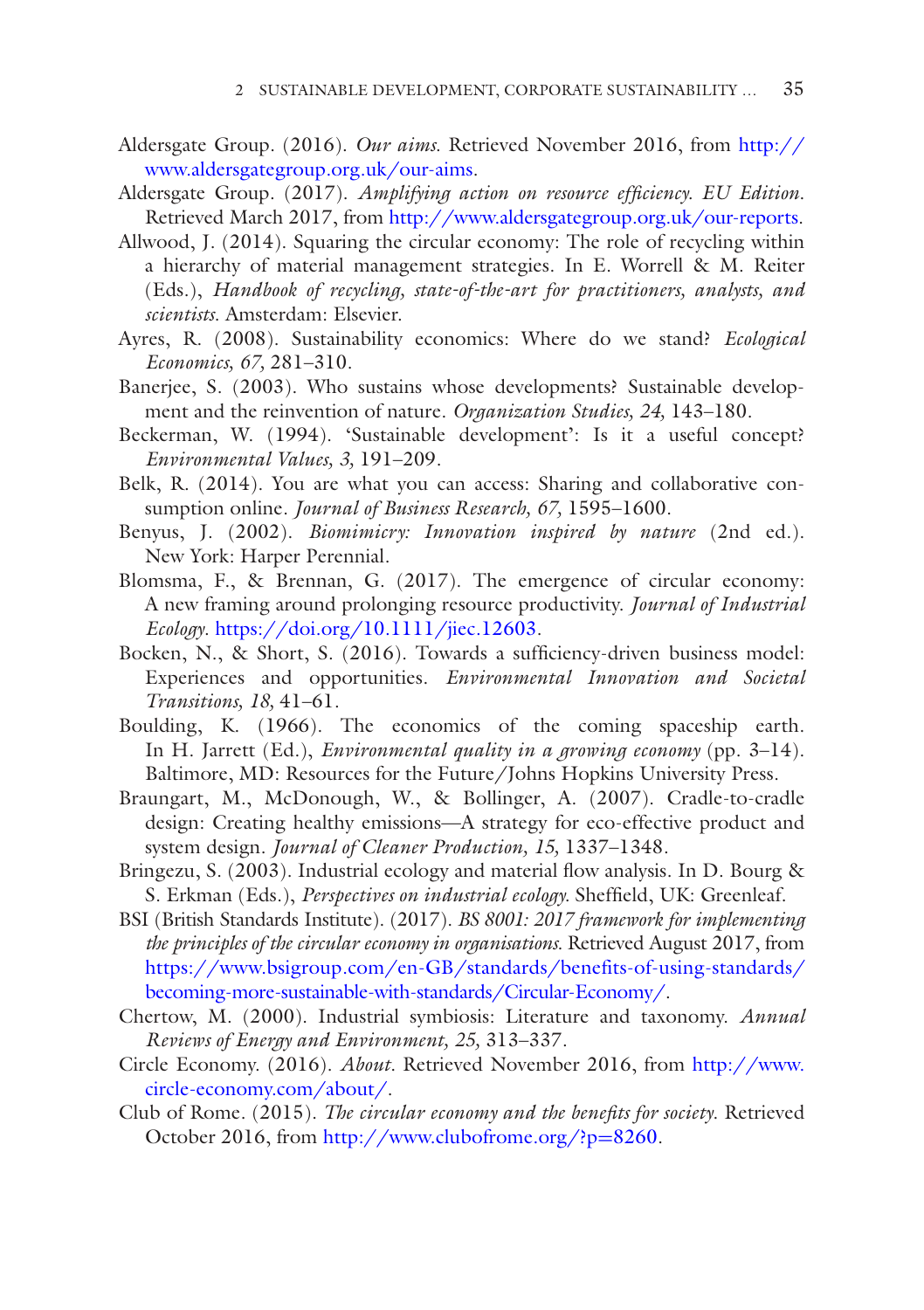Aldersgate Group. (2016). *Our aims*. Retrieved November 2016, from http://www.aldersgategroup.org.uk/our-aims.

Aldersgate Group. (2017). *Amplifying action on resource efficiency. EU Edition*. Retrieved March 2017, from http://www.aldersgategroup.org.uk/our-reports.

Allwood, J. (2014). Squaring the circular economy: The role of recycling within a hierarchy of material management strategies. In E. Worrell & M. Reiter (Eds.), *Handbook of recycling, state-of-the-art for practitioners, analysts, and scientists*. Amsterdam: Elsevier.

Ayres, R. (2008). Sustainability economics: Where do we stand? *Ecological Economics, 67,* 281–310.

Banerjee, S. (2003). Who sustains whose developments? Sustainable development and the reinvention of nature. *Organization Studies, 24,* 143–180.

Beckerman, W. (1994). 'Sustainable development': Is it a useful concept? *Environmental Values, 3,* 191–209.

Belk, R. (2014). You are what you can access: Sharing and collaborative consumption online. *Journal of Business Research, 67,* 1595–1600.

Benyus, J. (2002). *Biomimicry: Innovation inspired by nature* (2nd ed.). New York: Harper Perennial.

Blomsma, F., & Brennan, G. (2017). The emergence of circular economy: A new framing around prolonging resource productivity. *Journal of Industrial Ecology*. https://doi.org/10.1111/jiec.12603.

Bocken, N., & Short, S. (2016). Towards a sufficiency-driven business model: Experiences and opportunities. *Environmental Innovation and Societal Transitions, 18,* 41–61.

Boulding, K. (1966). The economics of the coming spaceship earth. In H. Jarrett (Ed.), *Environmental quality in a growing economy* (pp. 3–14). Baltimore, MD: Resources for the Future/Johns Hopkins University Press.

Braungart, M., McDonough, W., & Bollinger, A. (2007). Cradle-to-cradle design: Creating healthy emissions—A strategy for eco-effective product and system design. *Journal of Cleaner Production, 15,* 1337–1348.

Bringezu, S. (2003). Industrial ecology and material flow analysis. In D. Bourg & S. Erkman (Eds.), *Perspectives on industrial ecology*. Sheffield, UK: Greenleaf.

BSI (British Standards Institute). (2017). *BS 8001: 2017 framework for implementing the principles of the circular economy in organisations*. Retrieved August 2017, from https://www.bsigroup.com/en-GB/standards/benefits-of-using-standards/becoming-more-sustainable-with-standards/Circular-Economy/.

Chertow, M. (2000). Industrial symbiosis: Literature and taxonomy. *Annual Reviews of Energy and Environment, 25,* 313–337.

Circle Economy. (2016). *About*. Retrieved November 2016, from http://www.circle-economy.com/about/.

Club of Rome. (2015). *The circular economy and the benefits for society*. Retrieved October 2016, from http://www.clubofrome.org/?p=8260.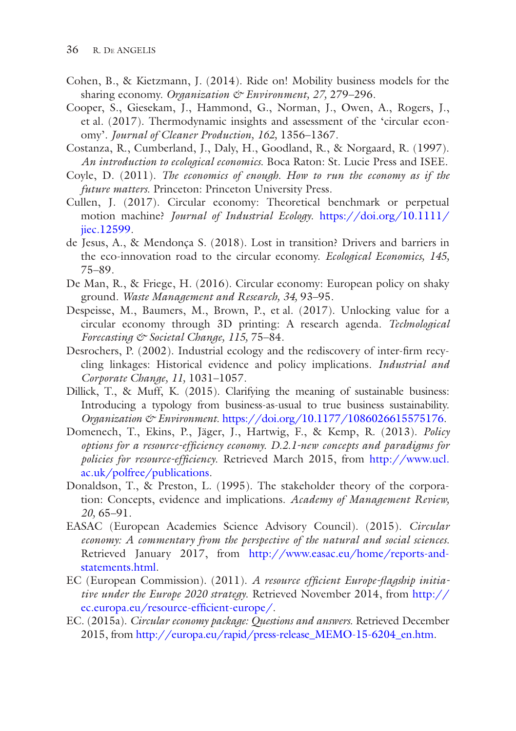Cohen, B., & Kietzmann, J. (2014). Ride on! Mobility business models for the sharing economy. *Organization & Environment, 27,* 279–296.

Cooper, S., Giesekam, J., Hammond, G., Norman, J., Owen, A., Rogers, J., et al. (2017). Thermodynamic insights and assessment of the 'circular economy'. *Journal of Cleaner Production, 162,* 1356–1367.

Costanza, R., Cumberland, J., Daly, H., Goodland, R., & Norgaard, R. (1997). *An introduction to ecological economics.* Boca Raton: St. Lucie Press and ISEE.

Coyle, D. (2011). *The economics of enough. How to run the economy as if the future matters.* Princeton: Princeton University Press.

Cullen, J. (2017). Circular economy: Theoretical benchmark or perpetual motion machine? *Journal of Industrial Ecology.* https://doi.org/10.1111/jiec.12599.

de Jesus, A., & Mendonça S. (2018). Lost in transition? Drivers and barriers in the eco-innovation road to the circular economy. *Ecological Economics, 145,* 75–89.

De Man, R., & Friege, H. (2016). Circular economy: European policy on shaky ground. *Waste Management and Research, 34,* 93–95.

Despeisse, M., Baumers, M., Brown, P., et al. (2017). Unlocking value for a circular economy through 3D printing: A research agenda. *Technological Forecasting & Societal Change, 115,* 75–84.

Desrochers, P. (2002). Industrial ecology and the rediscovery of inter-firm recycling linkages: Historical evidence and policy implications. *Industrial and Corporate Change, 11,* 1031–1057.

Dillick, T., & Muff, K. (2015). Clarifying the meaning of sustainable business: Introducing a typology from business-as-usual to true business sustainability. *Organization & Environment.* https://doi.org/10.1177/1086026615575176.

Domenech, T., Ekins, P., Jäger, J., Hartwig, F., & Kemp, R. (2013). *Policy options for a resource-efficiency economy. D.2.1-new concepts and paradigms for policies for resource-efficiency.* Retrieved March 2015, from http://www.ucl.ac.uk/polfree/publications.

Donaldson, T., & Preston, L. (1995). The stakeholder theory of the corporation: Concepts, evidence and implications. *Academy of Management Review, 20,* 65–91.

EASAC (European Academies Science Advisory Council). (2015). *Circular economy: A commentary from the perspective of the natural and social sciences.* Retrieved January 2017, from http://www.easac.eu/home/reports-and-statements.html.

EC (European Commission). (2011). *A resource efficient Europe-flagship initiative under the Europe 2020 strategy.* Retrieved November 2014, from http://ec.europa.eu/resource-efficient-europe/.

EC. (2015a). *Circular economy package: Questions and answers.* Retrieved December 2015, from http://europa.eu/rapid/press-release_MEMO-15-6204_en.htm.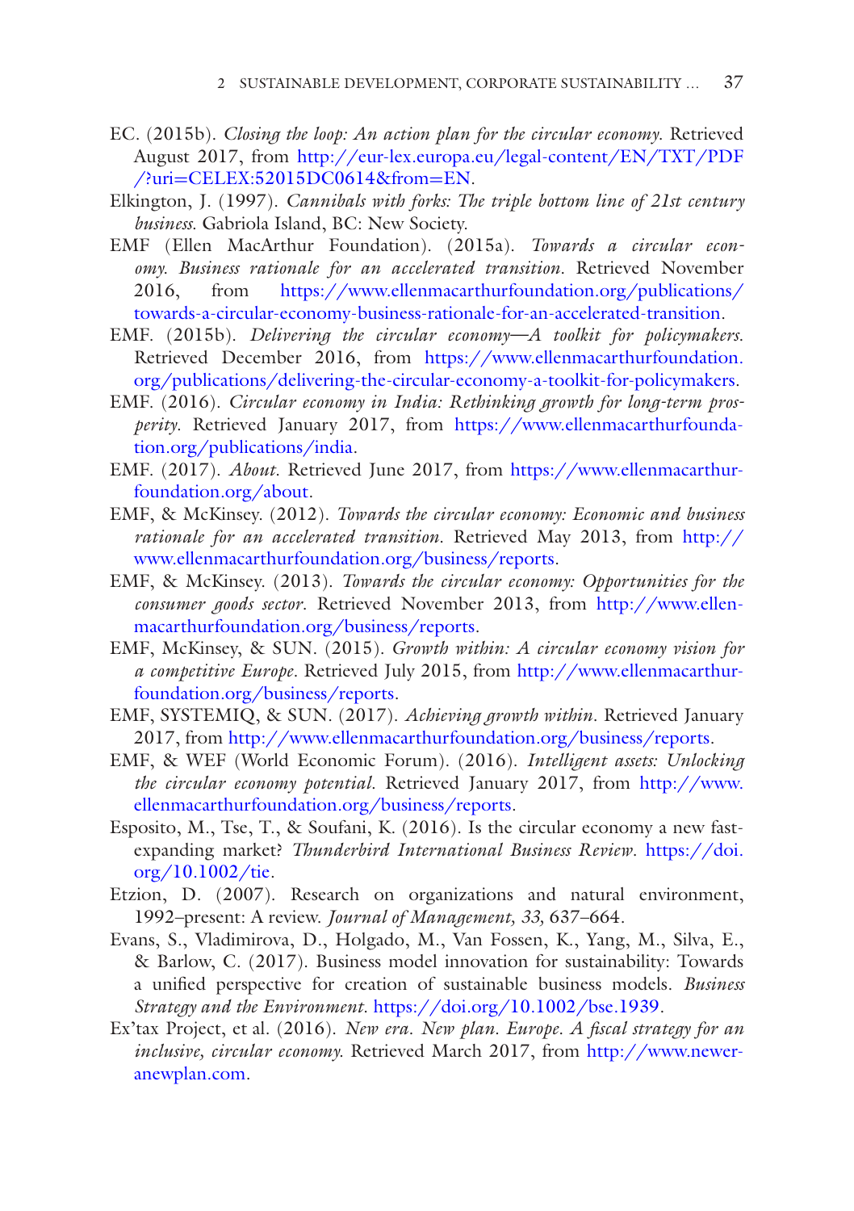EC. (2015b). *Closing the loop: An action plan for the circular economy*. Retrieved August 2017, from http://eur-lex.europa.eu/legal-content/EN/TXT/PDF/?uri=CELEX:52015DC0614&from=EN.

Elkington, J. (1997). *Cannibals with forks: The triple bottom line of 21st century business*. Gabriola Island, BC: New Society.

EMF (Ellen MacArthur Foundation). (2015a). *Towards a circular economy. Business rationale for an accelerated transition*. Retrieved November 2016, from https://www.ellenmacarthurfoundation.org/publications/towards-a-circular-economy-business-rationale-for-an-accelerated-transition.

EMF. (2015b). *Delivering the circular economy—A toolkit for policymakers*. Retrieved December 2016, from https://www.ellenmacarthurfoundation.org/publications/delivering-the-circular-economy-a-toolkit-for-policymakers.

EMF. (2016). *Circular economy in India: Rethinking growth for long-term prosperity*. Retrieved January 2017, from https://www.ellenmacarthurfoundation.org/publications/india.

EMF. (2017). *About*. Retrieved June 2017, from https://www.ellenmacarthurfoundation.org/about.

EMF, & McKinsey. (2012). *Towards the circular economy: Economic and business rationale for an accelerated transition*. Retrieved May 2013, from http://www.ellenmacarthurfoundation.org/business/reports.

EMF, & McKinsey. (2013). *Towards the circular economy: Opportunities for the consumer goods sector*. Retrieved November 2013, from http://www.ellenmacarthurfoundation.org/business/reports.

EMF, McKinsey, & SUN. (2015). *Growth within: A circular economy vision for a competitive Europe*. Retrieved July 2015, from http://www.ellenmacarthurfoundation.org/business/reports.

EMF, SYSTEMIQ, & SUN. (2017). *Achieving growth within*. Retrieved January 2017, from http://www.ellenmacarthurfoundation.org/business/reports.

EMF, & WEF (World Economic Forum). (2016). *Intelligent assets: Unlocking the circular economy potential*. Retrieved January 2017, from http://www.ellenmacarthurfoundation.org/business/reports.

Esposito, M., Tse, T., & Soufani, K. (2016). Is the circular economy a new fast-expanding market? *Thunderbird International Business Review*. https://doi.org/10.1002/tie.

Etzion, D. (2007). Research on organizations and natural environment, 1992–present: A review. *Journal of Management, 33*, 637–664.

Evans, S., Vladimirova, D., Holgado, M., Van Fossen, K., Yang, M., Silva, E., & Barlow, C. (2017). Business model innovation for sustainability: Towards a unified perspective for creation of sustainable business models. *Business Strategy and the Environment*. https://doi.org/10.1002/bse.1939.

Ex'tax Project, et al. (2016). *New era. New plan. Europe. A fiscal strategy for an inclusive, circular economy*. Retrieved March 2017, from http://www.neweranewplan.com.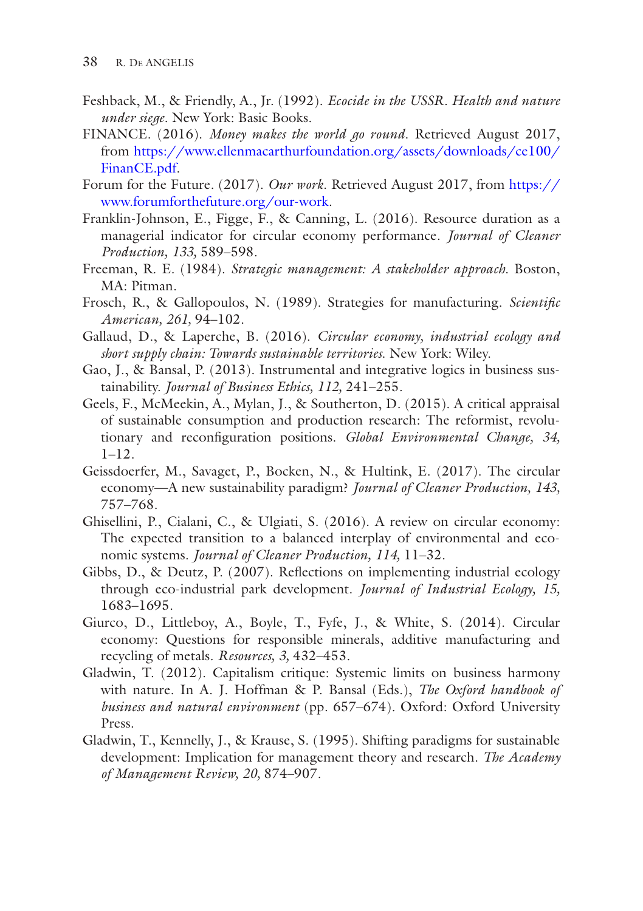Feshback, M., & Friendly, A., Jr. (1992). *Ecocide in the USSR. Health and nature under siege*. New York: Basic Books.

FINANCE. (2016). *Money makes the world go round*. Retrieved August 2017, from https://www.ellenmacarthurfoundation.org/assets/downloads/ce100/FinanCE.pdf.

Forum for the Future. (2017). *Our work*. Retrieved August 2017, from https://www.forumforthefuture.org/our-work.

Franklin-Johnson, E., Figge, F., & Canning, L. (2016). Resource duration as a managerial indicator for circular economy performance. *Journal of Cleaner Production, 133,* 589–598.

Freeman, R. E. (1984). *Strategic management: A stakeholder approach*. Boston, MA: Pitman.

Frosch, R., & Gallopoulos, N. (1989). Strategies for manufacturing. *Scientific American, 261,* 94–102.

Gallaud, D., & Laperche, B. (2016). *Circular economy, industrial ecology and short supply chain: Towards sustainable territories*. New York: Wiley.

Gao, J., & Bansal, P. (2013). Instrumental and integrative logics in business sustainability. *Journal of Business Ethics, 112,* 241–255.

Geels, F., McMeekin, A., Mylan, J., & Southerton, D. (2015). A critical appraisal of sustainable consumption and production research: The reformist, revolutionary and reconfiguration positions. *Global Environmental Change, 34,* 1–12.

Geissdoerfer, M., Savaget, P., Bocken, N., & Hultink, E. (2017). The circular economy—A new sustainability paradigm? *Journal of Cleaner Production, 143,* 757–768.

Ghisellini, P., Cialani, C., & Ulgiati, S. (2016). A review on circular economy: The expected transition to a balanced interplay of environmental and economic systems. *Journal of Cleaner Production, 114,* 11–32.

Gibbs, D., & Deutz, P. (2007). Reflections on implementing industrial ecology through eco-industrial park development. *Journal of Industrial Ecology, 15,* 1683–1695.

Giurco, D., Littleboy, A., Boyle, T., Fyfe, J., & White, S. (2014). Circular economy: Questions for responsible minerals, additive manufacturing and recycling of metals. *Resources, 3,* 432–453.

Gladwin, T. (2012). Capitalism critique: Systemic limits on business harmony with nature. In A. J. Hoffman & P. Bansal (Eds.), *The Oxford handbook of business and natural environment* (pp. 657–674). Oxford: Oxford University Press.

Gladwin, T., Kennelly, J., & Krause, S. (1995). Shifting paradigms for sustainable development: Implication for management theory and research. *The Academy of Management Review, 20,* 874–907.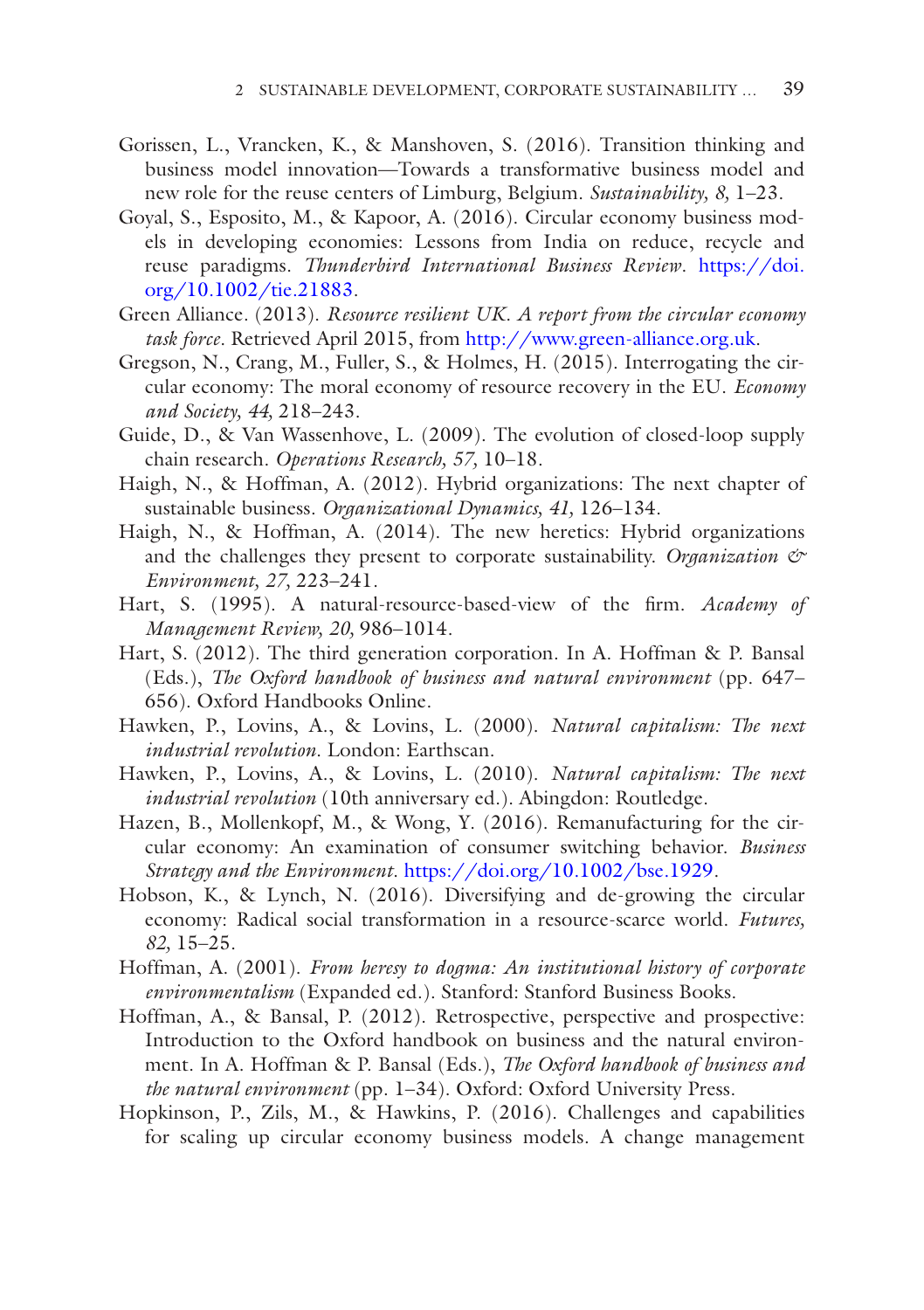Gorissen, L., Vrancken, K., & Manshoven, S. (2016). Transition thinking and business model innovation—Towards a transformative business model and new role for the reuse centers of Limburg, Belgium. *Sustainability, 8,* 1–23.

Goyal, S., Esposito, M., & Kapoor, A. (2016). Circular economy business models in developing economies: Lessons from India on reduce, recycle and reuse paradigms. *Thunderbird International Business Review*. https://doi.org/10.1002/tie.21883.

Green Alliance. (2013). *Resource resilient UK. A report from the circular economy task force*. Retrieved April 2015, from http://www.green-alliance.org.uk.

Gregson, N., Crang, M., Fuller, S., & Holmes, H. (2015). Interrogating the circular economy: The moral economy of resource recovery in the EU. *Economy and Society, 44,* 218–243.

Guide, D., & Van Wassenhove, L. (2009). The evolution of closed-loop supply chain research. *Operations Research, 57,* 10–18.

Haigh, N., & Hoffman, A. (2012). Hybrid organizations: The next chapter of sustainable business. *Organizational Dynamics, 41,* 126–134.

Haigh, N., & Hoffman, A. (2014). The new heretics: Hybrid organizations and the challenges they present to corporate sustainability. *Organization & Environment, 27,* 223–241.

Hart, S. (1995). A natural-resource-based-view of the firm. *Academy of Management Review, 20,* 986–1014.

Hart, S. (2012). The third generation corporation. In A. Hoffman & P. Bansal (Eds.), *The Oxford handbook of business and natural environment* (pp. 647–656). Oxford Handbooks Online.

Hawken, P., Lovins, A., & Lovins, L. (2000). *Natural capitalism: The next industrial revolution*. London: Earthscan.

Hawken, P., Lovins, A., & Lovins, L. (2010). *Natural capitalism: The next industrial revolution* (10th anniversary ed.). Abingdon: Routledge.

Hazen, B., Mollenkopf, M., & Wong, Y. (2016). Remanufacturing for the circular economy: An examination of consumer switching behavior. *Business Strategy and the Environment*. https://doi.org/10.1002/bse.1929.

Hobson, K., & Lynch, N. (2016). Diversifying and de-growing the circular economy: Radical social transformation in a resource-scarce world. *Futures, 82,* 15–25.

Hoffman, A. (2001). *From heresy to dogma: An institutional history of corporate environmentalism* (Expanded ed.). Stanford: Stanford Business Books.

Hoffman, A., & Bansal, P. (2012). Retrospective, perspective and prospective: Introduction to the Oxford handbook on business and the natural environment. In A. Hoffman & P. Bansal (Eds.), *The Oxford handbook of business and the natural environment* (pp. 1–34). Oxford: Oxford University Press.

Hopkinson, P., Zils, M., & Hawkins, P. (2016). Challenges and capabilities for scaling up circular economy business models. A change management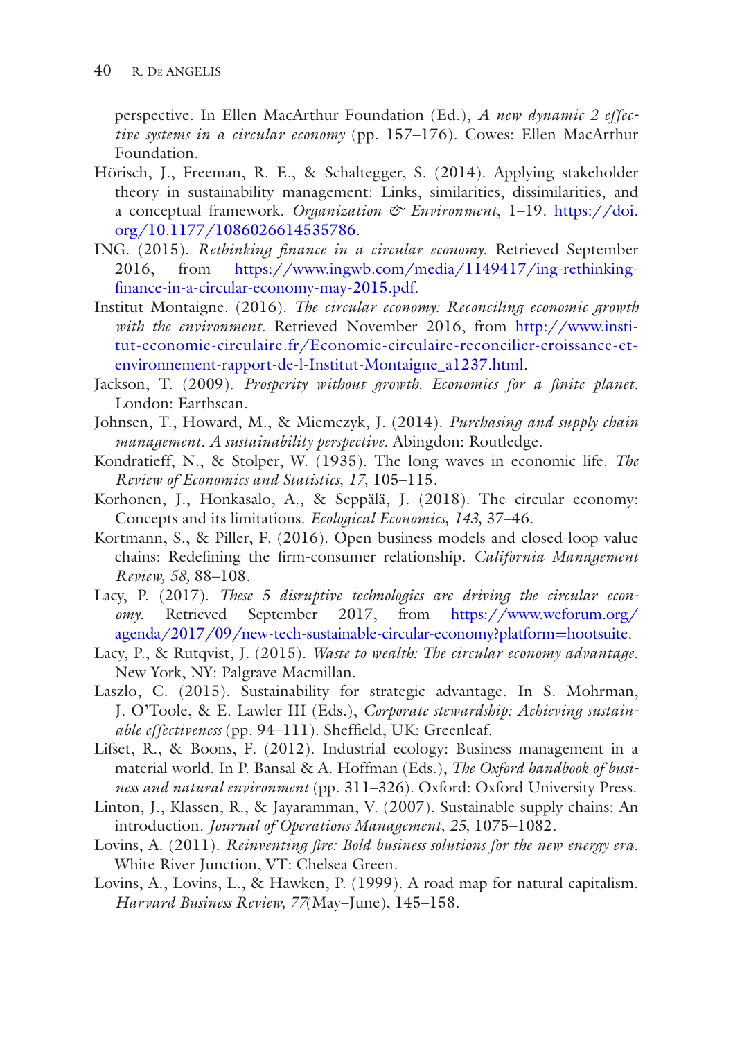perspective. In Ellen MacArthur Foundation (Ed.), *A new dynamic 2 effective systems in a circular economy* (pp. 157–176). Cowes: Ellen MacArthur Foundation.

Hörisch, J., Freeman, R. E., & Schaltegger, S. (2014). Applying stakeholder theory in sustainability management: Links, similarities, dissimilarities, and a conceptual framework. *Organization & Environment*, 1–19. https://doi.org/10.1177/1086026614535786.

ING. (2015). *Rethinking finance in a circular economy*. Retrieved September 2016, from https://www.ingwb.com/media/1149417/ing-rethinking-finance-in-a-circular-economy-may-2015.pdf.

Institut Montaigne. (2016). *The circular economy: Reconciling economic growth with the environment*. Retrieved November 2016, from http://www.institut-economie-circulaire.fr/Economie-circulaire-reconcilier-croissance-et-environnement-rapport-de-l-Institut-Montaigne_a1237.html.

Jackson, T. (2009). *Prosperity without growth. Economics for a finite planet*. London: Earthscan.

Johnsen, T., Howard, M., & Miemczyk, J. (2014). *Purchasing and supply chain management. A sustainability perspective*. Abingdon: Routledge.

Kondratieff, N., & Stolper, W. (1935). The long waves in economic life. *The Review of Economics and Statistics, 17,* 105–115.

Korhonen, J., Honkasalo, A., & Seppälä, J. (2018). The circular economy: Concepts and its limitations. *Ecological Economics, 143,* 37–46.

Kortmann, S., & Piller, F. (2016). Open business models and closed-loop value chains: Redefining the firm-consumer relationship. *California Management Review, 58,* 88–108.

Lacy, P. (2017). *These 5 disruptive technologies are driving the circular economy*. Retrieved September 2017, from https://www.weforum.org/agenda/2017/09/new-tech-sustainable-circular-economy?platform=hootsuite.

Lacy, P., & Rutqvist, J. (2015). *Waste to wealth: The circular economy advantage*. New York, NY: Palgrave Macmillan.

Laszlo, C. (2015). Sustainability for strategic advantage. In S. Mohrman, J. O'Toole, & E. Lawler III (Eds.), *Corporate stewardship: Achieving sustainable effectiveness* (pp. 94–111). Sheffield, UK: Greenleaf.

Lifset, R., & Boons, F. (2012). Industrial ecology: Business management in a material world. In P. Bansal & A. Hoffman (Eds.), *The Oxford handbook of business and natural environment* (pp. 311–326). Oxford: Oxford University Press.

Linton, J., Klassen, R., & Jayaramman, V. (2007). Sustainable supply chains: An introduction. *Journal of Operations Management, 25,* 1075–1082.

Lovins, A. (2011). *Reinventing fire: Bold business solutions for the new energy era*. White River Junction, VT: Chelsea Green.

Lovins, A., Lovins, L., & Hawken, P. (1999). A road map for natural capitalism. *Harvard Business Review, 77*(May–June), 145–158.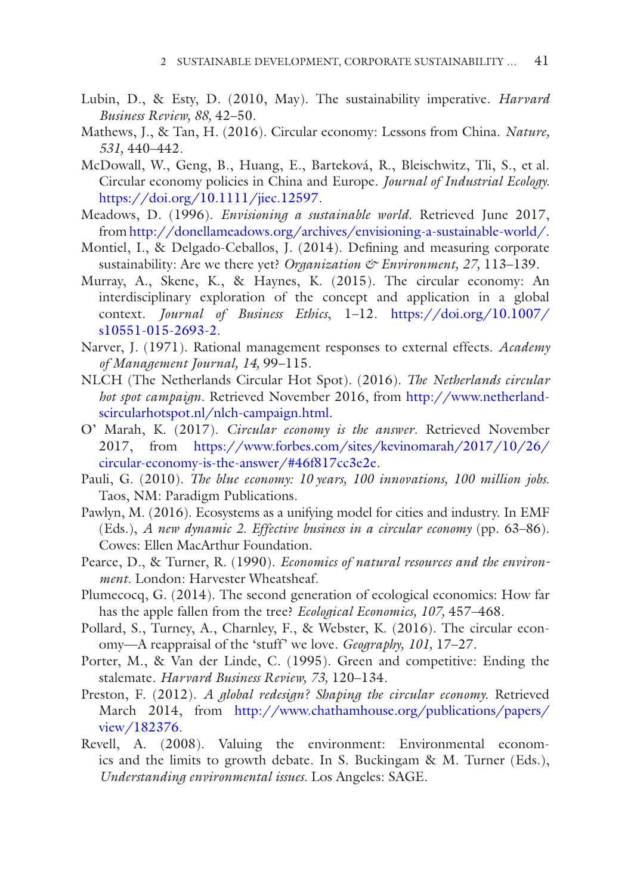Lubin, D., & Esty, D. (2010, May). The sustainability imperative. *Harvard Business Review, 88,* 42–50.

Mathews, J., & Tan, H. (2016). Circular economy: Lessons from China. *Nature, 531,* 440–442.

McDowall, W., Geng, B., Huang, E., Barteková, R., Bleischwitz, Tli, S., et al. Circular economy policies in China and Europe. *Journal of Industrial Ecology.* https://doi.org/10.1111/jiec.12597.

Meadows, D. (1996). *Envisioning a sustainable world.* Retrieved June 2017, from http://donellameadows.org/archives/envisioning-a-sustainable-world/.

Montiel, I., & Delgado-Ceballos, J. (2014). Defining and measuring corporate sustainability: Are we there yet? *Organization & Environment, 27,* 113–139.

Murray, A., Skene, K., & Haynes, K. (2015). The circular economy: An interdisciplinary exploration of the concept and application in a global context. *Journal of Business Ethics*, 1–12. https://doi.org/10.1007/s10551-015-2693-2.

Narver, J. (1971). Rational management responses to external effects. *Academy of Management Journal, 14,* 99–115.

NLCH (The Netherlands Circular Hot Spot). (2016). *The Netherlands circular hot spot campaign.* Retrieved November 2016, from http://www.netherlandscircularhotspot.nl/nlch-campaign.html.

O' Marah, K. (2017). *Circular economy is the answer.* Retrieved November 2017, from https://www.forbes.com/sites/kevinomarah/2017/10/26/circular-economy-is-the-answer/#46f817cc3e2e.

Pauli, G. (2010). *The blue economy: 10 years, 100 innovations, 100 million jobs.* Taos, NM: Paradigm Publications.

Pawlyn, M. (2016). Ecosystems as a unifying model for cities and industry. In EMF (Eds.), *A new dynamic 2. Effective business in a circular economy* (pp. 63–86). Cowes: Ellen MacArthur Foundation.

Pearce, D., & Turner, R. (1990). *Economics of natural resources and the environment.* London: Harvester Wheatsheaf.

Plumecocq, G. (2014). The second generation of ecological economics: How far has the apple fallen from the tree? *Ecological Economics, 107,* 457–468.

Pollard, S., Turney, A., Charnley, F., & Webster, K. (2016). The circular economy—A reappraisal of the 'stuff' we love. *Geography, 101,* 17–27.

Porter, M., & Van der Linde, C. (1995). Green and competitive: Ending the stalemate. *Harvard Business Review, 73,* 120–134.

Preston, F. (2012). *A global redesign? Shaping the circular economy.* Retrieved March 2014, from http://www.chathamhouse.org/publications/papers/view/182376.

Revell, A. (2008). Valuing the environment: Environmental economics and the limits to growth debate. In S. Buckingam & M. Turner (Eds.), *Understanding environmental issues.* Los Angeles: SAGE.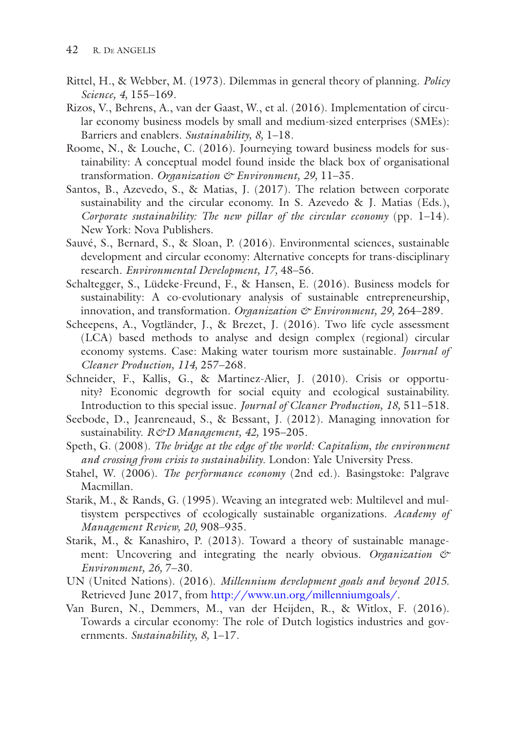Rittel, H., & Webber, M. (1973). Dilemmas in general theory of planning. *Policy Science, 4,* 155–169.

Rizos, V., Behrens, A., van der Gaast, W., et al. (2016). Implementation of circular economy business models by small and medium-sized enterprises (SMEs): Barriers and enablers. *Sustainability, 8,* 1–18.

Roome, N., & Louche, C. (2016). Journeying toward business models for sustainability: A conceptual model found inside the black box of organisational transformation. *Organization & Environment, 29,* 11–35.

Santos, B., Azevedo, S., & Matias, J. (2017). The relation between corporate sustainability and the circular economy. In S. Azevedo & J. Matias (Eds.), *Corporate sustainability: The new pillar of the circular economy* (pp. 1–14). New York: Nova Publishers.

Sauvé, S., Bernard, S., & Sloan, P. (2016). Environmental sciences, sustainable development and circular economy: Alternative concepts for trans-disciplinary research. *Environmental Development, 17,* 48–56.

Schaltegger, S., Lüdeke-Freund, F., & Hansen, E. (2016). Business models for sustainability: A co-evolutionary analysis of sustainable entrepreneurship, innovation, and transformation. *Organization & Environment, 29,* 264–289.

Scheepens, A., Vogtländer, J., & Brezet, J. (2016). Two life cycle assessment (LCA) based methods to analyse and design complex (regional) circular economy systems. Case: Making water tourism more sustainable. *Journal of Cleaner Production, 114,* 257–268.

Schneider, F., Kallis, G., & Martinez-Alier, J. (2010). Crisis or opportunity? Economic degrowth for social equity and ecological sustainability. Introduction to this special issue. *Journal of Cleaner Production, 18,* 511–518.

Seebode, D., Jeanreneaud, S., & Bessant, J. (2012). Managing innovation for sustainability. *R&D Management, 42,* 195–205.

Speth, G. (2008). *The bridge at the edge of the world: Capitalism, the environment and crossing from crisis to sustainability.* London: Yale University Press.

Stahel, W. (2006). *The performance economy* (2nd ed.). Basingstoke: Palgrave Macmillan.

Starik, M., & Rands, G. (1995). Weaving an integrated web: Multilevel and multisystem perspectives of ecologically sustainable organizations. *Academy of Management Review, 20,* 908–935.

Starik, M., & Kanashiro, P. (2013). Toward a theory of sustainable management: Uncovering and integrating the nearly obvious. *Organization & Environment, 26,* 7–30.

UN (United Nations). (2016). *Millennium development goals and beyond 2015.* Retrieved June 2017, from http://www.un.org/millenniumgoals/.

Van Buren, N., Demmers, M., van der Heijden, R., & Witlox, F. (2016). Towards a circular economy: The role of Dutch logistics industries and governments. *Sustainability, 8,* 1–17.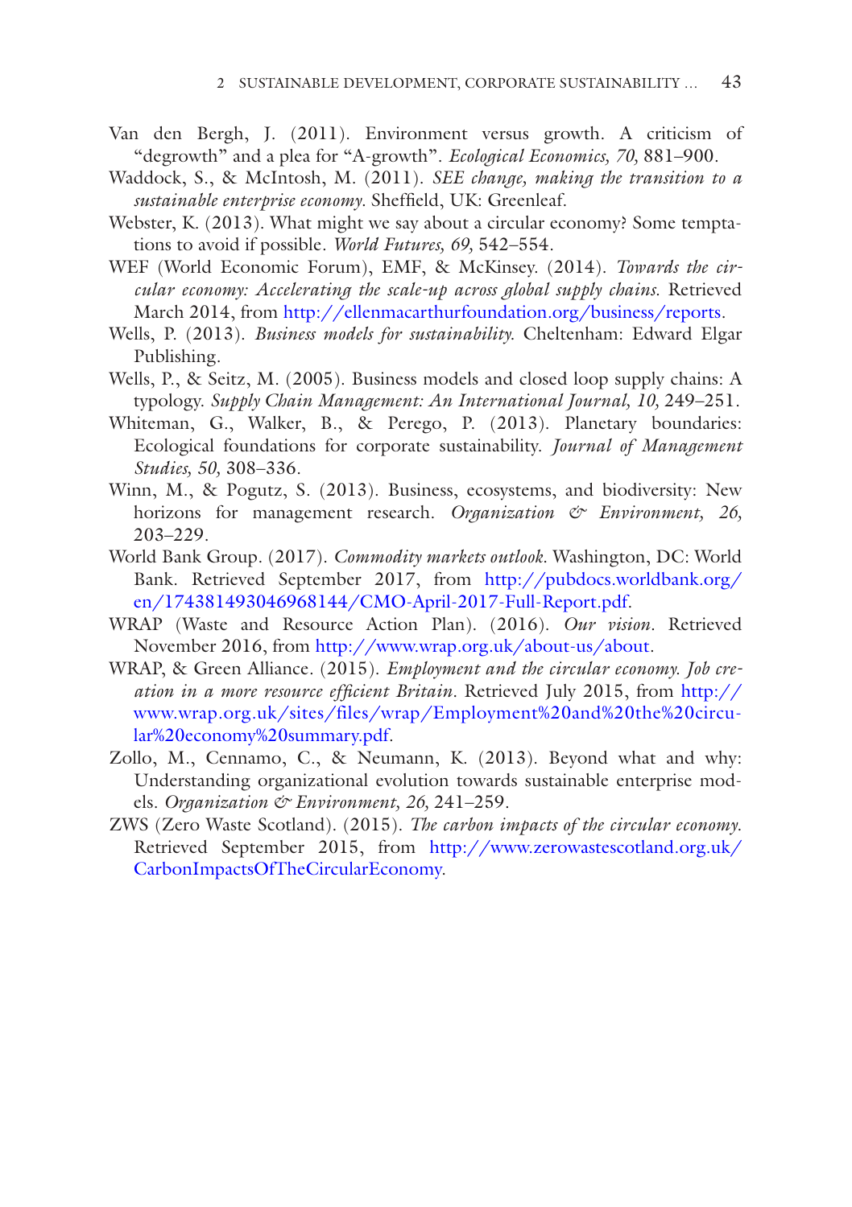Van den Bergh, J. (2011). Environment versus growth. A criticism of "degrowth" and a plea for "A-growth". *Ecological Economics, 70,* 881–900.

Waddock, S., & McIntosh, M. (2011). *SEE change, making the transition to a sustainable enterprise economy*. Sheffield, UK: Greenleaf.

Webster, K. (2013). What might we say about a circular economy? Some temptations to avoid if possible. *World Futures, 69,* 542–554.

WEF (World Economic Forum), EMF, & McKinsey. (2014). *Towards the circular economy: Accelerating the scale-up across global supply chains.* Retrieved March 2014, from http://ellenmacarthurfoundation.org/business/reports.

Wells, P. (2013). *Business models for sustainability.* Cheltenham: Edward Elgar Publishing.

Wells, P., & Seitz, M. (2005). Business models and closed loop supply chains: A typology. *Supply Chain Management: An International Journal, 10,* 249–251.

Whiteman, G., Walker, B., & Perego, P. (2013). Planetary boundaries: Ecological foundations for corporate sustainability. *Journal of Management Studies, 50,* 308–336.

Winn, M., & Pogutz, S. (2013). Business, ecosystems, and biodiversity: New horizons for management research. *Organization & Environment, 26,* 203–229.

World Bank Group. (2017). *Commodity markets outlook*. Washington, DC: World Bank. Retrieved September 2017, from http://pubdocs.worldbank.org/en/174381493046968144/CMO-April-2017-Full-Report.pdf.

WRAP (Waste and Resource Action Plan). (2016). *Our vision*. Retrieved November 2016, from http://www.wrap.org.uk/about-us/about.

WRAP, & Green Alliance. (2015). *Employment and the circular economy. Job creation in a more resource efficient Britain*. Retrieved July 2015, from http://www.wrap.org.uk/sites/files/wrap/Employment%20and%20the%20circular%20economy%20summary.pdf.

Zollo, M., Cennamo, C., & Neumann, K. (2013). Beyond what and why: Understanding organizational evolution towards sustainable enterprise models. *Organization & Environment, 26,* 241–259.

ZWS (Zero Waste Scotland). (2015). *The carbon impacts of the circular economy.* Retrieved September 2015, from http://www.zerowastescotland.org.uk/CarbonImpactsOfTheCircularEconomy.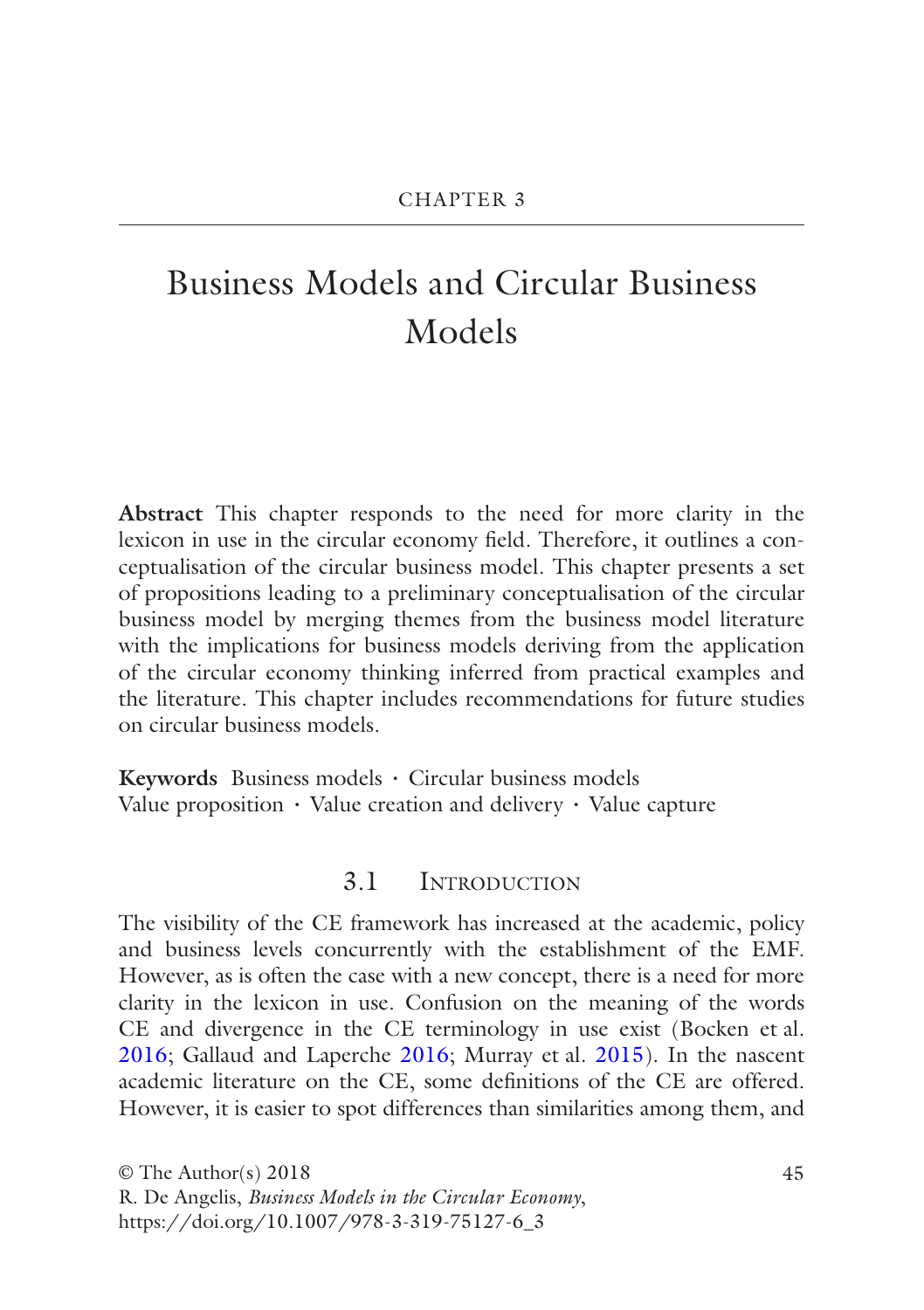CHAPTER 3

# Business Models and Circular Business Models

**Abstract** This chapter responds to the need for more clarity in the lexicon in use in the circular economy field. Therefore, it outlines a conceptualisation of the circular business model. This chapter presents a set of propositions leading to a preliminary conceptualisation of the circular business model by merging themes from the business model literature with the implications for business models deriving from the application of the circular economy thinking inferred from practical examples and the literature. This chapter includes recommendations for future studies on circular business models.

**Keywords** Business models · Circular business models Value proposition · Value creation and delivery · Value capture

## 3.1 Introduction

The visibility of the CE framework has increased at the academic, policy and business levels concurrently with the establishment of the EMF. However, as is often the case with a new concept, there is a need for more clarity in the lexicon in use. Confusion on the meaning of the words CE and divergence in the CE terminology in use exist (Bocken et al. 2016; Gallaud and Laperche 2016; Murray et al. 2015). In the nascent academic literature on the CE, some definitions of the CE are offered. However, it is easier to spot differences than similarities among them, and

© The Author(s) 2018
R. De Angelis, *Business Models in the Circular Economy*,
https://doi.org/10.1007/978-3-319-75127-6_3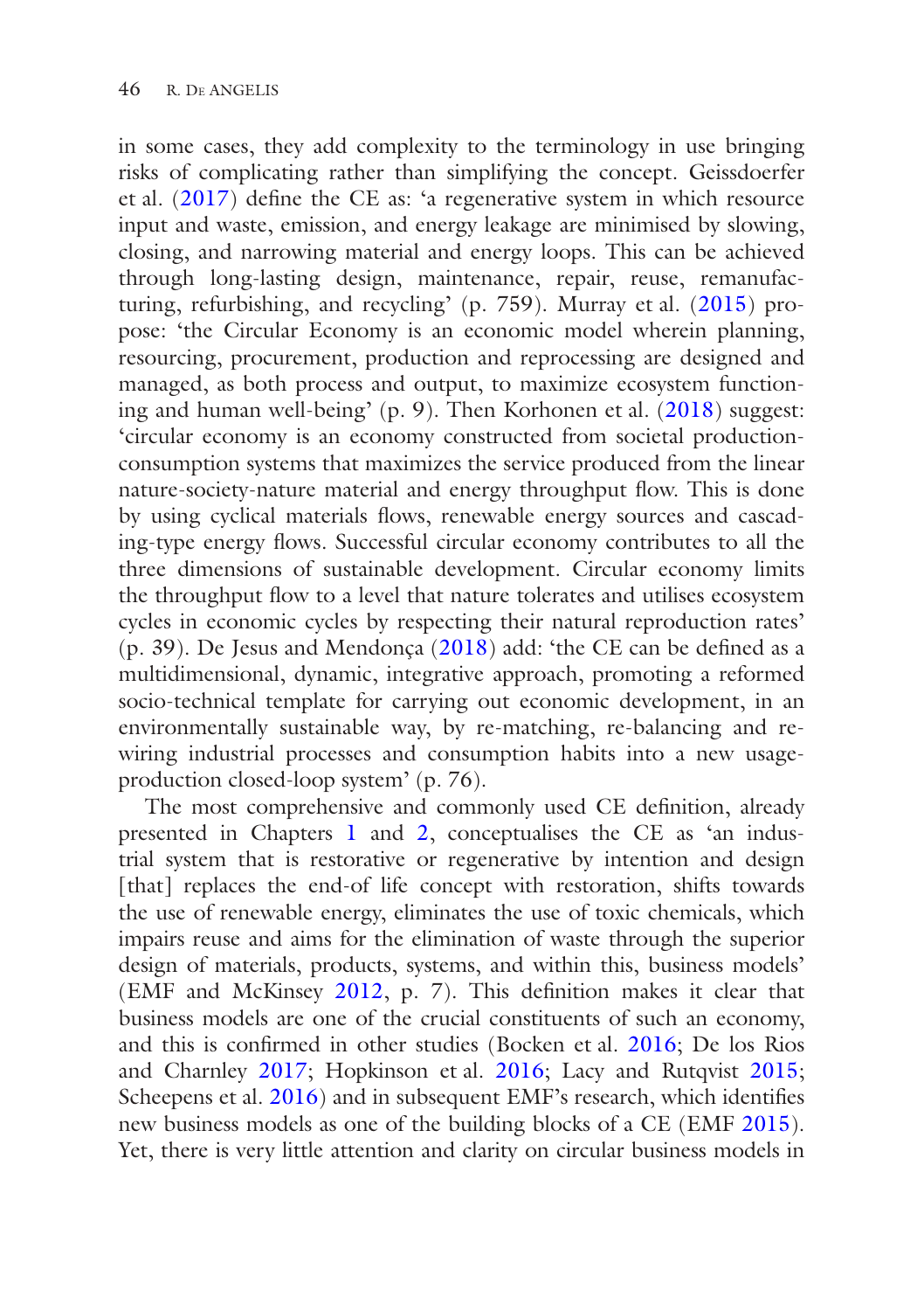in some cases, they add complexity to the terminology in use bringing risks of complicating rather than simplifying the concept. Geissdoerfer et al. (2017) define the CE as: 'a regenerative system in which resource input and waste, emission, and energy leakage are minimised by slowing, closing, and narrowing material and energy loops. This can be achieved through long-lasting design, maintenance, repair, reuse, remanufacturing, refurbishing, and recycling' (p. 759). Murray et al. (2015) propose: 'the Circular Economy is an economic model wherein planning, resourcing, procurement, production and reprocessing are designed and managed, as both process and output, to maximize ecosystem functioning and human well-being' (p. 9). Then Korhonen et al. (2018) suggest: 'circular economy is an economy constructed from societal production-consumption systems that maximizes the service produced from the linear nature-society-nature material and energy throughput flow. This is done by using cyclical materials flows, renewable energy sources and cascading-type energy flows. Successful circular economy contributes to all the three dimensions of sustainable development. Circular economy limits the throughput flow to a level that nature tolerates and utilises ecosystem cycles in economic cycles by respecting their natural reproduction rates' (p. 39). De Jesus and Mendonça (2018) add: 'the CE can be defined as a multidimensional, dynamic, integrative approach, promoting a reformed socio-technical template for carrying out economic development, in an environmentally sustainable way, by re-matching, re-balancing and re-wiring industrial processes and consumption habits into a new usage-production closed-loop system' (p. 76).

The most comprehensive and commonly used CE definition, already presented in Chapters 1 and 2, conceptualises the CE as 'an industrial system that is restorative or regenerative by intention and design [that] replaces the end-of life concept with restoration, shifts towards the use of renewable energy, eliminates the use of toxic chemicals, which impairs reuse and aims for the elimination of waste through the superior design of materials, products, systems, and within this, business models' (EMF and McKinsey 2012, p. 7). This definition makes it clear that business models are one of the crucial constituents of such an economy, and this is confirmed in other studies (Bocken et al. 2016; De los Rios and Charnley 2017; Hopkinson et al. 2016; Lacy and Rutqvist 2015; Scheepens et al. 2016) and in subsequent EMF's research, which identifies new business models as one of the building blocks of a CE (EMF 2015). Yet, there is very little attention and clarity on circular business models in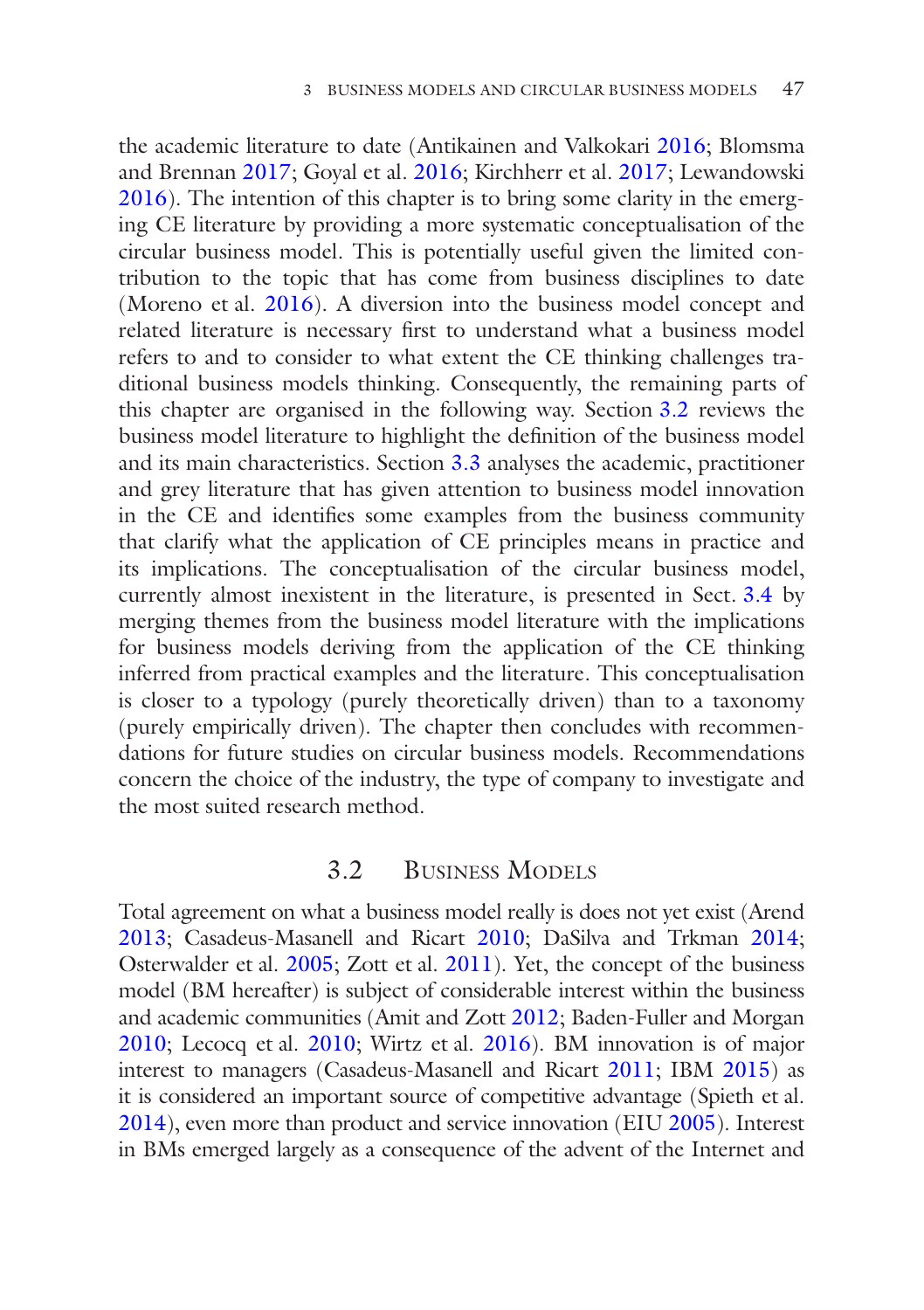the academic literature to date (Antikainen and Valkokari 2016; Blomsma and Brennan 2017; Goyal et al. 2016; Kirchherr et al. 2017; Lewandowski 2016). The intention of this chapter is to bring some clarity in the emerging CE literature by providing a more systematic conceptualisation of the circular business model. This is potentially useful given the limited contribution to the topic that has come from business disciplines to date (Moreno et al. 2016). A diversion into the business model concept and related literature is necessary first to understand what a business model refers to and to consider to what extent the CE thinking challenges traditional business models thinking. Consequently, the remaining parts of this chapter are organised in the following way. Section 3.2 reviews the business model literature to highlight the definition of the business model and its main characteristics. Section 3.3 analyses the academic, practitioner and grey literature that has given attention to business model innovation in the CE and identifies some examples from the business community that clarify what the application of CE principles means in practice and its implications. The conceptualisation of the circular business model, currently almost inexistent in the literature, is presented in Sect. 3.4 by merging themes from the business model literature with the implications for business models deriving from the application of the CE thinking inferred from practical examples and the literature. This conceptualisation is closer to a typology (purely theoretically driven) than to a taxonomy (purely empirically driven). The chapter then concludes with recommendations for future studies on circular business models. Recommendations concern the choice of the industry, the type of company to investigate and the most suited research method.

## 3.2 Business Models

Total agreement on what a business model really is does not yet exist (Arend 2013; Casadeus-Masanell and Ricart 2010; DaSilva and Trkman 2014; Osterwalder et al. 2005; Zott et al. 2011). Yet, the concept of the business model (BM hereafter) is subject of considerable interest within the business and academic communities (Amit and Zott 2012; Baden-Fuller and Morgan 2010; Lecocq et al. 2010; Wirtz et al. 2016). BM innovation is of major interest to managers (Casadeus-Masanell and Ricart 2011; IBM 2015) as it is considered an important source of competitive advantage (Spieth et al. 2014), even more than product and service innovation (EIU 2005). Interest in BMs emerged largely as a consequence of the advent of the Internet and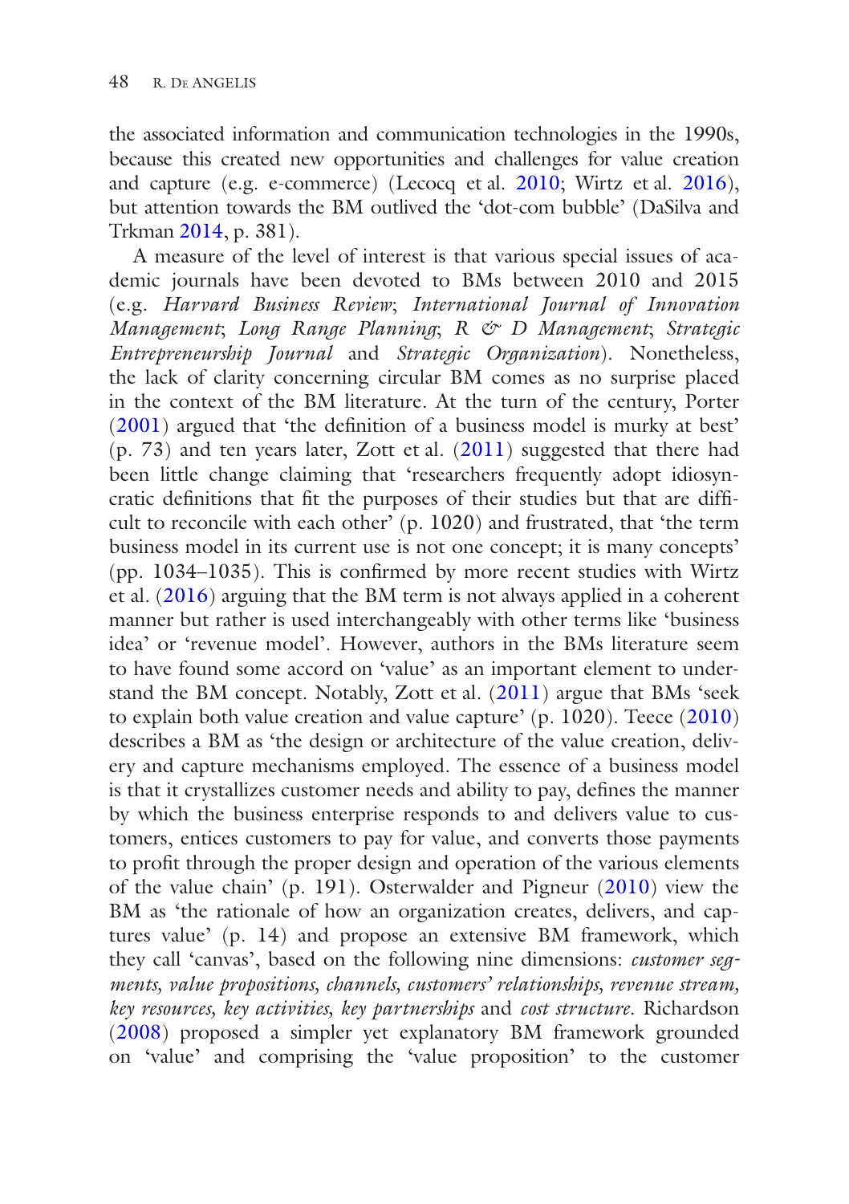the associated information and communication technologies in the 1990s, because this created new opportunities and challenges for value creation and capture (e.g. e-commerce) (Lecocq et al. 2010; Wirtz et al. 2016), but attention towards the BM outlived the 'dot-com bubble' (DaSilva and Trkman 2014, p. 381).

A measure of the level of interest is that various special issues of academic journals have been devoted to BMs between 2010 and 2015 (e.g. *Harvard Business Review*; *International Journal of Innovation Management*; *Long Range Planning*; *R & D Management*; *Strategic Entrepreneurship Journal* and *Strategic Organization*). Nonetheless, the lack of clarity concerning circular BM comes as no surprise placed in the context of the BM literature. At the turn of the century, Porter (2001) argued that 'the definition of a business model is murky at best' (p. 73) and ten years later, Zott et al. (2011) suggested that there had been little change claiming that 'researchers frequently adopt idiosyncratic definitions that fit the purposes of their studies but that are difficult to reconcile with each other' (p. 1020) and frustrated, that 'the term business model in its current use is not one concept; it is many concepts' (pp. 1034–1035). This is confirmed by more recent studies with Wirtz et al. (2016) arguing that the BM term is not always applied in a coherent manner but rather is used interchangeably with other terms like 'business idea' or 'revenue model'. However, authors in the BMs literature seem to have found some accord on 'value' as an important element to understand the BM concept. Notably, Zott et al. (2011) argue that BMs 'seek to explain both value creation and value capture' (p. 1020). Teece (2010) describes a BM as 'the design or architecture of the value creation, delivery and capture mechanisms employed. The essence of a business model is that it crystallizes customer needs and ability to pay, defines the manner by which the business enterprise responds to and delivers value to customers, entices customers to pay for value, and converts those payments to profit through the proper design and operation of the various elements of the value chain' (p. 191). Osterwalder and Pigneur (2010) view the BM as 'the rationale of how an organization creates, delivers, and captures value' (p. 14) and propose an extensive BM framework, which they call 'canvas', based on the following nine dimensions: *customer segments, value propositions, channels, customers' relationships, revenue stream, key resources, key activities, key partnerships* and *cost structure*. Richardson (2008) proposed a simpler yet explanatory BM framework grounded on 'value' and comprising the 'value proposition' to the customer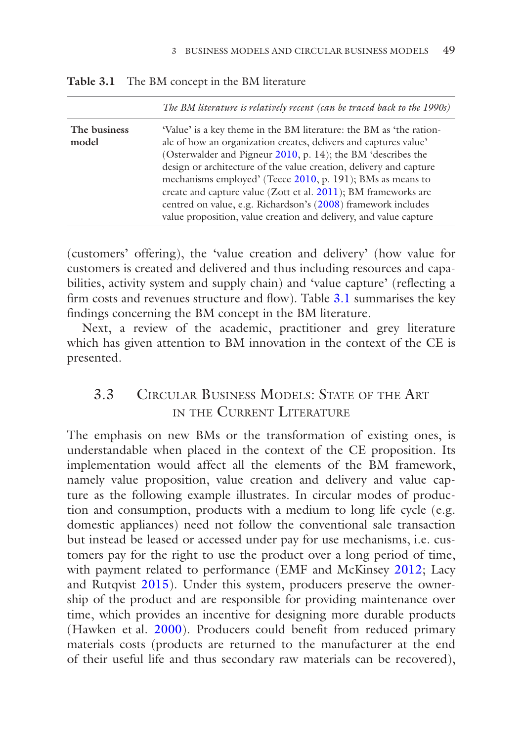Table 3.1 The BM concept in the BM literature

| | *The BM literature is relatively recent (can be traced back to the 1990s)* |
|---|---|
| **The business model** | 'Value' is a key theme in the BM literature: the BM as 'the rationale of how an organization creates, delivers and captures value' (Osterwalder and Pigneur 2010, p. 14); the BM 'describes the design or architecture of the value creation, delivery and capture mechanisms employed' (Teece 2010, p. 191); BMs as means to create and capture value (Zott et al. 2011); BM frameworks are centred on value, e.g. Richardson's (2008) framework includes value proposition, value creation and delivery, and value capture |

(customers' offering), the 'value creation and delivery' (how value for customers is created and delivered and thus including resources and capabilities, activity system and supply chain) and 'value capture' (reflecting a firm costs and revenues structure and flow). Table 3.1 summarises the key findings concerning the BM concept in the BM literature.

Next, a review of the academic, practitioner and grey literature which has given attention to BM innovation in the context of the CE is presented.

## 3.3 Circular Business Models: State of the Art in the Current Literature

The emphasis on new BMs or the transformation of existing ones, is understandable when placed in the context of the CE proposition. Its implementation would affect all the elements of the BM framework, namely value proposition, value creation and delivery and value capture as the following example illustrates. In circular modes of production and consumption, products with a medium to long life cycle (e.g. domestic appliances) need not follow the conventional sale transaction but instead be leased or accessed under pay for use mechanisms, i.e. customers pay for the right to use the product over a long period of time, with payment related to performance (EMF and McKinsey 2012; Lacy and Rutqvist 2015). Under this system, producers preserve the ownership of the product and are responsible for providing maintenance over time, which provides an incentive for designing more durable products (Hawken et al. 2000). Producers could benefit from reduced primary materials costs (products are returned to the manufacturer at the end of their useful life and thus secondary raw materials can be recovered),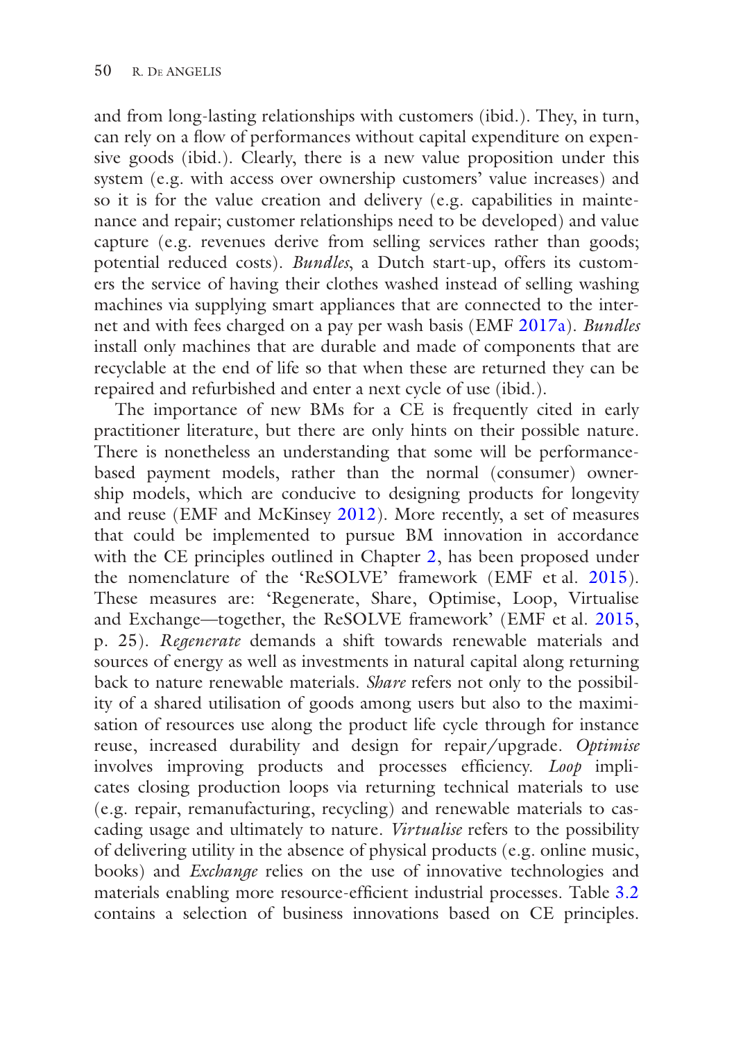and from long-lasting relationships with customers (ibid.). They, in turn, can rely on a flow of performances without capital expenditure on expensive goods (ibid.). Clearly, there is a new value proposition under this system (e.g. with access over ownership customers' value increases) and so it is for the value creation and delivery (e.g. capabilities in maintenance and repair; customer relationships need to be developed) and value capture (e.g. revenues derive from selling services rather than goods; potential reduced costs). *Bundles*, a Dutch start-up, offers its customers the service of having their clothes washed instead of selling washing machines via supplying smart appliances that are connected to the internet and with fees charged on a pay per wash basis (EMF 2017a). *Bundles* install only machines that are durable and made of components that are recyclable at the end of life so that when these are returned they can be repaired and refurbished and enter a next cycle of use (ibid.).

The importance of new BMs for a CE is frequently cited in early practitioner literature, but there are only hints on their possible nature. There is nonetheless an understanding that some will be performance-based payment models, rather than the normal (consumer) ownership models, which are conducive to designing products for longevity and reuse (EMF and McKinsey 2012). More recently, a set of measures that could be implemented to pursue BM innovation in accordance with the CE principles outlined in Chapter 2, has been proposed under the nomenclature of the 'ReSOLVE' framework (EMF et al. 2015). These measures are: 'Regenerate, Share, Optimise, Loop, Virtualise and Exchange—together, the ReSOLVE framework' (EMF et al. 2015, p. 25). *Regenerate* demands a shift towards renewable materials and sources of energy as well as investments in natural capital along returning back to nature renewable materials. *Share* refers not only to the possibility of a shared utilisation of goods among users but also to the maximisation of resources use along the product life cycle through for instance reuse, increased durability and design for repair/upgrade. *Optimise* involves improving products and processes efficiency. *Loop* implicates closing production loops via returning technical materials to use (e.g. repair, remanufacturing, recycling) and renewable materials to cascading usage and ultimately to nature. *Virtualise* refers to the possibility of delivering utility in the absence of physical products (e.g. online music, books) and *Exchange* relies on the use of innovative technologies and materials enabling more resource-efficient industrial processes. Table 3.2 contains a selection of business innovations based on CE principles.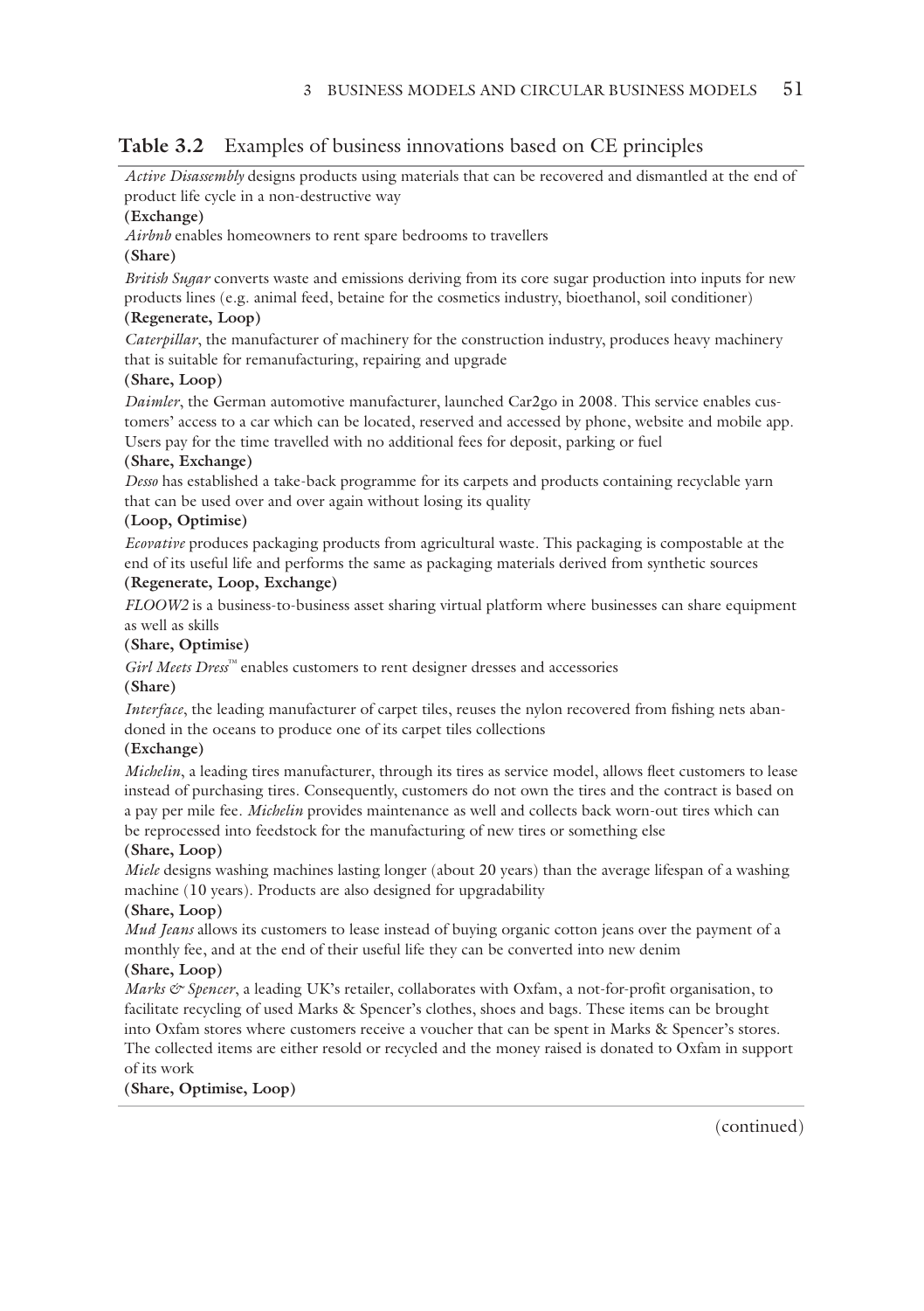**Table 3.2** Examples of business innovations based on CE principles

*Active Disassembly* designs products using materials that can be recovered and dismantled at the end of product life cycle in a non-destructive way
**(Exchange)**

*Airbnb* enables homeowners to rent spare bedrooms to travellers
**(Share)**

*British Sugar* converts waste and emissions deriving from its core sugar production into inputs for new products lines (e.g. animal feed, betaine for the cosmetics industry, bioethanol, soil conditioner)
**(Regenerate, Loop)**

*Caterpillar*, the manufacturer of machinery for the construction industry, produces heavy machinery that is suitable for remanufacturing, repairing and upgrade
**(Share, Loop)**

*Daimler*, the German automotive manufacturer, launched Car2go in 2008. This service enables customers' access to a car which can be located, reserved and accessed by phone, website and mobile app. Users pay for the time travelled with no additional fees for deposit, parking or fuel
**(Share, Exchange)**

*Desso* has established a take-back programme for its carpets and products containing recyclable yarn that can be used over and over again without losing its quality
**(Loop, Optimise)**

*Ecovative* produces packaging products from agricultural waste. This packaging is compostable at the end of its useful life and performs the same as packaging materials derived from synthetic sources
**(Regenerate, Loop, Exchange)**

*FLOOW2* is a business-to-business asset sharing virtual platform where businesses can share equipment as well as skills
**(Share, Optimise)**

*Girl Meets Dress*™ enables customers to rent designer dresses and accessories
**(Share)**

*Interface*, the leading manufacturer of carpet tiles, reuses the nylon recovered from fishing nets abandoned in the oceans to produce one of its carpet tiles collections
**(Exchange)**

*Michelin*, a leading tires manufacturer, through its tires as service model, allows fleet customers to lease instead of purchasing tires. Consequently, customers do not own the tires and the contract is based on a pay per mile fee. *Michelin* provides maintenance as well and collects back worn-out tires which can be reprocessed into feedstock for the manufacturing of new tires or something else
**(Share, Loop)**

*Miele* designs washing machines lasting longer (about 20 years) than the average lifespan of a washing machine (10 years). Products are also designed for upgradability
**(Share, Loop)**

*Mud Jeans* allows its customers to lease instead of buying organic cotton jeans over the payment of a monthly fee, and at the end of their useful life they can be converted into new denim
**(Share, Loop)**

*Marks & Spencer*, a leading UK's retailer, collaborates with Oxfam, a not-for-profit organisation, to facilitate recycling of used Marks & Spencer's clothes, shoes and bags. These items can be brought into Oxfam stores where customers receive a voucher that can be spent in Marks & Spencer's stores. The collected items are either resold or recycled and the money raised is donated to Oxfam in support of its work
**(Share, Optimise, Loop)**

(continued)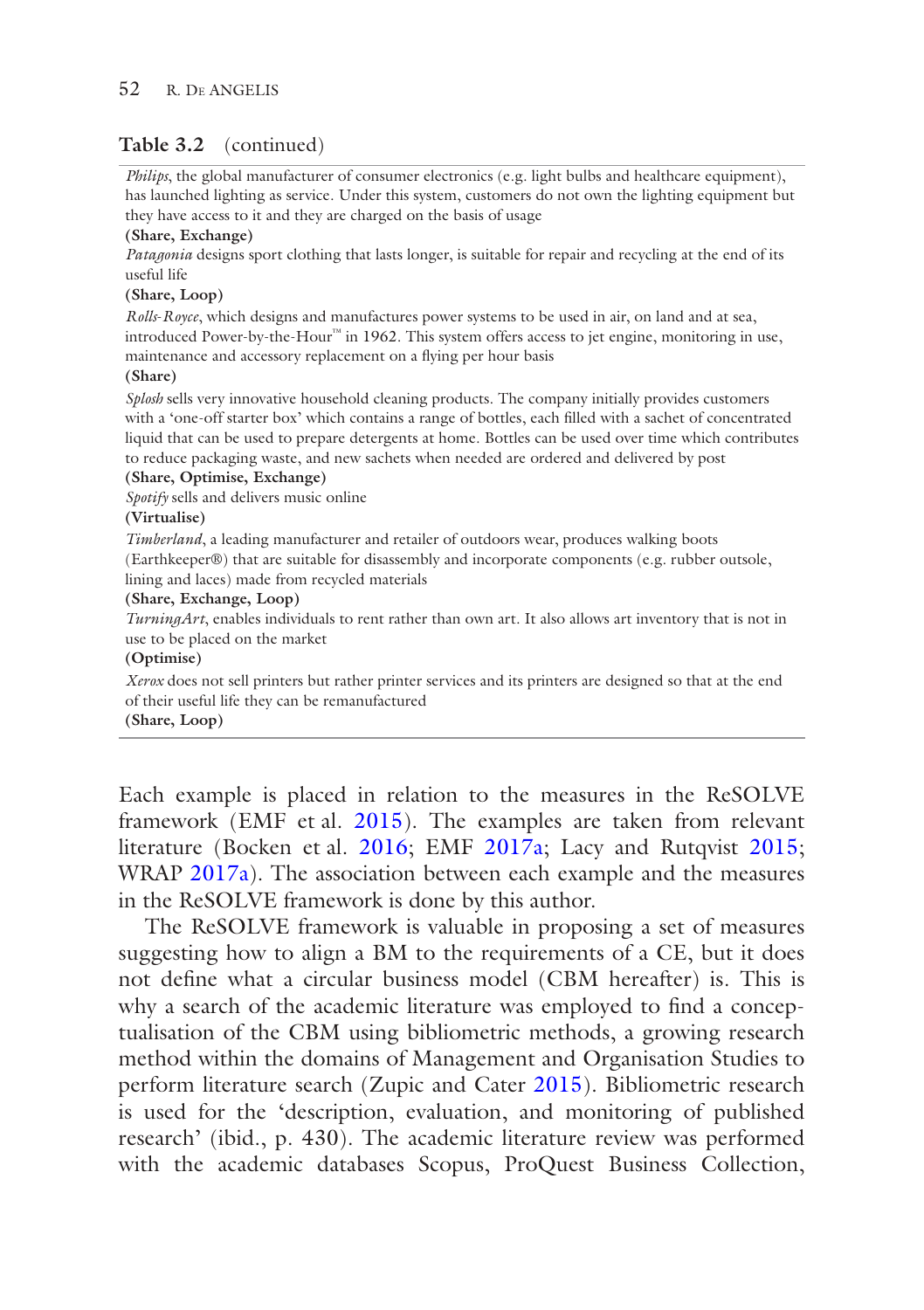**Table 3.2** (continued)

*Philips*, the global manufacturer of consumer electronics (e.g. light bulbs and healthcare equipment), has launched lighting as service. Under this system, customers do not own the lighting equipment but they have access to it and they are charged on the basis of usage
**(Share, Exchange)**

*Patagonia* designs sport clothing that lasts longer, is suitable for repair and recycling at the end of its useful life
**(Share, Loop)**

*Rolls-Royce*, which designs and manufactures power systems to be used in air, on land and at sea, introduced Power-by-the-Hour™ in 1962. This system offers access to jet engine, monitoring in use, maintenance and accessory replacement on a flying per hour basis
**(Share)**

*Splosh* sells very innovative household cleaning products. The company initially provides customers with a 'one-off starter box' which contains a range of bottles, each filled with a sachet of concentrated liquid that can be used to prepare detergents at home. Bottles can be used over time which contributes to reduce packaging waste, and new sachets when needed are ordered and delivered by post
**(Share, Optimise, Exchange)**

*Spotify* sells and delivers music online
**(Virtualise)**

*Timberland*, a leading manufacturer and retailer of outdoors wear, produces walking boots (Earthkeeper®) that are suitable for disassembly and incorporate components (e.g. rubber outsole, lining and laces) made from recycled materials
**(Share, Exchange, Loop)**

*TurningArt*, enables individuals to rent rather than own art. It also allows art inventory that is not in use to be placed on the market
**(Optimise)**

*Xerox* does not sell printers but rather printer services and its printers are designed so that at the end of their useful life they can be remanufactured
**(Share, Loop)**

Each example is placed in relation to the measures in the ReSOLVE framework (EMF et al. 2015). The examples are taken from relevant literature (Bocken et al. 2016; EMF 2017a; Lacy and Rutqvist 2015; WRAP 2017a). The association between each example and the measures in the ReSOLVE framework is done by this author.

The ReSOLVE framework is valuable in proposing a set of measures suggesting how to align a BM to the requirements of a CE, but it does not define what a circular business model (CBM hereafter) is. This is why a search of the academic literature was employed to find a conceptualisation of the CBM using bibliometric methods, a growing research method within the domains of Management and Organisation Studies to perform literature search (Zupic and Cater 2015). Bibliometric research is used for the 'description, evaluation, and monitoring of published research' (ibid., p. 430). The academic literature review was performed with the academic databases Scopus, ProQuest Business Collection,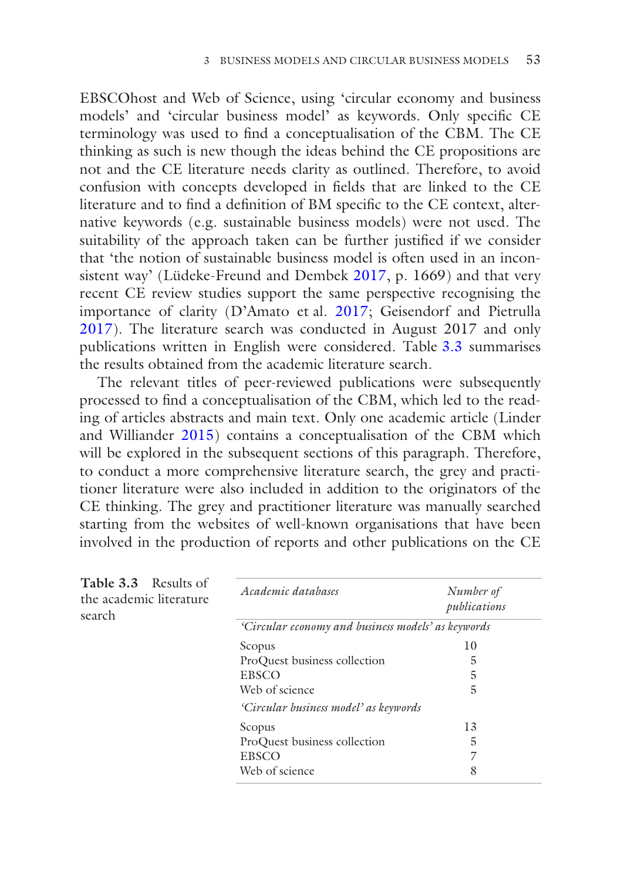EBSCOhost and Web of Science, using 'circular economy and business models' and 'circular business model' as keywords. Only specific CE terminology was used to find a conceptualisation of the CBM. The CE thinking as such is new though the ideas behind the CE propositions are not and the CE literature needs clarity as outlined. Therefore, to avoid confusion with concepts developed in fields that are linked to the CE literature and to find a definition of BM specific to the CE context, alternative keywords (e.g. sustainable business models) were not used. The suitability of the approach taken can be further justified if we consider that 'the notion of sustainable business model is often used in an inconsistent way' (Lüdeke-Freund and Dembek 2017, p. 1669) and that very recent CE review studies support the same perspective recognising the importance of clarity (D'Amato et al. 2017; Geisendorf and Pietrulla 2017). The literature search was conducted in August 2017 and only publications written in English were considered. Table 3.3 summarises the results obtained from the academic literature search.

The relevant titles of peer-reviewed publications were subsequently processed to find a conceptualisation of the CBM, which led to the reading of articles abstracts and main text. Only one academic article (Linder and Williander 2015) contains a conceptualisation of the CBM which will be explored in the subsequent sections of this paragraph. Therefore, to conduct a more comprehensive literature search, the grey and practitioner literature were also included in addition to the originators of the CE thinking. The grey and practitioner literature was manually searched starting from the websites of well-known organisations that have been involved in the production of reports and other publications on the CE

**Table 3.3** Results of the academic literature search

| *Academic databases* | *Number of publications* |
|---|---|
| *'Circular economy and business models' as keywords* | |
| Scopus | 10 |
| ProQuest business collection | 5 |
| EBSCO | 5 |
| Web of science | 5 |
| *'Circular business model' as keywords* | |
| Scopus | 13 |
| ProQuest business collection | 5 |
| EBSCO | 7 |
| Web of science | 8 |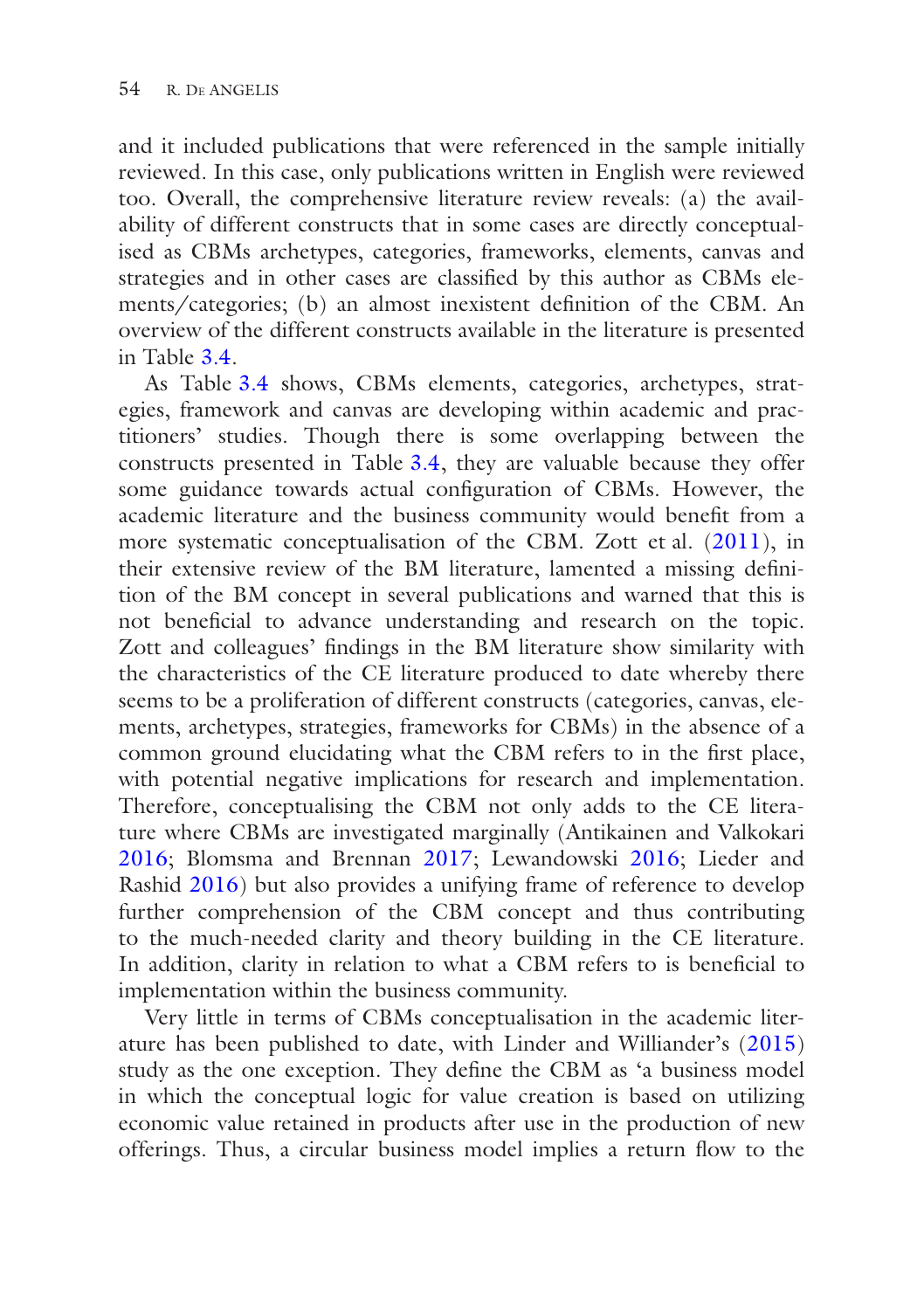and it included publications that were referenced in the sample initially reviewed. In this case, only publications written in English were reviewed too. Overall, the comprehensive literature review reveals: (a) the availability of different constructs that in some cases are directly conceptualised as CBMs archetypes, categories, frameworks, elements, canvas and strategies and in other cases are classified by this author as CBMs elements/categories; (b) an almost inexistent definition of the CBM. An overview of the different constructs available in the literature is presented in Table 3.4.

As Table 3.4 shows, CBMs elements, categories, archetypes, strategies, framework and canvas are developing within academic and practitioners' studies. Though there is some overlapping between the constructs presented in Table 3.4, they are valuable because they offer some guidance towards actual configuration of CBMs. However, the academic literature and the business community would benefit from a more systematic conceptualisation of the CBM. Zott et al. (2011), in their extensive review of the BM literature, lamented a missing definition of the BM concept in several publications and warned that this is not beneficial to advance understanding and research on the topic. Zott and colleagues' findings in the BM literature show similarity with the characteristics of the CE literature produced to date whereby there seems to be a proliferation of different constructs (categories, canvas, elements, archetypes, strategies, frameworks for CBMs) in the absence of a common ground elucidating what the CBM refers to in the first place, with potential negative implications for research and implementation. Therefore, conceptualising the CBM not only adds to the CE literature where CBMs are investigated marginally (Antikainen and Valkokari 2016; Blomsma and Brennan 2017; Lewandowski 2016; Lieder and Rashid 2016) but also provides a unifying frame of reference to develop further comprehension of the CBM concept and thus contributing to the much-needed clarity and theory building in the CE literature. In addition, clarity in relation to what a CBM refers to is beneficial to implementation within the business community.

Very little in terms of CBMs conceptualisation in the academic literature has been published to date, with Linder and Williander's (2015) study as the one exception. They define the CBM as 'a business model in which the conceptual logic for value creation is based on utilizing economic value retained in products after use in the production of new offerings. Thus, a circular business model implies a return flow to the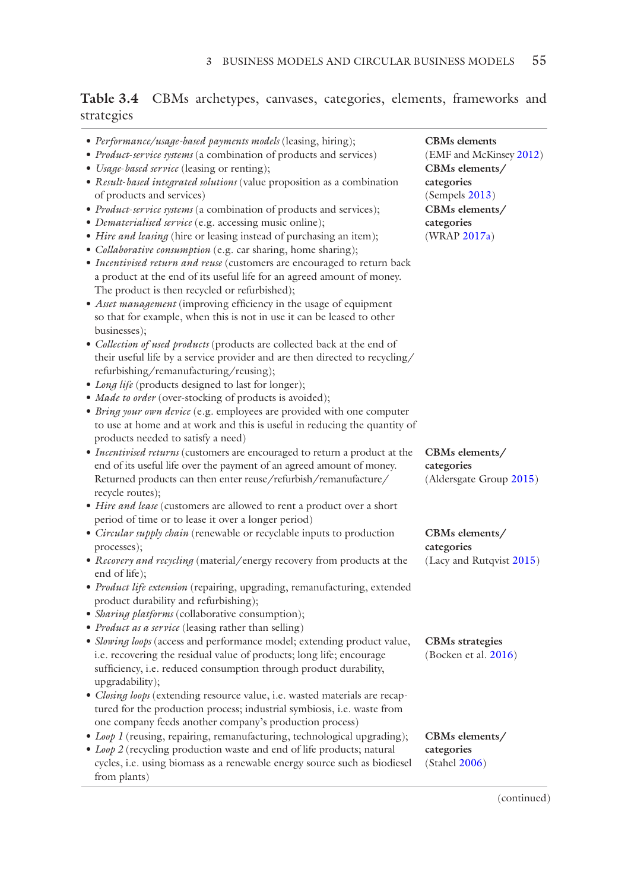**Table 3.4** CBMs archetypes, canvases, categories, elements, frameworks and strategies

| | |
|---|---|
| • *Performance/usage-based payments models* (leasing, hiring);<br>• *Product-service systems* (a combination of products and services)<br>• *Usage-based service* (leasing or renting);<br>• *Result-based integrated solutions* (value proposition as a combination of products and services)<br>• *Product-service systems* (a combination of products and services);<br>• *Dematerialised service* (e.g. accessing music online);<br>• *Hire and leasing* (hire or leasing instead of purchasing an item);<br>• *Collaborative consumption* (e.g. car sharing, home sharing);<br>• *Incentivised return and reuse* (customers are encouraged to return back a product at the end of its useful life for an agreed amount of money. The product is then recycled or refurbished);<br>• *Asset management* (improving efficiency in the usage of equipment so that for example, when this is not in use it can be leased to other businesses);<br>• *Collection of used products* (products are collected back at the end of their useful life by a service provider and are then directed to recycling/refurbishing/remanufacturing/reusing);<br>• *Long life* (products designed to last for longer);<br>• *Made to order* (over-stocking of products is avoided);<br>• *Bring your own device* (e.g. employees are provided with one computer to use at home and at work and this is useful in reducing the quantity of products needed to satisfy a need) | **CBMs elements** (EMF and McKinsey 2012)<br>**CBMs elements/ categories** (Sempels 2013)<br>**CBMs elements/ categories** (WRAP 2017a) |
| • *Incentivised returns* (customers are encouraged to return a product at the end of its useful life over the payment of an agreed amount of money. Returned products can then enter reuse/refurbish/remanufacture/recycle routes);<br>• *Hire and lease* (customers are allowed to rent a product over a short period of time or to lease it over a longer period) | **CBMs elements/ categories** (Aldersgate Group 2015) |
| • *Circular supply chain* (renewable or recyclable inputs to production processes);<br>• *Recovery and recycling* (material/energy recovery from products at the end of life);<br>• *Product life extension* (repairing, upgrading, remanufacturing, extended product durability and refurbishing);<br>• *Sharing platforms* (collaborative consumption);<br>• *Product as a service* (leasing rather than selling) | **CBMs elements/ categories** (Lacy and Rutqvist 2015) |
| • *Slowing loops* (access and performance model; extending product value, i.e. recovering the residual value of products; long life; encourage sufficiency, i.e. reduced consumption through product durability, upgradability);<br>• *Closing loops* (extending resource value, i.e. wasted materials are recaptured for the production process; industrial symbiosis, i.e. waste from one company feeds another company's production process) | **CBMs strategies** (Bocken et al. 2016) |
| • *Loop 1* (reusing, repairing, remanufacturing, technological upgrading);<br>• *Loop 2* (recycling production waste and end of life products; natural cycles, i.e. using biomass as a renewable energy source such as biodiesel from plants) | **CBMs elements/ categories** (Stahel 2006) |

(continued)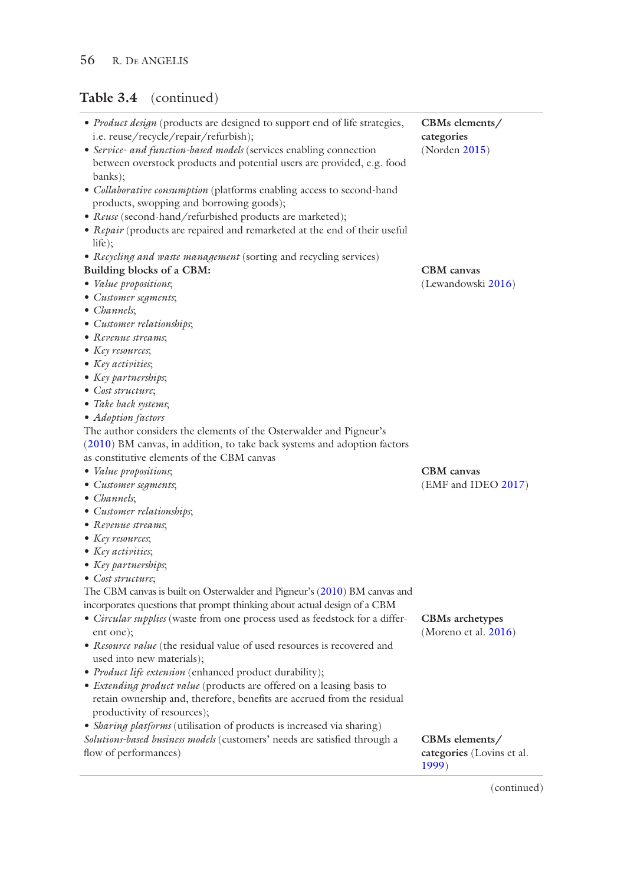**Table 3.4** (continued)

| | |
|---|---|
| • *Product design* (products are designed to support end of life strategies, i.e. reuse/recycle/repair/refurbish);<br>• *Service- and function-based models* (services enabling connection between overstock products and potential users are provided, e.g. food banks);<br>• *Collaborative consumption* (platforms enabling access to second-hand products, swopping and borrowing goods);<br>• *Reuse* (second-hand/refurbished products are marketed);<br>• *Repair* (products are repaired and remarketed at the end of their useful life);<br>• *Recycling and waste management* (sorting and recycling services) | **CBMs elements/ categories** (Norden 2015) |
| **Building blocks of a CBM:**<br>• *Value propositions*;<br>• *Customer segments*;<br>• *Channels*;<br>• *Customer relationships*;<br>• *Revenue streams*;<br>• *Key resources*;<br>• *Key activities*;<br>• *Key partnerships*;<br>• *Cost structure*;<br>• *Take back systems*;<br>• *Adoption factors*<br>The author considers the elements of the Osterwalder and Pigneur's (2010) BM canvas, in addition, to take back systems and adoption factors as constitutive elements of the CBM canvas | **CBM canvas** (Lewandowski 2016) |
| • *Value propositions*;<br>• *Customer segments*;<br>• *Channels*;<br>• *Customer relationships*;<br>• *Revenue streams*;<br>• *Key resources*;<br>• *Key activities*;<br>• *Key partnerships*;<br>• *Cost structure*;<br>The CBM canvas is built on Osterwalder and Pigneur's (2010) BM canvas and incorporates questions that prompt thinking about actual design of a CBM | **CBM canvas** (EMF and IDEO 2017) |
| • *Circular supplies* (waste from one process used as feedstock for a different one);<br>• *Resource value* (the residual value of used resources is recovered and used into new materials);<br>• *Product life extension* (enhanced product durability);<br>• *Extending product value* (products are offered on a leasing basis to retain ownership and, therefore, benefits are accrued from the residual productivity of resources);<br>• *Sharing platforms* (utilisation of products is increased via sharing) | **CBMs archetypes** (Moreno et al. 2016) |
| *Solutions-based business models* (customers' needs are satisfied through a flow of performances) | **CBMs elements/ categories** (Lovins et al. 1999) |

(continued)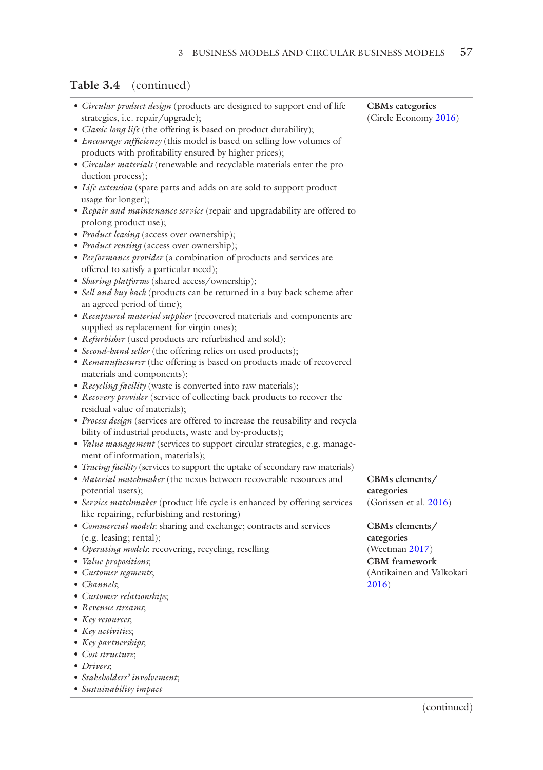**Table 3.4** (continued)

| | |
|---|---|
| • *Circular product design* (products are designed to support end of life strategies, i.e. repair/upgrade);<br>• *Classic long life* (the offering is based on product durability);<br>• *Encourage sufficiency* (this model is based on selling low volumes of products with profitability ensured by higher prices);<br>• *Circular materials* (renewable and recyclable materials enter the production process);<br>• *Life extension* (spare parts and adds on are sold to support product usage for longer);<br>• *Repair and maintenance service* (repair and upgradability are offered to prolong product use);<br>• *Product leasing* (access over ownership);<br>• *Product renting* (access over ownership);<br>• *Performance provider* (a combination of products and services are offered to satisfy a particular need);<br>• *Sharing platforms* (shared access/ownership);<br>• *Sell and buy back* (products can be returned in a buy back scheme after an agreed period of time);<br>• *Recaptured material supplier* (recovered materials and components are supplied as replacement for virgin ones);<br>• *Refurbisher* (used products are refurbished and sold);<br>• *Second-hand seller* (the offering relies on used products);<br>• *Remanufacturer* (the offering is based on products made of recovered materials and components);<br>• *Recycling facility* (waste is converted into raw materials);<br>• *Recovery provider* (service of collecting back products to recover the residual value of materials);<br>• *Process design* (services are offered to increase the reusability and recyclability of industrial products, waste and by-products);<br>• *Value management* (services to support circular strategies, e.g. management of information, materials);<br>• *Tracing facility* (services to support the uptake of secondary raw materials) | **CBMs categories** (Circle Economy 2016) |
| • *Material matchmaker* (the nexus between recoverable resources and potential users);<br>• *Service matchmaker* (product life cycle is enhanced by offering services like repairing, refurbishing and restoring) | **CBMs elements/categories** (Gorissen et al. 2016) |
| • *Commercial models*: sharing and exchange; contracts and services (e.g. leasing; rental);<br>• *Operating models*: recovering, recycling, reselling | **CBMs elements/categories** (Weetman 2017) |
| • *Value propositions*;<br>• *Customer segments*;<br>• *Channels*;<br>• *Customer relationships*;<br>• *Revenue streams*;<br>• *Key resources*;<br>• *Key activities*;<br>• *Key partnerships*;<br>• *Cost structure*;<br>• *Drivers*;<br>• *Stakeholders' involvement*;<br>• *Sustainability impact* | **CBM framework** (Antikainen and Valkokari 2016) |

(continued)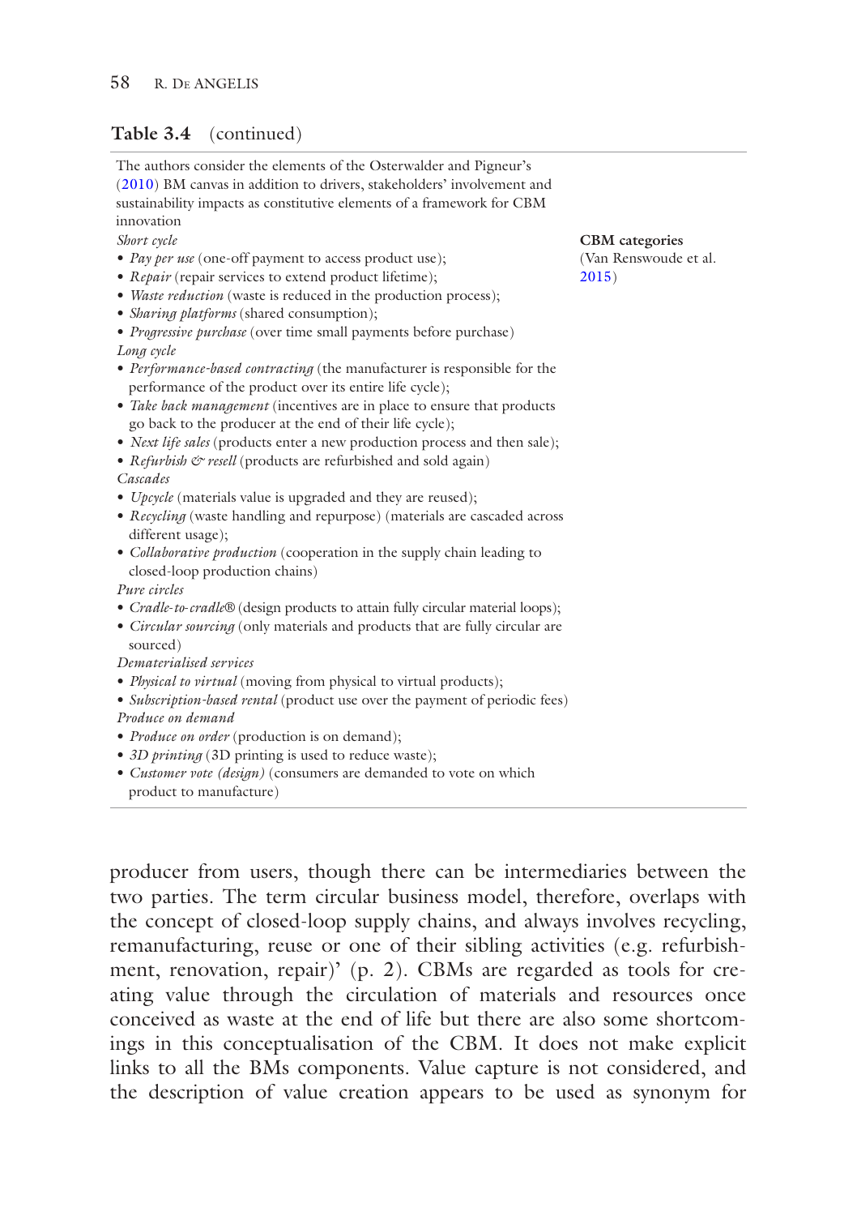**Table 3.4** (continued)

| | |
|---|---|
| The authors consider the elements of the Osterwalder and Pigneur's (2010) BM canvas in addition to drivers, stakeholders' involvement and sustainability impacts as constitutive elements of a framework for CBM innovation | |
| *Short cycle*<br>• *Pay per use* (one-off payment to access product use);<br>• *Repair* (repair services to extend product lifetime);<br>• *Waste reduction* (waste is reduced in the production process);<br>• *Sharing platforms* (shared consumption);<br>• *Progressive purchase* (over time small payments before purchase)<br>*Long cycle*<br>• *Performance-based contracting* (the manufacturer is responsible for the performance of the product over its entire life cycle);<br>• *Take back management* (incentives are in place to ensure that products go back to the producer at the end of their life cycle);<br>• *Next life sales* (products enter a new production process and then sale);<br>• *Refurbish & resell* (products are refurbished and sold again)<br>*Cascades*<br>• *Upcycle* (materials value is upgraded and they are reused);<br>• *Recycling* (waste handling and repurpose) (materials are cascaded across different usage);<br>• *Collaborative production* (cooperation in the supply chain leading to closed-loop production chains)<br>*Pure circles*<br>• *Cradle-to-cradle®* (design products to attain fully circular material loops);<br>• *Circular sourcing* (only materials and products that are fully circular are sourced)<br>*Dematerialised services*<br>• *Physical to virtual* (moving from physical to virtual products);<br>• *Subscription-based rental* (product use over the payment of periodic fees)<br>*Produce on demand*<br>• *Produce on order* (production is on demand);<br>• *3D printing* (3D printing is used to reduce waste);<br>• *Customer vote (design)* (consumers are demanded to vote on which product to manufacture) | **CBM categories** (Van Renswoude et al. 2015) |

producer from users, though there can be intermediaries between the two parties. The term circular business model, therefore, overlaps with the concept of closed-loop supply chains, and always involves recycling, remanufacturing, reuse or one of their sibling activities (e.g. refurbishment, renovation, repair)' (p. 2). CBMs are regarded as tools for creating value through the circulation of materials and resources once conceived as waste at the end of life but there are also some shortcomings in this conceptualisation of the CBM. It does not make explicit links to all the BMs components. Value capture is not considered, and the description of value creation appears to be used as synonym for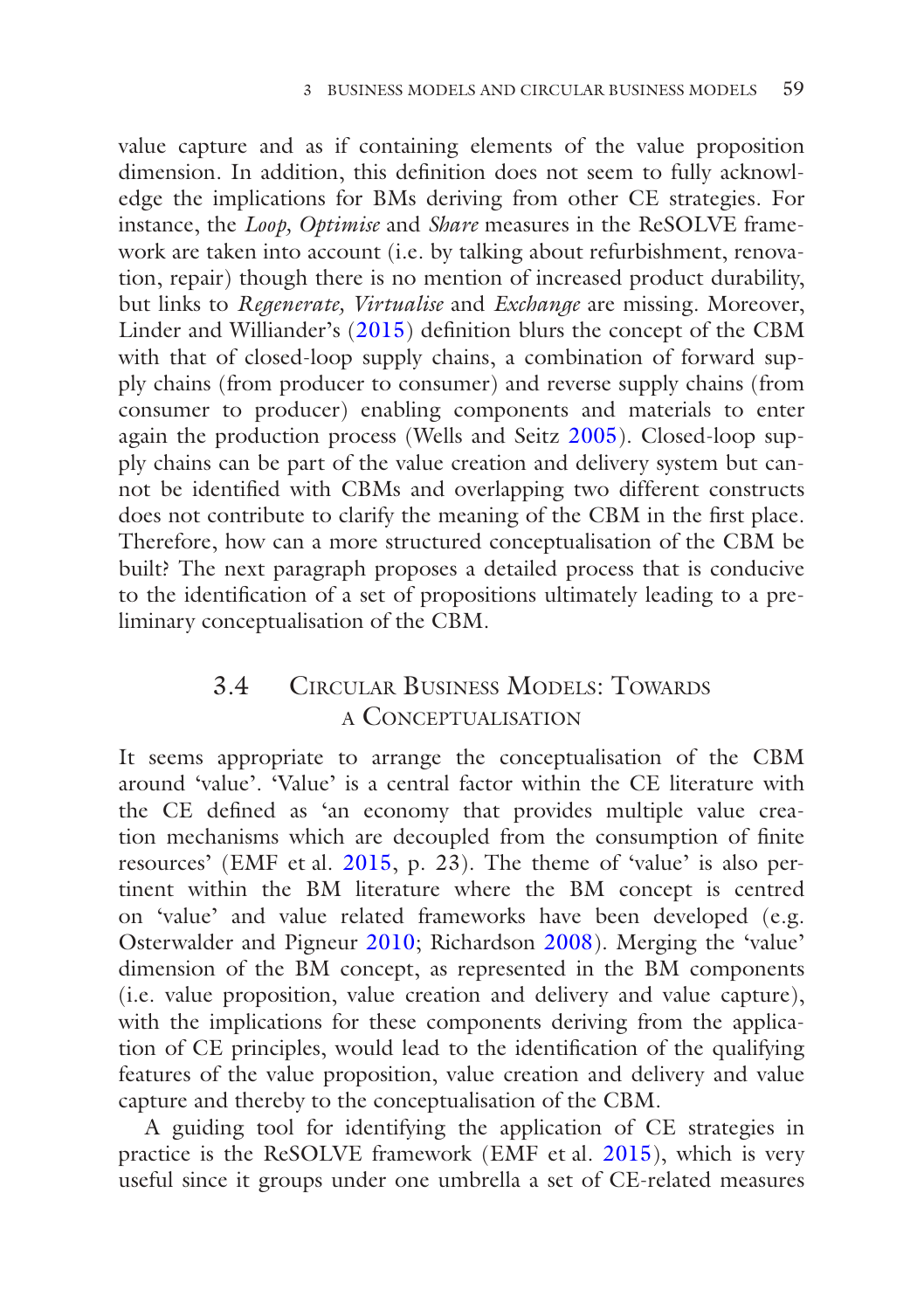value capture and as if containing elements of the value proposition dimension. In addition, this definition does not seem to fully acknowledge the implications for BMs deriving from other CE strategies. For instance, the *Loop, Optimise* and *Share* measures in the ReSOLVE framework are taken into account (i.e. by talking about refurbishment, renovation, repair) though there is no mention of increased product durability, but links to *Regenerate, Virtualise* and *Exchange* are missing. Moreover, Linder and Williander's (2015) definition blurs the concept of the CBM with that of closed-loop supply chains, a combination of forward supply chains (from producer to consumer) and reverse supply chains (from consumer to producer) enabling components and materials to enter again the production process (Wells and Seitz 2005). Closed-loop supply chains can be part of the value creation and delivery system but cannot be identified with CBMs and overlapping two different constructs does not contribute to clarify the meaning of the CBM in the first place. Therefore, how can a more structured conceptualisation of the CBM be built? The next paragraph proposes a detailed process that is conducive to the identification of a set of propositions ultimately leading to a preliminary conceptualisation of the CBM.

## 3.4 Circular Business Models: Towards a Conceptualisation

It seems appropriate to arrange the conceptualisation of the CBM around 'value'. 'Value' is a central factor within the CE literature with the CE defined as 'an economy that provides multiple value creation mechanisms which are decoupled from the consumption of finite resources' (EMF et al. 2015, p. 23). The theme of 'value' is also pertinent within the BM literature where the BM concept is centred on 'value' and value related frameworks have been developed (e.g. Osterwalder and Pigneur 2010; Richardson 2008). Merging the 'value' dimension of the BM concept, as represented in the BM components (i.e. value proposition, value creation and delivery and value capture), with the implications for these components deriving from the application of CE principles, would lead to the identification of the qualifying features of the value proposition, value creation and delivery and value capture and thereby to the conceptualisation of the CBM.

A guiding tool for identifying the application of CE strategies in practice is the ReSOLVE framework (EMF et al. 2015), which is very useful since it groups under one umbrella a set of CE-related measures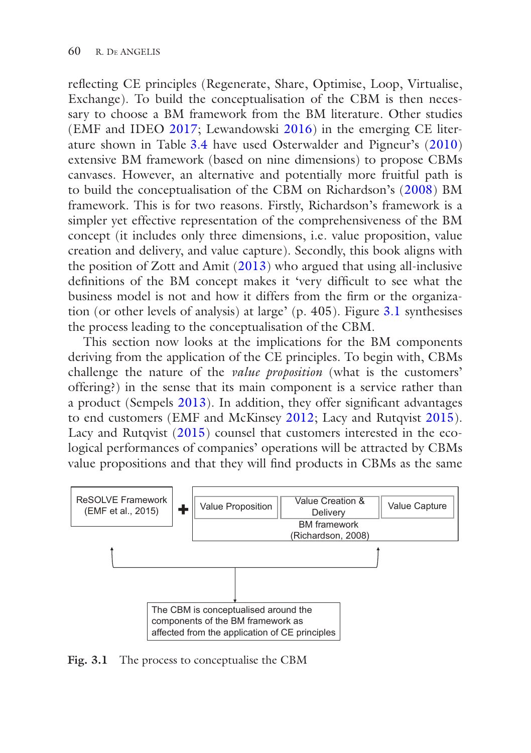reflecting CE principles (Regenerate, Share, Optimise, Loop, Virtualise, Exchange). To build the conceptualisation of the CBM is then necessary to choose a BM framework from the BM literature. Other studies (EMF and IDEO 2017; Lewandowski 2016) in the emerging CE literature shown in Table 3.4 have used Osterwalder and Pigneur's (2010) extensive BM framework (based on nine dimensions) to propose CBMs canvases. However, an alternative and potentially more fruitful path is to build the conceptualisation of the CBM on Richardson's (2008) BM framework. This is for two reasons. Firstly, Richardson's framework is a simpler yet effective representation of the comprehensiveness of the BM concept (it includes only three dimensions, i.e. value proposition, value creation and delivery, and value capture). Secondly, this book aligns with the position of Zott and Amit (2013) who argued that using all-inclusive definitions of the BM concept makes it 'very difficult to see what the business model is not and how it differs from the firm or the organization (or other levels of analysis) at large' (p. 405). Figure 3.1 synthesises the process leading to the conceptualisation of the CBM.

This section now looks at the implications for the BM components deriving from the application of the CE principles. To begin with, CBMs challenge the nature of the *value proposition* (what is the customers' offering?) in the sense that its main component is a service rather than a product (Sempels 2013). In addition, they offer significant advantages to end customers (EMF and McKinsey 2012; Lacy and Rutqvist 2015). Lacy and Rutqvist (2015) counsel that customers interested in the ecological performances of companies' operations will be attracted by CBMs value propositions and that they will find products in CBMs as the same

ReSOLVE Framework (EMF et al., 2015)

+

Value Proposition

Value Creation & Delivery

Value Capture

BM framework (Richardson, 2008)

The CBM is conceptualised around the components of the BM framework as affected from the application of CE principles

**Fig. 3.1** The process to conceptualise the CBM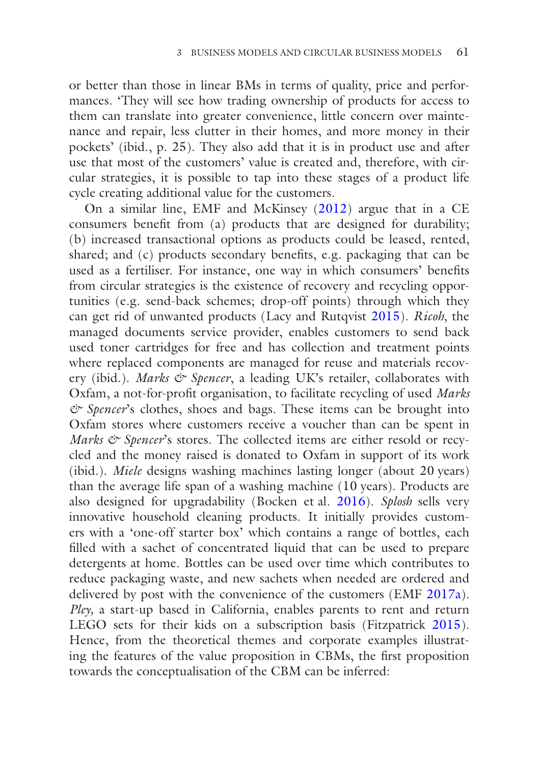or better than those in linear BMs in terms of quality, price and performances. 'They will see how trading ownership of products for access to them can translate into greater convenience, little concern over maintenance and repair, less clutter in their homes, and more money in their pockets' (ibid., p. 25). They also add that it is in product use and after use that most of the customers' value is created and, therefore, with circular strategies, it is possible to tap into these stages of a product life cycle creating additional value for the customers.

On a similar line, EMF and McKinsey (2012) argue that in a CE consumers benefit from (a) products that are designed for durability; (b) increased transactional options as products could be leased, rented, shared; and (c) products secondary benefits, e.g. packaging that can be used as a fertiliser. For instance, one way in which consumers' benefits from circular strategies is the existence of recovery and recycling opportunities (e.g. send-back schemes; drop-off points) through which they can get rid of unwanted products (Lacy and Rutqvist 2015). *Ricoh*, the managed documents service provider, enables customers to send back used toner cartridges for free and has collection and treatment points where replaced components are managed for reuse and materials recovery (ibid.). *Marks & Spencer*, a leading UK's retailer, collaborates with Oxfam, a not-for-profit organisation, to facilitate recycling of used *Marks & Spencer*'s clothes, shoes and bags. These items can be brought into Oxfam stores where customers receive a voucher than can be spent in *Marks & Spencer*'s stores. The collected items are either resold or recycled and the money raised is donated to Oxfam in support of its work (ibid.). *Miele* designs washing machines lasting longer (about 20 years) than the average life span of a washing machine (10 years). Products are also designed for upgradability (Bocken et al. 2016). *Splosh* sells very innovative household cleaning products. It initially provides customers with a 'one-off starter box' which contains a range of bottles, each filled with a sachet of concentrated liquid that can be used to prepare detergents at home. Bottles can be used over time which contributes to reduce packaging waste, and new sachets when needed are ordered and delivered by post with the convenience of the customers (EMF 2017a). *Pley*, a start-up based in California, enables parents to rent and return LEGO sets for their kids on a subscription basis (Fitzpatrick 2015). Hence, from the theoretical themes and corporate examples illustrating the features of the value proposition in CBMs, the first proposition towards the conceptualisation of the CBM can be inferred: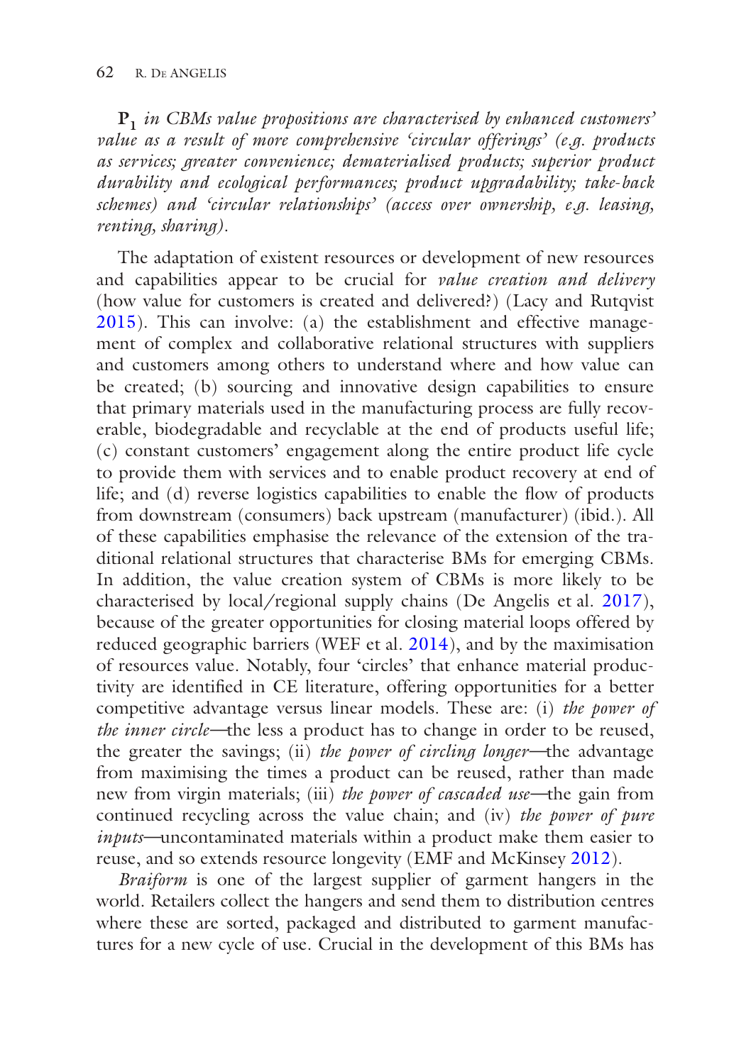**$P_1$** *in CBMs value propositions are characterised by enhanced customers' value as a result of more comprehensive 'circular offerings' (e.g. products as services; greater convenience; dematerialised products; superior product durability and ecological performances; product upgradability; take-back schemes) and 'circular relationships' (access over ownership, e.g. leasing, renting, sharing).*

The adaptation of existent resources or development of new resources and capabilities appear to be crucial for *value creation and delivery* (how value for customers is created and delivered?) (Lacy and Rutqvist 2015). This can involve: (a) the establishment and effective management of complex and collaborative relational structures with suppliers and customers among others to understand where and how value can be created; (b) sourcing and innovative design capabilities to ensure that primary materials used in the manufacturing process are fully recoverable, biodegradable and recyclable at the end of products useful life; (c) constant customers' engagement along the entire product life cycle to provide them with services and to enable product recovery at end of life; and (d) reverse logistics capabilities to enable the flow of products from downstream (consumers) back upstream (manufacturer) (ibid.). All of these capabilities emphasise the relevance of the extension of the traditional relational structures that characterise BMs for emerging CBMs. In addition, the value creation system of CBMs is more likely to be characterised by local/regional supply chains (De Angelis et al. 2017), because of the greater opportunities for closing material loops offered by reduced geographic barriers (WEF et al. 2014), and by the maximisation of resources value. Notably, four 'circles' that enhance material productivity are identified in CE literature, offering opportunities for a better competitive advantage versus linear models. These are: (i) *the power of the inner circle*—the less a product has to change in order to be reused, the greater the savings; (ii) *the power of circling longer*—the advantage from maximising the times a product can be reused, rather than made new from virgin materials; (iii) *the power of cascaded use*—the gain from continued recycling across the value chain; and (iv) *the power of pure inputs*—uncontaminated materials within a product make them easier to reuse, and so extends resource longevity (EMF and McKinsey 2012).

*Braiform* is one of the largest supplier of garment hangers in the world. Retailers collect the hangers and send them to distribution centres where these are sorted, packaged and distributed to garment manufactures for a new cycle of use. Crucial in the development of this BMs has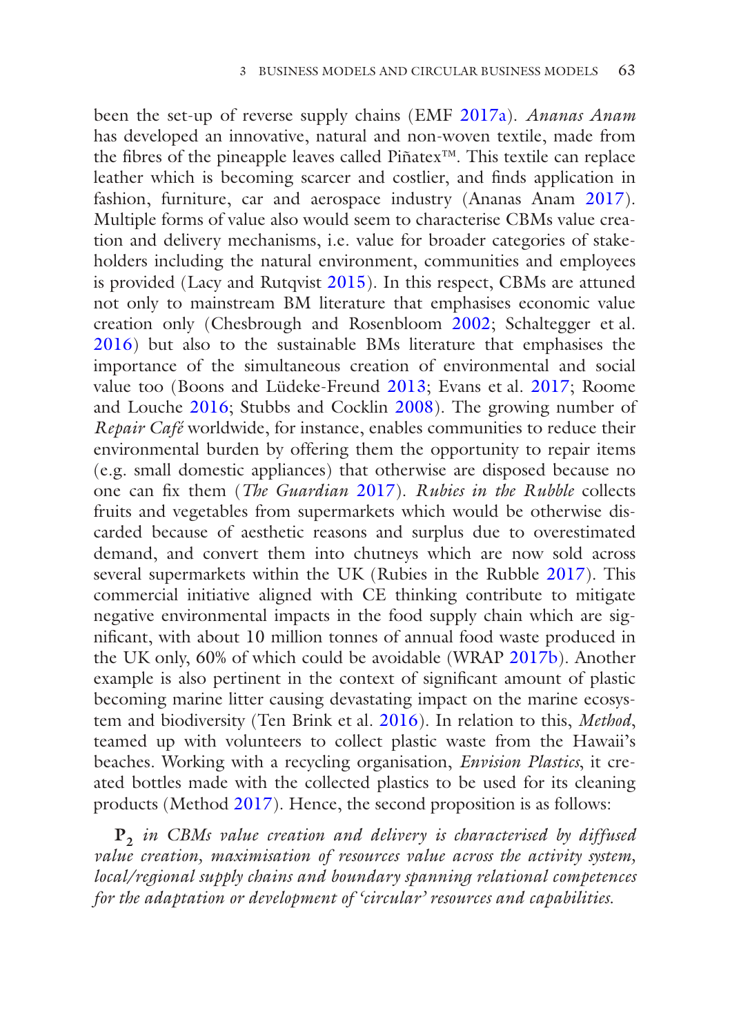been the set-up of reverse supply chains (EMF 2017a). *Ananas Anam* has developed an innovative, natural and non-woven textile, made from the fibres of the pineapple leaves called Piñatex™. This textile can replace leather which is becoming scarcer and costlier, and finds application in fashion, furniture, car and aerospace industry (Ananas Anam 2017). Multiple forms of value also would seem to characterise CBMs value creation and delivery mechanisms, i.e. value for broader categories of stakeholders including the natural environment, communities and employees is provided (Lacy and Rutqvist 2015). In this respect, CBMs are attuned not only to mainstream BM literature that emphasises economic value creation only (Chesbrough and Rosenbloom 2002; Schaltegger et al. 2016) but also to the sustainable BMs literature that emphasises the importance of the simultaneous creation of environmental and social value too (Boons and Lüdeke-Freund 2013; Evans et al. 2017; Roome and Louche 2016; Stubbs and Cocklin 2008). The growing number of *Repair Café* worldwide, for instance, enables communities to reduce their environmental burden by offering them the opportunity to repair items (e.g. small domestic appliances) that otherwise are disposed because no one can fix them (*The Guardian* 2017). *Rubies in the Rubble* collects fruits and vegetables from supermarkets which would be otherwise discarded because of aesthetic reasons and surplus due to overestimated demand, and convert them into chutneys which are now sold across several supermarkets within the UK (Rubies in the Rubble 2017). This commercial initiative aligned with CE thinking contribute to mitigate negative environmental impacts in the food supply chain which are significant, with about 10 million tonnes of annual food waste produced in the UK only, 60% of which could be avoidable (WRAP 2017b). Another example is also pertinent in the context of significant amount of plastic becoming marine litter causing devastating impact on the marine ecosystem and biodiversity (Ten Brink et al. 2016). In relation to this, *Method*, teamed up with volunteers to collect plastic waste from the Hawaii's beaches. Working with a recycling organisation, *Envision Plastics*, it created bottles made with the collected plastics to be used for its cleaning products (Method 2017). Hence, the second proposition is as follows:

$\mathbf{P_2}$ *in CBMs value creation and delivery is characterised by diffused value creation, maximisation of resources value across the activity system, local/regional supply chains and boundary spanning relational competences for the adaptation or development of 'circular' resources and capabilities.*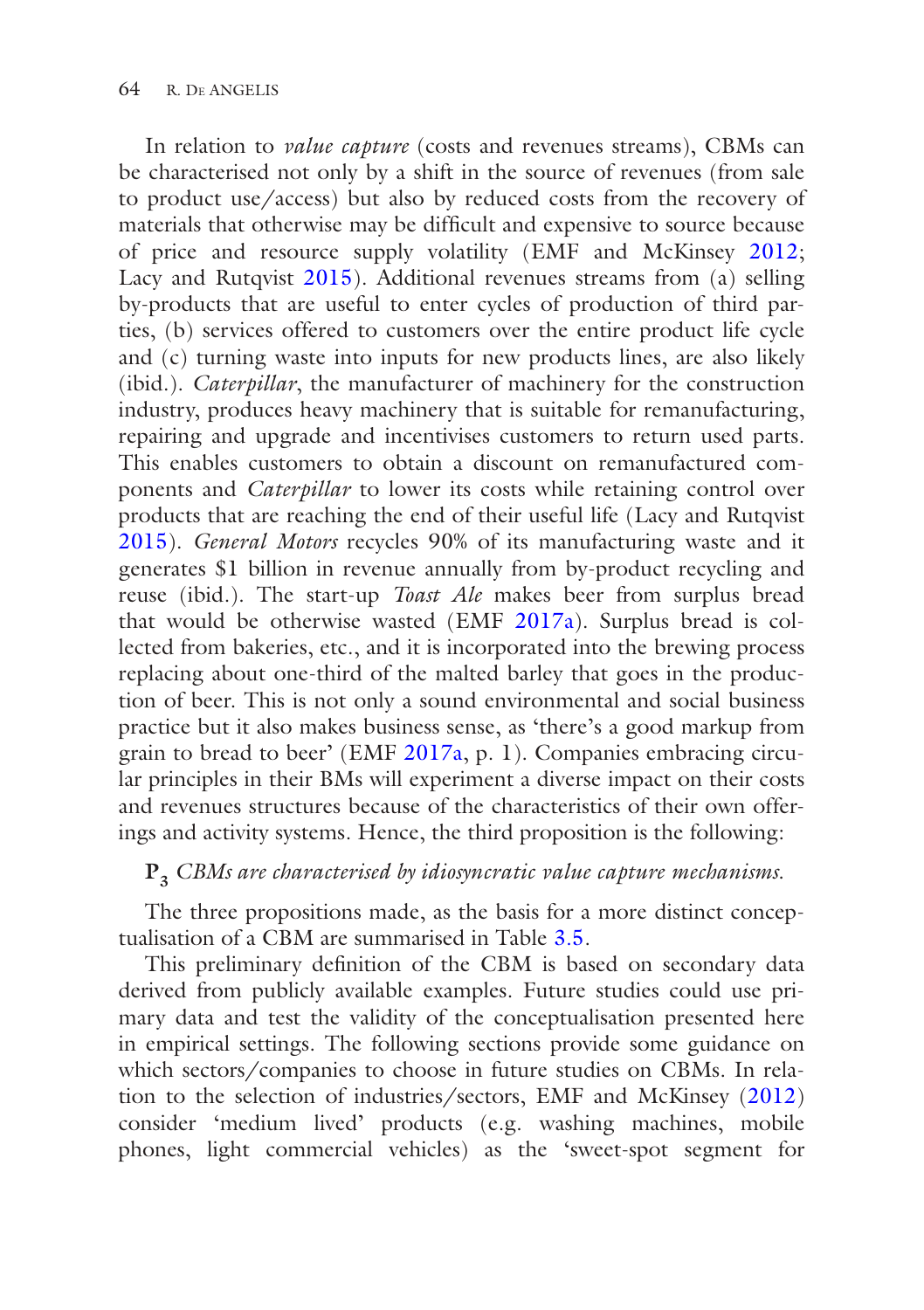In relation to *value capture* (costs and revenues streams), CBMs can be characterised not only by a shift in the source of revenues (from sale to product use/access) but also by reduced costs from the recovery of materials that otherwise may be difficult and expensive to source because of price and resource supply volatility (EMF and McKinsey 2012; Lacy and Rutqvist 2015). Additional revenues streams from (a) selling by-products that are useful to enter cycles of production of third parties, (b) services offered to customers over the entire product life cycle and (c) turning waste into inputs for new products lines, are also likely (ibid.). *Caterpillar*, the manufacturer of machinery for the construction industry, produces heavy machinery that is suitable for remanufacturing, repairing and upgrade and incentivises customers to return used parts. This enables customers to obtain a discount on remanufactured components and *Caterpillar* to lower its costs while retaining control over products that are reaching the end of their useful life (Lacy and Rutqvist 2015). *General Motors* recycles 90% of its manufacturing waste and it generates $1 billion in revenue annually from by-product recycling and reuse (ibid.). The start-up *Toast Ale* makes beer from surplus bread that would be otherwise wasted (EMF 2017a). Surplus bread is collected from bakeries, etc., and it is incorporated into the brewing process replacing about one-third of the malted barley that goes in the production of beer. This is not only a sound environmental and social business practice but it also makes business sense, as 'there's a good markup from grain to bread to beer' (EMF 2017a, p. 1). Companies embracing circular principles in their BMs will experiment a diverse impact on their costs and revenues structures because of the characteristics of their own offerings and activity systems. Hence, the third proposition is the following:

**$P_3$** *CBMs are characterised by idiosyncratic value capture mechanisms.*

The three propositions made, as the basis for a more distinct conceptualisation of a CBM are summarised in Table 3.5.

This preliminary definition of the CBM is based on secondary data derived from publicly available examples. Future studies could use primary data and test the validity of the conceptualisation presented here in empirical settings. The following sections provide some guidance on which sectors/companies to choose in future studies on CBMs. In relation to the selection of industries/sectors, EMF and McKinsey (2012) consider 'medium lived' products (e.g. washing machines, mobile phones, light commercial vehicles) as the 'sweet-spot segment for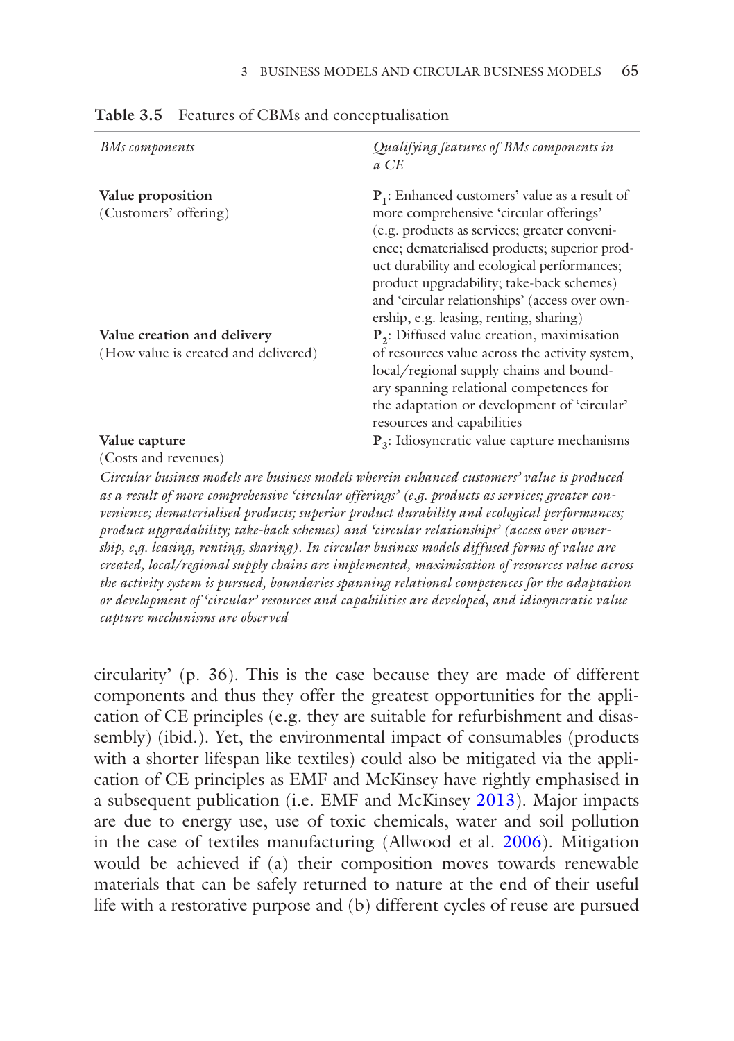**Table 3.5** Features of CBMs and conceptualisation

| *BMs components* | *Qualifying features of BMs components in a CE* |
|---|---|
| **Value proposition** (Customers' offering) | **$P_1$**: Enhanced customers' value as a result of more comprehensive 'circular offerings' (e.g. products as services; greater convenience; dematerialised products; superior product durability and ecological performances; product upgradability; take-back schemes) and 'circular relationships' (access over ownership, e.g. leasing, renting, sharing) |
| **Value creation and delivery** (How value is created and delivered) | **$P_2$**: Diffused value creation, maximisation of resources value across the activity system, local/regional supply chains and boundary spanning relational competences for the adaptation or development of 'circular' resources and capabilities |
| **Value capture** (Costs and revenues) | **$P_3$**: Idiosyncratic value capture mechanisms |
| *Circular business models are business models wherein enhanced customers' value is produced as a result of more comprehensive 'circular offerings' (e.g. products as services; greater convenience; dematerialised products; superior product durability and ecological performances; product upgradability; take-back schemes) and 'circular relationships' (access over ownership, e.g. leasing, renting, sharing). In circular business models diffused forms of value are created, local/regional supply chains are implemented, maximisation of resources value across the activity system is pursued, boundaries spanning relational competences for the adaptation or development of 'circular' resources and capabilities are developed, and idiosyncratic value capture mechanisms are observed* | |

circularity' (p. 36). This is the case because they are made of different components and thus they offer the greatest opportunities for the application of CE principles (e.g. they are suitable for refurbishment and disassembly) (ibid.). Yet, the environmental impact of consumables (products with a shorter lifespan like textiles) could also be mitigated via the application of CE principles as EMF and McKinsey have rightly emphasised in a subsequent publication (i.e. EMF and McKinsey 2013). Major impacts are due to energy use, use of toxic chemicals, water and soil pollution in the case of textiles manufacturing (Allwood et al. 2006). Mitigation would be achieved if (a) their composition moves towards renewable materials that can be safely returned to nature at the end of their useful life with a restorative purpose and (b) different cycles of reuse are pursued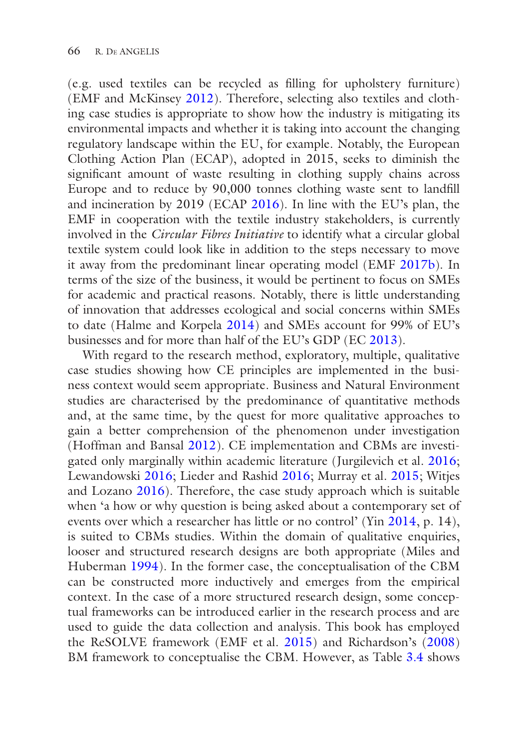(e.g. used textiles can be recycled as filling for upholstery furniture) (EMF and McKinsey 2012). Therefore, selecting also textiles and clothing case studies is appropriate to show how the industry is mitigating its environmental impacts and whether it is taking into account the changing regulatory landscape within the EU, for example. Notably, the European Clothing Action Plan (ECAP), adopted in 2015, seeks to diminish the significant amount of waste resulting in clothing supply chains across Europe and to reduce by 90,000 tonnes clothing waste sent to landfill and incineration by 2019 (ECAP 2016). In line with the EU's plan, the EMF in cooperation with the textile industry stakeholders, is currently involved in the *Circular Fibres Initiative* to identify what a circular global textile system could look like in addition to the steps necessary to move it away from the predominant linear operating model (EMF 2017b). In terms of the size of the business, it would be pertinent to focus on SMEs for academic and practical reasons. Notably, there is little understanding of innovation that addresses ecological and social concerns within SMEs to date (Halme and Korpela 2014) and SMEs account for 99% of EU's businesses and for more than half of the EU's GDP (EC 2013).

With regard to the research method, exploratory, multiple, qualitative case studies showing how CE principles are implemented in the business context would seem appropriate. Business and Natural Environment studies are characterised by the predominance of quantitative methods and, at the same time, by the quest for more qualitative approaches to gain a better comprehension of the phenomenon under investigation (Hoffman and Bansal 2012). CE implementation and CBMs are investigated only marginally within academic literature (Jurgilevich et al. 2016; Lewandowski 2016; Lieder and Rashid 2016; Murray et al. 2015; Witjes and Lozano 2016). Therefore, the case study approach which is suitable when 'a how or why question is being asked about a contemporary set of events over which a researcher has little or no control' (Yin 2014, p. 14), is suited to CBMs studies. Within the domain of qualitative enquiries, looser and structured research designs are both appropriate (Miles and Huberman 1994). In the former case, the conceptualisation of the CBM can be constructed more inductively and emerges from the empirical context. In the case of a more structured research design, some conceptual frameworks can be introduced earlier in the research process and are used to guide the data collection and analysis. This book has employed the ReSOLVE framework (EMF et al. 2015) and Richardson's (2008) BM framework to conceptualise the CBM. However, as Table 3.4 shows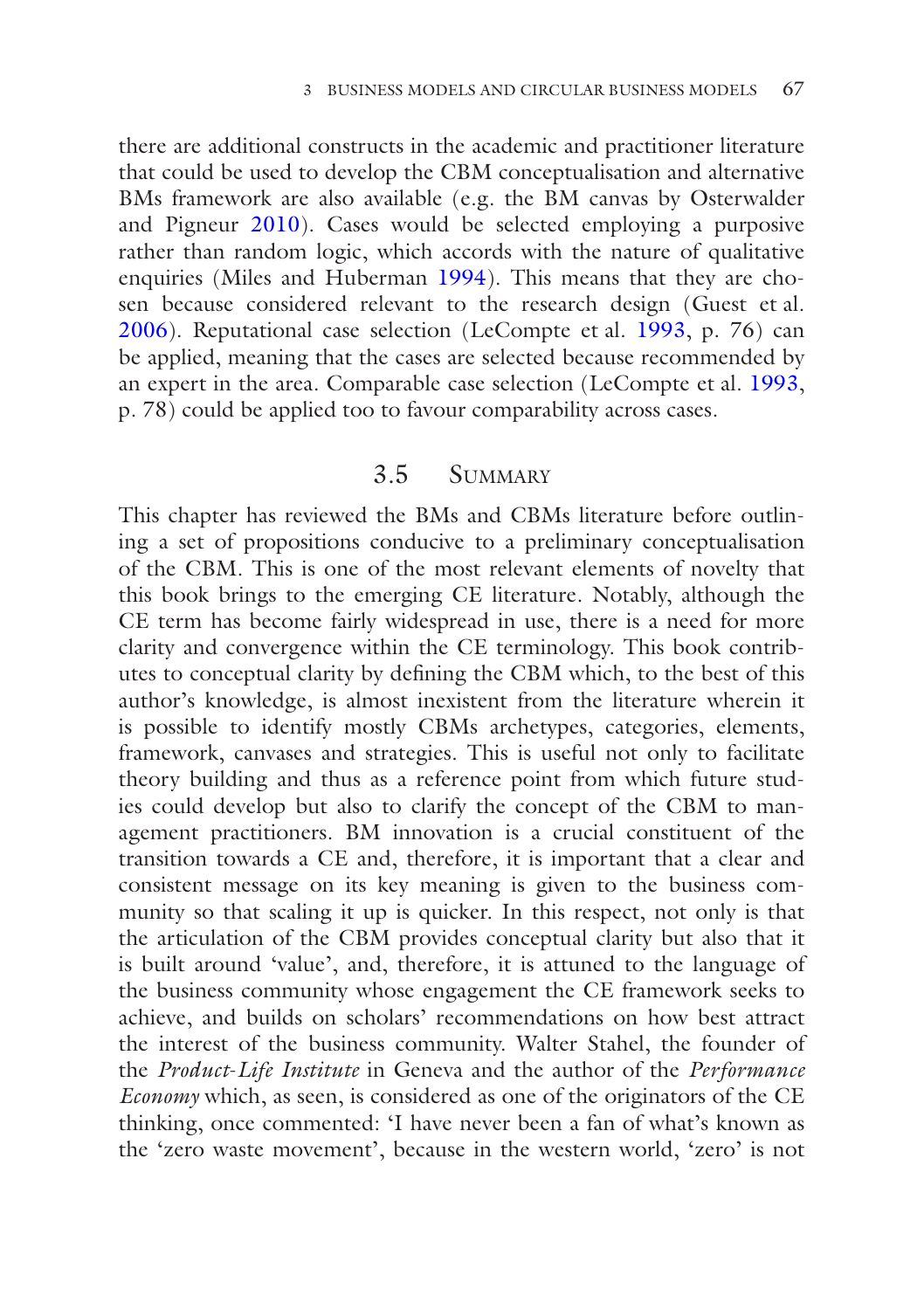there are additional constructs in the academic and practitioner literature that could be used to develop the CBM conceptualisation and alternative BMs framework are also available (e.g. the BM canvas by Osterwalder and Pigneur 2010). Cases would be selected employing a purposive rather than random logic, which accords with the nature of qualitative enquiries (Miles and Huberman 1994). This means that they are chosen because considered relevant to the research design (Guest et al. 2006). Reputational case selection (LeCompte et al. 1993, p. 76) can be applied, meaning that the cases are selected because recommended by an expert in the area. Comparable case selection (LeCompte et al. 1993, p. 78) could be applied too to favour comparability across cases.

## 3.5 Summary

This chapter has reviewed the BMs and CBMs literature before outlining a set of propositions conducive to a preliminary conceptualisation of the CBM. This is one of the most relevant elements of novelty that this book brings to the emerging CE literature. Notably, although the CE term has become fairly widespread in use, there is a need for more clarity and convergence within the CE terminology. This book contributes to conceptual clarity by defining the CBM which, to the best of this author's knowledge, is almost inexistent from the literature wherein it is possible to identify mostly CBMs archetypes, categories, elements, framework, canvases and strategies. This is useful not only to facilitate theory building and thus as a reference point from which future studies could develop but also to clarify the concept of the CBM to management practitioners. BM innovation is a crucial constituent of the transition towards a CE and, therefore, it is important that a clear and consistent message on its key meaning is given to the business community so that scaling it up is quicker. In this respect, not only is that the articulation of the CBM provides conceptual clarity but also that it is built around 'value', and, therefore, it is attuned to the language of the business community whose engagement the CE framework seeks to achieve, and builds on scholars' recommendations on how best attract the interest of the business community. Walter Stahel, the founder of the *Product-Life Institute* in Geneva and the author of the *Performance Economy* which, as seen, is considered as one of the originators of the CE thinking, once commented: 'I have never been a fan of what's known as the 'zero waste movement', because in the western world, 'zero' is not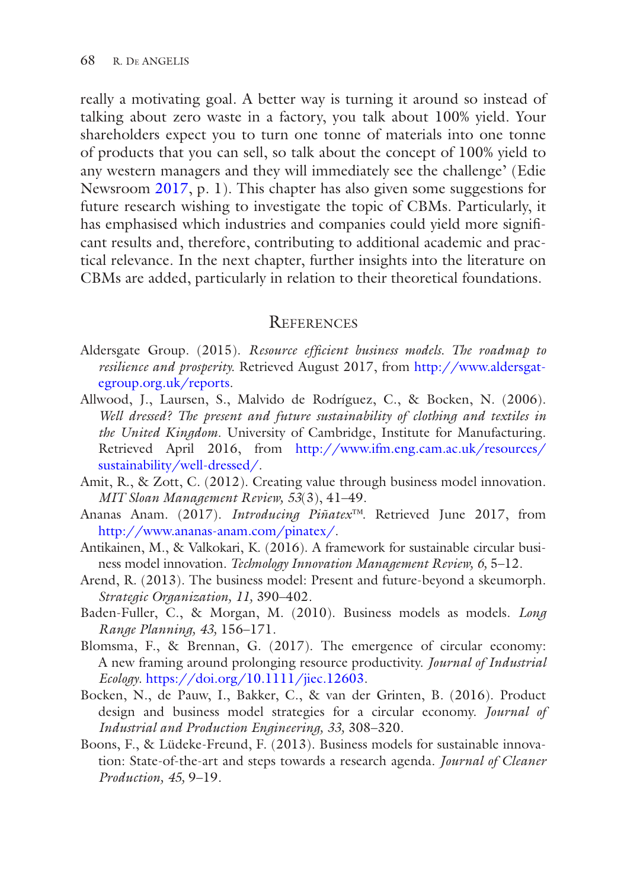really a motivating goal. A better way is turning it around so instead of talking about zero waste in a factory, you talk about 100% yield. Your shareholders expect you to turn one tonne of materials into one tonne of products that you can sell, so talk about the concept of 100% yield to any western managers and they will immediately see the challenge' (Edie Newsroom 2017, p. 1). This chapter has also given some suggestions for future research wishing to investigate the topic of CBMs. Particularly, it has emphasised which industries and companies could yield more significant results and, therefore, contributing to additional academic and practical relevance. In the next chapter, further insights into the literature on CBMs are added, particularly in relation to their theoretical foundations.

## References

Aldersgate Group. (2015). *Resource efficient business models. The roadmap to resilience and prosperity*. Retrieved August 2017, from http://www.aldersgategroup.org.uk/reports.

Allwood, J., Laursen, S., Malvido de Rodríguez, C., & Bocken, N. (2006). *Well dressed? The present and future sustainability of clothing and textiles in the United Kingdom*. University of Cambridge, Institute for Manufacturing. Retrieved April 2016, from http://www.ifm.eng.cam.ac.uk/resources/sustainability/well-dressed/.

Amit, R., & Zott, C. (2012). Creating value through business model innovation. *MIT Sloan Management Review, 53*(3), 41–49.

Ananas Anam. (2017). *Introducing Piñatex™*. Retrieved June 2017, from http://www.ananas-anam.com/pinatex/.

Antikainen, M., & Valkokari, K. (2016). A framework for sustainable circular business model innovation. *Technology Innovation Management Review, 6,* 5–12.

Arend, R. (2013). The business model: Present and future-beyond a skeumorph. *Strategic Organization, 11,* 390–402.

Baden-Fuller, C., & Morgan, M. (2010). Business models as models. *Long Range Planning, 43,* 156–171.

Blomsma, F., & Brennan, G. (2017). The emergence of circular economy: A new framing around prolonging resource productivity. *Journal of Industrial Ecology*. https://doi.org/10.1111/jiec.12603.

Bocken, N., de Pauw, I., Bakker, C., & van der Grinten, B. (2016). Product design and business model strategies for a circular economy. *Journal of Industrial and Production Engineering, 33,* 308–320.

Boons, F., & Lüdeke-Freund, F. (2013). Business models for sustainable innovation: State-of-the-art and steps towards a research agenda. *Journal of Cleaner Production, 45,* 9–19.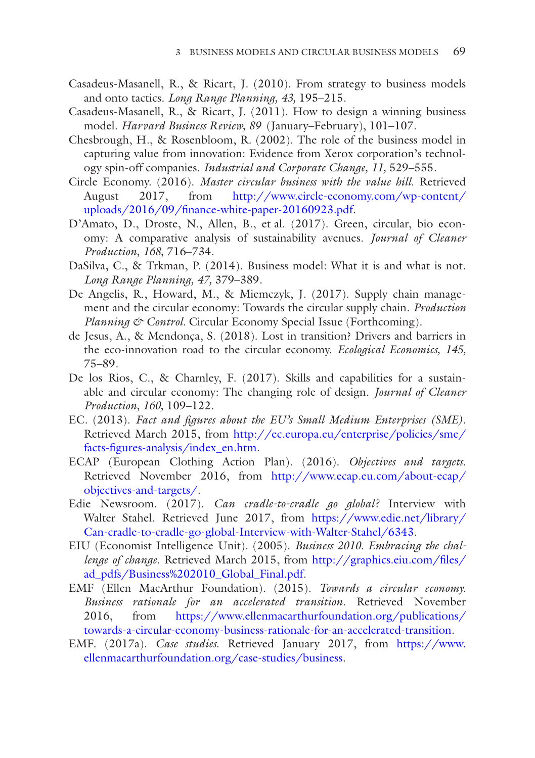Casadeus-Masanell, R., & Ricart, J. (2010). From strategy to business models and onto tactics. *Long Range Planning, 43,* 195–215.

Casadeus-Masanell, R., & Ricart, J. (2011). How to design a winning business model. *Harvard Business Review, 89* (January–February), 101–107.

Chesbrough, H., & Rosenbloom, R. (2002). The role of the business model in capturing value from innovation: Evidence from Xerox corporation's technology spin-off companies. *Industrial and Corporate Change, 11,* 529–555.

Circle Economy. (2016). *Master circular business with the value hill.* Retrieved August 2017, from http://www.circle-economy.com/wp-content/uploads/2016/09/finance-white-paper-20160923.pdf.

D'Amato, D., Droste, N., Allen, B., et al. (2017). Green, circular, bio economy: A comparative analysis of sustainability avenues. *Journal of Cleaner Production, 168,* 716–734.

DaSilva, C., & Trkman, P. (2014). Business model: What it is and what is not. *Long Range Planning, 47,* 379–389.

De Angelis, R., Howard, M., & Miemczyk, J. (2017). Supply chain management and the circular economy: Towards the circular supply chain. *Production Planning & Control.* Circular Economy Special Issue (Forthcoming).

de Jesus, A., & Mendonça, S. (2018). Lost in transition? Drivers and barriers in the eco-innovation road to the circular economy. *Ecological Economics, 145,* 75–89.

De los Rios, C., & Charnley, F. (2017). Skills and capabilities for a sustainable and circular economy: The changing role of design. *Journal of Cleaner Production, 160,* 109–122.

EC. (2013). *Fact and figures about the EU's Small Medium Enterprises (SME).* Retrieved March 2015, from http://ec.europa.eu/enterprise/policies/sme/facts-figures-analysis/index_en.htm.

ECAP (European Clothing Action Plan). (2016). *Objectives and targets.* Retrieved November 2016, from http://www.ecap.eu.com/about-ecap/objectives-and-targets/.

Edie Newsroom. (2017). *Can cradle-to-cradle go global?* Interview with Walter Stahel. Retrieved June 2017, from https://www.edie.net/library/Can-cradle-to-cradle-go-global-Interview-with-Walter-Stahel/6343.

EIU (Economist Intelligence Unit). (2005). *Business 2010. Embracing the challenge of change.* Retrieved March 2015, from http://graphics.eiu.com/files/ad_pdfs/Business%202010_Global_Final.pdf.

EMF (Ellen MacArthur Foundation). (2015). *Towards a circular economy. Business rationale for an accelerated transition.* Retrieved November 2016, from https://www.ellenmacarthurfoundation.org/publications/towards-a-circular-economy-business-rationale-for-an-accelerated-transition.

EMF. (2017a). *Case studies.* Retrieved January 2017, from https://www.ellenmacarthurfoundation.org/case-studies/business.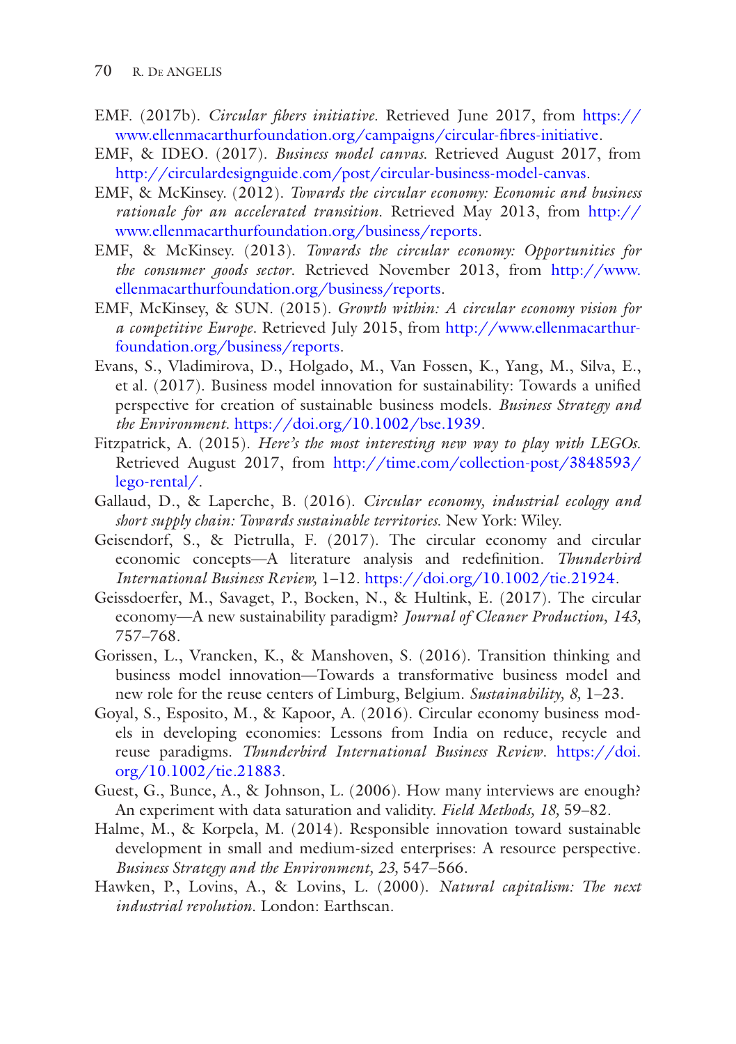EMF. (2017b). *Circular fibers initiative*. Retrieved June 2017, from https://www.ellenmacarthurfoundation.org/campaigns/circular-fibres-initiative.

EMF, & IDEO. (2017). *Business model canvas*. Retrieved August 2017, from http://circulardesignguide.com/post/circular-business-model-canvas.

EMF, & McKinsey. (2012). *Towards the circular economy: Economic and business rationale for an accelerated transition*. Retrieved May 2013, from http://www.ellenmacarthurfoundation.org/business/reports.

EMF, & McKinsey. (2013). *Towards the circular economy: Opportunities for the consumer goods sector*. Retrieved November 2013, from http://www.ellenmacarthurfoundation.org/business/reports.

EMF, McKinsey, & SUN. (2015). *Growth within: A circular economy vision for a competitive Europe*. Retrieved July 2015, from http://www.ellenmacarthurfoundation.org/business/reports.

Evans, S., Vladimirova, D., Holgado, M., Van Fossen, K., Yang, M., Silva, E., et al. (2017). Business model innovation for sustainability: Towards a unified perspective for creation of sustainable business models. *Business Strategy and the Environment*. https://doi.org/10.1002/bse.1939.

Fitzpatrick, A. (2015). *Here's the most interesting new way to play with LEGOs*. Retrieved August 2017, from http://time.com/collection-post/3848593/lego-rental/.

Gallaud, D., & Laperche, B. (2016). *Circular economy, industrial ecology and short supply chain: Towards sustainable territories*. New York: Wiley.

Geisendorf, S., & Pietrulla, F. (2017). The circular economy and circular economic concepts—A literature analysis and redefinition. *Thunderbird International Business Review*, 1–12. https://doi.org/10.1002/tie.21924.

Geissdoerfer, M., Savaget, P., Bocken, N., & Hultink, E. (2017). The circular economy—A new sustainability paradigm? *Journal of Cleaner Production, 143*, 757–768.

Gorissen, L., Vrancken, K., & Manshoven, S. (2016). Transition thinking and business model innovation—Towards a transformative business model and new role for the reuse centers of Limburg, Belgium. *Sustainability, 8*, 1–23.

Goyal, S., Esposito, M., & Kapoor, A. (2016). Circular economy business models in developing economies: Lessons from India on reduce, recycle and reuse paradigms. *Thunderbird International Business Review*. https://doi.org/10.1002/tie.21883.

Guest, G., Bunce, A., & Johnson, L. (2006). How many interviews are enough? An experiment with data saturation and validity. *Field Methods, 18*, 59–82.

Halme, M., & Korpela, M. (2014). Responsible innovation toward sustainable development in small and medium-sized enterprises: A resource perspective. *Business Strategy and the Environment, 23*, 547–566.

Hawken, P., Lovins, A., & Lovins, L. (2000). *Natural capitalism: The next industrial revolution*. London: Earthscan.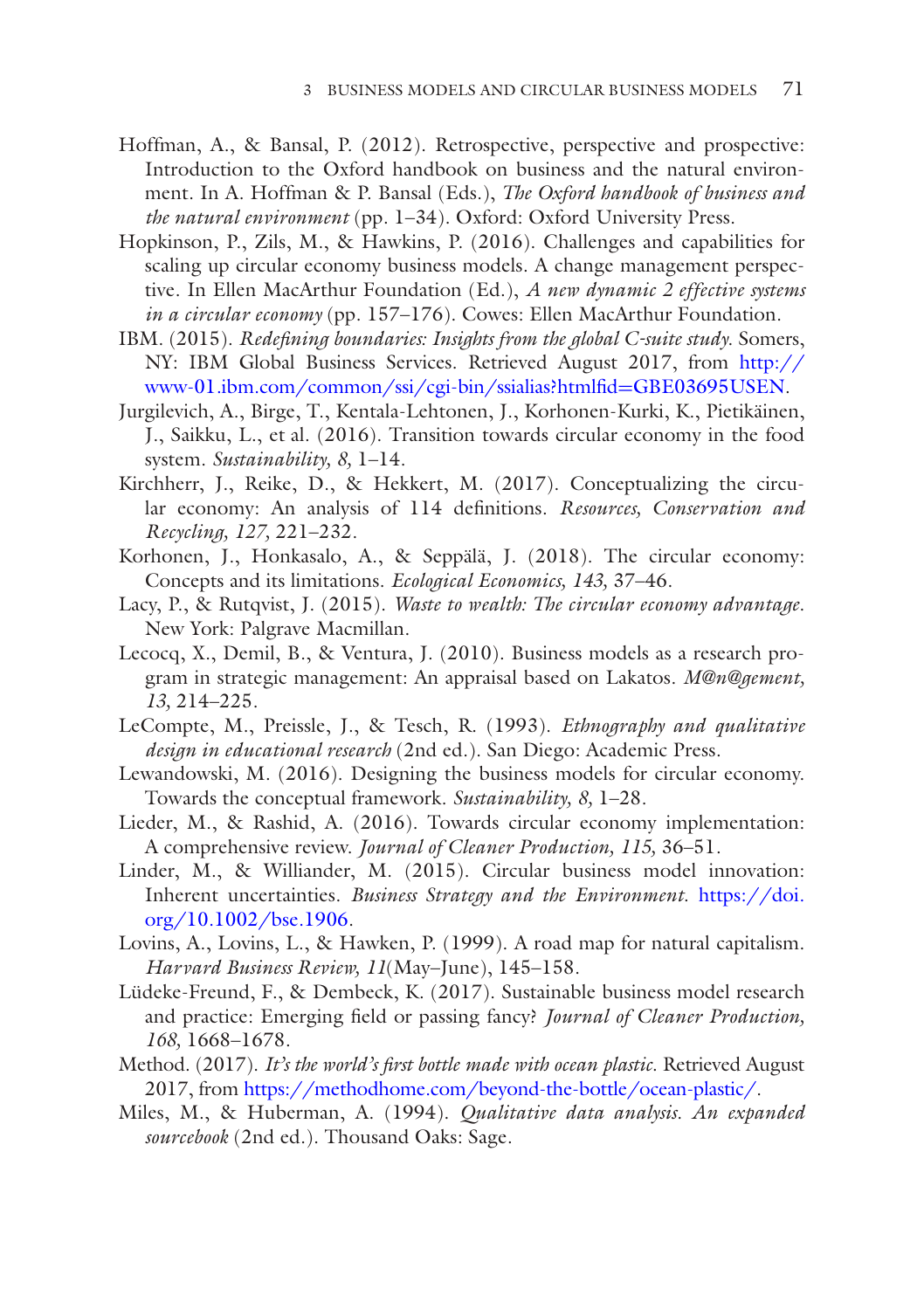Hoffman, A., & Bansal, P. (2012). Retrospective, perspective and prospective: Introduction to the Oxford handbook on business and the natural environment. In A. Hoffman & P. Bansal (Eds.), *The Oxford handbook of business and the natural environment* (pp. 1–34). Oxford: Oxford University Press.

Hopkinson, P., Zils, M., & Hawkins, P. (2016). Challenges and capabilities for scaling up circular economy business models. A change management perspective. In Ellen MacArthur Foundation (Ed.), *A new dynamic 2 effective systems in a circular economy* (pp. 157–176). Cowes: Ellen MacArthur Foundation.

IBM. (2015). *Redefining boundaries: Insights from the global C-suite study*. Somers, NY: IBM Global Business Services. Retrieved August 2017, from http://www-01.ibm.com/common/ssi/cgi-bin/ssialias?htmlfid=GBE03695USEN.

Jurgilevich, A., Birge, T., Kentala-Lehtonen, J., Korhonen-Kurki, K., Pietikäinen, J., Saikku, L., et al. (2016). Transition towards circular economy in the food system. *Sustainability, 8,* 1–14.

Kirchherr, J., Reike, D., & Hekkert, M. (2017). Conceptualizing the circular economy: An analysis of 114 definitions. *Resources, Conservation and Recycling, 127,* 221–232.

Korhonen, J., Honkasalo, A., & Seppälä, J. (2018). The circular economy: Concepts and its limitations. *Ecological Economics, 143,* 37–46.

Lacy, P., & Rutqvist, J. (2015). *Waste to wealth: The circular economy advantage*. New York: Palgrave Macmillan.

Lecocq, X., Demil, B., & Ventura, J. (2010). Business models as a research program in strategic management: An appraisal based on Lakatos. *M@n@gement, 13,* 214–225.

LeCompte, M., Preissle, J., & Tesch, R. (1993). *Ethnography and qualitative design in educational research* (2nd ed.). San Diego: Academic Press.

Lewandowski, M. (2016). Designing the business models for circular economy. Towards the conceptual framework. *Sustainability, 8,* 1–28.

Lieder, M., & Rashid, A. (2016). Towards circular economy implementation: A comprehensive review. *Journal of Cleaner Production, 115,* 36–51.

Linder, M., & Williander, M. (2015). Circular business model innovation: Inherent uncertainties. *Business Strategy and the Environment*. https://doi.org/10.1002/bse.1906.

Lovins, A., Lovins, L., & Hawken, P. (1999). A road map for natural capitalism. *Harvard Business Review, 11*(May–June), 145–158.

Lüdeke-Freund, F., & Dembeck, K. (2017). Sustainable business model research and practice: Emerging field or passing fancy? *Journal of Cleaner Production, 168,* 1668–1678.

Method. (2017). *It's the world's first bottle made with ocean plastic*. Retrieved August 2017, from https://methodhome.com/beyond-the-bottle/ocean-plastic/.

Miles, M., & Huberman, A. (1994). *Qualitative data analysis. An expanded sourcebook* (2nd ed.). Thousand Oaks: Sage.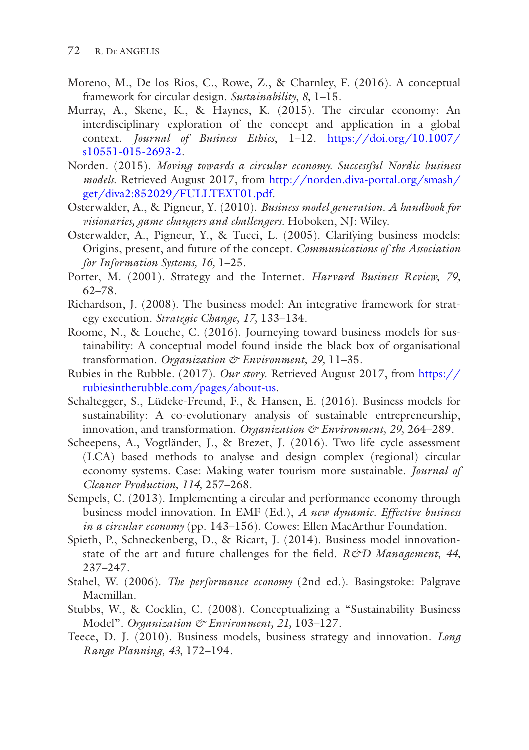Moreno, M., De los Rios, C., Rowe, Z., & Charnley, F. (2016). A conceptual framework for circular design. *Sustainability, 8,* 1–15.

Murray, A., Skene, K., & Haynes, K. (2015). The circular economy: An interdisciplinary exploration of the concept and application in a global context. *Journal of Business Ethics*, 1–12. https://doi.org/10.1007/s10551-015-2693-2.

Norden. (2015). *Moving towards a circular economy. Successful Nordic business models.* Retrieved August 2017, from http://norden.diva-portal.org/smash/get/diva2:852029/FULLTEXT01.pdf.

Osterwalder, A., & Pigneur, Y. (2010). *Business model generation. A handbook for visionaries, game changers and challengers.* Hoboken, NJ: Wiley.

Osterwalder, A., Pigneur, Y., & Tucci, L. (2005). Clarifying business models: Origins, present, and future of the concept. *Communications of the Association for Information Systems, 16,* 1–25.

Porter, M. (2001). Strategy and the Internet. *Harvard Business Review, 79,* 62–78.

Richardson, J. (2008). The business model: An integrative framework for strategy execution. *Strategic Change, 17,* 133–134.

Roome, N., & Louche, C. (2016). Journeying toward business models for sustainability: A conceptual model found inside the black box of organisational transformation. *Organization & Environment, 29,* 11–35.

Rubies in the Rubble. (2017). *Our story.* Retrieved August 2017, from https://rubiesintherubble.com/pages/about-us.

Schaltegger, S., Lüdeke-Freund, F., & Hansen, E. (2016). Business models for sustainability: A co-evolutionary analysis of sustainable entrepreneurship, innovation, and transformation. *Organization & Environment, 29,* 264–289.

Scheepens, A., Vogtländer, J., & Brezet, J. (2016). Two life cycle assessment (LCA) based methods to analyse and design complex (regional) circular economy systems. Case: Making water tourism more sustainable. *Journal of Cleaner Production, 114,* 257–268.

Sempels, C. (2013). Implementing a circular and performance economy through business model innovation. In EMF (Ed.), *A new dynamic. Effective business in a circular economy* (pp. 143–156). Cowes: Ellen MacArthur Foundation.

Spieth, P., Schneckenberg, D., & Ricart, J. (2014). Business model innovation-state of the art and future challenges for the field. *R&D Management, 44,* 237–247.

Stahel, W. (2006). *The performance economy* (2nd ed.). Basingstoke: Palgrave Macmillan.

Stubbs, W., & Cocklin, C. (2008). Conceptualizing a "Sustainability Business Model". *Organization & Environment, 21,* 103–127.

Teece, D. J. (2010). Business models, business strategy and innovation. *Long Range Planning, 43,* 172–194.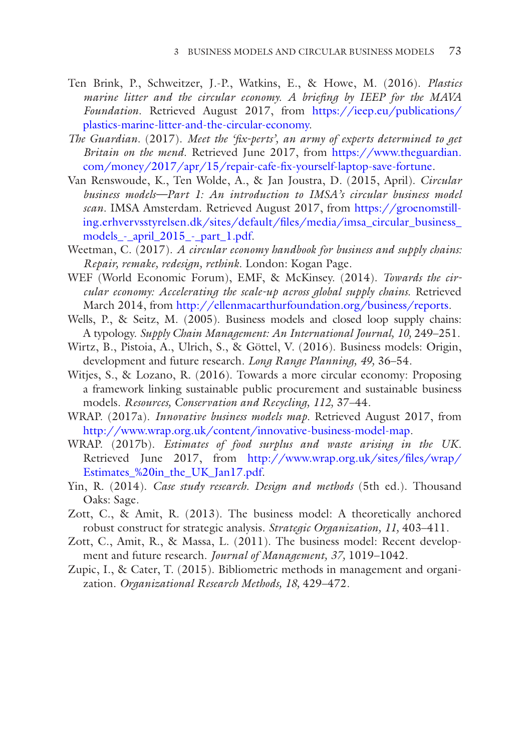Ten Brink, P., Schweitzer, J.-P., Watkins, E., & Howe, M. (2016). *Plastics marine litter and the circular economy. A briefing by IEEP for the MAVA Foundation*. Retrieved August 2017, from https://ieep.eu/publications/plastics-marine-litter-and-the-circular-economy.

*The Guardian*. (2017). *Meet the 'fix-perts', an army of experts determined to get Britain on the mend*. Retrieved June 2017, from https://www.theguardian.com/money/2017/apr/15/repair-cafe-fix-yourself-laptop-save-fortune.

Van Renswoude, K., Ten Wolde, A., & Jan Joustra, D. (2015, April). *Circular business models—Part 1: An introduction to IMSA's circular business model scan*. IMSA Amsterdam. Retrieved August 2017, from https://groenomstilling.erhvervsstyrelsen.dk/sites/default/files/media/imsa_circular_business_models_-_april_2015_-_part_1.pdf.

Weetman, C. (2017). *A circular economy handbook for business and supply chains: Repair, remake, redesign, rethink*. London: Kogan Page.

WEF (World Economic Forum), EMF, & McKinsey. (2014). *Towards the circular economy: Accelerating the scale-up across global supply chains.* Retrieved March 2014, from http://ellenmacarthurfoundation.org/business/reports.

Wells, P., & Seitz, M. (2005). Business models and closed loop supply chains: A typology. *Supply Chain Management: An International Journal, 10,* 249–251.

Wirtz, B., Pistoia, A., Ulrich, S., & Göttel, V. (2016). Business models: Origin, development and future research. *Long Range Planning, 49,* 36–54.

Witjes, S., & Lozano, R. (2016). Towards a more circular economy: Proposing a framework linking sustainable public procurement and sustainable business models. *Resources, Conservation and Recycling, 112,* 37–44.

WRAP. (2017a). *Innovative business models map*. Retrieved August 2017, from http://www.wrap.org.uk/content/innovative-business-model-map.

WRAP. (2017b). *Estimates of food surplus and waste arising in the UK*. Retrieved June 2017, from http://www.wrap.org.uk/sites/files/wrap/Estimates_%20in_the_UK_Jan17.pdf.

Yin, R. (2014). *Case study research. Design and methods* (5th ed.). Thousand Oaks: Sage.

Zott, C., & Amit, R. (2013). The business model: A theoretically anchored robust construct for strategic analysis. *Strategic Organization, 11,* 403–411.

Zott, C., Amit, R., & Massa, L. (2011). The business model: Recent development and future research. *Journal of Management, 37,* 1019–1042.

Zupic, I., & Cater, T. (2015). Bibliometric methods in management and organization. *Organizational Research Methods, 18,* 429–472.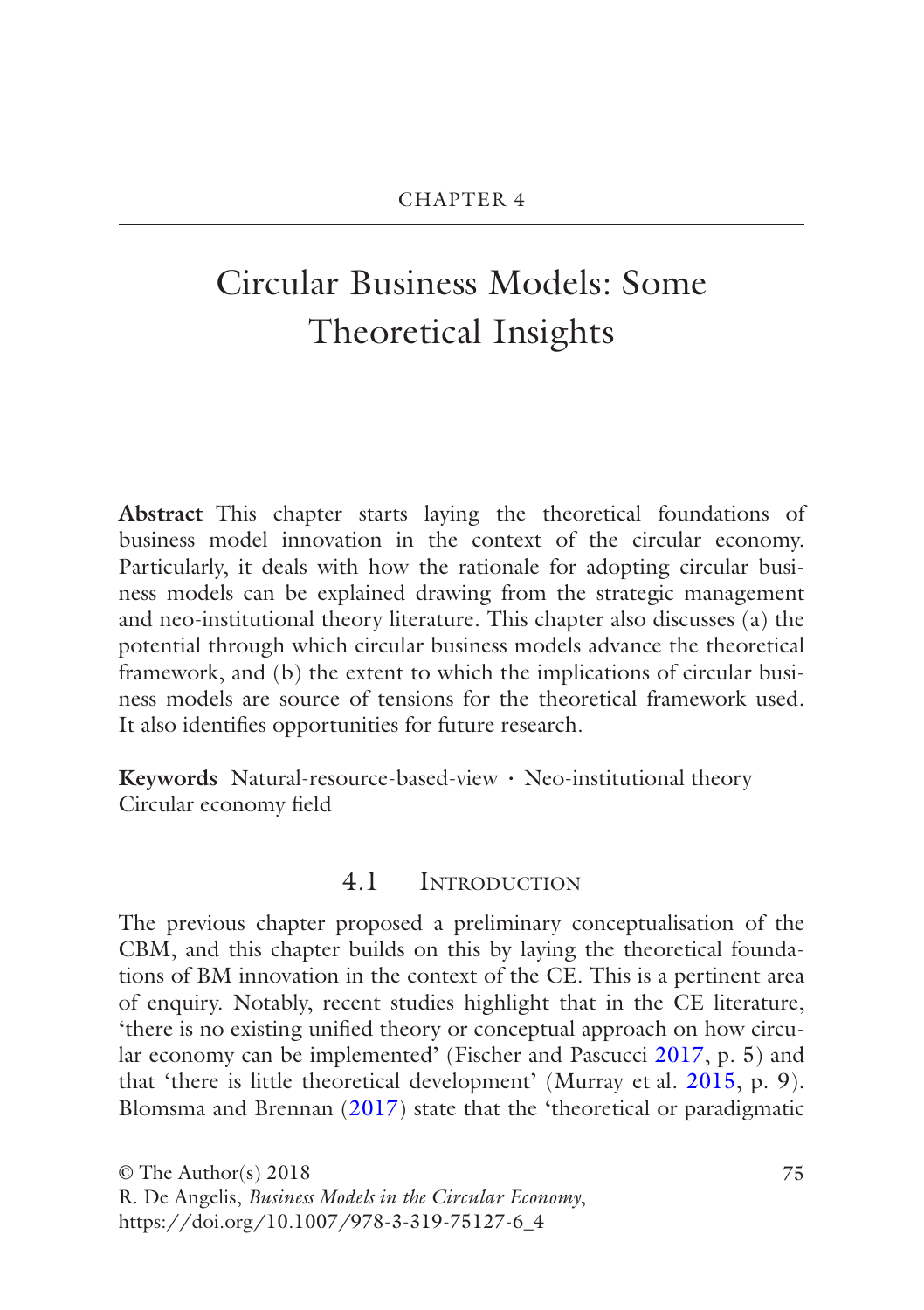CHAPTER 4

# Circular Business Models: Some Theoretical Insights

**Abstract** This chapter starts laying the theoretical foundations of business model innovation in the context of the circular economy. Particularly, it deals with how the rationale for adopting circular business models can be explained drawing from the strategic management and neo-institutional theory literature. This chapter also discusses (a) the potential through which circular business models advance the theoretical framework, and (b) the extent to which the implications of circular business models are source of tensions for the theoretical framework used. It also identifies opportunities for future research.

**Keywords** Natural-resource-based-view · Neo-institutional theory Circular economy field

## 4.1 Introduction

The previous chapter proposed a preliminary conceptualisation of the CBM, and this chapter builds on this by laying the theoretical foundations of BM innovation in the context of the CE. This is a pertinent area of enquiry. Notably, recent studies highlight that in the CE literature, 'there is no existing unified theory or conceptual approach on how circular economy can be implemented' (Fischer and Pascucci 2017, p. 5) and that 'there is little theoretical development' (Murray et al. 2015, p. 9). Blomsma and Brennan (2017) state that the 'theoretical or paradigmatic

© The Author(s) 2018
R. De Angelis, *Business Models in the Circular Economy*,
https://doi.org/10.1007/978-3-319-75127-6_4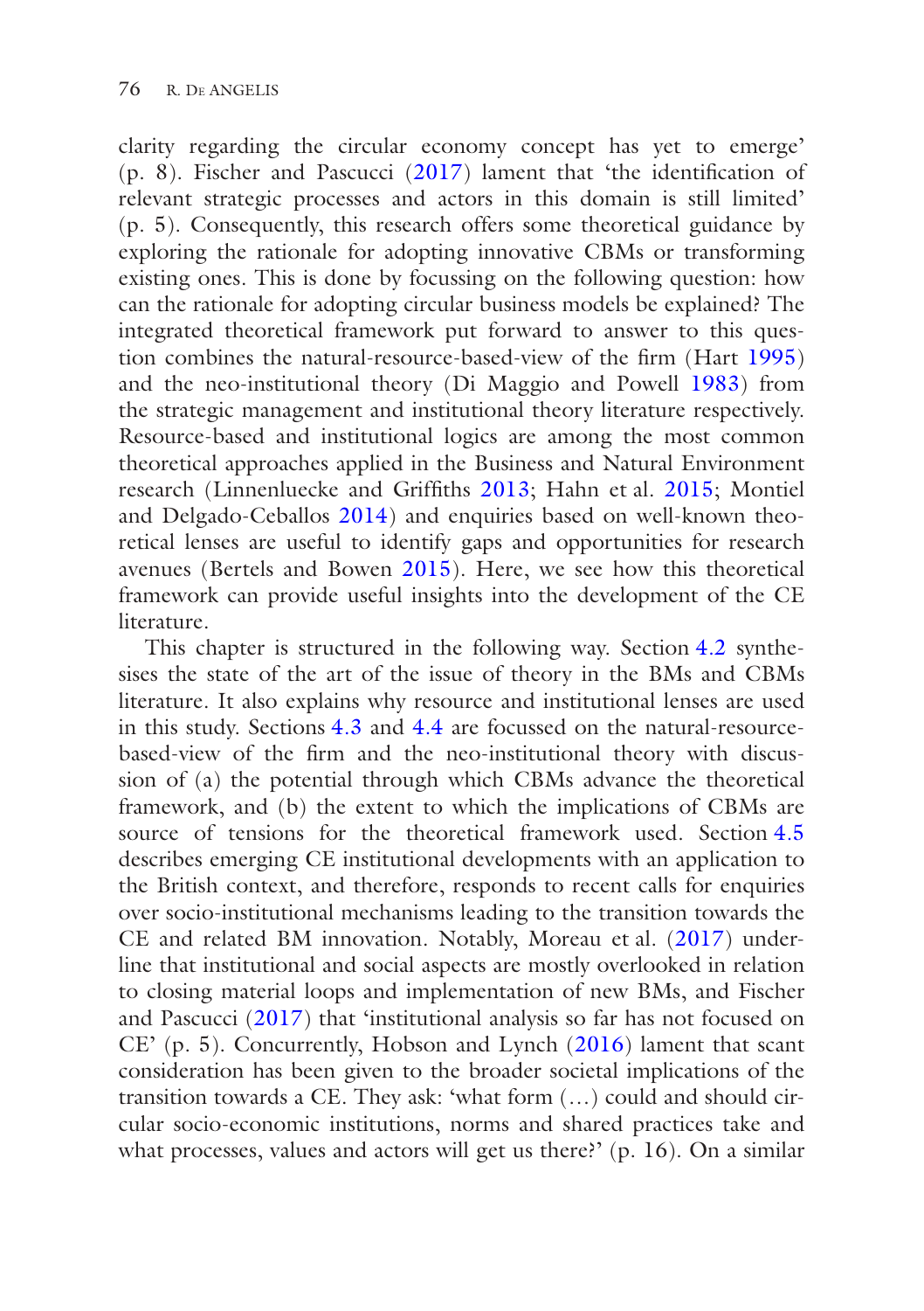clarity regarding the circular economy concept has yet to emerge' (p. 8). Fischer and Pascucci (2017) lament that 'the identification of relevant strategic processes and actors in this domain is still limited' (p. 5). Consequently, this research offers some theoretical guidance by exploring the rationale for adopting innovative CBMs or transforming existing ones. This is done by focussing on the following question: how can the rationale for adopting circular business models be explained? The integrated theoretical framework put forward to answer to this question combines the natural-resource-based-view of the firm (Hart 1995) and the neo-institutional theory (Di Maggio and Powell 1983) from the strategic management and institutional theory literature respectively. Resource-based and institutional logics are among the most common theoretical approaches applied in the Business and Natural Environment research (Linnenluecke and Griffiths 2013; Hahn et al. 2015; Montiel and Delgado-Ceballos 2014) and enquiries based on well-known theoretical lenses are useful to identify gaps and opportunities for research avenues (Bertels and Bowen 2015). Here, we see how this theoretical framework can provide useful insights into the development of the CE literature.

This chapter is structured in the following way. Section 4.2 synthesises the state of the art of the issue of theory in the BMs and CBMs literature. It also explains why resource and institutional lenses are used in this study. Sections 4.3 and 4.4 are focussed on the natural-resource-based-view of the firm and the neo-institutional theory with discussion of (a) the potential through which CBMs advance the theoretical framework, and (b) the extent to which the implications of CBMs are source of tensions for the theoretical framework used. Section 4.5 describes emerging CE institutional developments with an application to the British context, and therefore, responds to recent calls for enquiries over socio-institutional mechanisms leading to the transition towards the CE and related BM innovation. Notably, Moreau et al. (2017) underline that institutional and social aspects are mostly overlooked in relation to closing material loops and implementation of new BMs, and Fischer and Pascucci (2017) that 'institutional analysis so far has not focused on CE' (p. 5). Concurrently, Hobson and Lynch (2016) lament that scant consideration has been given to the broader societal implications of the transition towards a CE. They ask: 'what form (…) could and should circular socio-economic institutions, norms and shared practices take and what processes, values and actors will get us there?' (p. 16). On a similar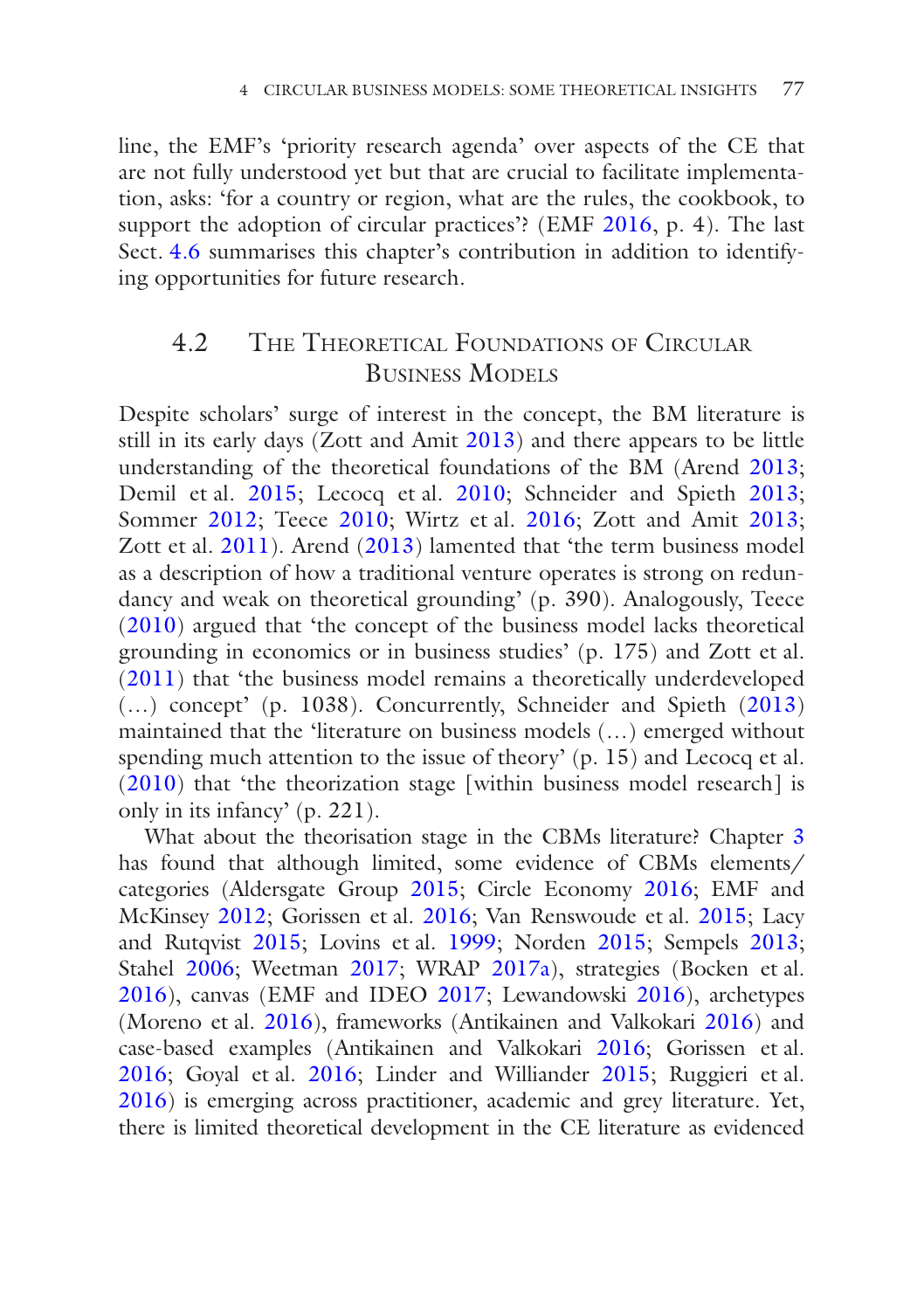line, the EMF's 'priority research agenda' over aspects of the CE that are not fully understood yet but that are crucial to facilitate implementation, asks: 'for a country or region, what are the rules, the cookbook, to support the adoption of circular practices'? (EMF 2016, p. 4). The last Sect. 4.6 summarises this chapter's contribution in addition to identifying opportunities for future research.

## 4.2 The Theoretical Foundations of Circular Business Models

Despite scholars' surge of interest in the concept, the BM literature is still in its early days (Zott and Amit 2013) and there appears to be little understanding of the theoretical foundations of the BM (Arend 2013; Demil et al. 2015; Lecocq et al. 2010; Schneider and Spieth 2013; Sommer 2012; Teece 2010; Wirtz et al. 2016; Zott and Amit 2013; Zott et al. 2011). Arend (2013) lamented that 'the term business model as a description of how a traditional venture operates is strong on redundancy and weak on theoretical grounding' (p. 390). Analogously, Teece (2010) argued that 'the concept of the business model lacks theoretical grounding in economics or in business studies' (p. 175) and Zott et al. (2011) that 'the business model remains a theoretically underdeveloped (…) concept' (p. 1038). Concurrently, Schneider and Spieth (2013) maintained that the 'literature on business models (…) emerged without spending much attention to the issue of theory' (p. 15) and Lecocq et al. (2010) that 'the theorization stage [within business model research] is only in its infancy' (p. 221).

What about the theorisation stage in the CBMs literature? Chapter 3 has found that although limited, some evidence of CBMs elements/categories (Aldersgate Group 2015; Circle Economy 2016; EMF and McKinsey 2012; Gorissen et al. 2016; Van Renswoude et al. 2015; Lacy and Rutqvist 2015; Lovins et al. 1999; Norden 2015; Sempels 2013; Stahel 2006; Weetman 2017; WRAP 2017a), strategies (Bocken et al. 2016), canvas (EMF and IDEO 2017; Lewandowski 2016), archetypes (Moreno et al. 2016), frameworks (Antikainen and Valkokari 2016) and case-based examples (Antikainen and Valkokari 2016; Gorissen et al. 2016; Goyal et al. 2016; Linder and Williander 2015; Ruggieri et al. 2016) is emerging across practitioner, academic and grey literature. Yet, there is limited theoretical development in the CE literature as evidenced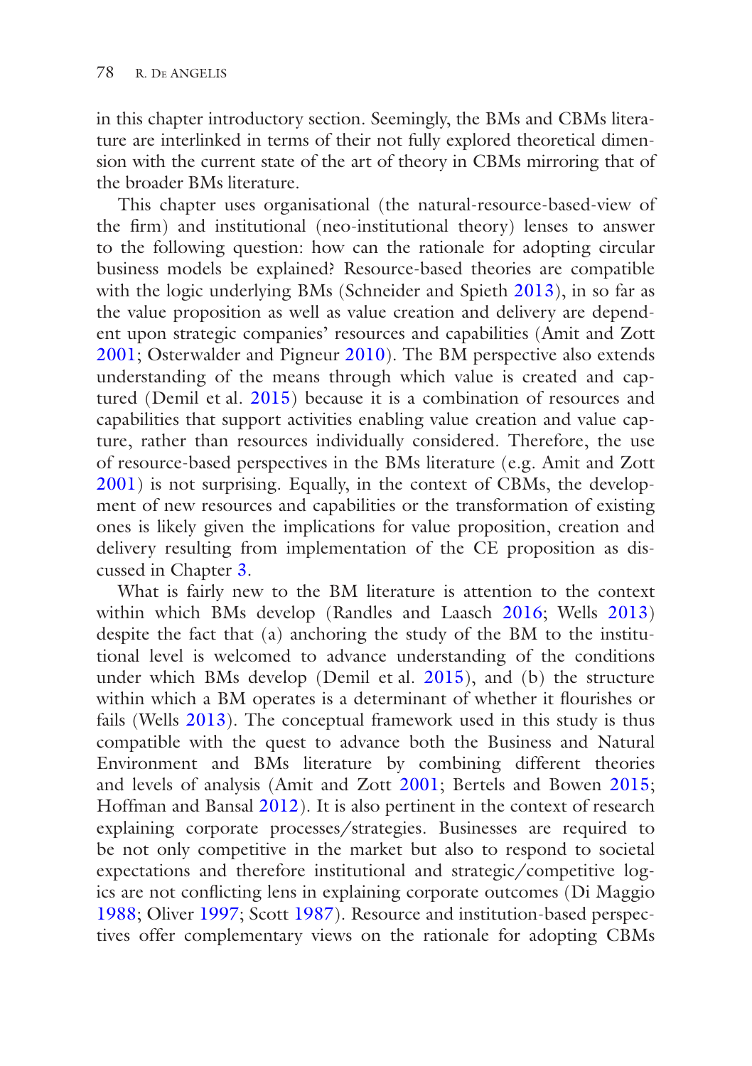in this chapter introductory section. Seemingly, the BMs and CBMs literature are interlinked in terms of their not fully explored theoretical dimension with the current state of the art of theory in CBMs mirroring that of the broader BMs literature.

This chapter uses organisational (the natural-resource-based-view of the firm) and institutional (neo-institutional theory) lenses to answer to the following question: how can the rationale for adopting circular business models be explained? Resource-based theories are compatible with the logic underlying BMs (Schneider and Spieth 2013), in so far as the value proposition as well as value creation and delivery are dependent upon strategic companies' resources and capabilities (Amit and Zott 2001; Osterwalder and Pigneur 2010). The BM perspective also extends understanding of the means through which value is created and captured (Demil et al. 2015) because it is a combination of resources and capabilities that support activities enabling value creation and value capture, rather than resources individually considered. Therefore, the use of resource-based perspectives in the BMs literature (e.g. Amit and Zott 2001) is not surprising. Equally, in the context of CBMs, the development of new resources and capabilities or the transformation of existing ones is likely given the implications for value proposition, creation and delivery resulting from implementation of the CE proposition as discussed in Chapter 3.

What is fairly new to the BM literature is attention to the context within which BMs develop (Randles and Laasch 2016; Wells 2013) despite the fact that (a) anchoring the study of the BM to the institutional level is welcomed to advance understanding of the conditions under which BMs develop (Demil et al. 2015), and (b) the structure within which a BM operates is a determinant of whether it flourishes or fails (Wells 2013). The conceptual framework used in this study is thus compatible with the quest to advance both the Business and Natural Environment and BMs literature by combining different theories and levels of analysis (Amit and Zott 2001; Bertels and Bowen 2015; Hoffman and Bansal 2012). It is also pertinent in the context of research explaining corporate processes/strategies. Businesses are required to be not only competitive in the market but also to respond to societal expectations and therefore institutional and strategic/competitive logics are not conflicting lens in explaining corporate outcomes (Di Maggio 1988; Oliver 1997; Scott 1987). Resource and institution-based perspectives offer complementary views on the rationale for adopting CBMs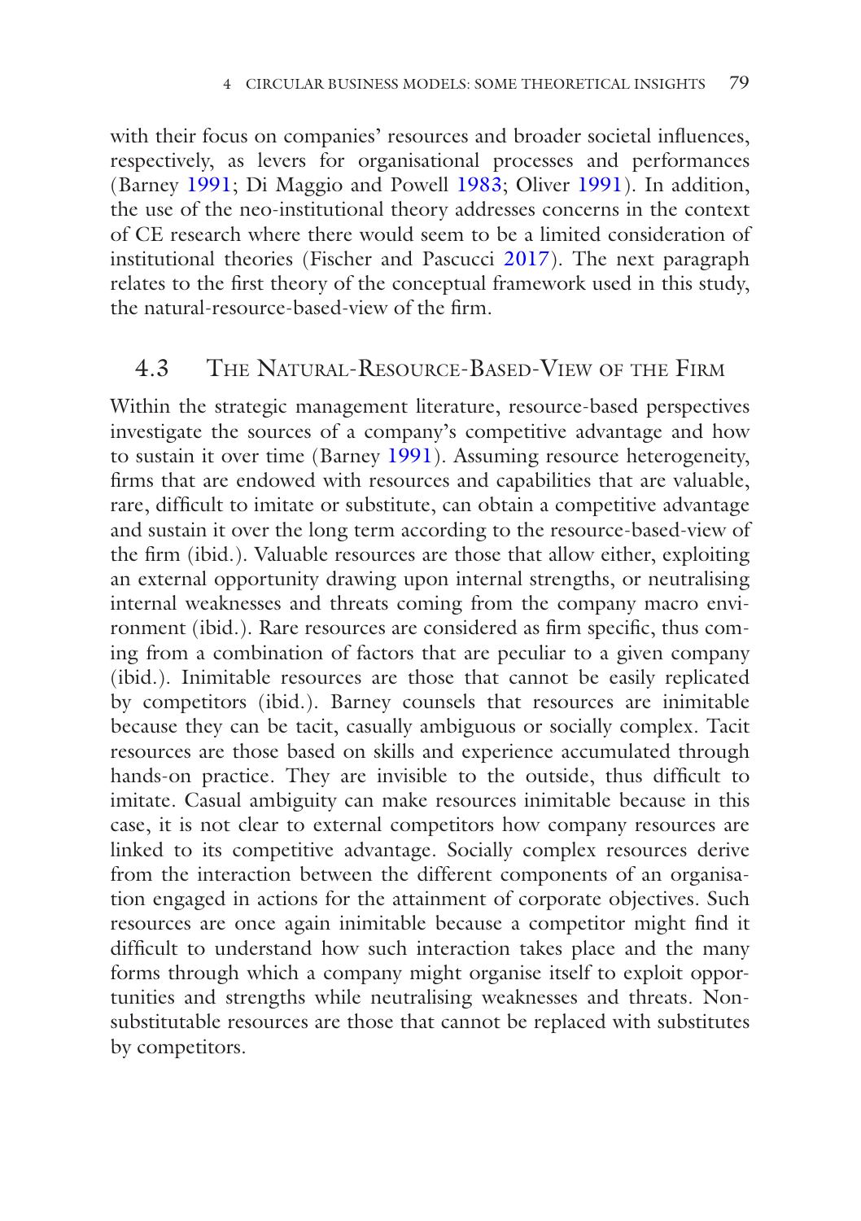with their focus on companies' resources and broader societal influences, respectively, as levers for organisational processes and performances (Barney 1991; Di Maggio and Powell 1983; Oliver 1991). In addition, the use of the neo-institutional theory addresses concerns in the context of CE research where there would seem to be a limited consideration of institutional theories (Fischer and Pascucci 2017). The next paragraph relates to the first theory of the conceptual framework used in this study, the natural-resource-based-view of the firm.

## 4.3 The Natural-Resource-Based-View of the Firm

Within the strategic management literature, resource-based perspectives investigate the sources of a company's competitive advantage and how to sustain it over time (Barney 1991). Assuming resource heterogeneity, firms that are endowed with resources and capabilities that are valuable, rare, difficult to imitate or substitute, can obtain a competitive advantage and sustain it over the long term according to the resource-based-view of the firm (ibid.). Valuable resources are those that allow either, exploiting an external opportunity drawing upon internal strengths, or neutralising internal weaknesses and threats coming from the company macro environment (ibid.). Rare resources are considered as firm specific, thus coming from a combination of factors that are peculiar to a given company (ibid.). Inimitable resources are those that cannot be easily replicated by competitors (ibid.). Barney counsels that resources are inimitable because they can be tacit, casually ambiguous or socially complex. Tacit resources are those based on skills and experience accumulated through hands-on practice. They are invisible to the outside, thus difficult to imitate. Casual ambiguity can make resources inimitable because in this case, it is not clear to external competitors how company resources are linked to its competitive advantage. Socially complex resources derive from the interaction between the different components of an organisation engaged in actions for the attainment of corporate objectives. Such resources are once again inimitable because a competitor might find it difficult to understand how such interaction takes place and the many forms through which a company might organise itself to exploit opportunities and strengths while neutralising weaknesses and threats. Non-substitutable resources are those that cannot be replaced with substitutes by competitors.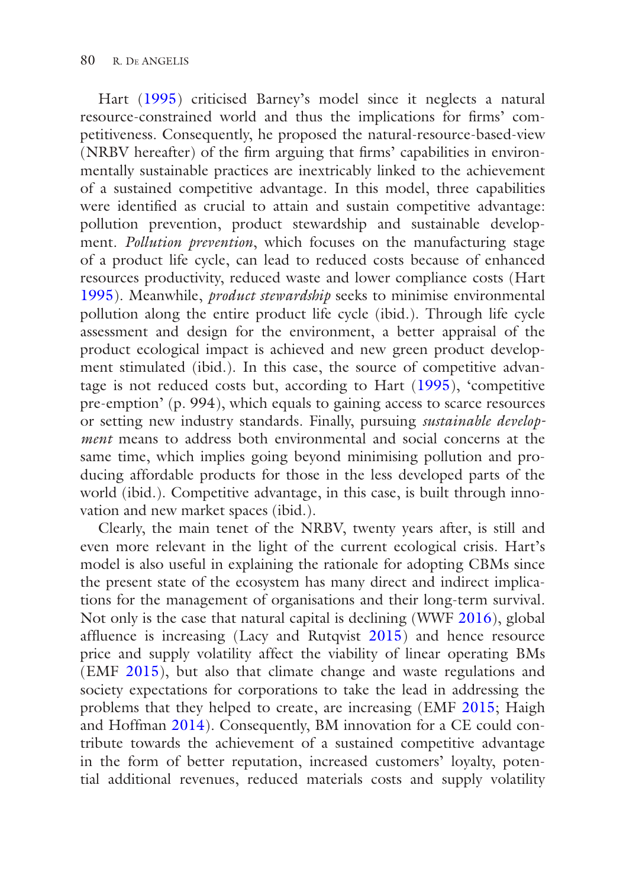Hart (1995) criticised Barney's model since it neglects a natural resource-constrained world and thus the implications for firms' competitiveness. Consequently, he proposed the natural-resource-based-view (NRBV hereafter) of the firm arguing that firms' capabilities in environmentally sustainable practices are inextricably linked to the achievement of a sustained competitive advantage. In this model, three capabilities were identified as crucial to attain and sustain competitive advantage: pollution prevention, product stewardship and sustainable development. *Pollution prevention*, which focuses on the manufacturing stage of a product life cycle, can lead to reduced costs because of enhanced resources productivity, reduced waste and lower compliance costs (Hart 1995). Meanwhile, *product stewardship* seeks to minimise environmental pollution along the entire product life cycle (ibid.). Through life cycle assessment and design for the environment, a better appraisal of the product ecological impact is achieved and new green product development stimulated (ibid.). In this case, the source of competitive advantage is not reduced costs but, according to Hart (1995), 'competitive pre-emption' (p. 994), which equals to gaining access to scarce resources or setting new industry standards. Finally, pursuing *sustainable development* means to address both environmental and social concerns at the same time, which implies going beyond minimising pollution and producing affordable products for those in the less developed parts of the world (ibid.). Competitive advantage, in this case, is built through innovation and new market spaces (ibid.).

Clearly, the main tenet of the NRBV, twenty years after, is still and even more relevant in the light of the current ecological crisis. Hart's model is also useful in explaining the rationale for adopting CBMs since the present state of the ecosystem has many direct and indirect implications for the management of organisations and their long-term survival. Not only is the case that natural capital is declining (WWF 2016), global affluence is increasing (Lacy and Rutqvist 2015) and hence resource price and supply volatility affect the viability of linear operating BMs (EMF 2015), but also that climate change and waste regulations and society expectations for corporations to take the lead in addressing the problems that they helped to create, are increasing (EMF 2015; Haigh and Hoffman 2014). Consequently, BM innovation for a CE could contribute towards the achievement of a sustained competitive advantage in the form of better reputation, increased customers' loyalty, potential additional revenues, reduced materials costs and supply volatility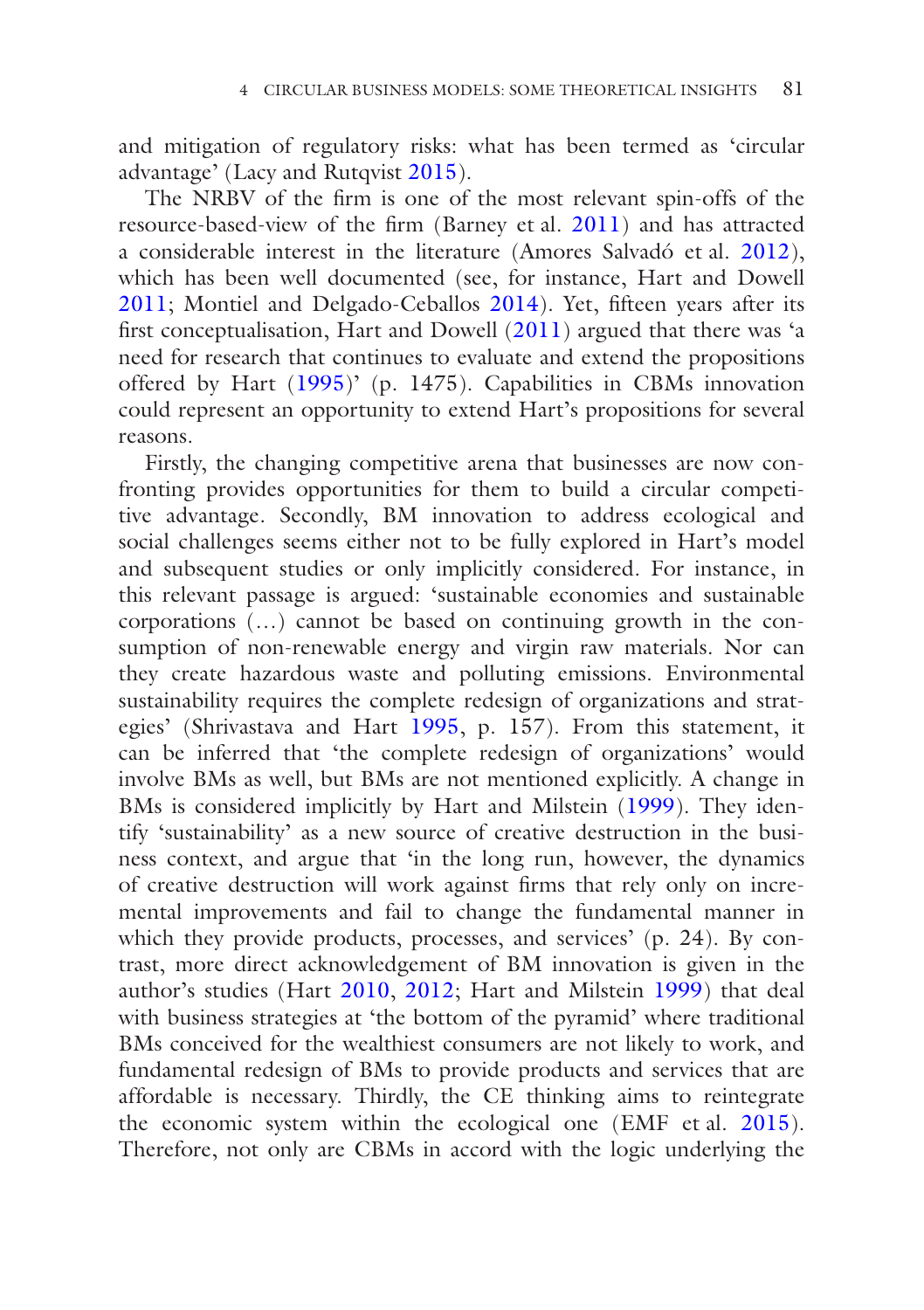and mitigation of regulatory risks: what has been termed as 'circular advantage' (Lacy and Rutqvist 2015).

The NRBV of the firm is one of the most relevant spin-offs of the resource-based-view of the firm (Barney et al. 2011) and has attracted a considerable interest in the literature (Amores Salvadó et al. 2012), which has been well documented (see, for instance, Hart and Dowell 2011; Montiel and Delgado-Ceballos 2014). Yet, fifteen years after its first conceptualisation, Hart and Dowell (2011) argued that there was 'a need for research that continues to evaluate and extend the propositions offered by Hart (1995)' (p. 1475). Capabilities in CBMs innovation could represent an opportunity to extend Hart's propositions for several reasons.

Firstly, the changing competitive arena that businesses are now confronting provides opportunities for them to build a circular competitive advantage. Secondly, BM innovation to address ecological and social challenges seems either not to be fully explored in Hart's model and subsequent studies or only implicitly considered. For instance, in this relevant passage is argued: 'sustainable economies and sustainable corporations (…) cannot be based on continuing growth in the consumption of non-renewable energy and virgin raw materials. Nor can they create hazardous waste and polluting emissions. Environmental sustainability requires the complete redesign of organizations and strategies' (Shrivastava and Hart 1995, p. 157). From this statement, it can be inferred that 'the complete redesign of organizations' would involve BMs as well, but BMs are not mentioned explicitly. A change in BMs is considered implicitly by Hart and Milstein (1999). They identify 'sustainability' as a new source of creative destruction in the business context, and argue that 'in the long run, however, the dynamics of creative destruction will work against firms that rely only on incremental improvements and fail to change the fundamental manner in which they provide products, processes, and services' (p. 24). By contrast, more direct acknowledgement of BM innovation is given in the author's studies (Hart 2010, 2012; Hart and Milstein 1999) that deal with business strategies at 'the bottom of the pyramid' where traditional BMs conceived for the wealthiest consumers are not likely to work, and fundamental redesign of BMs to provide products and services that are affordable is necessary. Thirdly, the CE thinking aims to reintegrate the economic system within the ecological one (EMF et al. 2015). Therefore, not only are CBMs in accord with the logic underlying the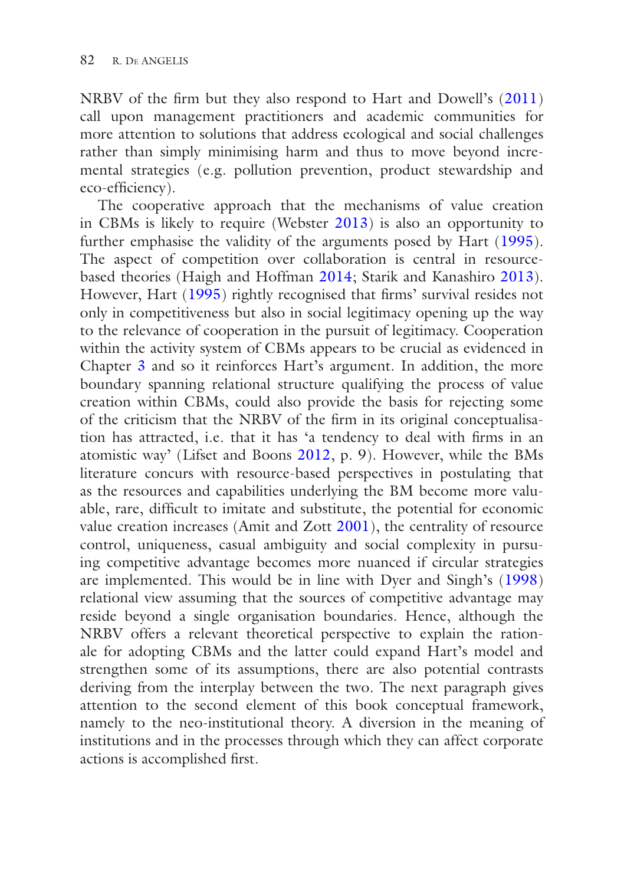NRBV of the firm but they also respond to Hart and Dowell's (2011) call upon management practitioners and academic communities for more attention to solutions that address ecological and social challenges rather than simply minimising harm and thus to move beyond incremental strategies (e.g. pollution prevention, product stewardship and eco-efficiency).

The cooperative approach that the mechanisms of value creation in CBMs is likely to require (Webster 2013) is also an opportunity to further emphasise the validity of the arguments posed by Hart (1995). The aspect of competition over collaboration is central in resource-based theories (Haigh and Hoffman 2014; Starik and Kanashiro 2013). However, Hart (1995) rightly recognised that firms' survival resides not only in competitiveness but also in social legitimacy opening up the way to the relevance of cooperation in the pursuit of legitimacy. Cooperation within the activity system of CBMs appears to be crucial as evidenced in Chapter 3 and so it reinforces Hart's argument. In addition, the more boundary spanning relational structure qualifying the process of value creation within CBMs, could also provide the basis for rejecting some of the criticism that the NRBV of the firm in its original conceptualisation has attracted, i.e. that it has 'a tendency to deal with firms in an atomistic way' (Lifset and Boons 2012, p. 9). However, while the BMs literature concurs with resource-based perspectives in postulating that as the resources and capabilities underlying the BM become more valuable, rare, difficult to imitate and substitute, the potential for economic value creation increases (Amit and Zott 2001), the centrality of resource control, uniqueness, casual ambiguity and social complexity in pursuing competitive advantage becomes more nuanced if circular strategies are implemented. This would be in line with Dyer and Singh's (1998) relational view assuming that the sources of competitive advantage may reside beyond a single organisation boundaries. Hence, although the NRBV offers a relevant theoretical perspective to explain the rationale for adopting CBMs and the latter could expand Hart's model and strengthen some of its assumptions, there are also potential contrasts deriving from the interplay between the two. The next paragraph gives attention to the second element of this book conceptual framework, namely to the neo-institutional theory. A diversion in the meaning of institutions and in the processes through which they can affect corporate actions is accomplished first.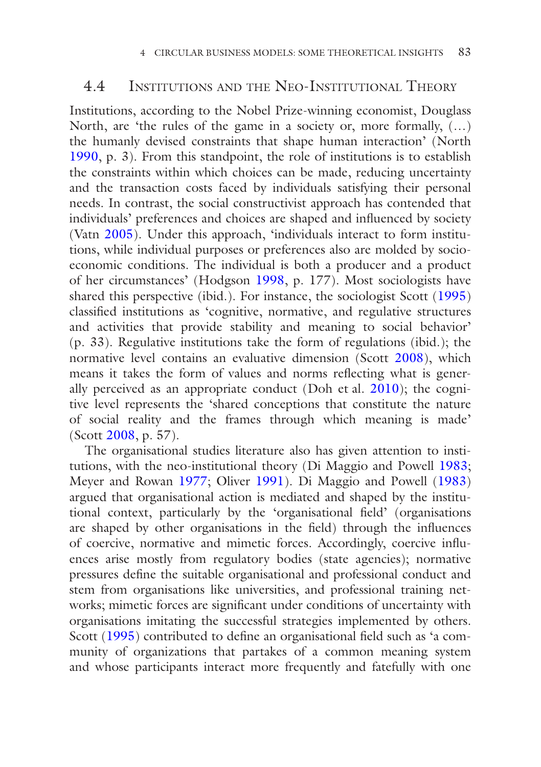## 4.4 Institutions and the Neo-Institutional Theory

Institutions, according to the Nobel Prize-winning economist, Douglass North, are 'the rules of the game in a society or, more formally, (…) the humanly devised constraints that shape human interaction' (North 1990, p. 3). From this standpoint, the role of institutions is to establish the constraints within which choices can be made, reducing uncertainty and the transaction costs faced by individuals satisfying their personal needs. In contrast, the social constructivist approach has contended that individuals' preferences and choices are shaped and influenced by society (Vatn 2005). Under this approach, 'individuals interact to form institutions, while individual purposes or preferences also are molded by socio-economic conditions. The individual is both a producer and a product of her circumstances' (Hodgson 1998, p. 177). Most sociologists have shared this perspective (ibid.). For instance, the sociologist Scott (1995) classified institutions as 'cognitive, normative, and regulative structures and activities that provide stability and meaning to social behavior' (p. 33). Regulative institutions take the form of regulations (ibid.); the normative level contains an evaluative dimension (Scott 2008), which means it takes the form of values and norms reflecting what is generally perceived as an appropriate conduct (Doh et al. 2010); the cognitive level represents the 'shared conceptions that constitute the nature of social reality and the frames through which meaning is made' (Scott 2008, p. 57).

The organisational studies literature also has given attention to institutions, with the neo-institutional theory (Di Maggio and Powell 1983; Meyer and Rowan 1977; Oliver 1991). Di Maggio and Powell (1983) argued that organisational action is mediated and shaped by the institutional context, particularly by the 'organisational field' (organisations are shaped by other organisations in the field) through the influences of coercive, normative and mimetic forces. Accordingly, coercive influences arise mostly from regulatory bodies (state agencies); normative pressures define the suitable organisational and professional conduct and stem from organisations like universities, and professional training networks; mimetic forces are significant under conditions of uncertainty with organisations imitating the successful strategies implemented by others. Scott (1995) contributed to define an organisational field such as 'a community of organizations that partakes of a common meaning system and whose participants interact more frequently and fatefully with one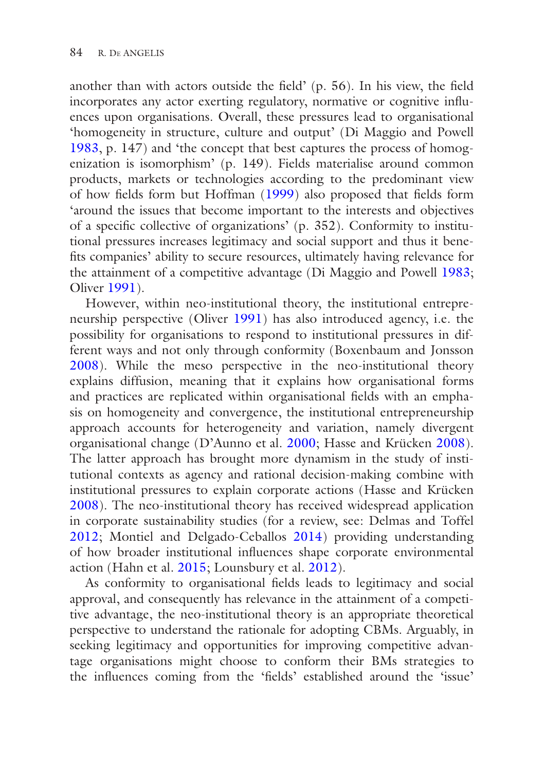another than with actors outside the field' (p. 56). In his view, the field incorporates any actor exerting regulatory, normative or cognitive influences upon organisations. Overall, these pressures lead to organisational 'homogeneity in structure, culture and output' (Di Maggio and Powell 1983, p. 147) and 'the concept that best captures the process of homogenization is isomorphism' (p. 149). Fields materialise around common products, markets or technologies according to the predominant view of how fields form but Hoffman (1999) also proposed that fields form 'around the issues that become important to the interests and objectives of a specific collective of organizations' (p. 352). Conformity to institutional pressures increases legitimacy and social support and thus it benefits companies' ability to secure resources, ultimately having relevance for the attainment of a competitive advantage (Di Maggio and Powell 1983; Oliver 1991).

However, within neo-institutional theory, the institutional entrepreneurship perspective (Oliver 1991) has also introduced agency, i.e. the possibility for organisations to respond to institutional pressures in different ways and not only through conformity (Boxenbaum and Jonsson 2008). While the meso perspective in the neo-institutional theory explains diffusion, meaning that it explains how organisational forms and practices are replicated within organisational fields with an emphasis on homogeneity and convergence, the institutional entrepreneurship approach accounts for heterogeneity and variation, namely divergent organisational change (D'Aunno et al. 2000; Hasse and Krücken 2008). The latter approach has brought more dynamism in the study of institutional contexts as agency and rational decision-making combine with institutional pressures to explain corporate actions (Hasse and Krücken 2008). The neo-institutional theory has received widespread application in corporate sustainability studies (for a review, see: Delmas and Toffel 2012; Montiel and Delgado-Ceballos 2014) providing understanding of how broader institutional influences shape corporate environmental action (Hahn et al. 2015; Lounsbury et al. 2012).

As conformity to organisational fields leads to legitimacy and social approval, and consequently has relevance in the attainment of a competitive advantage, the neo-institutional theory is an appropriate theoretical perspective to understand the rationale for adopting CBMs. Arguably, in seeking legitimacy and opportunities for improving competitive advantage organisations might choose to conform their BMs strategies to the influences coming from the 'fields' established around the 'issue'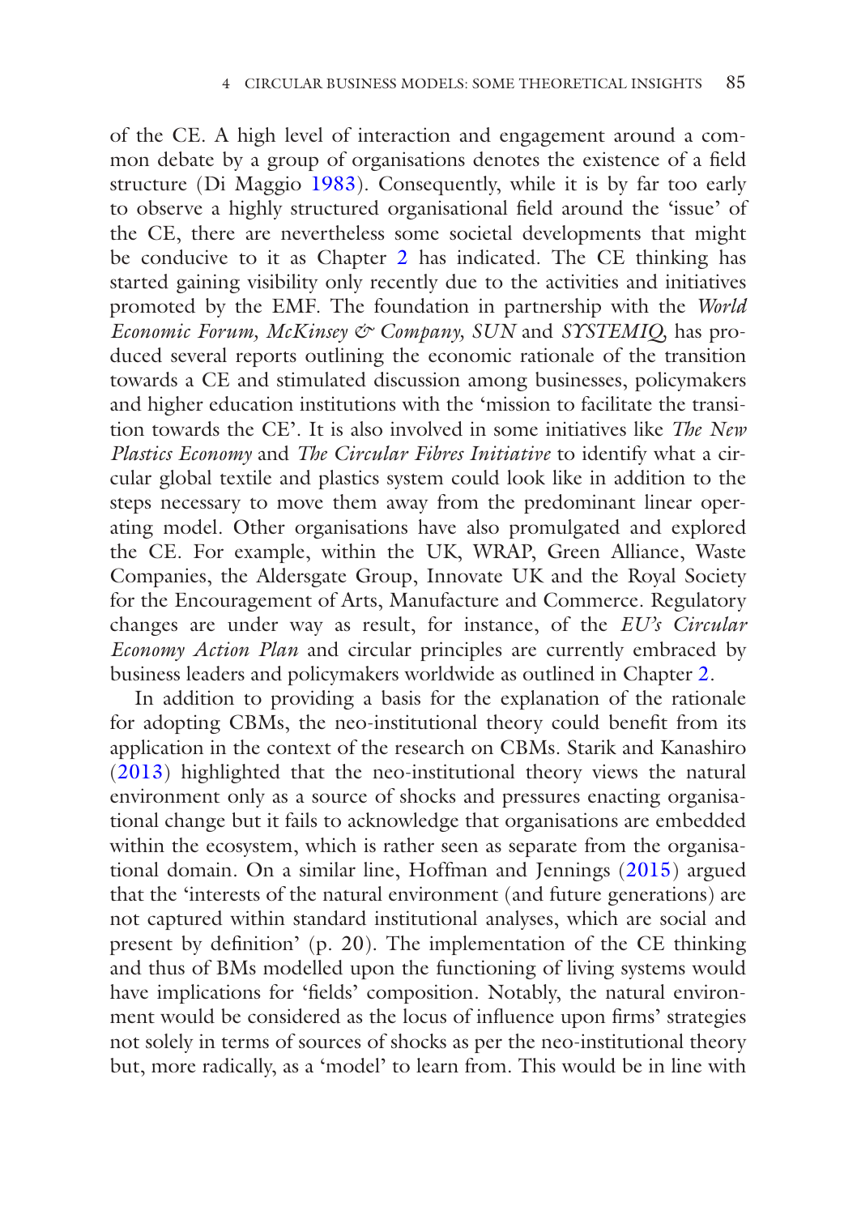of the CE. A high level of interaction and engagement around a common debate by a group of organisations denotes the existence of a field structure (Di Maggio 1983). Consequently, while it is by far too early to observe a highly structured organisational field around the 'issue' of the CE, there are nevertheless some societal developments that might be conducive to it as Chapter 2 has indicated. The CE thinking has started gaining visibility only recently due to the activities and initiatives promoted by the EMF. The foundation in partnership with the *World Economic Forum, McKinsey & Company, SUN* and *SYSTEMIQ*, has produced several reports outlining the economic rationale of the transition towards a CE and stimulated discussion among businesses, policymakers and higher education institutions with the 'mission to facilitate the transition towards the CE'. It is also involved in some initiatives like *The New Plastics Economy* and *The Circular Fibres Initiative* to identify what a circular global textile and plastics system could look like in addition to the steps necessary to move them away from the predominant linear operating model. Other organisations have also promulgated and explored the CE. For example, within the UK, WRAP, Green Alliance, Waste Companies, the Aldersgate Group, Innovate UK and the Royal Society for the Encouragement of Arts, Manufacture and Commerce. Regulatory changes are under way as result, for instance, of the *EU's Circular Economy Action Plan* and circular principles are currently embraced by business leaders and policymakers worldwide as outlined in Chapter 2.

In addition to providing a basis for the explanation of the rationale for adopting CBMs, the neo-institutional theory could benefit from its application in the context of the research on CBMs. Starik and Kanashiro (2013) highlighted that the neo-institutional theory views the natural environment only as a source of shocks and pressures enacting organisational change but it fails to acknowledge that organisations are embedded within the ecosystem, which is rather seen as separate from the organisational domain. On a similar line, Hoffman and Jennings (2015) argued that the 'interests of the natural environment (and future generations) are not captured within standard institutional analyses, which are social and present by definition' (p. 20). The implementation of the CE thinking and thus of BMs modelled upon the functioning of living systems would have implications for 'fields' composition. Notably, the natural environment would be considered as the locus of influence upon firms' strategies not solely in terms of sources of shocks as per the neo-institutional theory but, more radically, as a 'model' to learn from. This would be in line with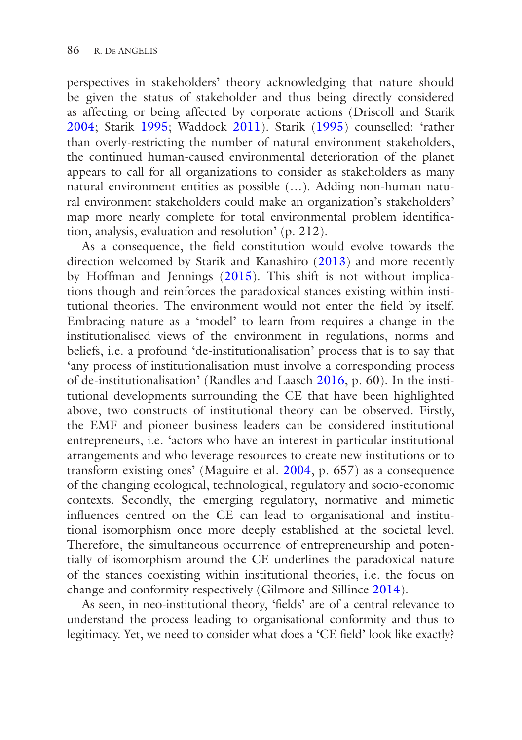perspectives in stakeholders' theory acknowledging that nature should be given the status of stakeholder and thus being directly considered as affecting or being affected by corporate actions (Driscoll and Starik 2004; Starik 1995; Waddock 2011). Starik (1995) counselled: 'rather than overly-restricting the number of natural environment stakeholders, the continued human-caused environmental deterioration of the planet appears to call for all organizations to consider as stakeholders as many natural environment entities as possible (…). Adding non-human natural environment stakeholders could make an organization's stakeholders' map more nearly complete for total environmental problem identification, analysis, evaluation and resolution' (p. 212).

As a consequence, the field constitution would evolve towards the direction welcomed by Starik and Kanashiro (2013) and more recently by Hoffman and Jennings (2015). This shift is not without implications though and reinforces the paradoxical stances existing within institutional theories. The environment would not enter the field by itself. Embracing nature as a 'model' to learn from requires a change in the institutionalised views of the environment in regulations, norms and beliefs, i.e. a profound 'de-institutionalisation' process that is to say that 'any process of institutionalisation must involve a corresponding process of de-institutionalisation' (Randles and Laasch 2016, p. 60). In the institutional developments surrounding the CE that have been highlighted above, two constructs of institutional theory can be observed. Firstly, the EMF and pioneer business leaders can be considered institutional entrepreneurs, i.e. 'actors who have an interest in particular institutional arrangements and who leverage resources to create new institutions or to transform existing ones' (Maguire et al. 2004, p. 657) as a consequence of the changing ecological, technological, regulatory and socio-economic contexts. Secondly, the emerging regulatory, normative and mimetic influences centred on the CE can lead to organisational and institutional isomorphism once more deeply established at the societal level. Therefore, the simultaneous occurrence of entrepreneurship and potentially of isomorphism around the CE underlines the paradoxical nature of the stances coexisting within institutional theories, i.e. the focus on change and conformity respectively (Gilmore and Sillince 2014).

As seen, in neo-institutional theory, 'fields' are of a central relevance to understand the process leading to organisational conformity and thus to legitimacy. Yet, we need to consider what does a 'CE field' look like exactly?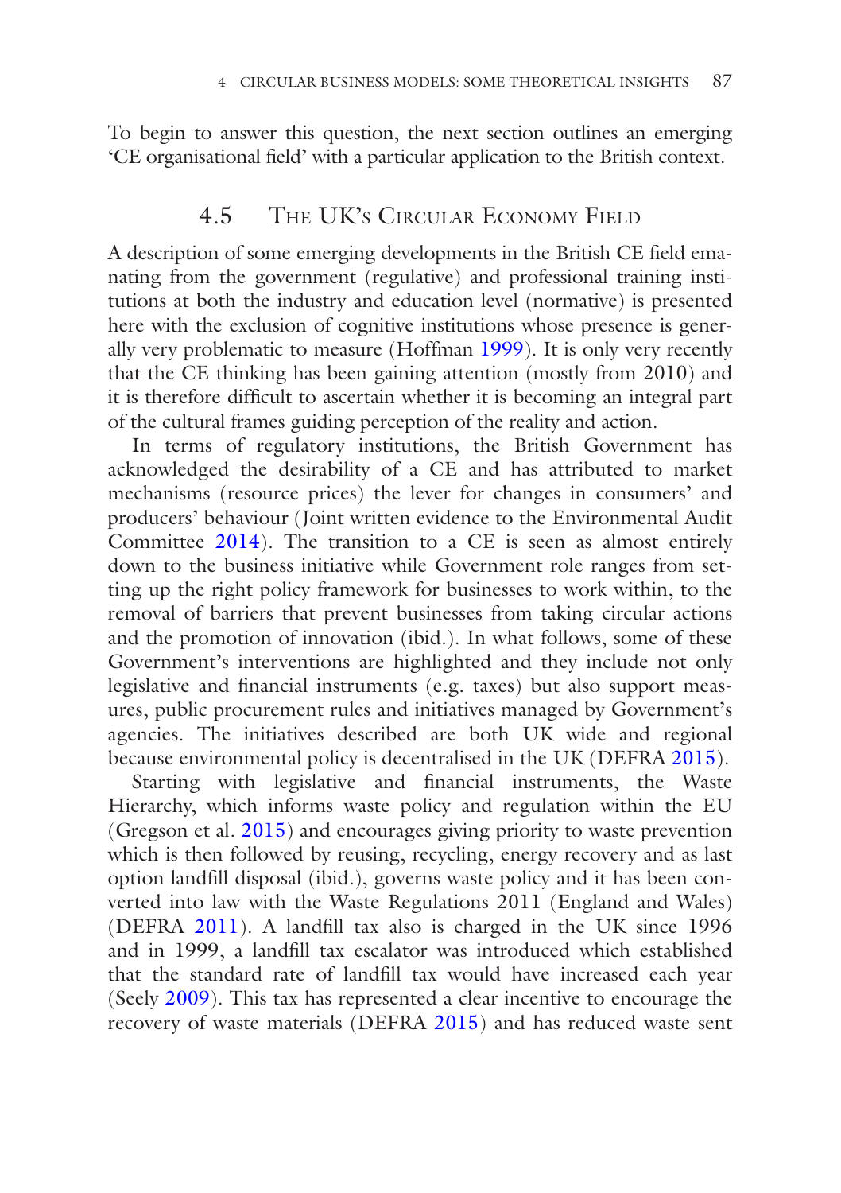To begin to answer this question, the next section outlines an emerging 'CE organisational field' with a particular application to the British context.

## 4.5 The UK's Circular Economy Field

A description of some emerging developments in the British CE field emanating from the government (regulative) and professional training institutions at both the industry and education level (normative) is presented here with the exclusion of cognitive institutions whose presence is generally very problematic to measure (Hoffman 1999). It is only very recently that the CE thinking has been gaining attention (mostly from 2010) and it is therefore difficult to ascertain whether it is becoming an integral part of the cultural frames guiding perception of the reality and action.

In terms of regulatory institutions, the British Government has acknowledged the desirability of a CE and has attributed to market mechanisms (resource prices) the lever for changes in consumers' and producers' behaviour (Joint written evidence to the Environmental Audit Committee 2014). The transition to a CE is seen as almost entirely down to the business initiative while Government role ranges from setting up the right policy framework for businesses to work within, to the removal of barriers that prevent businesses from taking circular actions and the promotion of innovation (ibid.). In what follows, some of these Government's interventions are highlighted and they include not only legislative and financial instruments (e.g. taxes) but also support measures, public procurement rules and initiatives managed by Government's agencies. The initiatives described are both UK wide and regional because environmental policy is decentralised in the UK (DEFRA 2015).

Starting with legislative and financial instruments, the Waste Hierarchy, which informs waste policy and regulation within the EU (Gregson et al. 2015) and encourages giving priority to waste prevention which is then followed by reusing, recycling, energy recovery and as last option landfill disposal (ibid.), governs waste policy and it has been converted into law with the Waste Regulations 2011 (England and Wales) (DEFRA 2011). A landfill tax also is charged in the UK since 1996 and in 1999, a landfill tax escalator was introduced which established that the standard rate of landfill tax would have increased each year (Seely 2009). This tax has represented a clear incentive to encourage the recovery of waste materials (DEFRA 2015) and has reduced waste sent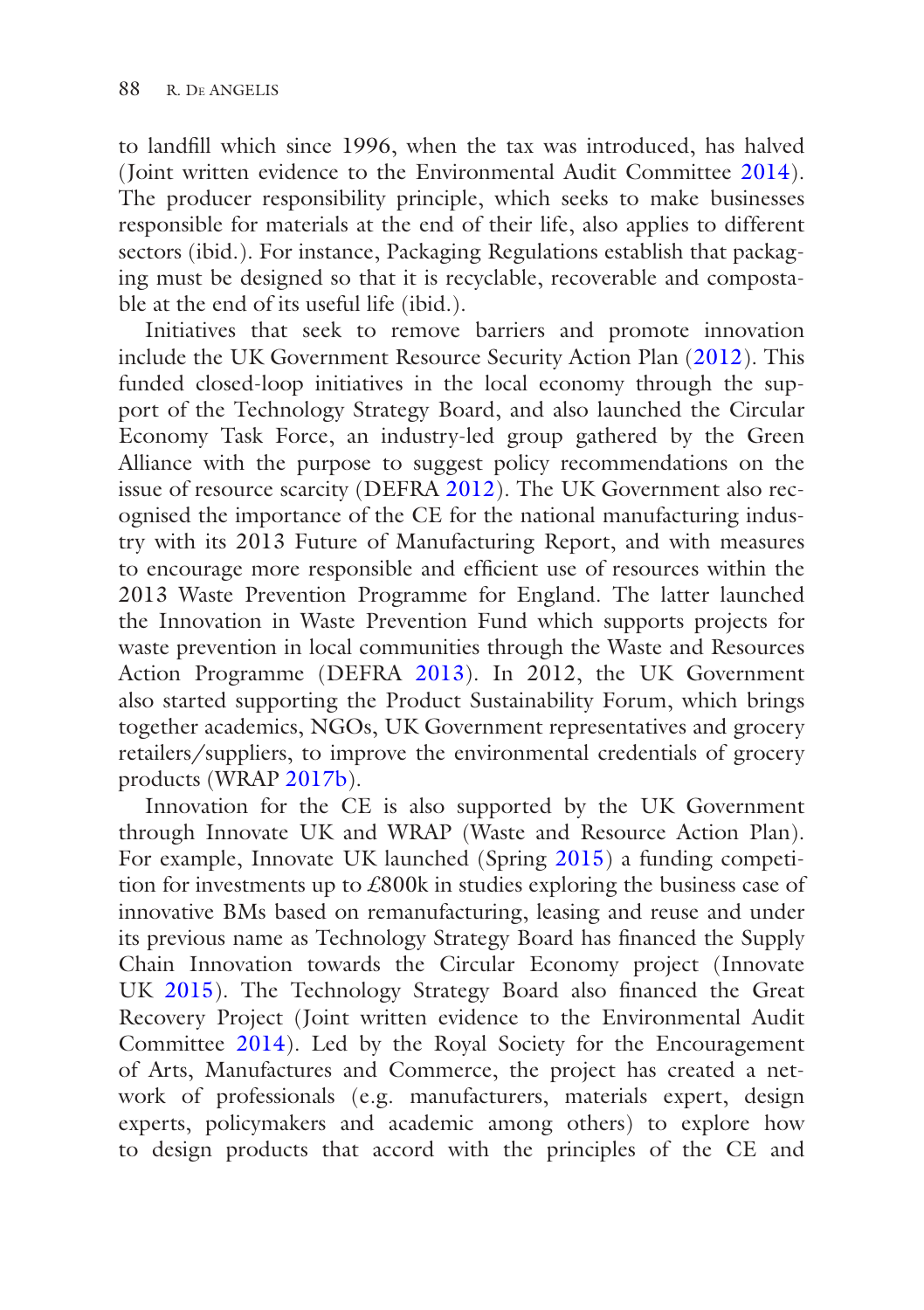to landfill which since 1996, when the tax was introduced, has halved (Joint written evidence to the Environmental Audit Committee 2014). The producer responsibility principle, which seeks to make businesses responsible for materials at the end of their life, also applies to different sectors (ibid.). For instance, Packaging Regulations establish that packaging must be designed so that it is recyclable, recoverable and compostable at the end of its useful life (ibid.).

Initiatives that seek to remove barriers and promote innovation include the UK Government Resource Security Action Plan (2012). This funded closed-loop initiatives in the local economy through the support of the Technology Strategy Board, and also launched the Circular Economy Task Force, an industry-led group gathered by the Green Alliance with the purpose to suggest policy recommendations on the issue of resource scarcity (DEFRA 2012). The UK Government also recognised the importance of the CE for the national manufacturing industry with its 2013 Future of Manufacturing Report, and with measures to encourage more responsible and efficient use of resources within the 2013 Waste Prevention Programme for England. The latter launched the Innovation in Waste Prevention Fund which supports projects for waste prevention in local communities through the Waste and Resources Action Programme (DEFRA 2013). In 2012, the UK Government also started supporting the Product Sustainability Forum, which brings together academics, NGOs, UK Government representatives and grocery retailers/suppliers, to improve the environmental credentials of grocery products (WRAP 2017b).

Innovation for the CE is also supported by the UK Government through Innovate UK and WRAP (Waste and Resource Action Plan). For example, Innovate UK launched (Spring 2015) a funding competition for investments up to £800k in studies exploring the business case of innovative BMs based on remanufacturing, leasing and reuse and under its previous name as Technology Strategy Board has financed the Supply Chain Innovation towards the Circular Economy project (Innovate UK 2015). The Technology Strategy Board also financed the Great Recovery Project (Joint written evidence to the Environmental Audit Committee 2014). Led by the Royal Society for the Encouragement of Arts, Manufactures and Commerce, the project has created a network of professionals (e.g. manufacturers, materials expert, design experts, policymakers and academic among others) to explore how to design products that accord with the principles of the CE and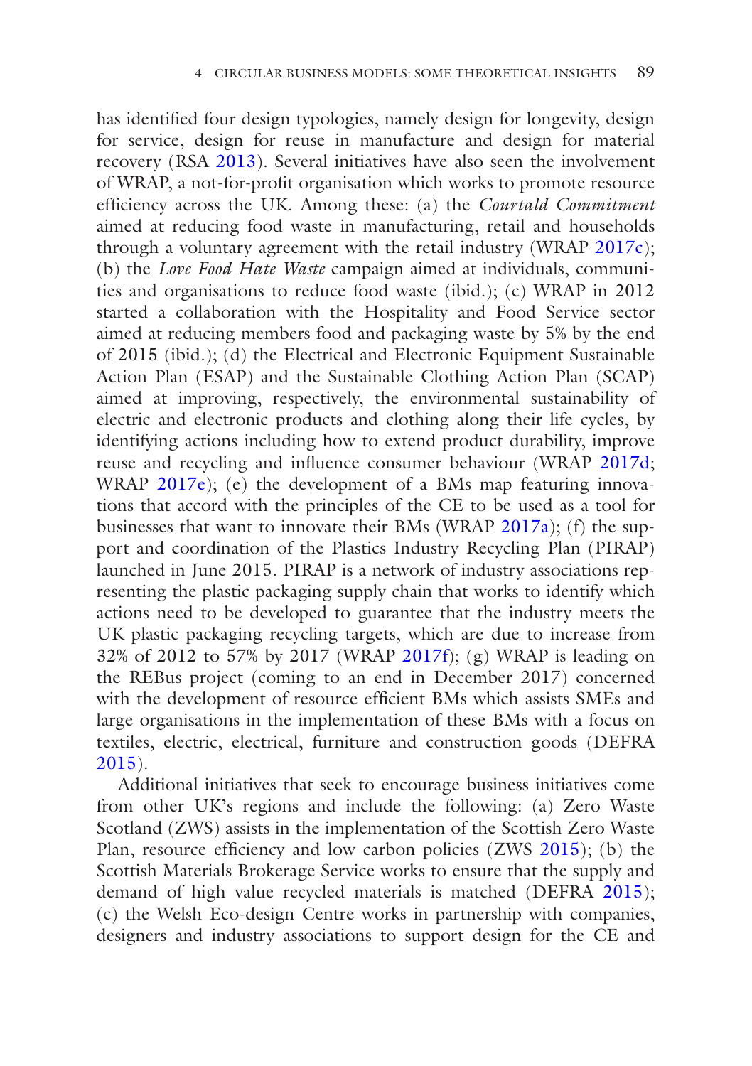has identified four design typologies, namely design for longevity, design for service, design for reuse in manufacture and design for material recovery (RSA 2013). Several initiatives have also seen the involvement of WRAP, a not-for-profit organisation which works to promote resource efficiency across the UK. Among these: (a) the *Courtald Commitment* aimed at reducing food waste in manufacturing, retail and households through a voluntary agreement with the retail industry (WRAP 2017c); (b) the *Love Food Hate Waste* campaign aimed at individuals, communities and organisations to reduce food waste (ibid.); (c) WRAP in 2012 started a collaboration with the Hospitality and Food Service sector aimed at reducing members food and packaging waste by 5% by the end of 2015 (ibid.); (d) the Electrical and Electronic Equipment Sustainable Action Plan (ESAP) and the Sustainable Clothing Action Plan (SCAP) aimed at improving, respectively, the environmental sustainability of electric and electronic products and clothing along their life cycles, by identifying actions including how to extend product durability, improve reuse and recycling and influence consumer behaviour (WRAP 2017d; WRAP 2017e); (e) the development of a BMs map featuring innovations that accord with the principles of the CE to be used as a tool for businesses that want to innovate their BMs (WRAP 2017a); (f) the support and coordination of the Plastics Industry Recycling Plan (PIRAP) launched in June 2015. PIRAP is a network of industry associations representing the plastic packaging supply chain that works to identify which actions need to be developed to guarantee that the industry meets the UK plastic packaging recycling targets, which are due to increase from 32% of 2012 to 57% by 2017 (WRAP 2017f); (g) WRAP is leading on the REBus project (coming to an end in December 2017) concerned with the development of resource efficient BMs which assists SMEs and large organisations in the implementation of these BMs with a focus on textiles, electric, electrical, furniture and construction goods (DEFRA 2015).

Additional initiatives that seek to encourage business initiatives come from other UK's regions and include the following: (a) Zero Waste Scotland (ZWS) assists in the implementation of the Scottish Zero Waste Plan, resource efficiency and low carbon policies (ZWS 2015); (b) the Scottish Materials Brokerage Service works to ensure that the supply and demand of high value recycled materials is matched (DEFRA 2015); (c) the Welsh Eco-design Centre works in partnership with companies, designers and industry associations to support design for the CE and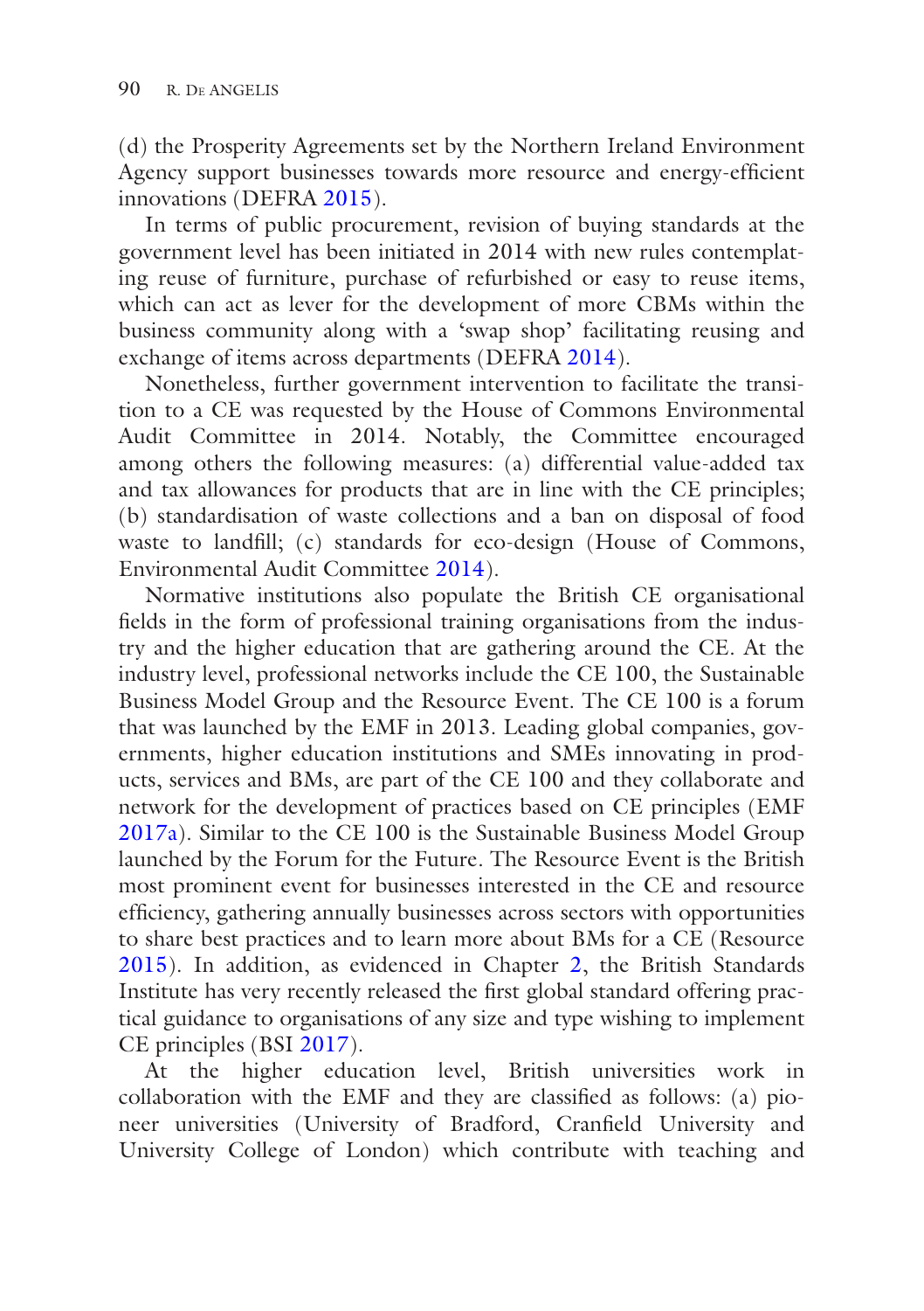(d) the Prosperity Agreements set by the Northern Ireland Environment Agency support businesses towards more resource and energy-efficient innovations (DEFRA 2015).

In terms of public procurement, revision of buying standards at the government level has been initiated in 2014 with new rules contemplating reuse of furniture, purchase of refurbished or easy to reuse items, which can act as lever for the development of more CBMs within the business community along with a 'swap shop' facilitating reusing and exchange of items across departments (DEFRA 2014).

Nonetheless, further government intervention to facilitate the transition to a CE was requested by the House of Commons Environmental Audit Committee in 2014. Notably, the Committee encouraged among others the following measures: (a) differential value-added tax and tax allowances for products that are in line with the CE principles; (b) standardisation of waste collections and a ban on disposal of food waste to landfill; (c) standards for eco-design (House of Commons, Environmental Audit Committee 2014).

Normative institutions also populate the British CE organisational fields in the form of professional training organisations from the industry and the higher education that are gathering around the CE. At the industry level, professional networks include the CE 100, the Sustainable Business Model Group and the Resource Event. The CE 100 is a forum that was launched by the EMF in 2013. Leading global companies, governments, higher education institutions and SMEs innovating in products, services and BMs, are part of the CE 100 and they collaborate and network for the development of practices based on CE principles (EMF 2017a). Similar to the CE 100 is the Sustainable Business Model Group launched by the Forum for the Future. The Resource Event is the British most prominent event for businesses interested in the CE and resource efficiency, gathering annually businesses across sectors with opportunities to share best practices and to learn more about BMs for a CE (Resource 2015). In addition, as evidenced in Chapter 2, the British Standards Institute has very recently released the first global standard offering practical guidance to organisations of any size and type wishing to implement CE principles (BSI 2017).

At the higher education level, British universities work in collaboration with the EMF and they are classified as follows: (a) pioneer universities (University of Bradford, Cranfield University and University College of London) which contribute with teaching and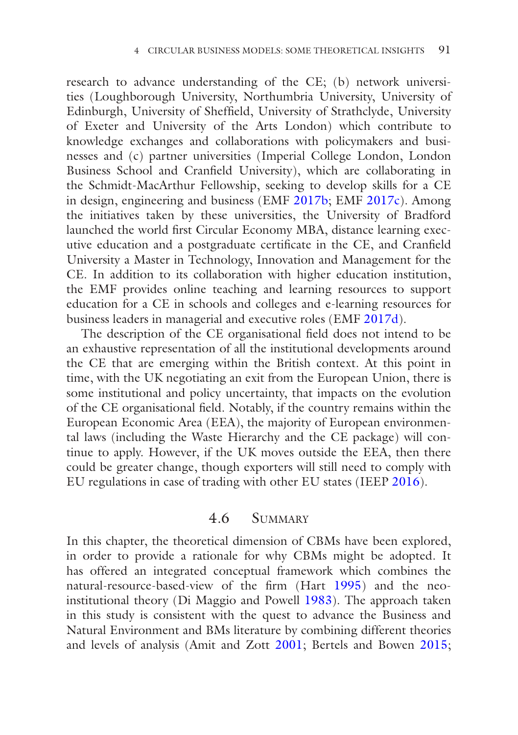research to advance understanding of the CE; (b) network universities (Loughborough University, Northumbria University, University of Edinburgh, University of Sheffield, University of Strathclyde, University of Exeter and University of the Arts London) which contribute to knowledge exchanges and collaborations with policymakers and businesses and (c) partner universities (Imperial College London, London Business School and Cranfield University), which are collaborating in the Schmidt-MacArthur Fellowship, seeking to develop skills for a CE in design, engineering and business (EMF 2017b; EMF 2017c). Among the initiatives taken by these universities, the University of Bradford launched the world first Circular Economy MBA, distance learning executive education and a postgraduate certificate in the CE, and Cranfield University a Master in Technology, Innovation and Management for the CE. In addition to its collaboration with higher education institution, the EMF provides online teaching and learning resources to support education for a CE in schools and colleges and e-learning resources for business leaders in managerial and executive roles (EMF 2017d).

The description of the CE organisational field does not intend to be an exhaustive representation of all the institutional developments around the CE that are emerging within the British context. At this point in time, with the UK negotiating an exit from the European Union, there is some institutional and policy uncertainty, that impacts on the evolution of the CE organisational field. Notably, if the country remains within the European Economic Area (EEA), the majority of European environmental laws (including the Waste Hierarchy and the CE package) will continue to apply. However, if the UK moves outside the EEA, then there could be greater change, though exporters will still need to comply with EU regulations in case of trading with other EU states (IEEP 2016).

## 4.6 Summary

In this chapter, the theoretical dimension of CBMs have been explored, in order to provide a rationale for why CBMs might be adopted. It has offered an integrated conceptual framework which combines the natural-resource-based-view of the firm (Hart 1995) and the neo-institutional theory (Di Maggio and Powell 1983). The approach taken in this study is consistent with the quest to advance the Business and Natural Environment and BMs literature by combining different theories and levels of analysis (Amit and Zott 2001; Bertels and Bowen 2015;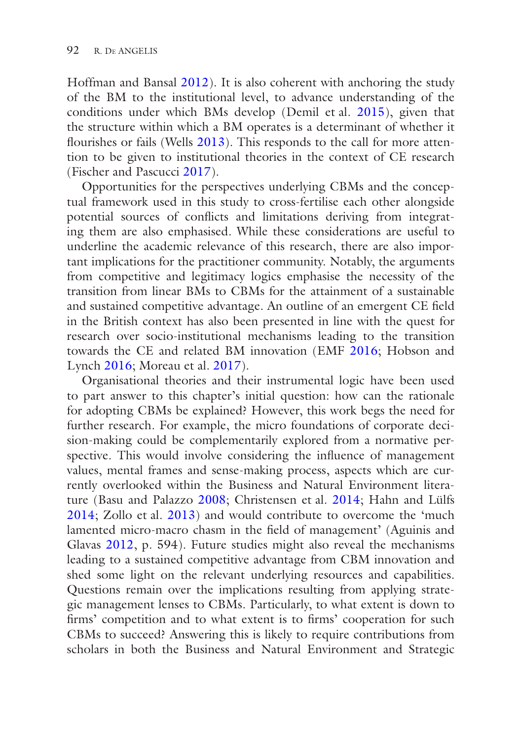Hoffman and Bansal 2012). It is also coherent with anchoring the study of the BM to the institutional level, to advance understanding of the conditions under which BMs develop (Demil et al. 2015), given that the structure within which a BM operates is a determinant of whether it flourishes or fails (Wells 2013). This responds to the call for more attention to be given to institutional theories in the context of CE research (Fischer and Pascucci 2017).

Opportunities for the perspectives underlying CBMs and the conceptual framework used in this study to cross-fertilise each other alongside potential sources of conflicts and limitations deriving from integrating them are also emphasised. While these considerations are useful to underline the academic relevance of this research, there are also important implications for the practitioner community. Notably, the arguments from competitive and legitimacy logics emphasise the necessity of the transition from linear BMs to CBMs for the attainment of a sustainable and sustained competitive advantage. An outline of an emergent CE field in the British context has also been presented in line with the quest for research over socio-institutional mechanisms leading to the transition towards the CE and related BM innovation (EMF 2016; Hobson and Lynch 2016; Moreau et al. 2017).

Organisational theories and their instrumental logic have been used to part answer to this chapter's initial question: how can the rationale for adopting CBMs be explained? However, this work begs the need for further research. For example, the micro foundations of corporate decision-making could be complementarily explored from a normative perspective. This would involve considering the influence of management values, mental frames and sense-making process, aspects which are currently overlooked within the Business and Natural Environment literature (Basu and Palazzo 2008; Christensen et al. 2014; Hahn and Lülfs 2014; Zollo et al. 2013) and would contribute to overcome the 'much lamented micro-macro chasm in the field of management' (Aguinis and Glavas 2012, p. 594). Future studies might also reveal the mechanisms leading to a sustained competitive advantage from CBM innovation and shed some light on the relevant underlying resources and capabilities. Questions remain over the implications resulting from applying strategic management lenses to CBMs. Particularly, to what extent is down to firms' competition and to what extent is to firms' cooperation for such CBMs to succeed? Answering this is likely to require contributions from scholars in both the Business and Natural Environment and Strategic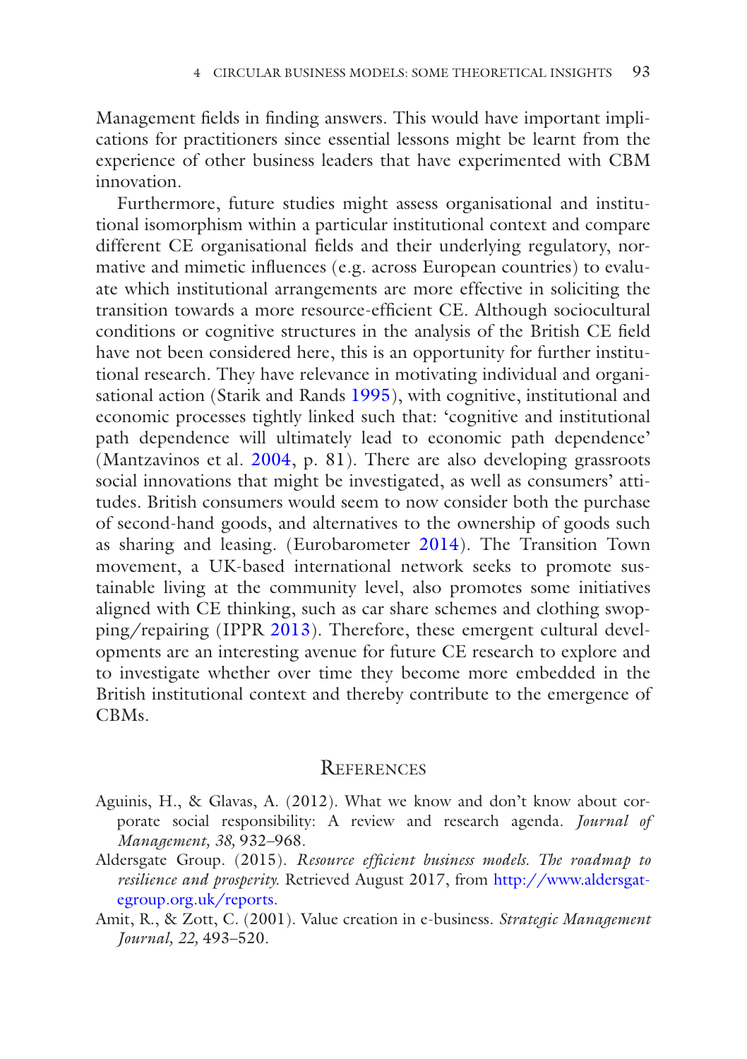Management fields in finding answers. This would have important implications for practitioners since essential lessons might be learnt from the experience of other business leaders that have experimented with CBM innovation.

Furthermore, future studies might assess organisational and institutional isomorphism within a particular institutional context and compare different CE organisational fields and their underlying regulatory, normative and mimetic influences (e.g. across European countries) to evaluate which institutional arrangements are more effective in soliciting the transition towards a more resource-efficient CE. Although sociocultural conditions or cognitive structures in the analysis of the British CE field have not been considered here, this is an opportunity for further institutional research. They have relevance in motivating individual and organisational action (Starik and Rands 1995), with cognitive, institutional and economic processes tightly linked such that: 'cognitive and institutional path dependence will ultimately lead to economic path dependence' (Mantzavinos et al. 2004, p. 81). There are also developing grassroots social innovations that might be investigated, as well as consumers' attitudes. British consumers would seem to now consider both the purchase of second-hand goods, and alternatives to the ownership of goods such as sharing and leasing. (Eurobarometer 2014). The Transition Town movement, a UK-based international network seeks to promote sustainable living at the community level, also promotes some initiatives aligned with CE thinking, such as car share schemes and clothing swopping/repairing (IPPR 2013). Therefore, these emergent cultural developments are an interesting avenue for future CE research to explore and to investigate whether over time they become more embedded in the British institutional context and thereby contribute to the emergence of CBMs.

## References

Aguinis, H., & Glavas, A. (2012). What we know and don't know about corporate social responsibility: A review and research agenda. *Journal of Management, 38*, 932–968.

Aldersgate Group. (2015). *Resource efficient business models. The roadmap to resilience and prosperity.* Retrieved August 2017, from http://www.aldersgategroup.org.uk/reports.

Amit, R., & Zott, C. (2001). Value creation in e-business. *Strategic Management Journal, 22*, 493–520.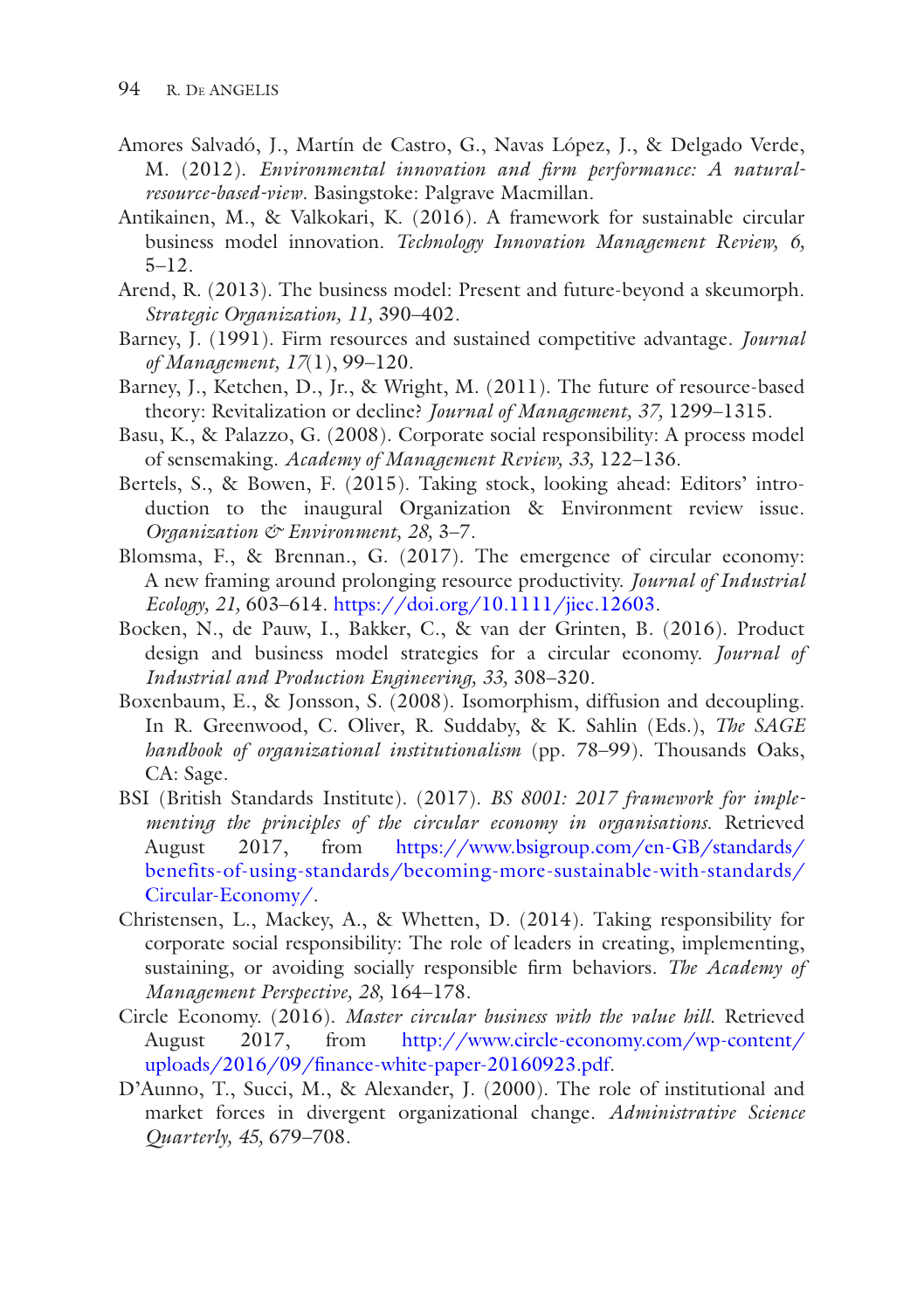Amores Salvadó, J., Martín de Castro, G., Navas López, J., & Delgado Verde, M. (2012). *Environmental innovation and firm performance: A natural-resource-based-view*. Basingstoke: Palgrave Macmillan.

Antikainen, M., & Valkokari, K. (2016). A framework for sustainable circular business model innovation. *Technology Innovation Management Review, 6,* 5–12.

Arend, R. (2013). The business model: Present and future-beyond a skeumorph. *Strategic Organization, 11,* 390–402.

Barney, J. (1991). Firm resources and sustained competitive advantage. *Journal of Management, 17*(1), 99–120.

Barney, J., Ketchen, D., Jr., & Wright, M. (2011). The future of resource-based theory: Revitalization or decline? *Journal of Management, 37,* 1299–1315.

Basu, K., & Palazzo, G. (2008). Corporate social responsibility: A process model of sensemaking. *Academy of Management Review, 33,* 122–136.

Bertels, S., & Bowen, F. (2015). Taking stock, looking ahead: Editors' introduction to the inaugural Organization & Environment review issue. *Organization & Environment, 28,* 3–7.

Blomsma, F., & Brennan., G. (2017). The emergence of circular economy: A new framing around prolonging resource productivity. *Journal of Industrial Ecology, 21,* 603–614. https://doi.org/10.1111/jiec.12603.

Bocken, N., de Pauw, I., Bakker, C., & van der Grinten, B. (2016). Product design and business model strategies for a circular economy. *Journal of Industrial and Production Engineering, 33,* 308–320.

Boxenbaum, E., & Jonsson, S. (2008). Isomorphism, diffusion and decoupling. In R. Greenwood, C. Oliver, R. Suddaby, & K. Sahlin (Eds.), *The SAGE handbook of organizational institutionalism* (pp. 78–99). Thousands Oaks, CA: Sage.

BSI (British Standards Institute). (2017). *BS 8001: 2017 framework for implementing the principles of the circular economy in organisations.* Retrieved August 2017, from https://www.bsigroup.com/en-GB/standards/benefits-of-using-standards/becoming-more-sustainable-with-standards/Circular-Economy/.

Christensen, L., Mackey, A., & Whetten, D. (2014). Taking responsibility for corporate social responsibility: The role of leaders in creating, implementing, sustaining, or avoiding socially responsible firm behaviors. *The Academy of Management Perspective, 28,* 164–178.

Circle Economy. (2016). *Master circular business with the value hill.* Retrieved August 2017, from http://www.circle-economy.com/wp-content/uploads/2016/09/finance-white-paper-20160923.pdf.

D'Aunno, T., Succi, M., & Alexander, J. (2000). The role of institutional and market forces in divergent organizational change. *Administrative Science Quarterly, 45,* 679–708.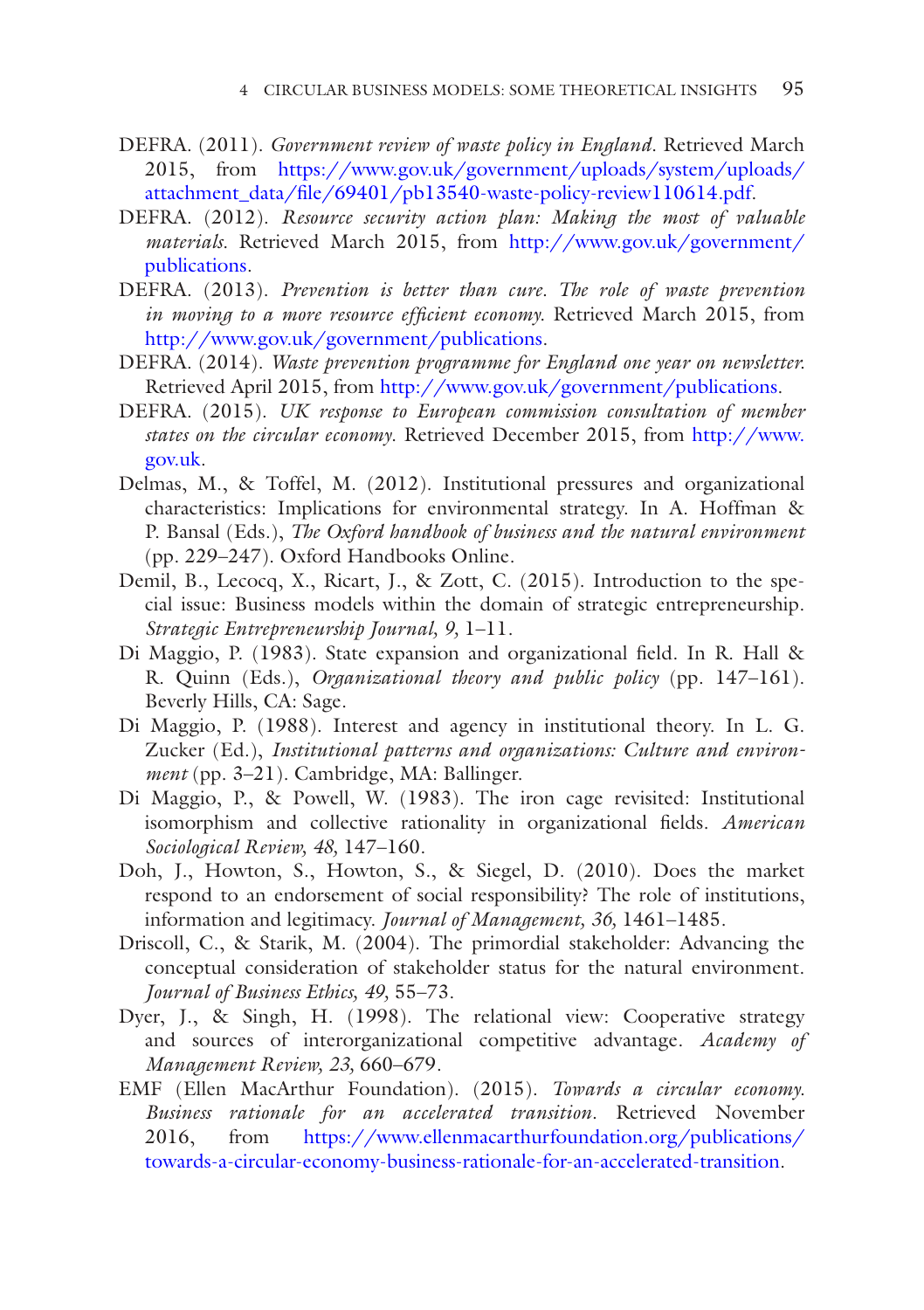DEFRA. (2011). *Government review of waste policy in England*. Retrieved March 2015, from https://www.gov.uk/government/uploads/system/uploads/attachment_data/file/69401/pb13540-waste-policy-review110614.pdf.

DEFRA. (2012). *Resource security action plan: Making the most of valuable materials*. Retrieved March 2015, from http://www.gov.uk/government/publications.

DEFRA. (2013). *Prevention is better than cure. The role of waste prevention in moving to a more resource efficient economy*. Retrieved March 2015, from http://www.gov.uk/government/publications.

DEFRA. (2014). *Waste prevention programme for England one year on newsletter*. Retrieved April 2015, from http://www.gov.uk/government/publications.

DEFRA. (2015). *UK response to European commission consultation of member states on the circular economy*. Retrieved December 2015, from http://www.gov.uk.

Delmas, M., & Toffel, M. (2012). Institutional pressures and organizational characteristics: Implications for environmental strategy. In A. Hoffman & P. Bansal (Eds.), *The Oxford handbook of business and the natural environment* (pp. 229–247). Oxford Handbooks Online.

Demil, B., Lecocq, X., Ricart, J., & Zott, C. (2015). Introduction to the special issue: Business models within the domain of strategic entrepreneurship. *Strategic Entrepreneurship Journal, 9,* 1–11.

Di Maggio, P. (1983). State expansion and organizational field. In R. Hall & R. Quinn (Eds.), *Organizational theory and public policy* (pp. 147–161). Beverly Hills, CA: Sage.

Di Maggio, P. (1988). Interest and agency in institutional theory. In L. G. Zucker (Ed.), *Institutional patterns and organizations: Culture and environment* (pp. 3–21). Cambridge, MA: Ballinger.

Di Maggio, P., & Powell, W. (1983). The iron cage revisited: Institutional isomorphism and collective rationality in organizational fields. *American Sociological Review, 48,* 147–160.

Doh, J., Howton, S., Howton, S., & Siegel, D. (2010). Does the market respond to an endorsement of social responsibility? The role of institutions, information and legitimacy. *Journal of Management, 36,* 1461–1485.

Driscoll, C., & Starik, M. (2004). The primordial stakeholder: Advancing the conceptual consideration of stakeholder status for the natural environment. *Journal of Business Ethics, 49,* 55–73.

Dyer, J., & Singh, H. (1998). The relational view: Cooperative strategy and sources of interorganizational competitive advantage. *Academy of Management Review, 23,* 660–679.

EMF (Ellen MacArthur Foundation). (2015). *Towards a circular economy. Business rationale for an accelerated transition*. Retrieved November 2016, from https://www.ellenmacarthurfoundation.org/publications/towards-a-circular-economy-business-rationale-for-an-accelerated-transition.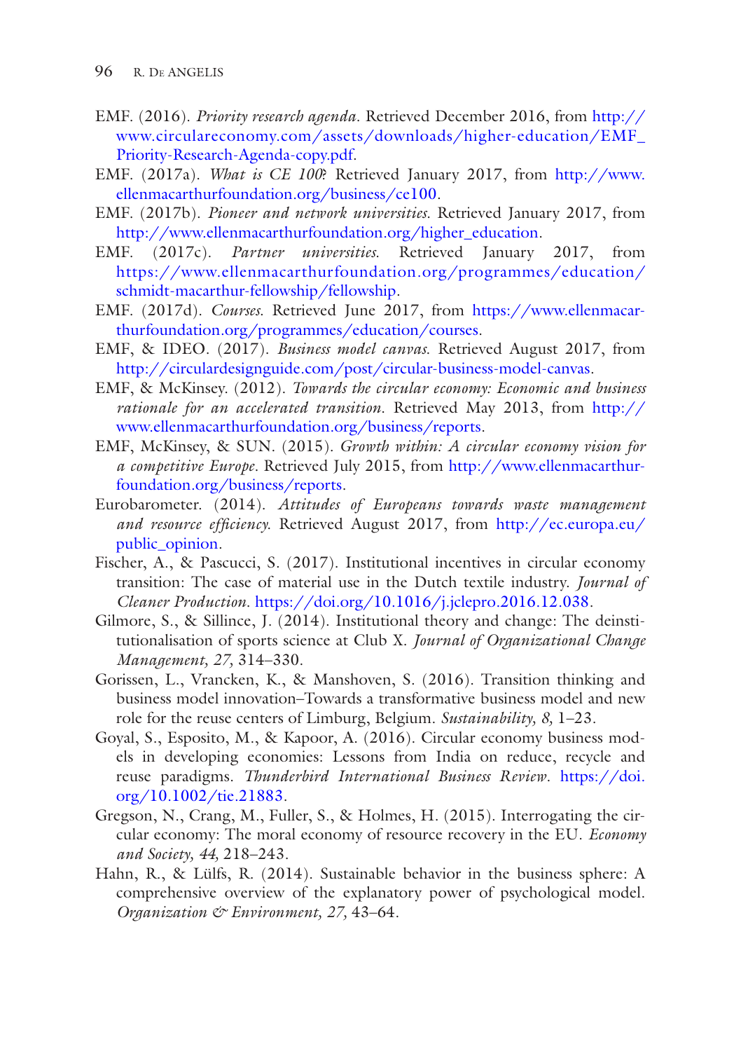EMF. (2016). *Priority research agenda*. Retrieved December 2016, from http://www.circulareconomy.com/assets/downloads/higher-education/EMF_Priority-Research-Agenda-copy.pdf.

EMF. (2017a). *What is CE 100*? Retrieved January 2017, from http://www.ellenmacarthurfoundation.org/business/ce100.

EMF. (2017b). *Pioneer and network universities*. Retrieved January 2017, from http://www.ellenmacarthurfoundation.org/higher_education.

EMF. (2017c). *Partner universities*. Retrieved January 2017, from https://www.ellenmacarthurfoundation.org/programmes/education/schmidt-macarthur-fellowship/fellowship.

EMF. (2017d). *Courses*. Retrieved June 2017, from https://www.ellenmacarthurfoundation.org/programmes/education/courses.

EMF, & IDEO. (2017). *Business model canvas*. Retrieved August 2017, from http://circulardesignguide.com/post/circular-business-model-canvas.

EMF, & McKinsey. (2012). *Towards the circular economy: Economic and business rationale for an accelerated transition*. Retrieved May 2013, from http://www.ellenmacarthurfoundation.org/business/reports.

EMF, McKinsey, & SUN. (2015). *Growth within: A circular economy vision for a competitive Europe*. Retrieved July 2015, from http://www.ellenmacarthurfoundation.org/business/reports.

Eurobarometer. (2014). *Attitudes of Europeans towards waste management and resource efficiency*. Retrieved August 2017, from http://ec.europa.eu/public_opinion.

Fischer, A., & Pascucci, S. (2017). Institutional incentives in circular economy transition: The case of material use in the Dutch textile industry. *Journal of Cleaner Production*. https://doi.org/10.1016/j.jclepro.2016.12.038.

Gilmore, S., & Sillince, J. (2014). Institutional theory and change: The deinstitutionalisation of sports science at Club X. *Journal of Organizational Change Management, 27*, 314–330.

Gorissen, L., Vrancken, K., & Manshoven, S. (2016). Transition thinking and business model innovation–Towards a transformative business model and new role for the reuse centers of Limburg, Belgium. *Sustainability, 8*, 1–23.

Goyal, S., Esposito, M., & Kapoor, A. (2016). Circular economy business models in developing economies: Lessons from India on reduce, recycle and reuse paradigms. *Thunderbird International Business Review*. https://doi.org/10.1002/tie.21883.

Gregson, N., Crang, M., Fuller, S., & Holmes, H. (2015). Interrogating the circular economy: The moral economy of resource recovery in the EU. *Economy and Society, 44*, 218–243.

Hahn, R., & Lülfs, R. (2014). Sustainable behavior in the business sphere: A comprehensive overview of the explanatory power of psychological model. *Organization & Environment, 27*, 43–64.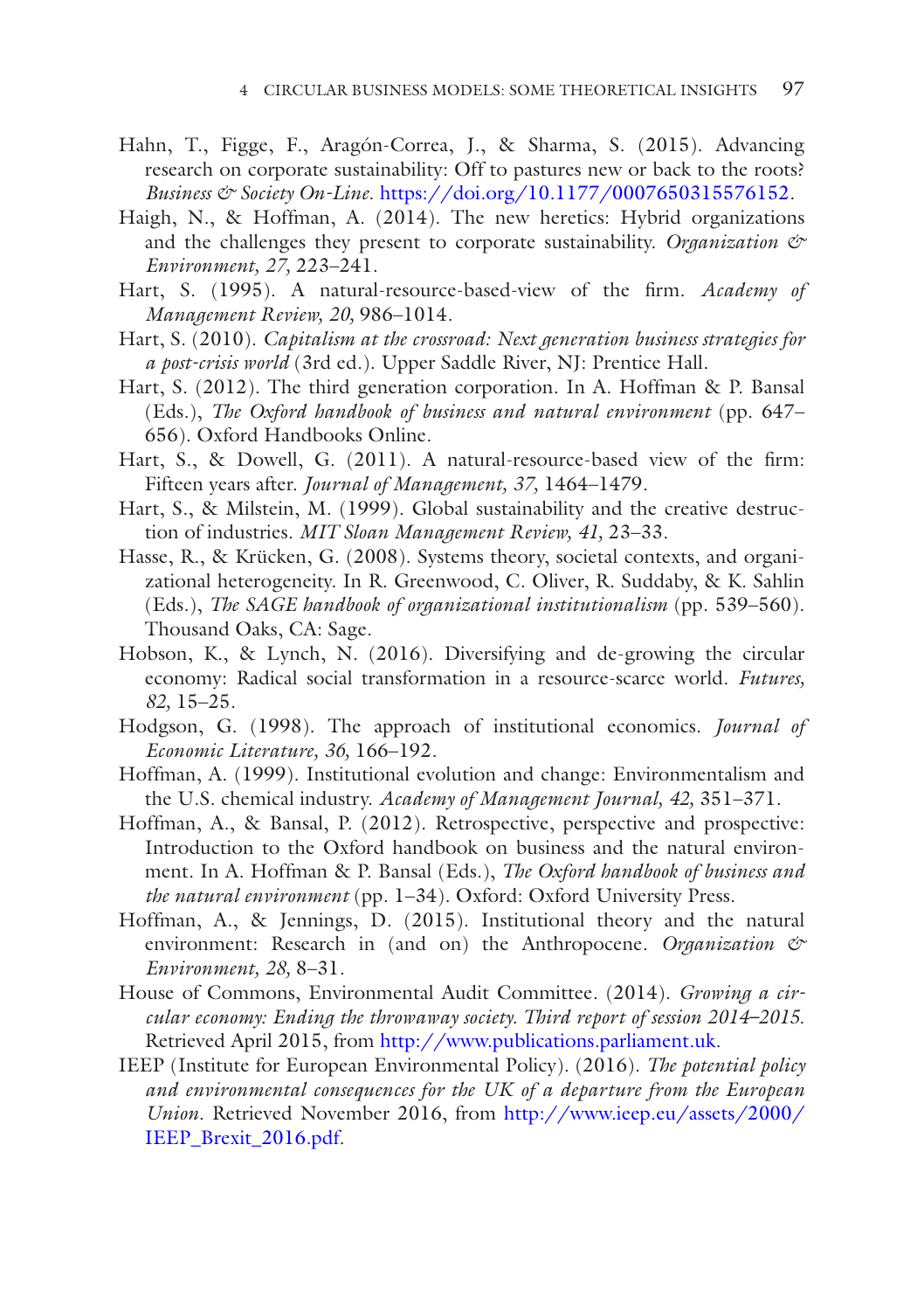Hahn, T., Figge, F., Aragón-Correa, J., & Sharma, S. (2015). Advancing research on corporate sustainability: Off to pastures new or back to the roots? *Business & Society On-Line*. https://doi.org/10.1177/0007650315576152.

Haigh, N., & Hoffman, A. (2014). The new heretics: Hybrid organizations and the challenges they present to corporate sustainability. *Organization & Environment, 27,* 223–241.

Hart, S. (1995). A natural-resource-based-view of the firm. *Academy of Management Review, 20,* 986–1014.

Hart, S. (2010). *Capitalism at the crossroad: Next generation business strategies for a post-crisis world* (3rd ed.). Upper Saddle River, NJ: Prentice Hall.

Hart, S. (2012). The third generation corporation. In A. Hoffman & P. Bansal (Eds.), *The Oxford handbook of business and natural environment* (pp. 647–656). Oxford Handbooks Online.

Hart, S., & Dowell, G. (2011). A natural-resource-based view of the firm: Fifteen years after. *Journal of Management, 37,* 1464–1479.

Hart, S., & Milstein, M. (1999). Global sustainability and the creative destruction of industries. *MIT Sloan Management Review, 41,* 23–33.

Hasse, R., & Krücken, G. (2008). Systems theory, societal contexts, and organizational heterogeneity. In R. Greenwood, C. Oliver, R. Suddaby, & K. Sahlin (Eds.), *The SAGE handbook of organizational institutionalism* (pp. 539–560). Thousand Oaks, CA: Sage.

Hobson, K., & Lynch, N. (2016). Diversifying and de-growing the circular economy: Radical social transformation in a resource-scarce world. *Futures, 82,* 15–25.

Hodgson, G. (1998). The approach of institutional economics. *Journal of Economic Literature, 36,* 166–192.

Hoffman, A. (1999). Institutional evolution and change: Environmentalism and the U.S. chemical industry. *Academy of Management Journal, 42,* 351–371.

Hoffman, A., & Bansal, P. (2012). Retrospective, perspective and prospective: Introduction to the Oxford handbook on business and the natural environment. In A. Hoffman & P. Bansal (Eds.), *The Oxford handbook of business and the natural environment* (pp. 1–34). Oxford: Oxford University Press.

Hoffman, A., & Jennings, D. (2015). Institutional theory and the natural environment: Research in (and on) the Anthropocene. *Organization & Environment, 28,* 8–31.

House of Commons, Environmental Audit Committee. (2014). *Growing a circular economy: Ending the throwaway society. Third report of session 2014–2015.* Retrieved April 2015, from http://www.publications.parliament.uk.

IEEP (Institute for European Environmental Policy). (2016). *The potential policy and environmental consequences for the UK of a departure from the European Union.* Retrieved November 2016, from http://www.ieep.eu/assets/2000/IEEP_Brexit_2016.pdf.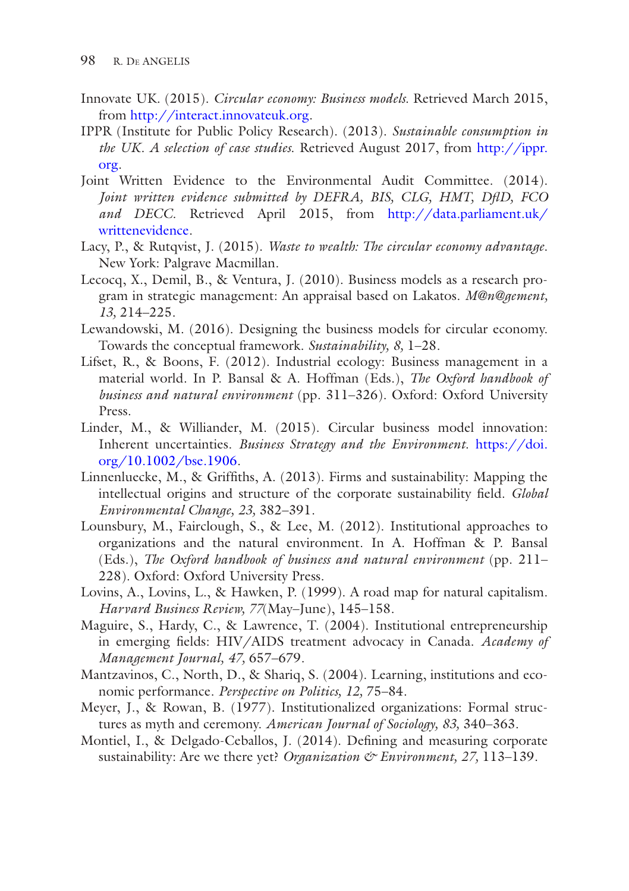Innovate UK. (2015). *Circular economy: Business models*. Retrieved March 2015, from http://interact.innovateuk.org.

IPPR (Institute for Public Policy Research). (2013). *Sustainable consumption in the UK. A selection of case studies*. Retrieved August 2017, from http://ippr.org.

Joint Written Evidence to the Environmental Audit Committee. (2014). *Joint written evidence submitted by DEFRA, BIS, CLG, HMT, DfID, FCO and DECC*. Retrieved April 2015, from http://data.parliament.uk/writtenevidence.

Lacy, P., & Rutqvist, J. (2015). *Waste to wealth: The circular economy advantage*. New York: Palgrave Macmillan.

Lecocq, X., Demil, B., & Ventura, J. (2010). Business models as a research program in strategic management: An appraisal based on Lakatos. *M@n@gement, 13,* 214–225.

Lewandowski, M. (2016). Designing the business models for circular economy. Towards the conceptual framework. *Sustainability, 8,* 1–28.

Lifset, R., & Boons, F. (2012). Industrial ecology: Business management in a material world. In P. Bansal & A. Hoffman (Eds.), *The Oxford handbook of business and natural environment* (pp. 311–326). Oxford: Oxford University Press.

Linder, M., & Williander, M. (2015). Circular business model innovation: Inherent uncertainties. *Business Strategy and the Environment*. https://doi.org/10.1002/bse.1906.

Linnenluecke, M., & Griffiths, A. (2013). Firms and sustainability: Mapping the intellectual origins and structure of the corporate sustainability field. *Global Environmental Change, 23,* 382–391.

Lounsbury, M., Fairclough, S., & Lee, M. (2012). Institutional approaches to organizations and the natural environment. In A. Hoffman & P. Bansal (Eds.), *The Oxford handbook of business and natural environment* (pp. 211–228). Oxford: Oxford University Press.

Lovins, A., Lovins, L., & Hawken, P. (1999). A road map for natural capitalism. *Harvard Business Review, 77*(May–June), 145–158.

Maguire, S., Hardy, C., & Lawrence, T. (2004). Institutional entrepreneurship in emerging fields: HIV/AIDS treatment advocacy in Canada. *Academy of Management Journal, 47,* 657–679.

Mantzavinos, C., North, D., & Shariq, S. (2004). Learning, institutions and economic performance. *Perspective on Politics, 12,* 75–84.

Meyer, J., & Rowan, B. (1977). Institutionalized organizations: Formal structures as myth and ceremony. *American Journal of Sociology, 83,* 340–363.

Montiel, I., & Delgado-Ceballos, J. (2014). Defining and measuring corporate sustainability: Are we there yet? *Organization & Environment, 27,* 113–139.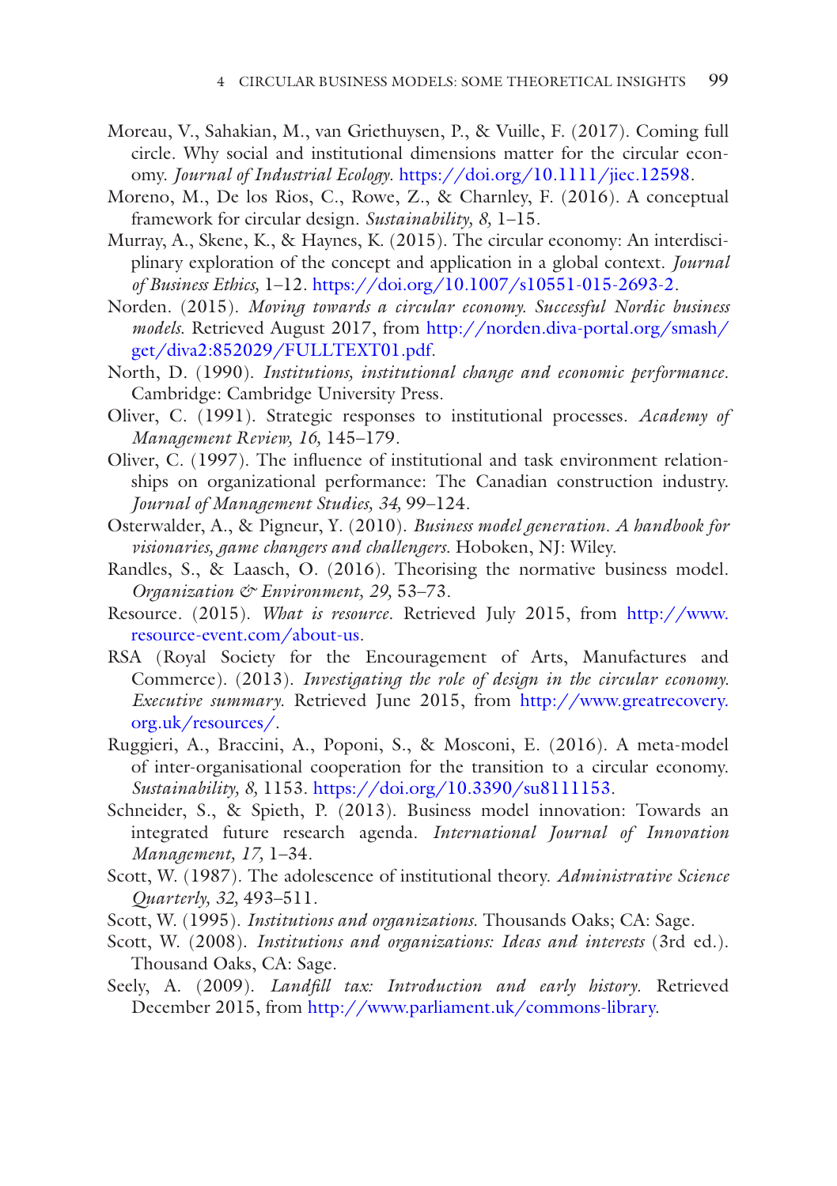Moreau, V., Sahakian, M., van Griethuysen, P., & Vuille, F. (2017). Coming full circle. Why social and institutional dimensions matter for the circular economy. *Journal of Industrial Ecology*. https://doi.org/10.1111/jiec.12598.

Moreno, M., De los Rios, C., Rowe, Z., & Charnley, F. (2016). A conceptual framework for circular design. *Sustainability, 8,* 1–15.

Murray, A., Skene, K., & Haynes, K. (2015). The circular economy: An interdisciplinary exploration of the concept and application in a global context. *Journal of Business Ethics,* 1–12. https://doi.org/10.1007/s10551-015-2693-2.

Norden. (2015). *Moving towards a circular economy. Successful Nordic business models.* Retrieved August 2017, from http://norden.diva-portal.org/smash/get/diva2:852029/FULLTEXT01.pdf.

North, D. (1990). *Institutions, institutional change and economic performance.* Cambridge: Cambridge University Press.

Oliver, C. (1991). Strategic responses to institutional processes. *Academy of Management Review, 16,* 145–179.

Oliver, C. (1997). The influence of institutional and task environment relationships on organizational performance: The Canadian construction industry. *Journal of Management Studies, 34,* 99–124.

Osterwalder, A., & Pigneur, Y. (2010). *Business model generation. A handbook for visionaries, game changers and challengers.* Hoboken, NJ: Wiley.

Randles, S., & Laasch, O. (2016). Theorising the normative business model. *Organization & Environment, 29,* 53–73.

Resource. (2015). *What is resource.* Retrieved July 2015, from http://www.resource-event.com/about-us.

RSA (Royal Society for the Encouragement of Arts, Manufactures and Commerce). (2013). *Investigating the role of design in the circular economy. Executive summary.* Retrieved June 2015, from http://www.greatrecovery.org.uk/resources/.

Ruggieri, A., Braccini, A., Poponi, S., & Mosconi, E. (2016). A meta-model of inter-organisational cooperation for the transition to a circular economy. *Sustainability, 8,* 1153. https://doi.org/10.3390/su8111153.

Schneider, S., & Spieth, P. (2013). Business model innovation: Towards an integrated future research agenda. *International Journal of Innovation Management, 17,* 1–34.

Scott, W. (1987). The adolescence of institutional theory. *Administrative Science Quarterly, 32,* 493–511.

Scott, W. (1995). *Institutions and organizations.* Thousands Oaks; CA: Sage.

Scott, W. (2008). *Institutions and organizations: Ideas and interests* (3rd ed.). Thousand Oaks, CA: Sage.

Seely, A. (2009). *Landfill tax: Introduction and early history.* Retrieved December 2015, from http://www.parliament.uk/commons-library.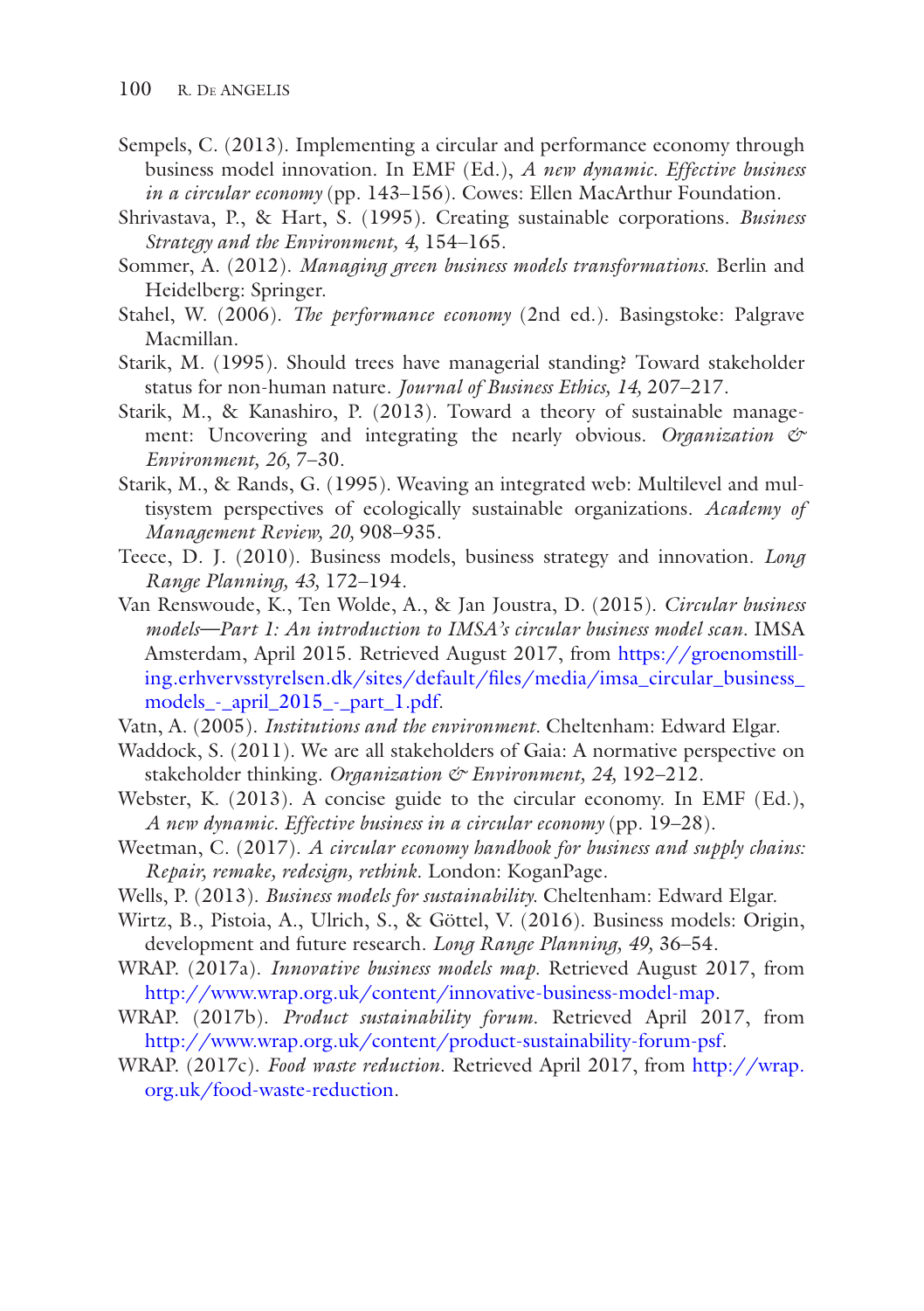Sempels, C. (2013). Implementing a circular and performance economy through business model innovation. In EMF (Ed.), *A new dynamic. Effective business in a circular economy* (pp. 143–156). Cowes: Ellen MacArthur Foundation.

Shrivastava, P., & Hart, S. (1995). Creating sustainable corporations. *Business Strategy and the Environment, 4,* 154–165.

Sommer, A. (2012). *Managing green business models transformations.* Berlin and Heidelberg: Springer.

Stahel, W. (2006). *The performance economy* (2nd ed.). Basingstoke: Palgrave Macmillan.

Starik, M. (1995). Should trees have managerial standing? Toward stakeholder status for non-human nature. *Journal of Business Ethics, 14,* 207–217.

Starik, M., & Kanashiro, P. (2013). Toward a theory of sustainable management: Uncovering and integrating the nearly obvious. *Organization & Environment, 26,* 7–30.

Starik, M., & Rands, G. (1995). Weaving an integrated web: Multilevel and multisystem perspectives of ecologically sustainable organizations. *Academy of Management Review, 20,* 908–935.

Teece, D. J. (2010). Business models, business strategy and innovation. *Long Range Planning, 43,* 172–194.

Van Renswoude, K., Ten Wolde, A., & Jan Joustra, D. (2015). *Circular business models—Part 1: An introduction to IMSA's circular business model scan*. IMSA Amsterdam, April 2015. Retrieved August 2017, from https://groenomstilling.erhvervsstyrelsen.dk/sites/default/files/media/imsa_circular_business_models_-_april_2015_-_part_1.pdf.

Vatn, A. (2005). *Institutions and the environment*. Cheltenham: Edward Elgar.

Waddock, S. (2011). We are all stakeholders of Gaia: A normative perspective on stakeholder thinking. *Organization & Environment, 24,* 192–212.

Webster, K. (2013). A concise guide to the circular economy. In EMF (Ed.), *A new dynamic. Effective business in a circular economy* (pp. 19–28).

Weetman, C. (2017). *A circular economy handbook for business and supply chains: Repair, remake, redesign, rethink*. London: KoganPage.

Wells, P. (2013). *Business models for sustainability.* Cheltenham: Edward Elgar.

Wirtz, B., Pistoia, A., Ulrich, S., & Göttel, V. (2016). Business models: Origin, development and future research. *Long Range Planning, 49,* 36–54.

WRAP. (2017a). *Innovative business models map.* Retrieved August 2017, from http://www.wrap.org.uk/content/innovative-business-model-map.

WRAP. (2017b). *Product sustainability forum.* Retrieved April 2017, from http://www.wrap.org.uk/content/product-sustainability-forum-psf.

WRAP. (2017c). *Food waste reduction*. Retrieved April 2017, from http://wrap.org.uk/food-waste-reduction.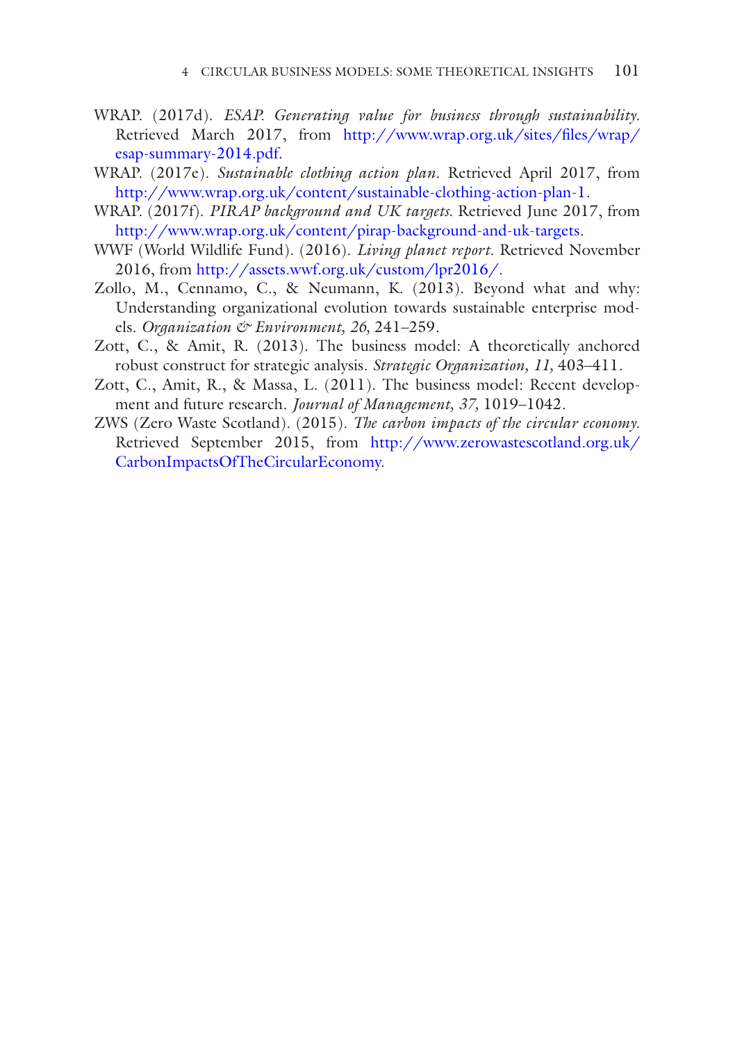WRAP. (2017d). *ESAP. Generating value for business through sustainability*. Retrieved March 2017, from http://www.wrap.org.uk/sites/files/wrap/esap-summary-2014.pdf.

WRAP. (2017e). *Sustainable clothing action plan*. Retrieved April 2017, from http://www.wrap.org.uk/content/sustainable-clothing-action-plan-1.

WRAP. (2017f). *PIRAP background and UK targets*. Retrieved June 2017, from http://www.wrap.org.uk/content/pirap-background-and-uk-targets.

WWF (World Wildlife Fund). (2016). *Living planet report*. Retrieved November 2016, from http://assets.wwf.org.uk/custom/lpr2016/.

Zollo, M., Cennamo, C., & Neumann, K. (2013). Beyond what and why: Understanding organizational evolution towards sustainable enterprise models. *Organization & Environment, 26*, 241–259.

Zott, C., & Amit, R. (2013). The business model: A theoretically anchored robust construct for strategic analysis. *Strategic Organization, 11*, 403–411.

Zott, C., Amit, R., & Massa, L. (2011). The business model: Recent development and future research. *Journal of Management, 37*, 1019–1042.

ZWS (Zero Waste Scotland). (2015). *The carbon impacts of the circular economy*. Retrieved September 2015, from http://www.zerowastescotland.org.uk/CarbonImpactsOfTheCircularEconomy.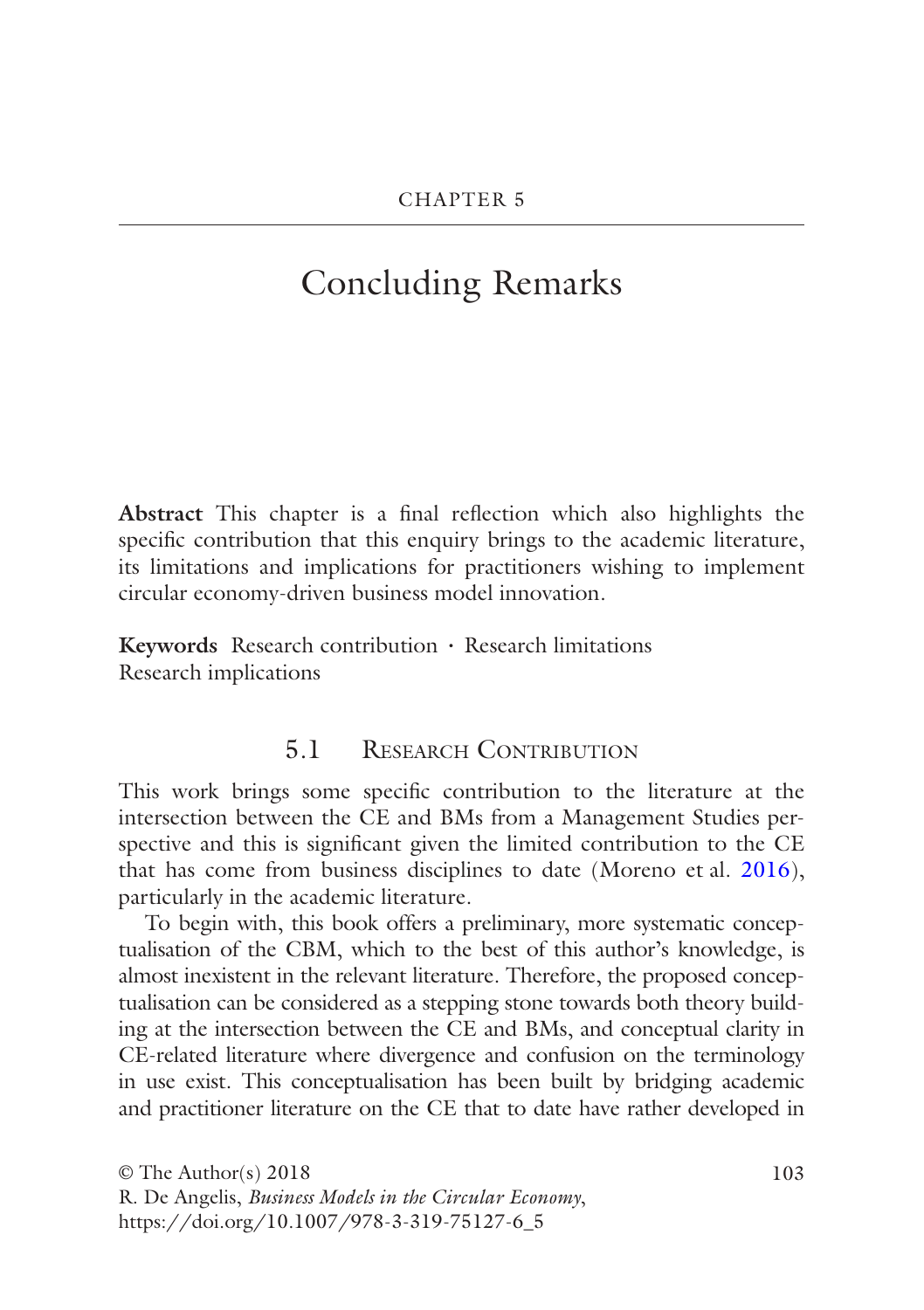# CHAPTER 5

# Concluding Remarks

**Abstract** This chapter is a final reflection which also highlights the specific contribution that this enquiry brings to the academic literature, its limitations and implications for practitioners wishing to implement circular economy-driven business model innovation.

**Keywords** Research contribution · Research limitations
Research implications

## 5.1 Research Contribution

This work brings some specific contribution to the literature at the intersection between the CE and BMs from a Management Studies perspective and this is significant given the limited contribution to the CE that has come from business disciplines to date (Moreno et al. 2016), particularly in the academic literature.

To begin with, this book offers a preliminary, more systematic conceptualisation of the CBM, which to the best of this author's knowledge, is almost inexistent in the relevant literature. Therefore, the proposed conceptualisation can be considered as a stepping stone towards both theory building at the intersection between the CE and BMs, and conceptual clarity in CE-related literature where divergence and confusion on the terminology in use exist. This conceptualisation has been built by bridging academic and practitioner literature on the CE that to date have rather developed in

© The Author(s) 2018
R. De Angelis, *Business Models in the Circular Economy*,
https://doi.org/10.1007/978-3-319-75127-6_5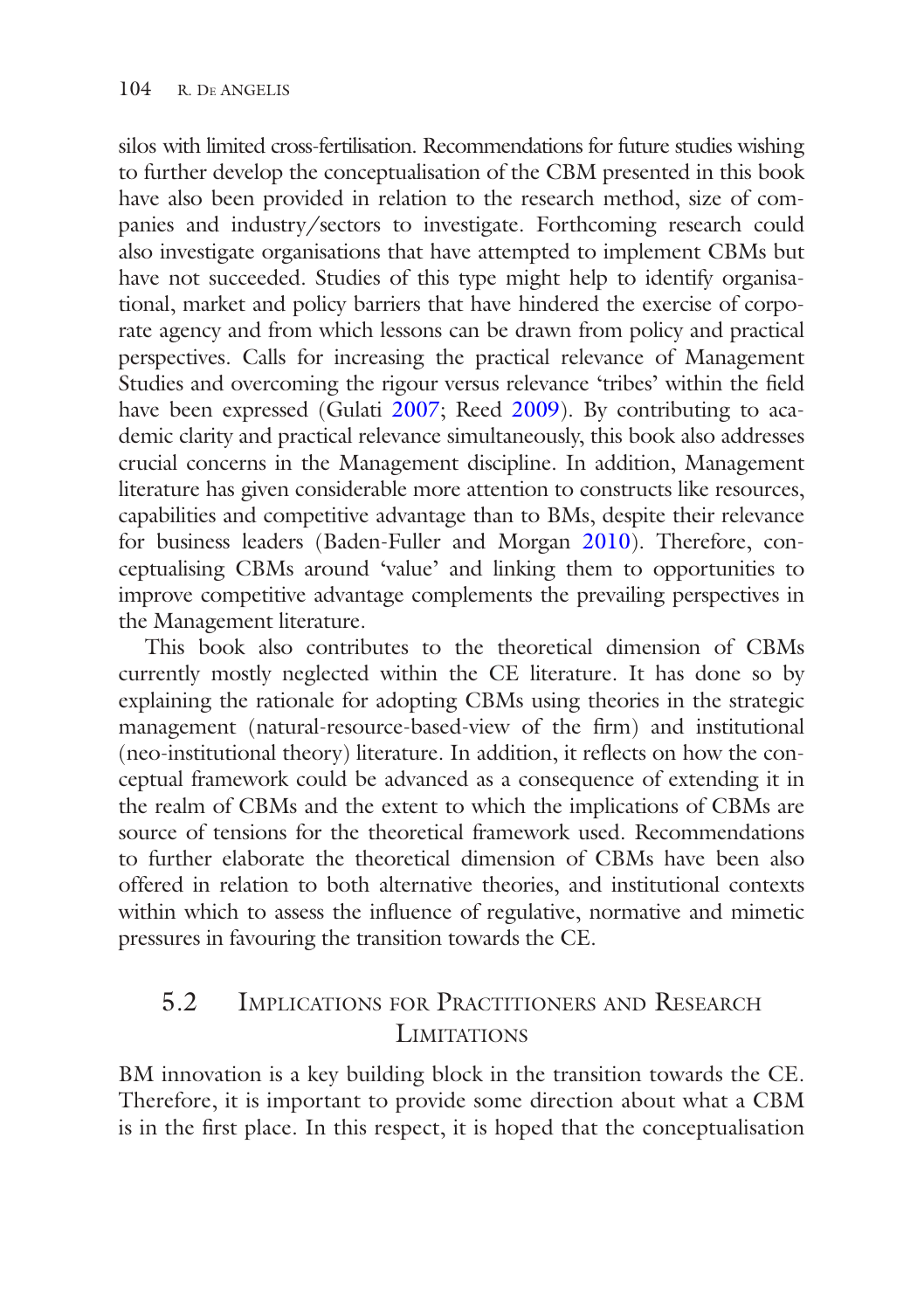silos with limited cross-fertilisation. Recommendations for future studies wishing to further develop the conceptualisation of the CBM presented in this book have also been provided in relation to the research method, size of companies and industry/sectors to investigate. Forthcoming research could also investigate organisations that have attempted to implement CBMs but have not succeeded. Studies of this type might help to identify organisational, market and policy barriers that have hindered the exercise of corporate agency and from which lessons can be drawn from policy and practical perspectives. Calls for increasing the practical relevance of Management Studies and overcoming the rigour versus relevance 'tribes' within the field have been expressed (Gulati 2007; Reed 2009). By contributing to academic clarity and practical relevance simultaneously, this book also addresses crucial concerns in the Management discipline. In addition, Management literature has given considerable more attention to constructs like resources, capabilities and competitive advantage than to BMs, despite their relevance for business leaders (Baden-Fuller and Morgan 2010). Therefore, conceptualising CBMs around 'value' and linking them to opportunities to improve competitive advantage complements the prevailing perspectives in the Management literature.

This book also contributes to the theoretical dimension of CBMs currently mostly neglected within the CE literature. It has done so by explaining the rationale for adopting CBMs using theories in the strategic management (natural-resource-based-view of the firm) and institutional (neo-institutional theory) literature. In addition, it reflects on how the conceptual framework could be advanced as a consequence of extending it in the realm of CBMs and the extent to which the implications of CBMs are source of tensions for the theoretical framework used. Recommendations to further elaborate the theoretical dimension of CBMs have been also offered in relation to both alternative theories, and institutional contexts within which to assess the influence of regulative, normative and mimetic pressures in favouring the transition towards the CE.

## 5.2 Implications for Practitioners and Research Limitations

BM innovation is a key building block in the transition towards the CE. Therefore, it is important to provide some direction about what a CBM is in the first place. In this respect, it is hoped that the conceptualisation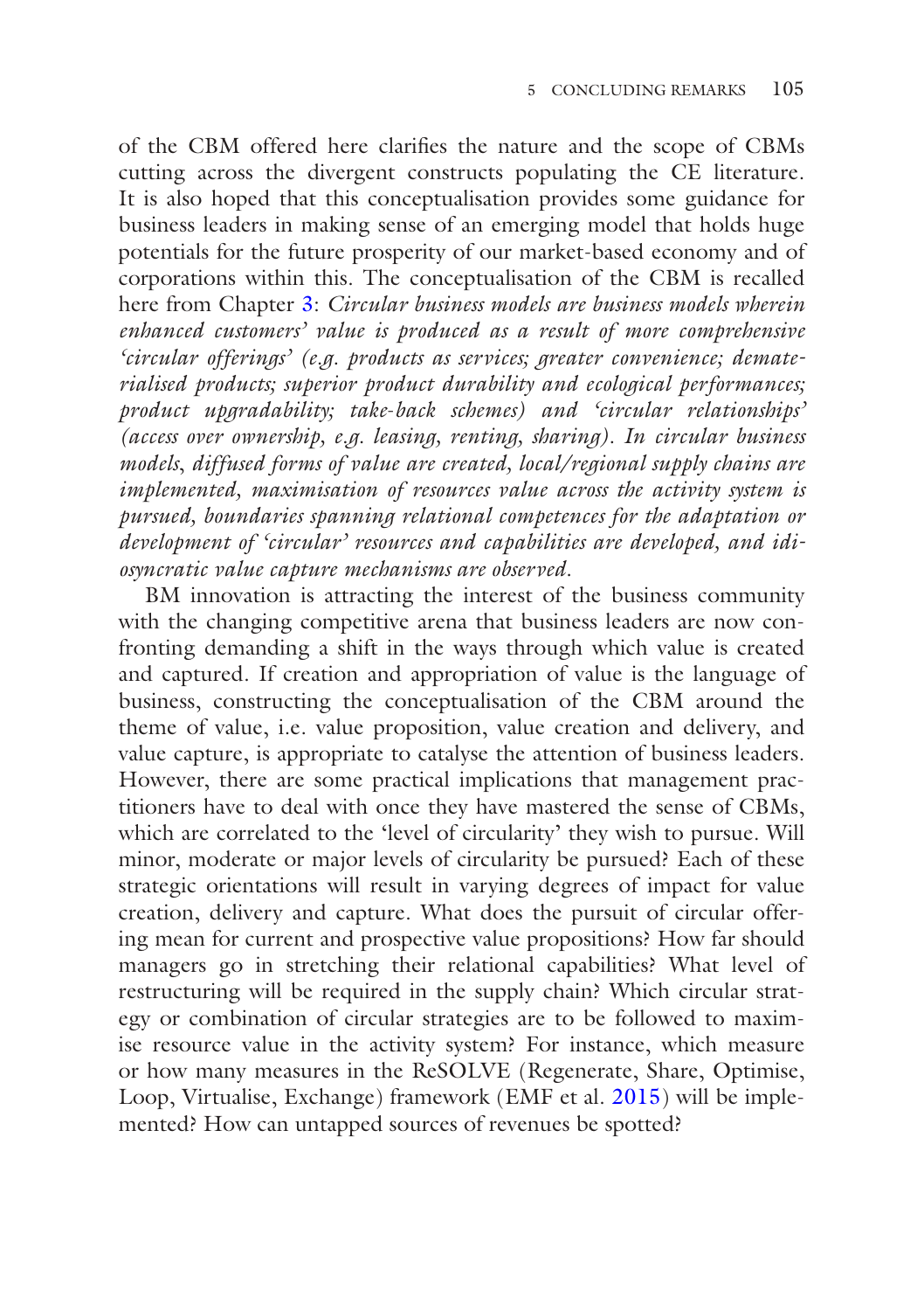of the CBM offered here clarifies the nature and the scope of CBMs cutting across the divergent constructs populating the CE literature. It is also hoped that this conceptualisation provides some guidance for business leaders in making sense of an emerging model that holds huge potentials for the future prosperity of our market-based economy and of corporations within this. The conceptualisation of the CBM is recalled here from Chapter 3: *Circular business models are business models wherein enhanced customers' value is produced as a result of more comprehensive 'circular offerings' (e.g. products as services; greater convenience; dematerialised products; superior product durability and ecological performances; product upgradability; take-back schemes) and 'circular relationships' (access over ownership, e.g. leasing, renting, sharing). In circular business models, diffused forms of value are created, local/regional supply chains are implemented, maximisation of resources value across the activity system is pursued, boundaries spanning relational competences for the adaptation or development of 'circular' resources and capabilities are developed, and idiosyncratic value capture mechanisms are observed.*

BM innovation is attracting the interest of the business community with the changing competitive arena that business leaders are now confronting demanding a shift in the ways through which value is created and captured. If creation and appropriation of value is the language of business, constructing the conceptualisation of the CBM around the theme of value, i.e. value proposition, value creation and delivery, and value capture, is appropriate to catalyse the attention of business leaders. However, there are some practical implications that management practitioners have to deal with once they have mastered the sense of CBMs, which are correlated to the 'level of circularity' they wish to pursue. Will minor, moderate or major levels of circularity be pursued? Each of these strategic orientations will result in varying degrees of impact for value creation, delivery and capture. What does the pursuit of circular offering mean for current and prospective value propositions? How far should managers go in stretching their relational capabilities? What level of restructuring will be required in the supply chain? Which circular strategy or combination of circular strategies are to be followed to maximise resource value in the activity system? For instance, which measure or how many measures in the ReSOLVE (Regenerate, Share, Optimise, Loop, Virtualise, Exchange) framework (EMF et al. 2015) will be implemented? How can untapped sources of revenues be spotted?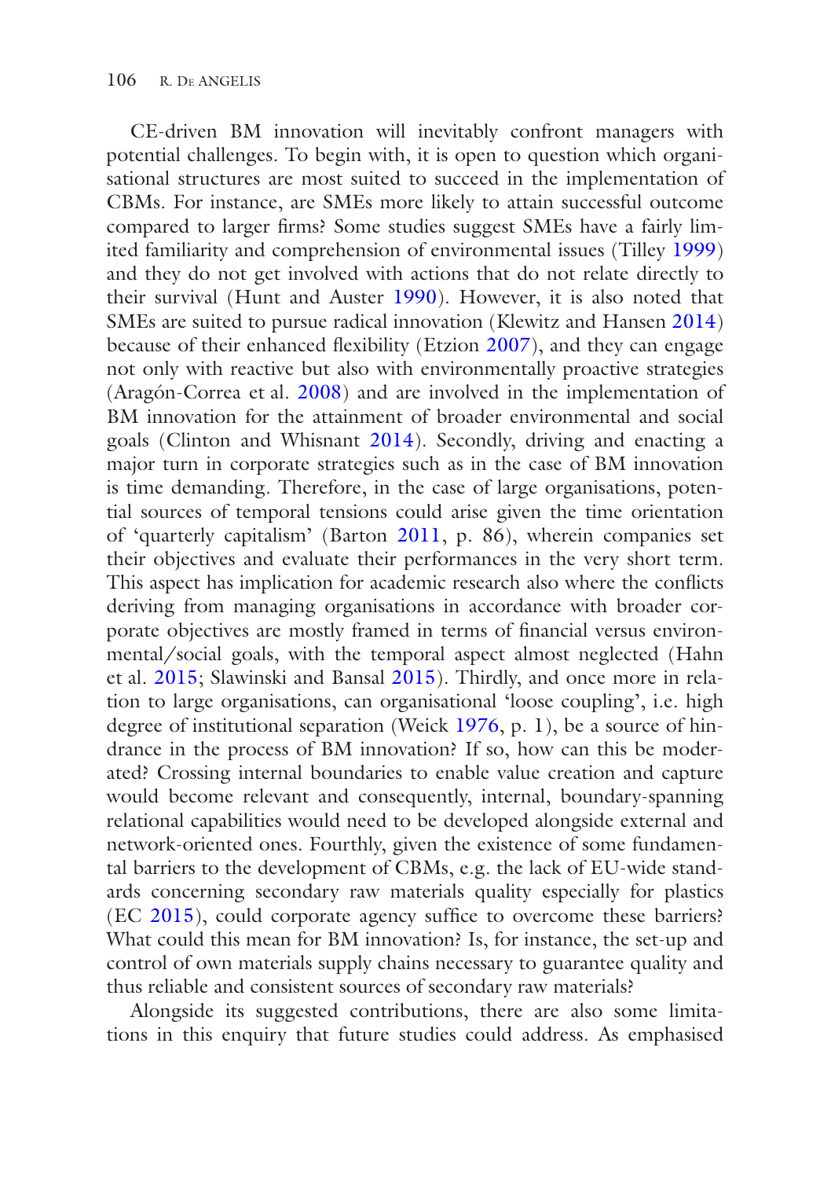CE-driven BM innovation will inevitably confront managers with potential challenges. To begin with, it is open to question which organisational structures are most suited to succeed in the implementation of CBMs. For instance, are SMEs more likely to attain successful outcome compared to larger firms? Some studies suggest SMEs have a fairly limited familiarity and comprehension of environmental issues (Tilley 1999) and they do not get involved with actions that do not relate directly to their survival (Hunt and Auster 1990). However, it is also noted that SMEs are suited to pursue radical innovation (Klewitz and Hansen 2014) because of their enhanced flexibility (Etzion 2007), and they can engage not only with reactive but also with environmentally proactive strategies (Aragón-Correa et al. 2008) and are involved in the implementation of BM innovation for the attainment of broader environmental and social goals (Clinton and Whisnant 2014). Secondly, driving and enacting a major turn in corporate strategies such as in the case of BM innovation is time demanding. Therefore, in the case of large organisations, potential sources of temporal tensions could arise given the time orientation of 'quarterly capitalism' (Barton 2011, p. 86), wherein companies set their objectives and evaluate their performances in the very short term. This aspect has implication for academic research also where the conflicts deriving from managing organisations in accordance with broader corporate objectives are mostly framed in terms of financial versus environmental/social goals, with the temporal aspect almost neglected (Hahn et al. 2015; Slawinski and Bansal 2015). Thirdly, and once more in relation to large organisations, can organisational 'loose coupling', i.e. high degree of institutional separation (Weick 1976, p. 1), be a source of hindrance in the process of BM innovation? If so, how can this be moderated? Crossing internal boundaries to enable value creation and capture would become relevant and consequently, internal, boundary-spanning relational capabilities would need to be developed alongside external and network-oriented ones. Fourthly, given the existence of some fundamental barriers to the development of CBMs, e.g. the lack of EU-wide standards concerning secondary raw materials quality especially for plastics (EC 2015), could corporate agency suffice to overcome these barriers? What could this mean for BM innovation? Is, for instance, the set-up and control of own materials supply chains necessary to guarantee quality and thus reliable and consistent sources of secondary raw materials?

Alongside its suggested contributions, there are also some limitations in this enquiry that future studies could address. As emphasised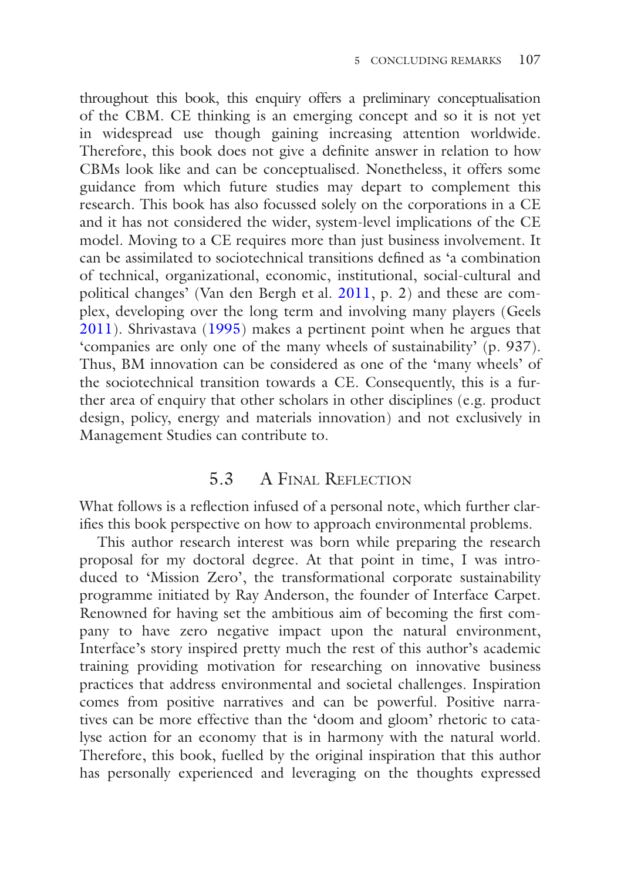throughout this book, this enquiry offers a preliminary conceptualisation of the CBM. CE thinking is an emerging concept and so it is not yet in widespread use though gaining increasing attention worldwide. Therefore, this book does not give a definite answer in relation to how CBMs look like and can be conceptualised. Nonetheless, it offers some guidance from which future studies may depart to complement this research. This book has also focussed solely on the corporations in a CE and it has not considered the wider, system-level implications of the CE model. Moving to a CE requires more than just business involvement. It can be assimilated to sociotechnical transitions defined as 'a combination of technical, organizational, economic, institutional, social-cultural and political changes' (Van den Bergh et al. 2011, p. 2) and these are complex, developing over the long term and involving many players (Geels 2011). Shrivastava (1995) makes a pertinent point when he argues that 'companies are only one of the many wheels of sustainability' (p. 937). Thus, BM innovation can be considered as one of the 'many wheels' of the sociotechnical transition towards a CE. Consequently, this is a further area of enquiry that other scholars in other disciplines (e.g. product design, policy, energy and materials innovation) and not exclusively in Management Studies can contribute to.

## 5.3 A Final Reflection

What follows is a reflection infused of a personal note, which further clarifies this book perspective on how to approach environmental problems.

This author research interest was born while preparing the research proposal for my doctoral degree. At that point in time, I was introduced to 'Mission Zero', the transformational corporate sustainability programme initiated by Ray Anderson, the founder of Interface Carpet. Renowned for having set the ambitious aim of becoming the first company to have zero negative impact upon the natural environment, Interface's story inspired pretty much the rest of this author's academic training providing motivation for researching on innovative business practices that address environmental and societal challenges. Inspiration comes from positive narratives and can be powerful. Positive narratives can be more effective than the 'doom and gloom' rhetoric to catalyse action for an economy that is in harmony with the natural world. Therefore, this book, fuelled by the original inspiration that this author has personally experienced and leveraging on the thoughts expressed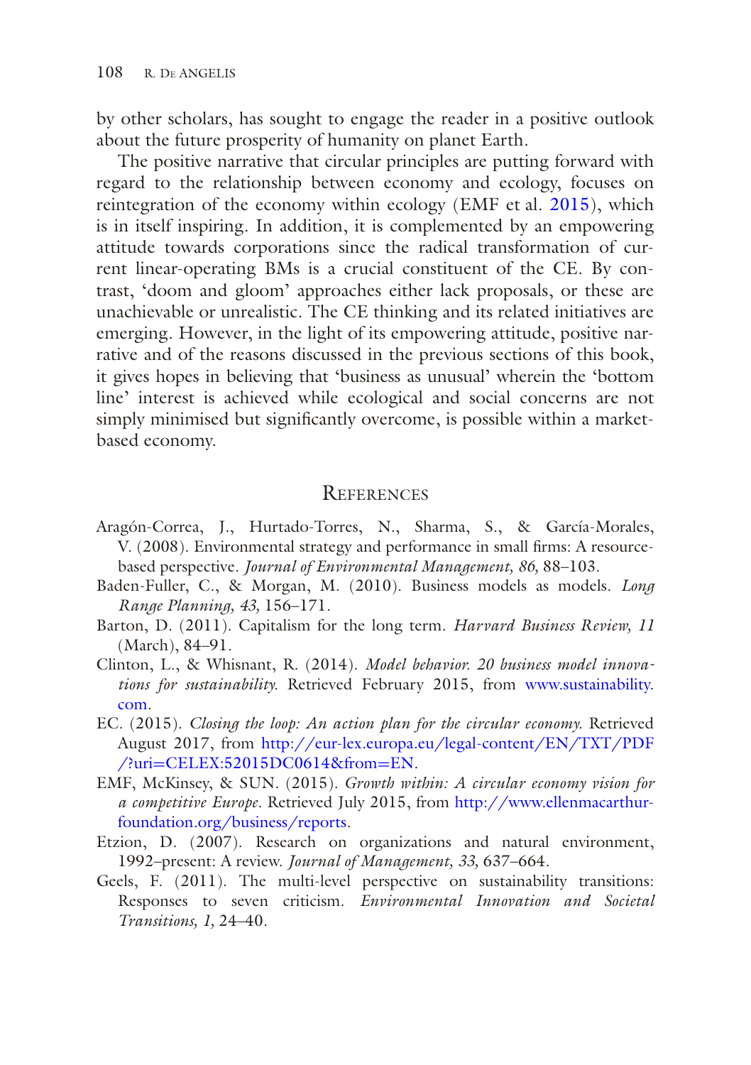by other scholars, has sought to engage the reader in a positive outlook about the future prosperity of humanity on planet Earth.

The positive narrative that circular principles are putting forward with regard to the relationship between economy and ecology, focuses on reintegration of the economy within ecology (EMF et al. 2015), which is in itself inspiring. In addition, it is complemented by an empowering attitude towards corporations since the radical transformation of current linear-operating BMs is a crucial constituent of the CE. By contrast, 'doom and gloom' approaches either lack proposals, or these are unachievable or unrealistic. The CE thinking and its related initiatives are emerging. However, in the light of its empowering attitude, positive narrative and of the reasons discussed in the previous sections of this book, it gives hopes in believing that 'business as unusual' wherein the 'bottom line' interest is achieved while ecological and social concerns are not simply minimised but significantly overcome, is possible within a market-based economy.

## References

Aragón-Correa, J., Hurtado-Torres, N., Sharma, S., & García-Morales, V. (2008). Environmental strategy and performance in small firms: A resource-based perspective. *Journal of Environmental Management, 86,* 88–103.

Baden-Fuller, C., & Morgan, M. (2010). Business models as models. *Long Range Planning, 43,* 156–171.

Barton, D. (2011). Capitalism for the long term. *Harvard Business Review, 11* (March), 84–91.

Clinton, L., & Whisnant, R. (2014). *Model behavior. 20 business model innovations for sustainability.* Retrieved February 2015, from www.sustainability.com.

EC. (2015). *Closing the loop: An action plan for the circular economy.* Retrieved August 2017, from http://eur-lex.europa.eu/legal-content/EN/TXT/PDF/?uri=CELEX:52015DC0614&from=EN.

EMF, McKinsey, & SUN. (2015). *Growth within: A circular economy vision for a competitive Europe.* Retrieved July 2015, from http://www.ellenmacarthurfoundation.org/business/reports.

Etzion, D. (2007). Research on organizations and natural environment, 1992–present: A review. *Journal of Management, 33,* 637–664.

Geels, F. (2011). The multi-level perspective on sustainability transitions: Responses to seven criticism. *Environmental Innovation and Societal Transitions, 1,* 24–40.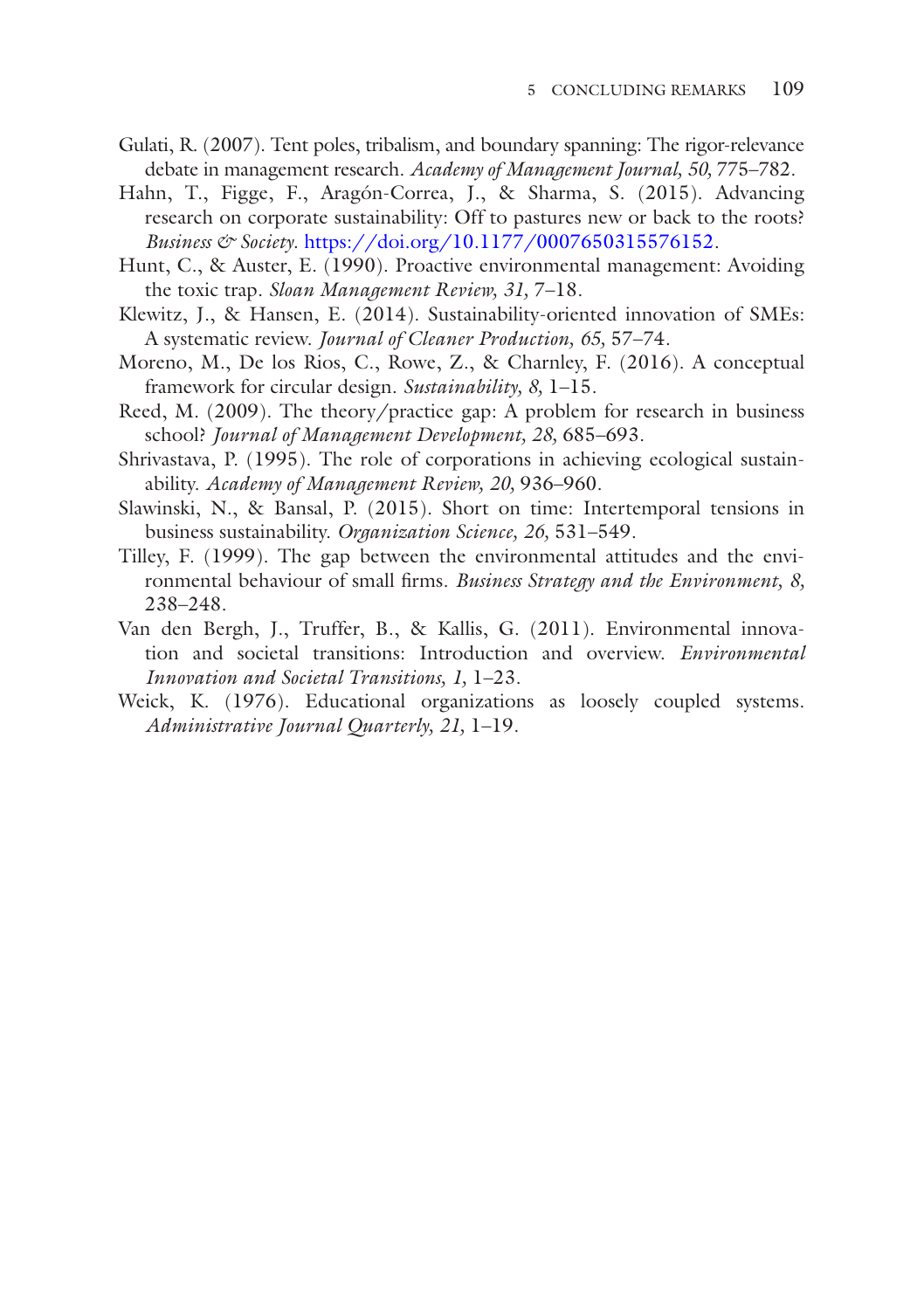Gulati, R. (2007). Tent poles, tribalism, and boundary spanning: The rigor-relevance debate in management research. *Academy of Management Journal, 50,* 775–782.

Hahn, T., Figge, F., Aragón-Correa, J., & Sharma, S. (2015). Advancing research on corporate sustainability: Off to pastures new or back to the roots? *Business & Society*. https://doi.org/10.1177/0007650315576152.

Hunt, C., & Auster, E. (1990). Proactive environmental management: Avoiding the toxic trap. *Sloan Management Review, 31,* 7–18.

Klewitz, J., & Hansen, E. (2014). Sustainability-oriented innovation of SMEs: A systematic review. *Journal of Cleaner Production, 65,* 57–74.

Moreno, M., De los Rios, C., Rowe, Z., & Charnley, F. (2016). A conceptual framework for circular design. *Sustainability, 8,* 1–15.

Reed, M. (2009). The theory/practice gap: A problem for research in business school? *Journal of Management Development, 28,* 685–693.

Shrivastava, P. (1995). The role of corporations in achieving ecological sustainability. *Academy of Management Review, 20,* 936–960.

Slawinski, N., & Bansal, P. (2015). Short on time: Intertemporal tensions in business sustainability. *Organization Science, 26,* 531–549.

Tilley, F. (1999). The gap between the environmental attitudes and the environmental behaviour of small firms. *Business Strategy and the Environment, 8,* 238–248.

Van den Bergh, J., Truffer, B., & Kallis, G. (2011). Environmental innovation and societal transitions: Introduction and overview. *Environmental Innovation and Societal Transitions, 1,* 1–23.

Weick, K. (1976). Educational organizations as loosely coupled systems. *Administrative Journal Quarterly, 21,* 1–19.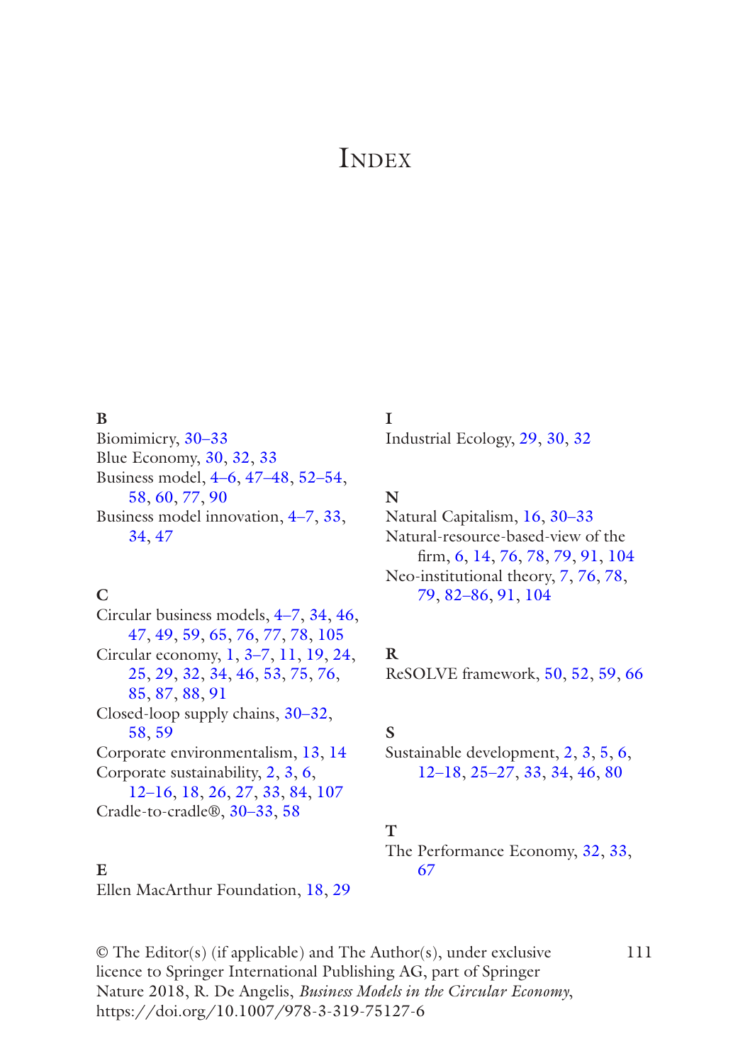# Index

**B**

Biomimicry, 30–33
Blue Economy, 30, 32, 33
Business model, 4–6, 47–48, 52–54, 58, 60, 77, 90
Business model innovation, 4–7, 33, 34, 47

**C**

Circular business models, 4–7, 34, 46, 47, 49, 59, 65, 76, 77, 78, 105
Circular economy, 1, 3–7, 11, 19, 24, 25, 29, 32, 34, 46, 53, 75, 76, 85, 87, 88, 91
Closed-loop supply chains, 30–32, 58, 59
Corporate environmentalism, 13, 14
Corporate sustainability, 2, 3, 6, 12–16, 18, 26, 27, 33, 84, 107
Cradle-to-cradle®, 30–33, 58

**E**

Ellen MacArthur Foundation, 18, 29

**I**

Industrial Ecology, 29, 30, 32

**N**

Natural Capitalism, 16, 30–33
Natural-resource-based-view of the firm, 6, 14, 76, 78, 79, 91, 104
Neo-institutional theory, 7, 76, 78, 79, 82–86, 91, 104

**R**

ReSOLVE framework, 50, 52, 59, 66

**S**

Sustainable development, 2, 3, 5, 6, 12–18, 25–27, 33, 34, 46, 80

**T**

The Performance Economy, 32, 33, 67

© The Editor(s) (if applicable) and The Author(s), under exclusive licence to Springer International Publishing AG, part of Springer Nature 2018, R. De Angelis, *Business Models in the Circular Economy*, https://doi.org/10.1007/978-3-319-75127-6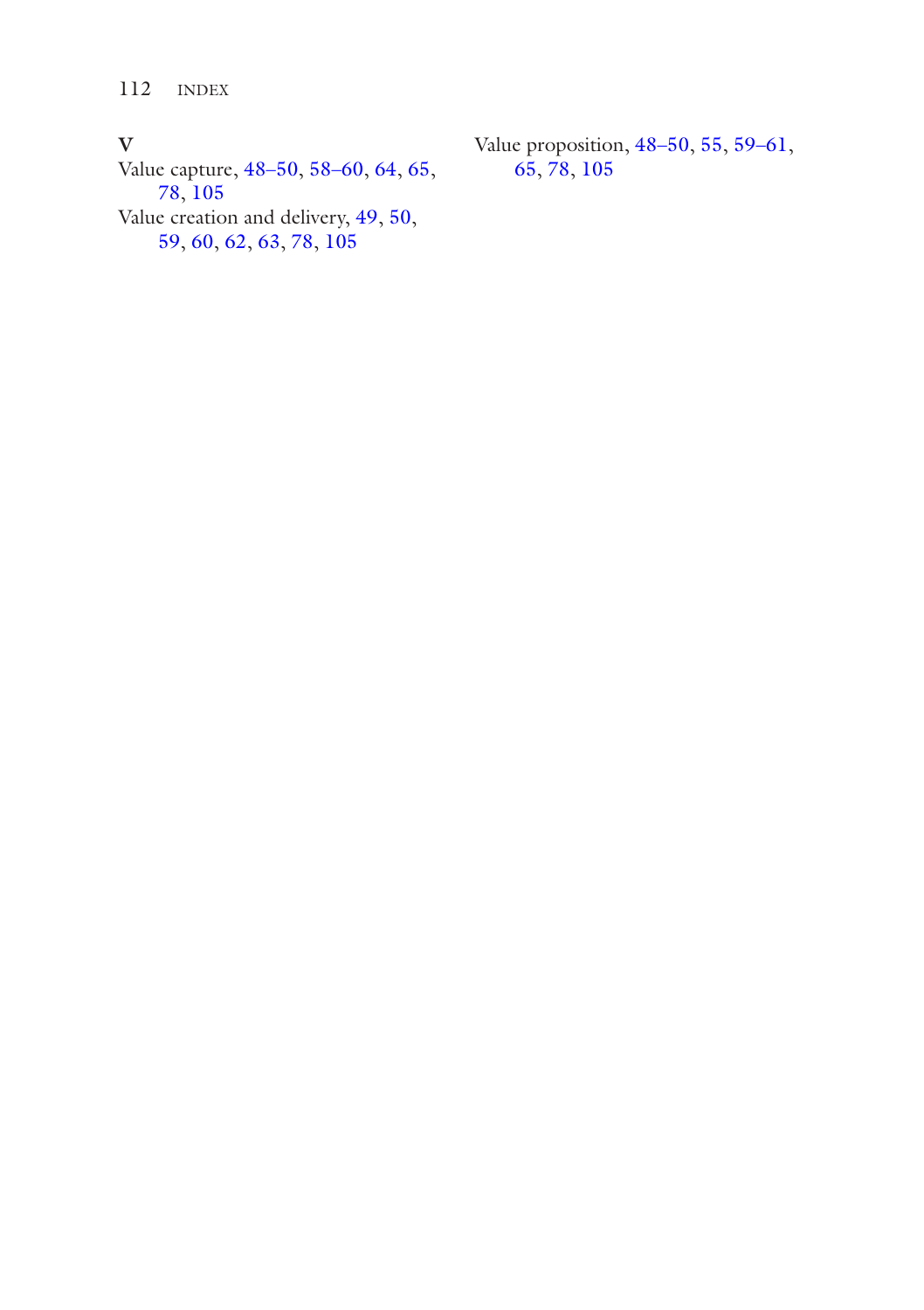## V

Value capture, 48–50, 58–60, 64, 65, 78, 105

Value creation and delivery, 49, 50, 59, 60, 62, 63, 78, 105

Value proposition, 48–50, 55, 59–61, 65, 78, 105